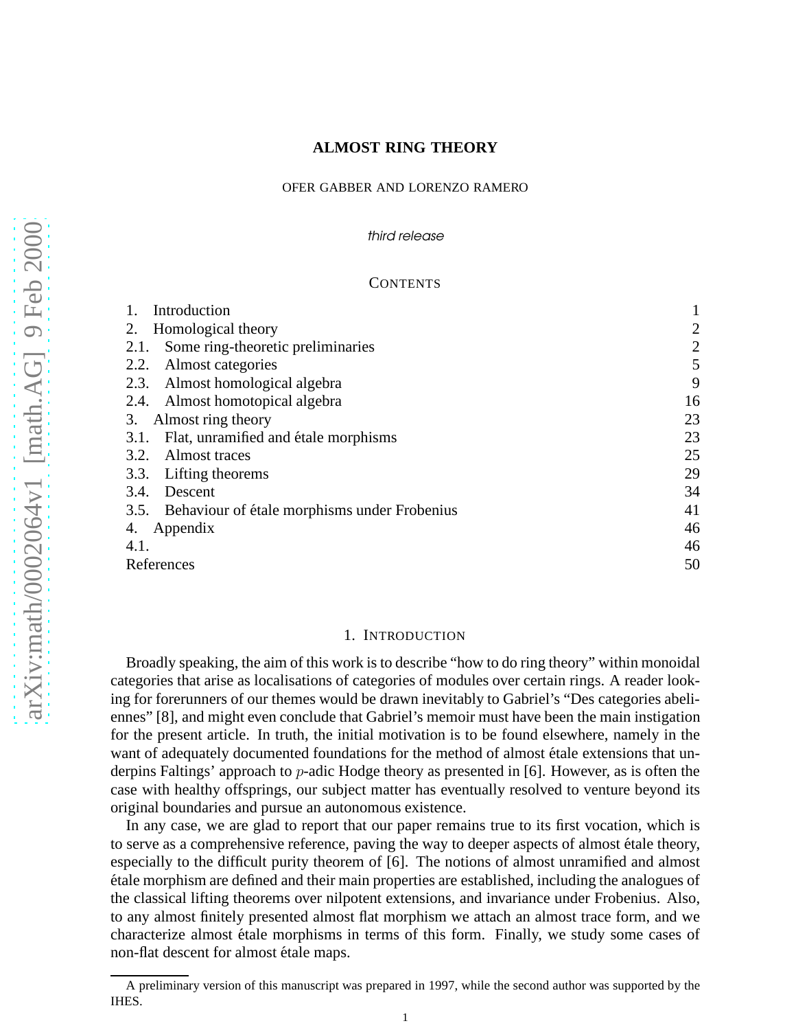# ALMOST RING THEORY

OFER GABBER AND LORENZO RAMERO

*third release*

## CONTENTS

| | | |
|---|---|---|
| 1. | Introduction | 1 |
| 2. | Homological theory | 2 |
| 2.1. | Some ring-theoretic preliminaries | 2 |
| 2.2. | Almost categories | 5 |
| 2.3. | Almost homological algebra | 9 |
| 2.4. | Almost homotopical algebra | 16 |
| 3. | Almost ring theory | 23 |
| 3.1. | Flat, unramified and étale morphisms | 23 |
| 3.2. | Almost traces | 25 |
| 3.3. | Lifting theorems | 29 |
| 3.4. | Descent | 34 |
| 3.5. | Behaviour of étale morphisms under Frobenius | 41 |
| 4. | Appendix | 46 |
| 4.1. | | 46 |
| | References | 50 |

## 1. INTRODUCTION

Broadly speaking, the aim of this work is to describe "how to do ring theory" within monoidal categories that arise as localisations of categories of modules over certain rings. A reader looking for forerunners of our themes would be drawn inevitably to Gabriel's "Des categories abeliennes" [8], and might even conclude that Gabriel's memoir must have been the main instigation for the present article. In truth, the initial motivation is to be found elsewhere, namely in the want of adequately documented foundations for the method of almost étale extensions that underpins Faltings' approach to $p$-adic Hodge theory as presented in [6]. However, as is often the case with healthy offsprings, our subject matter has eventually resolved to venture beyond its original boundaries and pursue an autonomous existence.

In any case, we are glad to report that our paper remains true to its first vocation, which is to serve as a comprehensive reference, paving the way to deeper aspects of almost étale theory, especially to the difficult purity theorem of [6]. The notions of almost unramified and almost étale morphism are defined and their main properties are established, including the analogues of the classical lifting theorems over nilpotent extensions, and invariance under Frobenius. Also, to any almost finitely presented almost flat morphism we attach an almost trace form, and we characterize almost étale morphisms in terms of this form. Finally, we study some cases of non-flat descent for almost étale maps.

A preliminary version of this manuscript was prepared in 1997, while the second author was supported by the IHES.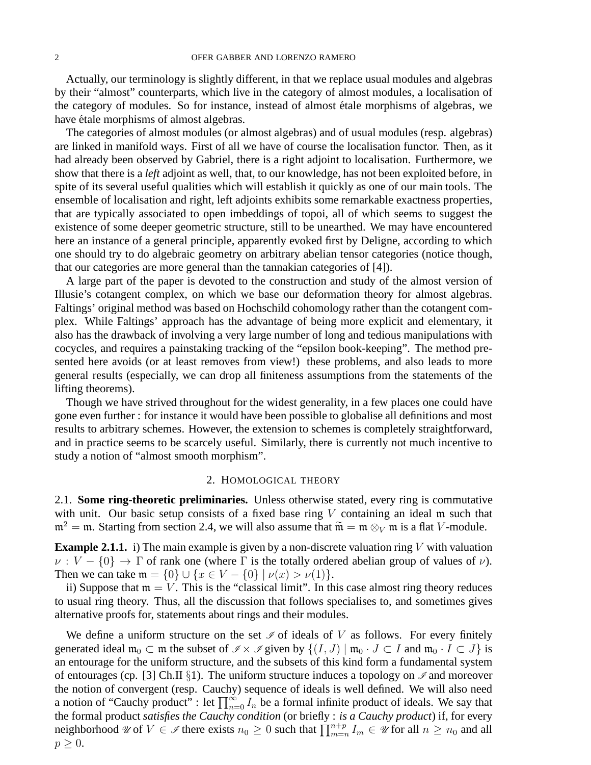Actually, our terminology is slightly different, in that we replace usual modules and algebras by their "almost" counterparts, which live in the category of almost modules, a localisation of the category of modules. So for instance, instead of almost étale morphisms of algebras, we have étale morphisms of almost algebras.

The categories of almost modules (or almost algebras) and of usual modules (resp. algebras) are linked in manifold ways. First of all we have of course the localisation functor. Then, as it had already been observed by Gabriel, there is a right adjoint to localisation. Furthermore, we show that there is a *left* adjoint as well, that, to our knowledge, has not been exploited before, in spite of its several useful qualities which will establish it quickly as one of our main tools. The ensemble of localisation and right, left adjoints exhibits some remarkable exactness properties, that are typically associated to open imbeddings of topoi, all of which seems to suggest the existence of some deeper geometric structure, still to be unearthed. We may have encountered here an instance of a general principle, apparently evoked first by Deligne, according to which one should try to do algebraic geometry on arbitrary abelian tensor categories (notice though, that our categories are more general than the tannakian categories of [4]).

A large part of the paper is devoted to the construction and study of the almost version of Illusie's cotangent complex, on which we base our deformation theory for almost algebras. Faltings' original method was based on Hochschild cohomology rather than the cotangent complex. While Faltings' approach has the advantage of being more explicit and elementary, it also has the drawback of involving a very large number of long and tedious manipulations with cocycles, and requires a painstaking tracking of the "epsilon book-keeping". The method presented here avoids (or at least removes from view!) these problems, and also leads to more general results (especially, we can drop all finiteness assumptions from the statements of the lifting theorems).

Though we have strived throughout for the widest generality, in a few places one could have gone even further : for instance it would have been possible to globalise all definitions and most results to arbitrary schemes. However, the extension to schemes is completely straightforward, and in practice seems to be scarcely useful. Similarly, there is currently not much incentive to study a notion of "almost smooth morphism".

## 2. Homological theory

**2.1. Some ring-theoretic preliminaries.** Unless otherwise stated, every ring is commutative with unit. Our basic setup consists of a fixed base ring $V$ containing an ideal $\mathfrak{m}$ such that $\mathfrak{m}^2 = \mathfrak{m}$. Starting from section 2.4, we will also assume that $\widetilde{\mathfrak{m}} = \mathfrak{m} \otimes_V \mathfrak{m}$ is a flat $V$-module.

**Example 2.1.1.** i) The main example is given by a non-discrete valuation ring $V$ with valuation $\nu : V - \{0\} \to \Gamma$ of rank one (where $\Gamma$ is the totally ordered abelian group of values of $\nu$). Then we can take $\mathfrak{m} = \{0\} \cup \{x \in V - \{0\} \mid \nu(x) > \nu(1)\}$.

ii) Suppose that $\mathfrak{m} = V$. This is the "classical limit". In this case almost ring theory reduces to usual ring theory. Thus, all the discussion that follows specialises to, and sometimes gives alternative proofs for, statements about rings and their modules.

We define a uniform structure on the set $\mathscr{I}$ of ideals of $V$ as follows. For every finitely generated ideal $\mathfrak{m}_0 \subset \mathfrak{m}$ the subset of $\mathscr{I} \times \mathscr{I}$ given by $\{(I, J) \mid \mathfrak{m}_0 \cdot J \subset I \text{ and } \mathfrak{m}_0 \cdot I \subset J\}$ is an entourage for the uniform structure, and the subsets of this kind form a fundamental system of entourages (cp. [3] Ch.II §1). The uniform structure induces a topology on $\mathscr{I}$ and moreover the notion of convergent (resp. Cauchy) sequence of ideals is well defined. We will also need a notion of "Cauchy product" : let $\prod_{n=0}^{\infty} I_n$ be a formal infinite product of ideals. We say that the formal product *satisfies the Cauchy condition* (or briefly : *is a Cauchy product*) if, for every neighborhood $\mathscr{U}$ of $V \in \mathscr{I}$ there exists $n_0 \geq 0$ such that $\prod_{m=n}^{n+p} I_m \in \mathscr{U}$ for all $n \geq n_0$ and all $p \geq 0$.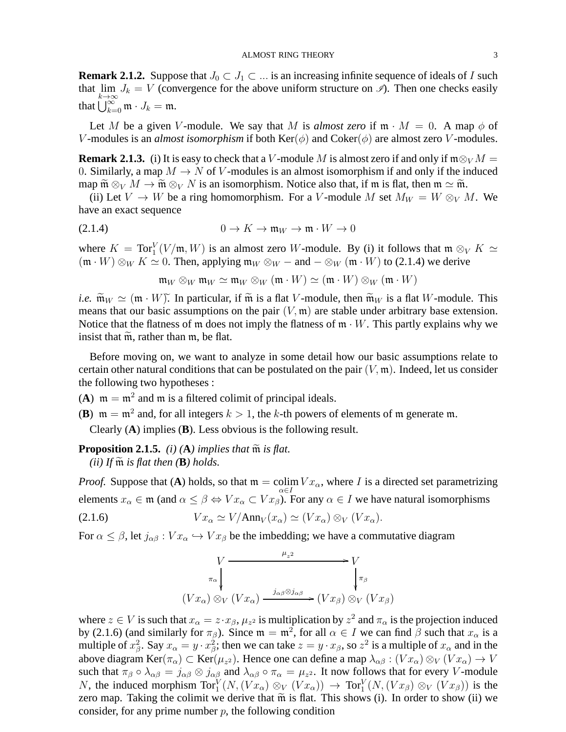**Remark 2.1.2.** Suppose that $J_0 \subset J_1 \subset ...$ is an increasing infinite sequence of ideals of $I$ such that $\lim\limits_{k\to\infty} J_k = V$ (convergence for the above uniform structure on $\mathscr{I}$). Then one checks easily that $\bigcup_{k=0}^{\infty} \mathfrak{m} \cdot J_k = \mathfrak{m}$.

Let $M$ be a given $V$-module. We say that $M$ is *almost zero* if $\mathfrak{m} \cdot M = 0$. A map $\phi$ of $V$-modules is an *almost isomorphism* if both $\mathrm{Ker}(\phi)$ and $\mathrm{Coker}(\phi)$ are almost zero $V$-modules.

**Remark 2.1.3.** (i) It is easy to check that a $V$-module $M$ is almost zero if and only if $\mathfrak{m} \otimes_V M = 0$. Similarly, a map $M \to N$ of $V$-modules is an almost isomorphism if and only if the induced map $\widetilde{\mathfrak{m}} \otimes_V M \to \widetilde{\mathfrak{m}} \otimes_V N$ is an isomorphism. Notice also that, if $\mathfrak{m}$ is flat, then $\mathfrak{m} \simeq \widetilde{\mathfrak{m}}$.

(ii) Let $V \to W$ be a ring homomorphism. For a $V$-module $M$ set $M_W = W \otimes_V M$. We have an exact sequence

$$0 \to K \to \mathfrak{m}_W \to \mathfrak{m} \cdot W \to 0 \tag{2.1.4}$$

where $K = \mathrm{Tor}_1^V(V/\mathfrak{m}, W)$ is an almost zero $W$-module. By (i) it follows that $\mathfrak{m} \otimes_V K \simeq (\mathfrak{m} \cdot W) \otimes_W K \simeq 0$. Then, applying $\mathfrak{m}_W \otimes_W -$ and $- \otimes_W (\mathfrak{m} \cdot W)$ to (2.1.4) we derive

$$\mathfrak{m}_W \otimes_W \mathfrak{m}_W \simeq \mathfrak{m}_W \otimes_W (\mathfrak{m} \cdot W) \simeq (\mathfrak{m} \cdot W) \otimes_W (\mathfrak{m} \cdot W)$$

*i.e.* $\widetilde{\mathfrak{m}}_W \simeq (\mathfrak{m} \cdot W)\widetilde{}$. In particular, if $\widetilde{\mathfrak{m}}$ is a flat $V$-module, then $\widetilde{\mathfrak{m}}_W$ is a flat $W$-module. This means that our basic assumptions on the pair $(V, \mathfrak{m})$ are stable under arbitrary base extension. Notice that the flatness of $\mathfrak{m}$ does not imply the flatness of $\mathfrak{m} \cdot W$. This partly explains why we insist that $\widetilde{\mathfrak{m}}$, rather than $\mathfrak{m}$, be flat.

Before moving on, we want to analyze in some detail how our basic assumptions relate to certain other natural conditions that can be postulated on the pair $(V, \mathfrak{m})$. Indeed, let us consider the following two hypotheses :

(**A**) $\mathfrak{m} = \mathfrak{m}^2$ and $\mathfrak{m}$ is a filtered colimit of principal ideals.

(**B**) $\mathfrak{m} = \mathfrak{m}^2$ and, for all integers $k > 1$, the $k$-th powers of elements of $\mathfrak{m}$ generate $\mathfrak{m}$.

Clearly (**A**) implies (**B**). Less obvious is the following result.

**Proposition 2.1.5.** *(i) (**A**) implies that $\widetilde{\mathfrak{m}}$ is flat.*
*(ii) If $\widetilde{\mathfrak{m}}$ is flat then (**B**) holds.*

*Proof.* Suppose that (**A**) holds, so that $\mathfrak{m} = \mathrm{colim}_{\alpha \in I} V x_\alpha$, where $I$ is a directed set parametrizing elements $x_\alpha \in \mathfrak{m}$ (and $\alpha \leq \beta \Leftrightarrow V x_\alpha \subset V x_\beta$). For any $\alpha \in I$ we have natural isomorphisms

$$V x_\alpha \simeq V/\mathrm{Ann}_V(x_\alpha) \simeq (V x_\alpha) \otimes_V (V x_\alpha). \tag{2.1.6}$$

For $\alpha \leq \beta$, let $j_{\alpha\beta} : V x_\alpha \hookrightarrow V x_\beta$ be the imbedding; we have a commutative diagram

$$\begin{array}{ccc} V & \xrightarrow{\mu_{z^2}} & V \\ {\scriptstyle \pi_\alpha}\downarrow & & \downarrow{\scriptstyle \pi_\beta} \\ (V x_\alpha) \otimes_V (V x_\alpha) & \xrightarrow{j_{\alpha\beta} \otimes j_{\alpha\beta}} & (V x_\beta) \otimes_V (V x_\beta) \end{array}$$

where $z \in V$ is such that $x_\alpha = z \cdot x_\beta$, $\mu_{z^2}$ is multiplication by $z^2$ and $\pi_\alpha$ is the projection induced by (2.1.6) (and similarly for $\pi_\beta$). Since $\mathfrak{m} = \mathfrak{m}^2$, for all $\alpha \in I$ we can find $\beta$ such that $x_\alpha$ is a multiple of $x_\beta^2$. Say $x_\alpha = y \cdot x_\beta^2$; then we can take $z = y \cdot x_\beta$, so $z^2$ is a multiple of $x_\alpha$ and in the above diagram $\mathrm{Ker}(\pi_\alpha) \subset \mathrm{Ker}(\mu_{z^2})$. Hence one can define a map $\lambda_{\alpha\beta} : (V x_\alpha) \otimes_V (V x_\alpha) \to V$ such that $\pi_\beta \circ \lambda_{\alpha\beta} = j_{\alpha\beta} \otimes j_{\alpha\beta}$ and $\lambda_{\alpha\beta} \circ \pi_\alpha = \mu_{z^2}$. It now follows that for every $V$-module $N$, the induced morphism $\mathrm{Tor}_1^V(N, (V x_\alpha) \otimes_V (V x_\alpha)) \to \mathrm{Tor}_1^V(N, (V x_\beta) \otimes_V (V x_\beta))$ is the zero map. Taking the colimit we derive that $\widetilde{\mathfrak{m}}$ is flat. This shows (i). In order to show (ii) we consider, for any prime number $p$, the following condition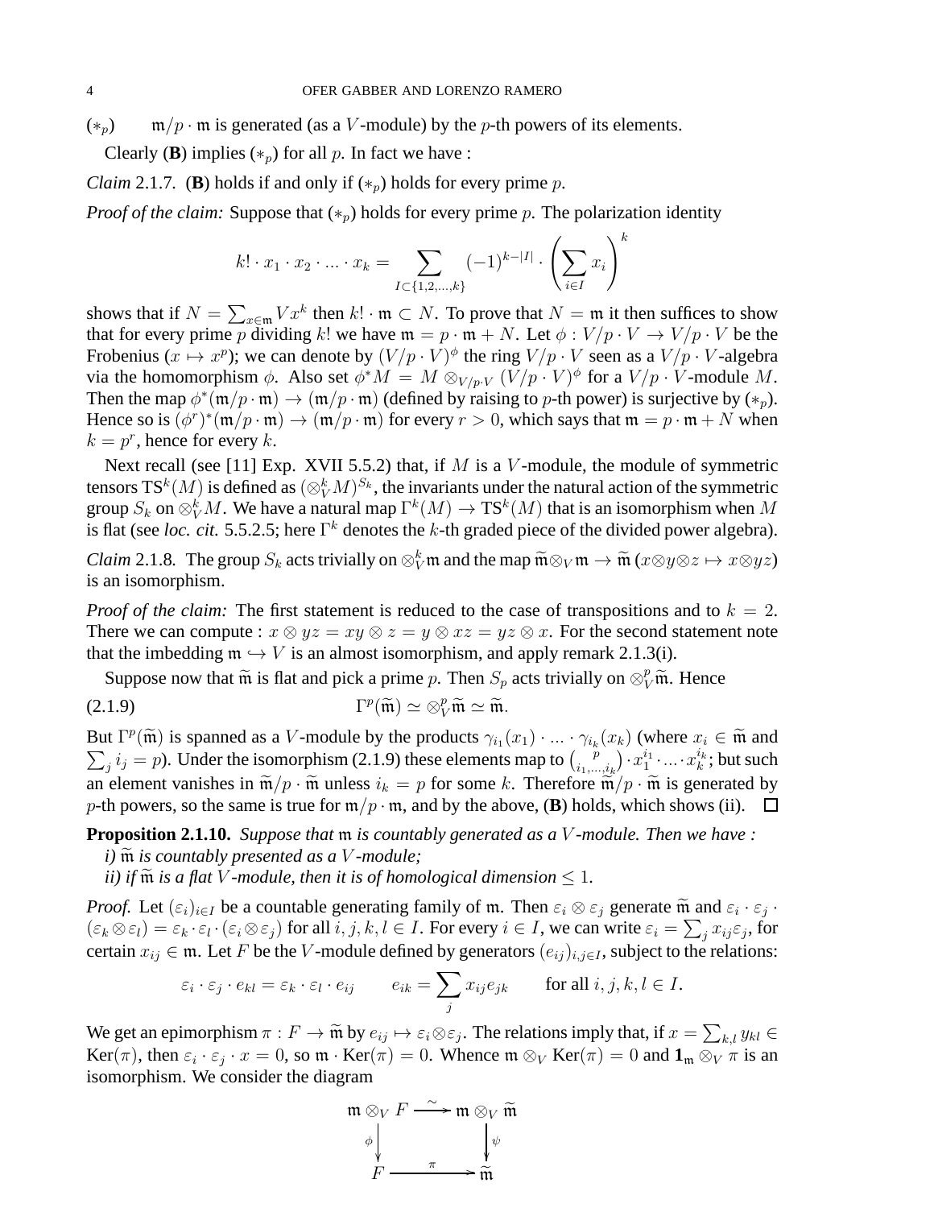$(*_p)$ $\mathfrak{m}/p\cdot\mathfrak{m}$ is generated (as a $V$-module) by the $p$-th powers of its elements.

Clearly (**B**) implies $(*_p)$ for all $p$. In fact we have :

*Claim* 2.1.7. (**B**) holds if and only if $(*_p)$ holds for every prime $p$.

*Proof of the claim:* Suppose that $(*_p)$ holds for every prime $p$. The polarization identity

$$k!\cdot x_1\cdot x_2\cdot\ldots\cdot x_k=\sum_{I\subset\{1,2,\ldots,k\}}(-1)^{k-|I|}\cdot\left(\sum_{i\in I}x_i\right)^k$$

shows that if $N=\sum_{x\in\mathfrak{m}}Vx^k$ then $k!\cdot\mathfrak{m}\subset N$. To prove that $N=\mathfrak{m}$ it then suffices to show that for every prime $p$ dividing $k!$ we have $\mathfrak{m}=p\cdot\mathfrak{m}+N$. Let $\phi:V/p\cdot V\to V/p\cdot V$ be the Frobenius ($x\mapsto x^p$); we can denote by $(V/p\cdot V)^\phi$ the ring $V/p\cdot V$ seen as a $V/p\cdot V$-algebra via the homomorphism $\phi$. Also set $\phi^*M=M\otimes_{V/p\cdot V}(V/p\cdot V)^\phi$ for a $V/p\cdot V$-module $M$. Then the map $\phi^*(\mathfrak{m}/p\cdot\mathfrak{m})\to(\mathfrak{m}/p\cdot\mathfrak{m})$ (defined by raising to $p$-th power) is surjective by $(*_p)$. Hence so is $(\phi^r)^*(\mathfrak{m}/p\cdot\mathfrak{m})\to(\mathfrak{m}/p\cdot\mathfrak{m})$ for every $r>0$, which says that $\mathfrak{m}=p\cdot\mathfrak{m}+N$ when $k=p^r$, hence for every $k$.

Next recall (see [11] Exp. XVII 5.5.2) that, if $M$ is a $V$-module, the module of symmetric tensors $\mathrm{TS}^k(M)$ is defined as $(\otimes^k_V M)^{S_k}$, the invariants under the natural action of the symmetric group $S_k$ on $\otimes^k_V M$. We have a natural map $\Gamma^k(M)\to\mathrm{TS}^k(M)$ that is an isomorphism when $M$ is flat (see *loc. cit.* 5.5.2.5; here $\Gamma^k$ denotes the $k$-th graded piece of the divided power algebra).

*Claim* 2.1.8. The group $S_k$ acts trivially on $\otimes^k_V\mathfrak{m}$ and the map $\widetilde{\mathfrak{m}}\otimes_V\mathfrak{m}\to\widetilde{\mathfrak{m}}$ ($x\otimes y\otimes z\mapsto x\otimes yz$) is an isomorphism.

*Proof of the claim:* The first statement is reduced to the case of transpositions and to $k=2$. There we can compute : $x\otimes yz=xy\otimes z=y\otimes xz=yz\otimes x$. For the second statement note that the imbedding $\mathfrak{m}\hookrightarrow V$ is an almost isomorphism, and apply remark 2.1.3(i).

Suppose now that $\widetilde{\mathfrak{m}}$ is flat and pick a prime $p$. Then $S_p$ acts trivially on $\otimes^p_V\widetilde{\mathfrak{m}}$. Hence

$$\Gamma^p(\widetilde{\mathfrak{m}})\simeq\otimes^p_V\widetilde{\mathfrak{m}}\simeq\widetilde{\mathfrak{m}}. \tag{2.1.9}$$

But $\Gamma^p(\widetilde{\mathfrak{m}})$ is spanned as a $V$-module by the products $\gamma_{i_1}(x_1)\cdot\ldots\cdot\gamma_{i_k}(x_k)$ (where $x_i\in\widetilde{\mathfrak{m}}$ and $\sum_j i_j=p$). Under the isomorphism (2.1.9) these elements map to $\binom{p}{i_1,\ldots,i_k}\cdot x_1^{i_1}\cdot\ldots\cdot x_k^{i_k}$; but such an element vanishes in $\widetilde{\mathfrak{m}}/p\cdot\widetilde{\mathfrak{m}}$ unless $i_k=p$ for some $k$. Therefore $\widetilde{\mathfrak{m}}/p\cdot\widetilde{\mathfrak{m}}$ is generated by $p$-th powers, so the same is true for $\mathfrak{m}/p\cdot\mathfrak{m}$, and by the above, (**B**) holds, which shows (ii). $\square$

**Proposition 2.1.10.** *Suppose that $\mathfrak{m}$ is countably generated as a $V$-module. Then we have :*
*i) $\widetilde{\mathfrak{m}}$ is countably presented as a $V$-module;*
*ii) if $\widetilde{\mathfrak{m}}$ is a flat $V$-module, then it is of homological dimension $\leq 1$.*

*Proof.* Let $(\varepsilon_i)_{i\in I}$ be a countable generating family of $\mathfrak{m}$. Then $\varepsilon_i\otimes\varepsilon_j$ generate $\widetilde{\mathfrak{m}}$ and $\varepsilon_i\cdot\varepsilon_j\cdot(\varepsilon_k\otimes\varepsilon_l)=\varepsilon_k\cdot\varepsilon_l\cdot(\varepsilon_i\otimes\varepsilon_j)$ for all $i,j,k,l\in I$. For every $i\in I$, we can write $\varepsilon_i=\sum_j x_{ij}\varepsilon_j$, for certain $x_{ij}\in\mathfrak{m}$. Let $F$ be the $V$-module defined by generators $(e_{ij})_{i,j\in I}$, subject to the relations:

$$\varepsilon_i\cdot\varepsilon_j\cdot e_{kl}=\varepsilon_k\cdot\varepsilon_l\cdot e_{ij}\qquad e_{ik}=\sum_j x_{ij}e_{jk}\qquad\text{for all }i,j,k,l\in I.$$

We get an epimorphism $\pi:F\to\widetilde{\mathfrak{m}}$ by $e_{ij}\mapsto\varepsilon_i\otimes\varepsilon_j$. The relations imply that, if $x=\sum_{k,l}y_{kl}\in\mathrm{Ker}(\pi)$, then $\varepsilon_i\cdot\varepsilon_j\cdot x=0$, so $\mathfrak{m}\cdot\mathrm{Ker}(\pi)=0$. Whence $\mathfrak{m}\otimes_V\mathrm{Ker}(\pi)=0$ and $\mathbf{1}_\mathfrak{m}\otimes_V\pi$ is an isomorphism. We consider the diagram

$$\begin{array}{ccc}\mathfrak{m}\otimes_V F & \xrightarrow{\sim} & \mathfrak{m}\otimes_V\widetilde{\mathfrak{m}}\\ {\scriptstyle\phi}\downarrow & & \downarrow{\scriptstyle\psi}\\ F & \xrightarrow{\pi} & \widetilde{\mathfrak{m}}\end{array}$$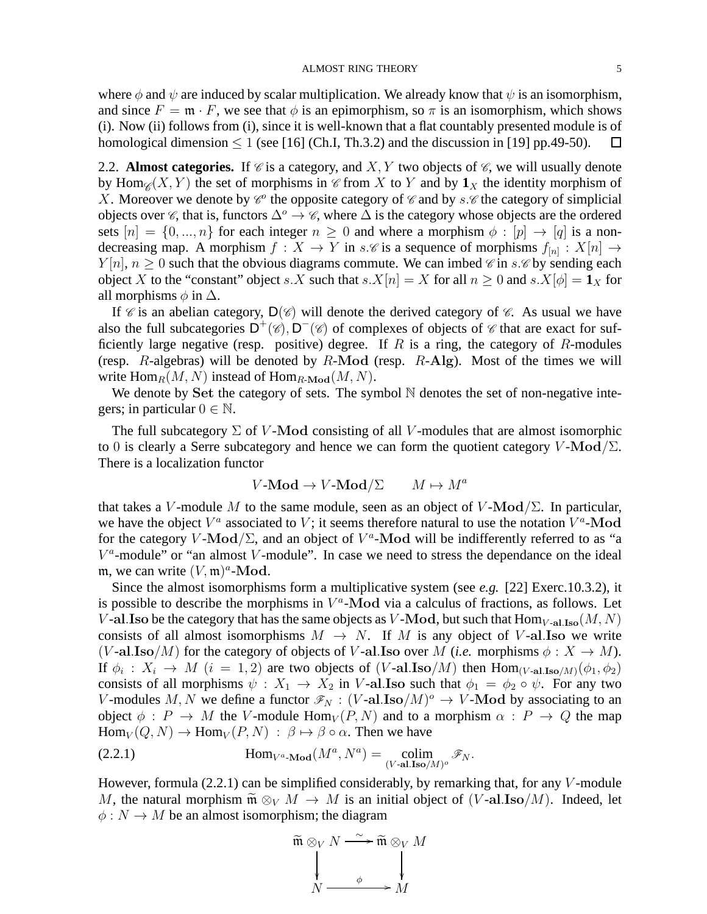where $\phi$ and $\psi$ are induced by scalar multiplication. We already know that $\psi$ is an isomorphism, and since $F = \mathfrak{m} \cdot F$, we see that $\phi$ is an epimorphism, so $\pi$ is an isomorphism, which shows (i). Now (ii) follows from (i), since it is well-known that a flat countably presented module is of homological dimension $\leq 1$ (see [16] (Ch.I, Th.3.2) and the discussion in [19] pp.49-50). $\square$

2.2. **Almost categories.** If $\mathscr{C}$ is a category, and $X, Y$ two objects of $\mathscr{C}$, we will usually denote by $\mathrm{Hom}_{\mathscr{C}}(X, Y)$ the set of morphisms in $\mathscr{C}$ from $X$ to $Y$ and by $\mathbf{1}_X$ the identity morphism of $X$. Moreover we denote by $\mathscr{C}^o$ the opposite category of $\mathscr{C}$ and by $s.\mathscr{C}$ the category of simplicial objects over $\mathscr{C}$, that is, functors $\Delta^o \to \mathscr{C}$, where $\Delta$ is the category whose objects are the ordered sets $[n] = \{0, ..., n\}$ for each integer $n \geq 0$ and where a morphism $\phi : [p] \to [q]$ is a non-decreasing map. A morphism $f : X \to Y$ in $s.\mathscr{C}$ is a sequence of morphisms $f_{[n]} : X[n] \to Y[n]$, $n \geq 0$ such that the obvious diagrams commute. We can imbed $\mathscr{C}$ in $s.\mathscr{C}$ by sending each object $X$ to the "constant" object $s.X$ such that $s.X[n] = X$ for all $n \geq 0$ and $s.X[\phi] = \mathbf{1}_X$ for all morphisms $\phi$ in $\Delta$.

If $\mathscr{C}$ is an abelian category, $\mathsf{D}(\mathscr{C})$ will denote the derived category of $\mathscr{C}$. As usual we have also the full subcategories $\mathsf{D}^+(\mathscr{C}), \mathsf{D}^-(\mathscr{C})$ of complexes of objects of $\mathscr{C}$ that are exact for sufficiently large negative (resp. positive) degree. If $R$ is a ring, the category of $R$-modules (resp. $R$-algebras) will be denoted by $R$-$\mathbf{Mod}$ (resp. $R$-$\mathbf{Alg}$). Most of the times we will write $\mathrm{Hom}_R(M, N)$ instead of $\mathrm{Hom}_{R\text{-}\mathbf{Mod}}(M, N)$.

We denote by $\mathbf{Set}$ the category of sets. The symbol $\mathbb{N}$ denotes the set of non-negative integers; in particular $0 \in \mathbb{N}$.

The full subcategory $\Sigma$ of $V$-$\mathbf{Mod}$ consisting of all $V$-modules that are almost isomorphic to $0$ is clearly a Serre subcategory and hence we can form the quotient category $V$-$\mathbf{Mod}/\Sigma$. There is a localization functor

$$V\text{-}\mathbf{Mod} \to V\text{-}\mathbf{Mod}/\Sigma \qquad M \mapsto M^a$$

that takes a $V$-module $M$ to the same module, seen as an object of $V$-$\mathbf{Mod}/\Sigma$. In particular, we have the object $V^a$ associated to $V$; it seems therefore natural to use the notation $V^a$-$\mathbf{Mod}$ for the category $V$-$\mathbf{Mod}/\Sigma$, and an object of $V^a$-$\mathbf{Mod}$ will be indifferently referred to as "a $V^a$-module" or "an almost $V$-module". In case we need to stress the dependance on the ideal $\mathfrak{m}$, we can write $(V, \mathfrak{m})^a$-$\mathbf{Mod}$.

Since the almost isomorphisms form a multiplicative system (see *e.g.* [22] Exerc.10.3.2), it is possible to describe the morphisms in $V^a$-$\mathbf{Mod}$ via a calculus of fractions, as follows. Let $V$-$\mathbf{al.Iso}$ be the category that has the same objects as $V$-$\mathbf{Mod}$, but such that $\mathrm{Hom}_{V\text{-}\mathbf{al.Iso}}(M, N)$ consists of all almost isomorphisms $M \to N$. If $M$ is any object of $V$-$\mathbf{al.Iso}$ we write $(V\text{-}\mathbf{al.Iso}/M)$ for the category of objects of $V$-$\mathbf{al.Iso}$ over $M$ (*i.e.* morphisms $\phi : X \to M$). If $\phi_i : X_i \to M$ $(i = 1, 2)$ are two objects of $(V\text{-}\mathbf{al.Iso}/M)$ then $\mathrm{Hom}_{(V\text{-}\mathbf{al.Iso}/M)}(\phi_1, \phi_2)$ consists of all morphisms $\psi : X_1 \to X_2$ in $V$-$\mathbf{al.Iso}$ such that $\phi_1 = \phi_2 \circ \psi$. For any two $V$-modules $M, N$ we define a functor $\mathscr{F}_N : (V\text{-}\mathbf{al.Iso}/M)^o \to V\text{-}\mathbf{Mod}$ by associating to an object $\phi : P \to M$ the $V$-module $\mathrm{Hom}_V(P, N)$ and to a morphism $\alpha : P \to Q$ the map $\mathrm{Hom}_V(Q, N) \to \mathrm{Hom}_V(P, N) \ : \ \beta \mapsto \beta \circ \alpha$. Then we have

$$\mathrm{Hom}_{V^a\text{-}\mathbf{Mod}}(M^a, N^a) = \operatorname*{colim}_{(V\text{-}\mathbf{al.Iso}/M)^o} \mathscr{F}_N. \tag{2.2.1}$$

However, formula (2.2.1) can be simplified considerably, by remarking that, for any $V$-module $M$, the natural morphism $\widetilde{\mathfrak{m}} \otimes_V M \to M$ is an initial object of $(V\text{-}\mathbf{al.Iso}/M)$. Indeed, let $\phi : N \to M$ be an almost isomorphism; the diagram

$$\begin{array}{ccc} \widetilde{\mathfrak{m}} \otimes_V N & \xrightarrow{\sim} & \widetilde{\mathfrak{m}} \otimes_V M \\ \downarrow & & \downarrow \\ N & \xrightarrow{\phi} & M \end{array}$$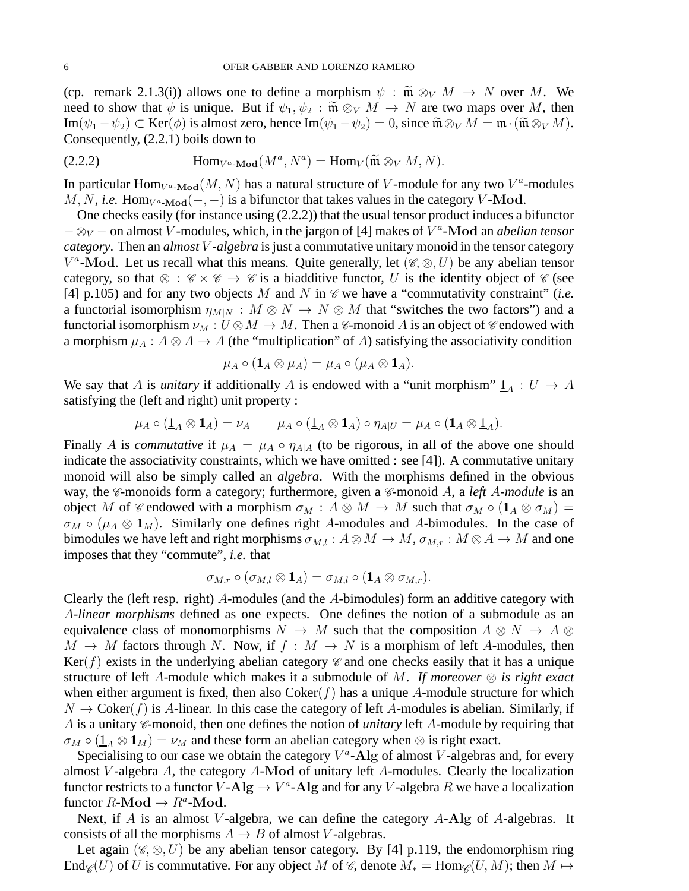(cp. remark 2.1.3(i)) allows one to define a morphism $\psi : \widetilde{\mathfrak{m}} \otimes_V M \to N$ over $M$. We need to show that $\psi$ is unique. But if $\psi_1, \psi_2 : \widetilde{\mathfrak{m}} \otimes_V M \to N$ are two maps over $M$, then $\mathrm{Im}(\psi_1 - \psi_2) \subset \mathrm{Ker}(\phi)$ is almost zero, hence $\mathrm{Im}(\psi_1 - \psi_2) = 0$, since $\widetilde{\mathfrak{m}} \otimes_V M = \mathfrak{m} \cdot (\widetilde{\mathfrak{m}} \otimes_V M)$. Consequently, (2.2.1) boils down to

$$\mathrm{Hom}_{V^a\text{-}\mathbf{Mod}}(M^a, N^a) = \mathrm{Hom}_V(\widetilde{\mathfrak{m}} \otimes_V M, N). \tag{2.2.2}$$

In particular $\mathrm{Hom}_{V^a\text{-}\mathbf{Mod}}(M, N)$ has a natural structure of $V$-module for any two $V^a$-modules $M, N$, *i.e.* $\mathrm{Hom}_{V^a\text{-}\mathbf{Mod}}(-,-)$ is a bifunctor that takes values in the category $V\text{-}\mathbf{Mod}$.

One checks easily (for instance using (2.2.2)) that the usual tensor product induces a bifunctor $-\otimes_V -$ on almost $V$-modules, which, in the jargon of [4] makes of $V^a\text{-}\mathbf{Mod}$ an *abelian tensor category*. Then an *almost $V$-algebra* is just a commutative unitary monoid in the tensor category $V^a\text{-}\mathbf{Mod}$. Let us recall what this means. Quite generally, let $(\mathscr{C}, \otimes, U)$ be any abelian tensor category, so that $\otimes : \mathscr{C} \times \mathscr{C} \to \mathscr{C}$ is a biadditive functor, $U$ is the identity object of $\mathscr{C}$ (see [4] p.105) and for any two objects $M$ and $N$ in $\mathscr{C}$ we have a "commutativity constraint" (*i.e.* a functorial isomorphism $\eta_{M|N} : M \otimes N \to N \otimes M$ that "switches the two factors") and a functorial isomorphism $\nu_M : U \otimes M \to M$. Then a $\mathscr{C}$-monoid $A$ is an object of $\mathscr{C}$ endowed with a morphism $\mu_A : A \otimes A \to A$ (the "multiplication" of $A$) satisfying the associativity condition

$$\mu_A \circ (\mathbf{1}_A \otimes \mu_A) = \mu_A \circ (\mu_A \otimes \mathbf{1}_A).$$

We say that $A$ is *unitary* if additionally $A$ is endowed with a "unit morphism" $\underline{1}_A : U \to A$ satisfying the (left and right) unit property :

$$\mu_A \circ (\underline{1}_A \otimes \mathbf{1}_A) = \nu_A \qquad \mu_A \circ (\underline{1}_A \otimes \mathbf{1}_A) \circ \eta_{A|U} = \mu_A \circ (\mathbf{1}_A \otimes \underline{1}_A).$$

Finally $A$ is *commutative* if $\mu_A = \mu_A \circ \eta_{A|A}$ (to be rigorous, in all of the above one should indicate the associativity constraints, which we have omitted : see [4]). A commutative unitary monoid will also be simply called an *algebra*. With the morphisms defined in the obvious way, the $\mathscr{C}$-monoids form a category; furthermore, given a $\mathscr{C}$-monoid $A$, a *left $A$-module* is an object $M$ of $\mathscr{C}$ endowed with a morphism $\sigma_M : A \otimes M \to M$ such that $\sigma_M \circ (\mathbf{1}_A \otimes \sigma_M) = \sigma_M \circ (\mu_A \otimes \mathbf{1}_M)$. Similarly one defines right $A$-modules and $A$-bimodules. In the case of bimodules we have left and right morphisms $\sigma_{M,l} : A \otimes M \to M$, $\sigma_{M,r} : M \otimes A \to M$ and one imposes that they "commute", *i.e.* that

$$\sigma_{M,r} \circ (\sigma_{M,l} \otimes \mathbf{1}_A) = \sigma_{M,l} \circ (\mathbf{1}_A \otimes \sigma_{M,r}).$$

Clearly the (left resp. right) $A$-modules (and the $A$-bimodules) form an additive category with *$A$-linear morphisms* defined as one expects. One defines the notion of a submodule as an equivalence class of monomorphisms $N \to M$ such that the composition $A \otimes N \to A \otimes M \to M$ factors through $N$. Now, if $f : M \to N$ is a morphism of left $A$-modules, then $\mathrm{Ker}(f)$ exists in the underlying abelian category $\mathscr{C}$ and one checks easily that it has a unique structure of left $A$-module which makes it a submodule of $M$. *If moreover $\otimes$ is right exact* when either argument is fixed, then also $\mathrm{Coker}(f)$ has a unique $A$-module structure for which $N \to \mathrm{Coker}(f)$ is $A$-linear. In this case the category of left $A$-modules is abelian. Similarly, if $A$ is a unitary $\mathscr{C}$-monoid, then one defines the notion of *unitary* left $A$-module by requiring that $\sigma_M \circ (\underline{1}_A \otimes \mathbf{1}_M) = \nu_M$ and these form an abelian category when $\otimes$ is right exact.

Specialising to our case we obtain the category $V^a\text{-}\mathbf{Alg}$ of almost $V$-algebras and, for every almost $V$-algebra $A$, the category $A\text{-}\mathbf{Mod}$ of unitary left $A$-modules. Clearly the localization functor restricts to a functor $V\text{-}\mathbf{Alg} \to V^a\text{-}\mathbf{Alg}$ and for any $V$-algebra $R$ we have a localization functor $R\text{-}\mathbf{Mod} \to R^a\text{-}\mathbf{Mod}$.

Next, if $A$ is an almost $V$-algebra, we can define the category $A\text{-}\mathbf{Alg}$ of $A$-algebras. It consists of all the morphisms $A \to B$ of almost $V$-algebras.

Let again $(\mathscr{C}, \otimes, U)$ be any abelian tensor category. By [4] p.119, the endomorphism ring $\mathrm{End}_{\mathscr{C}}(U)$ of $U$ is commutative. For any object $M$ of $\mathscr{C}$, denote $M_* = \mathrm{Hom}_{\mathscr{C}}(U, M)$; then $M \mapsto$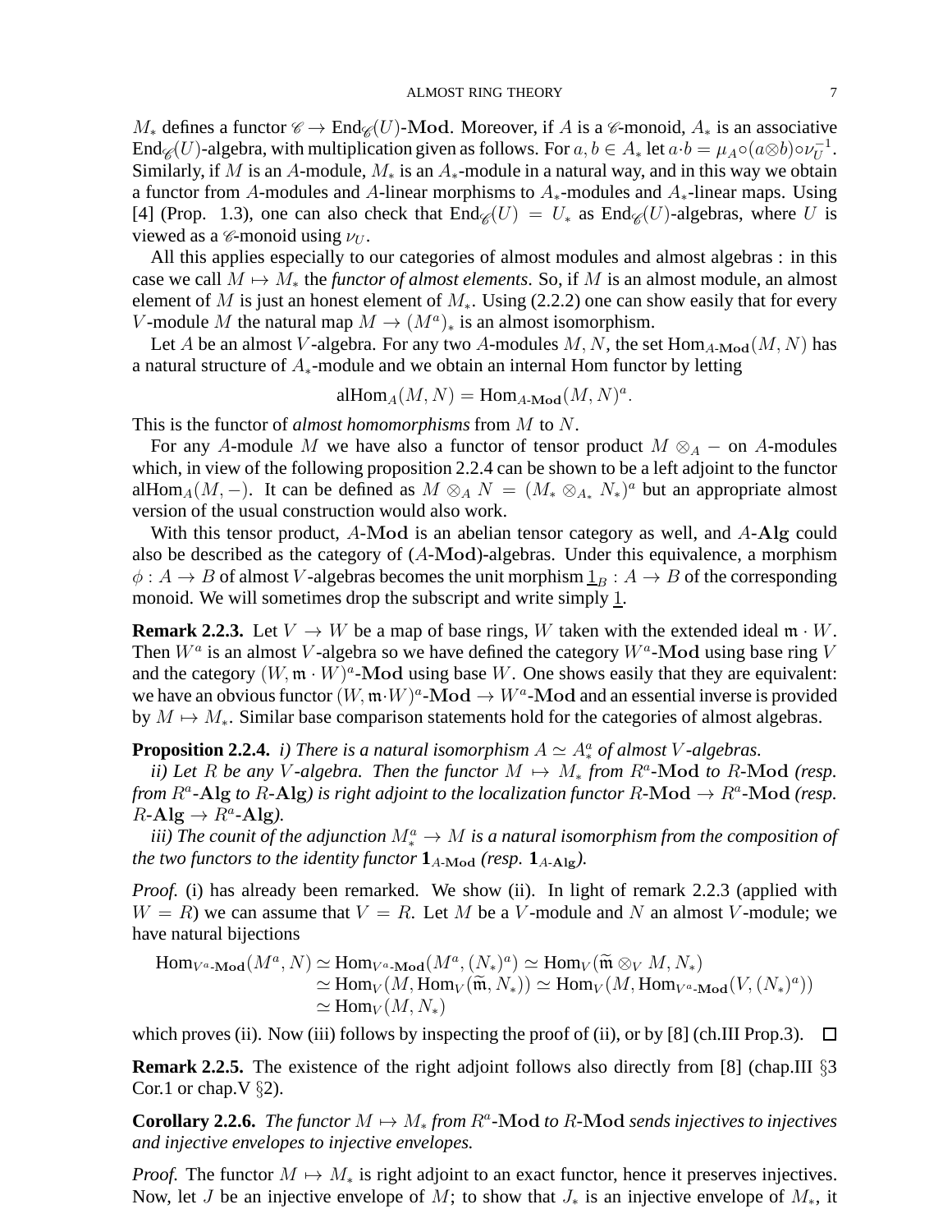$M_*$ defines a functor $\mathscr{C} \to \mathrm{End}_{\mathscr{C}}(U)$-$\mathbf{Mod}$. Moreover, if $A$ is a $\mathscr{C}$-monoid, $A_*$ is an associative $\mathrm{End}_{\mathscr{C}}(U)$-algebra, with multiplication given as follows. For $a, b \in A_*$ let $a \cdot b = \mu_A \circ (a \otimes b) \circ \nu_U^{-1}$. Similarly, if $M$ is an $A$-module, $M_*$ is an $A_*$-module in a natural way, and in this way we obtain a functor from $A$-modules and $A$-linear morphisms to $A_*$-modules and $A_*$-linear maps. Using [4] (Prop. 1.3), one can also check that $\mathrm{End}_{\mathscr{C}}(U) = U_*$ as $\mathrm{End}_{\mathscr{C}}(U)$-algebras, where $U$ is viewed as a $\mathscr{C}$-monoid using $\nu_U$.

All this applies especially to our categories of almost modules and almost algebras : in this case we call $M \mapsto M_*$ the *functor of almost elements*. So, if $M$ is an almost module, an almost element of $M$ is just an honest element of $M_*$. Using (2.2.2) one can show easily that for every $V$-module $M$ the natural map $M \to (M^a)_*$ is an almost isomorphism.

Let $A$ be an almost $V$-algebra. For any two $A$-modules $M, N$, the set $\mathrm{Hom}_{A\text{-}\mathbf{Mod}}(M, N)$ has a natural structure of $A_*$-module and we obtain an internal Hom functor by letting

$$\mathrm{alHom}_A(M, N) = \mathrm{Hom}_{A\text{-}\mathbf{Mod}}(M, N)^a.$$

This is the functor of *almost homomorphisms* from $M$ to $N$.

For any $A$-module $M$ we have also a functor of tensor product $M \otimes_A -$ on $A$-modules which, in view of the following proposition 2.2.4 can be shown to be a left adjoint to the functor $\mathrm{alHom}_A(M, -)$. It can be defined as $M \otimes_A N = (M_* \otimes_{A_*} N_*)^a$ but an appropriate almost version of the usual construction would also work.

With this tensor product, $A$-$\mathbf{Mod}$ is an abelian tensor category as well, and $A$-$\mathbf{Alg}$ could also be described as the category of ($A$-$\mathbf{Mod}$)-algebras. Under this equivalence, a morphism $\phi : A \to B$ of almost $V$-algebras becomes the unit morphism $\underline{1}_B : A \to B$ of the corresponding monoid. We will sometimes drop the subscript and write simply $\underline{1}$.

**Remark 2.2.3.** Let $V \to W$ be a map of base rings, $W$ taken with the extended ideal $\mathfrak{m} \cdot W$. Then $W^a$ is an almost $V$-algebra so we have defined the category $W^a$-$\mathbf{Mod}$ using base ring $V$ and the category $(W, \mathfrak{m} \cdot W)^a$-$\mathbf{Mod}$ using base $W$. One shows easily that they are equivalent: we have an obvious functor $(W, \mathfrak{m} \cdot W)^a$-$\mathbf{Mod} \to W^a$-$\mathbf{Mod}$ and an essential inverse is provided by $M \mapsto M_*$. Similar base comparison statements hold for the categories of almost algebras.

**Proposition 2.2.4.** *i) There is a natural isomorphism $A \simeq A_*^a$ of almost $V$-algebras.*

*ii) Let $R$ be any $V$-algebra. Then the functor $M \mapsto M_*$ from $R^a$-$\mathbf{Mod}$ to $R$-$\mathbf{Mod}$ (resp. from $R^a$-$\mathbf{Alg}$ to $R$-$\mathbf{Alg}$) is right adjoint to the localization functor $R$-$\mathbf{Mod} \to R^a$-$\mathbf{Mod}$ (resp. $R$-$\mathbf{Alg} \to R^a$-$\mathbf{Alg}$).*

*iii) The counit of the adjunction $M_*^a \to M$ is a natural isomorphism from the composition of the two functors to the identity functor $\mathbf{1}_{A\text{-}\mathbf{Mod}}$ (resp. $\mathbf{1}_{A\text{-}\mathbf{Alg}}$).*

*Proof.* (i) has already been remarked. We show (ii). In light of remark 2.2.3 (applied with $W = R$) we can assume that $V = R$. Let $M$ be a $V$-module and $N$ an almost $V$-module; we have natural bijections

$$\begin{aligned}\mathrm{Hom}_{V^a\text{-}\mathbf{Mod}}(M^a, N) &\simeq \mathrm{Hom}_{V^a\text{-}\mathbf{Mod}}(M^a, (N_*)^a) \simeq \mathrm{Hom}_V(\widetilde{\mathfrak{m}} \otimes_V M, N_*) \\ &\simeq \mathrm{Hom}_V(M, \mathrm{Hom}_V(\widetilde{\mathfrak{m}}, N_*)) \simeq \mathrm{Hom}_V(M, \mathrm{Hom}_{V^a\text{-}\mathbf{Mod}}(V, (N_*)^a)) \\ &\simeq \mathrm{Hom}_V(M, N_*)\end{aligned}$$

which proves (ii). Now (iii) follows by inspecting the proof of (ii), or by [8] (ch.III Prop.3). $\square$

**Remark 2.2.5.** The existence of the right adjoint follows also directly from [8] (chap.III §3 Cor.1 or chap.V §2).

**Corollary 2.2.6.** *The functor $M \mapsto M_*$ from $R^a$-$\mathbf{Mod}$ to $R$-$\mathbf{Mod}$ sends injectives to injectives and injective envelopes to injective envelopes.*

*Proof.* The functor $M \mapsto M_*$ is right adjoint to an exact functor, hence it preserves injectives. Now, let $J$ be an injective envelope of $M$; to show that $J_*$ is an injective envelope of $M_*$, it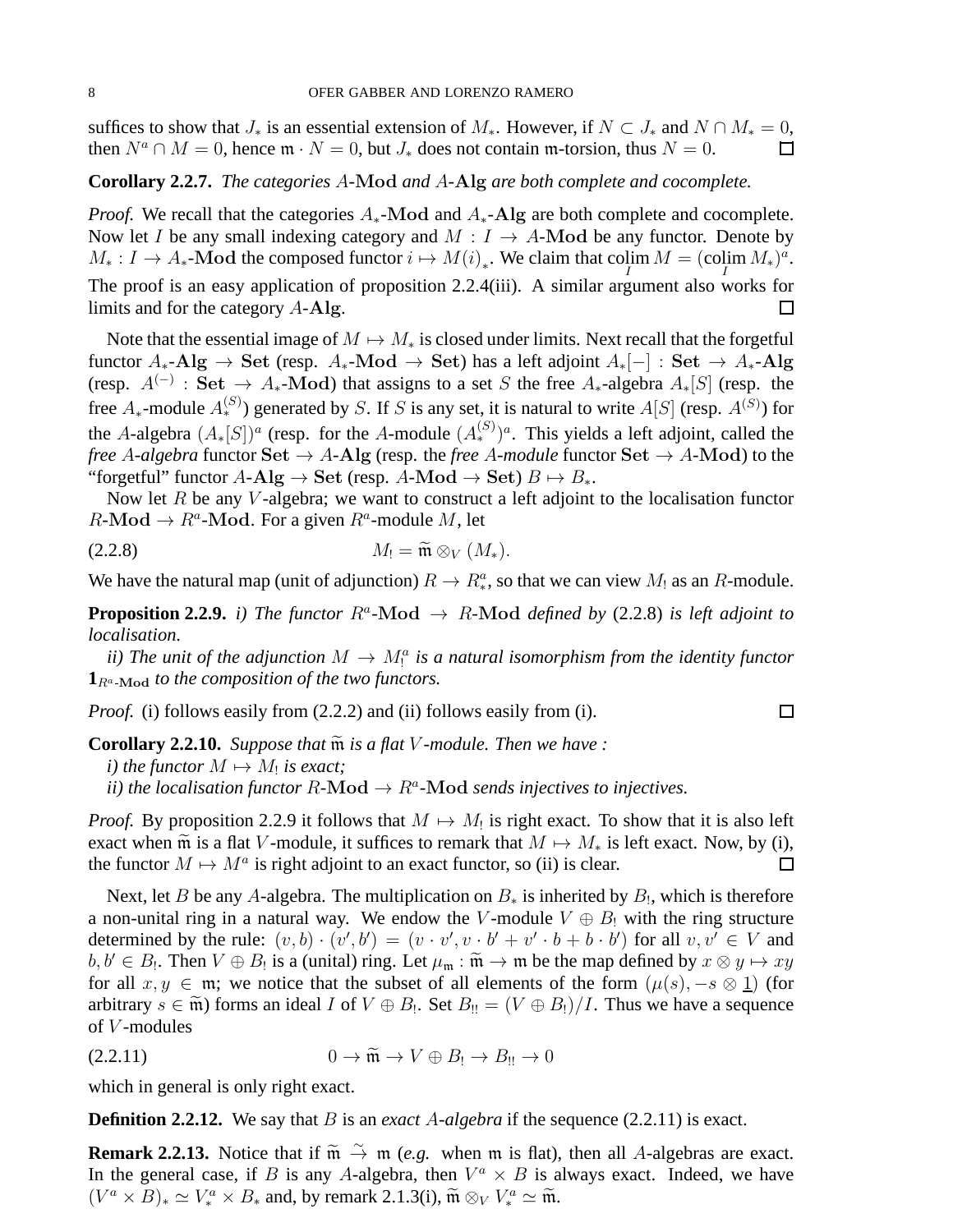suffices to show that $J_*$ is an essential extension of $M_*$. However, if $N \subset J_*$ and $N \cap M_* = 0$, then $N^a \cap M = 0$, hence $\mathfrak{m} \cdot N = 0$, but $J_*$ does not contain $\mathfrak{m}$-torsion, thus $N = 0$. □

**Corollary 2.2.7.** *The categories $A$-$\mathbf{Mod}$ and $A$-$\mathbf{Alg}$ are both complete and cocomplete.*

*Proof.* We recall that the categories $A_*$-$\mathbf{Mod}$ and $A_*$-$\mathbf{Alg}$ are both complete and cocomplete. Now let $I$ be any small indexing category and $M : I \to A$-$\mathbf{Mod}$ be any functor. Denote by $M_* : I \to A_*$-$\mathbf{Mod}$ the composed functor $i \mapsto M(i)_*$. We claim that $\operatorname{colim}_I M = (\operatorname{colim}_I M_*)^a$. The proof is an easy application of proposition 2.2.4(iii). A similar argument also works for limits and for the category $A$-$\mathbf{Alg}$. □

Note that the essential image of $M \mapsto M_*$ is closed under limits. Next recall that the forgetful functor $A_*$-$\mathbf{Alg} \to \mathbf{Set}$ (resp. $A_*$-$\mathbf{Mod} \to \mathbf{Set}$) has a left adjoint $A_*[-] : \mathbf{Set} \to A_*$-$\mathbf{Alg}$ (resp. $A^{(-)} : \mathbf{Set} \to A_*$-$\mathbf{Mod}$) that assigns to a set $S$ the free $A_*$-algebra $A_*[S]$ (resp. the free $A_*$-module $A_*^{(S)}$) generated by $S$. If $S$ is any set, it is natural to write $A[S]$ (resp. $A^{(S)}$) for the $A$-algebra $(A_*[S])^a$ (resp. for the $A$-module $(A_*^{(S)})^a$. This yields a left adjoint, called the *free $A$-algebra* functor $\mathbf{Set} \to A$-$\mathbf{Alg}$ (resp. the *free $A$-module* functor $\mathbf{Set} \to A$-$\mathbf{Mod}$) to the "forgetful" functor $A$-$\mathbf{Alg} \to \mathbf{Set}$ (resp. $A$-$\mathbf{Mod} \to \mathbf{Set}$) $B \mapsto B_*$.

Now let $R$ be any $V$-algebra; we want to construct a left adjoint to the localisation functor $R$-$\mathbf{Mod} \to R^a$-$\mathbf{Mod}$. For a given $R^a$-module $M$, let

$$M_! = \widetilde{\mathfrak{m}} \otimes_V (M_*). \tag{2.2.8}$$

We have the natural map (unit of adjunction) $R \to R^a_*$, so that we can view $M_!$ as an $R$-module.

**Proposition 2.2.9.** *i) The functor $R^a$-$\mathbf{Mod} \to R$-$\mathbf{Mod}$ defined by (2.2.8) is left adjoint to localisation.*

*ii) The unit of the adjunction $M \to M_!^a$ is a natural isomorphism from the identity functor $\mathbf{1}_{R^a\text{-}\mathbf{Mod}}$ to the composition of the two functors.*

*Proof.* (i) follows easily from (2.2.2) and (ii) follows easily from (i). □

**Corollary 2.2.10.** *Suppose that $\widetilde{\mathfrak{m}}$ is a flat $V$-module. Then we have :*

*i) the functor $M \mapsto M_!$ is exact;*

*ii) the localisation functor $R$-$\mathbf{Mod} \to R^a$-$\mathbf{Mod}$ sends injectives to injectives.*

*Proof.* By proposition 2.2.9 it follows that $M \mapsto M_!$ is right exact. To show that it is also left exact when $\widetilde{\mathfrak{m}}$ is a flat $V$-module, it suffices to remark that $M \mapsto M_*$ is left exact. Now, by (i), the functor $M \mapsto M^a$ is right adjoint to an exact functor, so (ii) is clear. □

Next, let $B$ be any $A$-algebra. The multiplication on $B_*$ is inherited by $B_!$, which is therefore a non-unital ring in a natural way. We endow the $V$-module $V \oplus B_!$ with the ring structure determined by the rule: $(v, b) \cdot (v', b') = (v \cdot v', v \cdot b' + v' \cdot b + b \cdot b')$ for all $v, v' \in V$ and $b, b' \in B_!$. Then $V \oplus B_!$ is a (unital) ring. Let $\mu_\mathfrak{m} : \widetilde{\mathfrak{m}} \to \mathfrak{m}$ be the map defined by $x \otimes y \mapsto xy$ for all $x, y \in \mathfrak{m}$; we notice that the subset of all elements of the form $(\mu(s), -s \otimes \underline{1})$ (for arbitrary $s \in \widetilde{\mathfrak{m}}$) forms an ideal $I$ of $V \oplus B_!$. Set $B_{!!} = (V \oplus B_!)/I$. Thus we have a sequence of $V$-modules

$$0 \to \widetilde{\mathfrak{m}} \to V \oplus B_! \to B_{!!} \to 0 \tag{2.2.11}$$

which in general is only right exact.

**Definition 2.2.12.** We say that $B$ is an *exact $A$-algebra* if the sequence (2.2.11) is exact.

**Remark 2.2.13.** Notice that if $\widetilde{\mathfrak{m}} \xrightarrow{\sim} \mathfrak{m}$ (*e.g.* when $\mathfrak{m}$ is flat), then all $A$-algebras are exact. In the general case, if $B$ is any $A$-algebra, then $V^a \times B$ is always exact. Indeed, we have $(V^a \times B)_* \simeq V^a_* \times B_*$ and, by remark 2.1.3(i), $\widetilde{\mathfrak{m}} \otimes_V V^a_* \simeq \widetilde{\mathfrak{m}}$.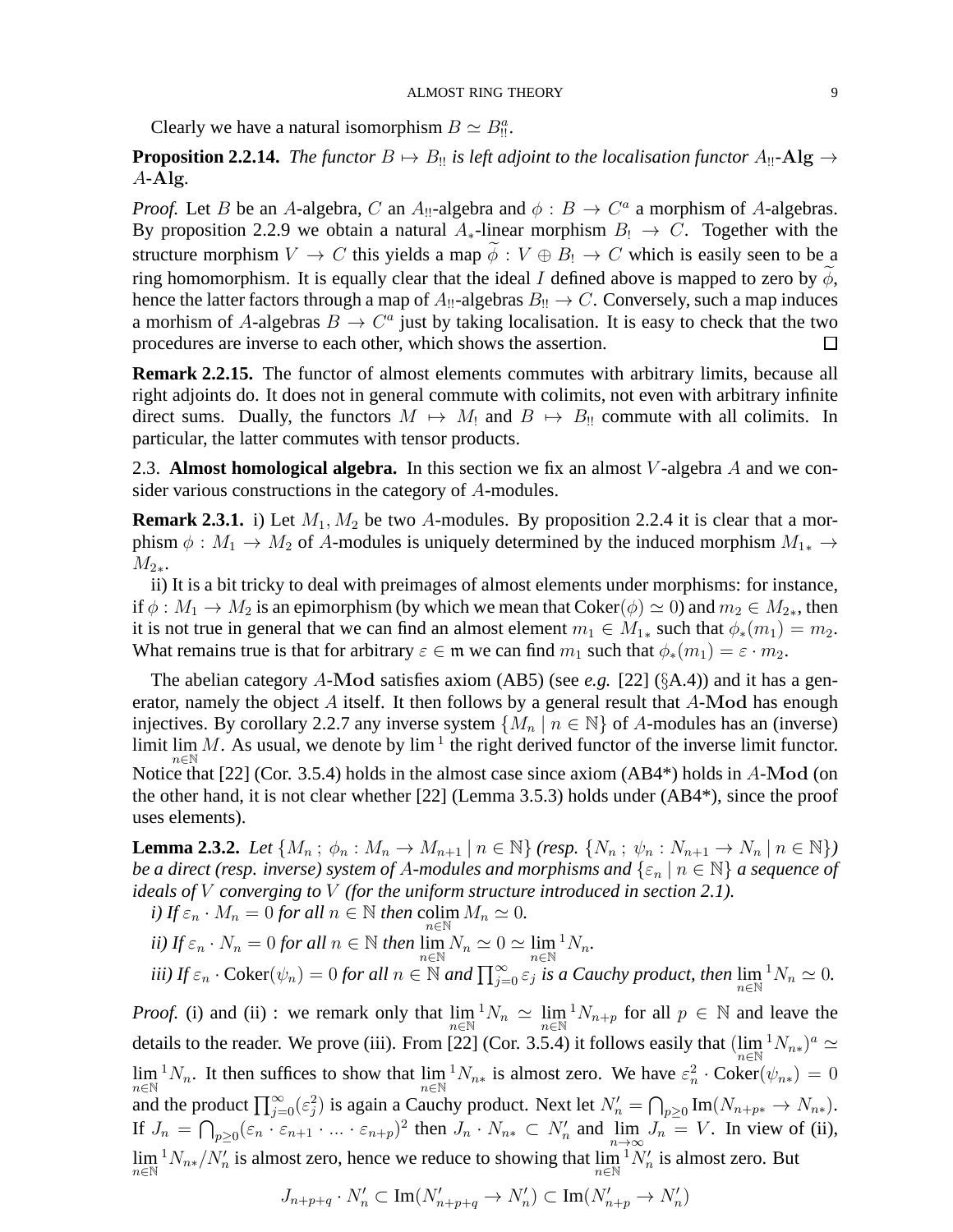Clearly we have a natural isomorphism $B \simeq B_{!!}^a$.

**Proposition 2.2.14.** *The functor $B \mapsto B_{!!}$ is left adjoint to the localisation functor $A_{!!}$-$\mathbf{Alg} \to A$-$\mathbf{Alg}$.*

*Proof.* Let $B$ be an $A$-algebra, $C$ an $A_{!!}$-algebra and $\phi : B \to C^a$ a morphism of $A$-algebras. By proposition 2.2.9 we obtain a natural $A_*$-linear morphism $B_! \to C$. Together with the structure morphism $V \to C$ this yields a map $\widetilde{\phi} : V \oplus B_! \to C$ which is easily seen to be a ring homomorphism. It is equally clear that the ideal $I$ defined above is mapped to zero by $\widetilde{\phi}$, hence the latter factors through a map of $A_{!!}$-algebras $B_{!!} \to C$. Conversely, such a map induces a morhism of $A$-algebras $B \to C^a$ just by taking localisation. It is easy to check that the two procedures are inverse to each other, which shows the assertion. □

**Remark 2.2.15.** The functor of almost elements commutes with arbitrary limits, because all right adjoints do. It does not in general commute with colimits, not even with arbitrary infinite direct sums. Dually, the functors $M \mapsto M_!$ and $B \mapsto B_{!!}$ commute with all colimits. In particular, the latter commutes with tensor products.

2.3. **Almost homological algebra.** In this section we fix an almost $V$-algebra $A$ and we consider various constructions in the category of $A$-modules.

**Remark 2.3.1.** i) Let $M_1, M_2$ be two $A$-modules. By proposition 2.2.4 it is clear that a morphism $\phi : M_1 \to M_2$ of $A$-modules is uniquely determined by the induced morphism $M_{1*} \to M_{2*}$.

ii) It is a bit tricky to deal with preimages of almost elements under morphisms: for instance, if $\phi : M_1 \to M_2$ is an epimorphism (by which we mean that $\mathrm{Coker}(\phi) \simeq 0$) and $m_2 \in M_{2*}$, then it is not true in general that we can find an almost element $m_1 \in M_{1*}$ such that $\phi_*(m_1) = m_2$. What remains true is that for arbitrary $\varepsilon \in \mathfrak{m}$ we can find $m_1$ such that $\phi_*(m_1) = \varepsilon \cdot m_2$.

The abelian category $A$-$\mathbf{Mod}$ satisfies axiom (AB5) (see *e.g.* [22] (§A.4)) and it has a generator, namely the object $A$ itself. It then follows by a general result that $A$-$\mathbf{Mod}$ has enough injectives. By corollary 2.2.7 any inverse system $\{M_n \mid n \in \mathbb{N}\}$ of $A$-modules has an (inverse) limit $\lim\limits_{n\in\mathbb{N}} M$. As usual, we denote by $\lim^1$ the right derived functor of the inverse limit functor. Notice that [22] (Cor. 3.5.4) holds in the almost case since axiom (AB4*) holds in $A$-$\mathbf{Mod}$ (on the other hand, it is not clear whether [22] (Lemma 3.5.3) holds under (AB4*), since the proof uses elements).

**Lemma 2.3.2.** *Let $\{M_n\, ;\, \phi_n : M_n \to M_{n+1} \mid n \in \mathbb{N}\}$ (resp. $\{N_n\, ;\, \psi_n : N_{n+1} \to N_n \mid n \in \mathbb{N}\}$) be a direct (resp. inverse) system of $A$-modules and morphisms and $\{\varepsilon_n \mid n \in \mathbb{N}\}$ a sequence of ideals of $V$ converging to $V$ (for the uniform structure introduced in section 2.1).*

*i) If $\varepsilon_n \cdot M_n = 0$ for all $n \in \mathbb{N}$ then $\mathrm{colim}_{n\in\mathbb{N}} M_n \simeq 0$.*

*ii) If $\varepsilon_n \cdot N_n = 0$ for all $n \in \mathbb{N}$ then $\lim\limits_{n\in\mathbb{N}} N_n \simeq 0 \simeq \lim\limits_{n\in\mathbb{N}}{}^1 N_n$.*

*iii) If $\varepsilon_n \cdot \mathrm{Coker}(\psi_n) = 0$ for all $n \in \mathbb{N}$ and $\prod_{j=0}^{\infty} \varepsilon_j$ is a Cauchy product, then $\lim\limits_{n\in\mathbb{N}}{}^1 N_n \simeq 0$.*

*Proof.* (i) and (ii) : we remark only that $\lim\limits_{n\in\mathbb{N}}{}^1 N_n \simeq \lim\limits_{n\in\mathbb{N}}{}^1 N_{n+p}$ for all $p \in \mathbb{N}$ and leave the details to the reader. We prove (iii). From [22] (Cor. 3.5.4) it follows easily that $(\lim\limits_{n\in\mathbb{N}}{}^1 N_{n*})^a \simeq \lim\limits_{n\in\mathbb{N}}{}^1 N_n$. It then suffices to show that $\lim\limits_{n\in\mathbb{N}}{}^1 N_{n*}$ is almost zero. We have $\varepsilon_n^2 \cdot \mathrm{Coker}(\psi_{n*}) = 0$ and the product $\prod_{j=0}^{\infty}(\varepsilon_j^2)$ is again a Cauchy product. Next let $N'_n = \bigcap_{p\geq 0} \mathrm{Im}(N_{n+p*} \to N_{n*})$. If $J_n = \bigcap_{p\geq 0}(\varepsilon_n \cdot \varepsilon_{n+1} \cdot ... \cdot \varepsilon_{n+p})^2$ then $J_n \cdot N_{n*} \subset N'_n$ and $\lim\limits_{n\to\infty} J_n = V$. In view of (ii), $\lim\limits_{n\in\mathbb{N}}{}^1 N_{n*}/N'_n$ is almost zero, hence we reduce to showing that $\lim\limits_{n\in\mathbb{N}}{}^1 N'_n$ is almost zero. But

$$J_{n+p+q} \cdot N'_n \subset \mathrm{Im}(N'_{n+p+q} \to N'_n) \subset \mathrm{Im}(N'_{n+p} \to N'_n)$$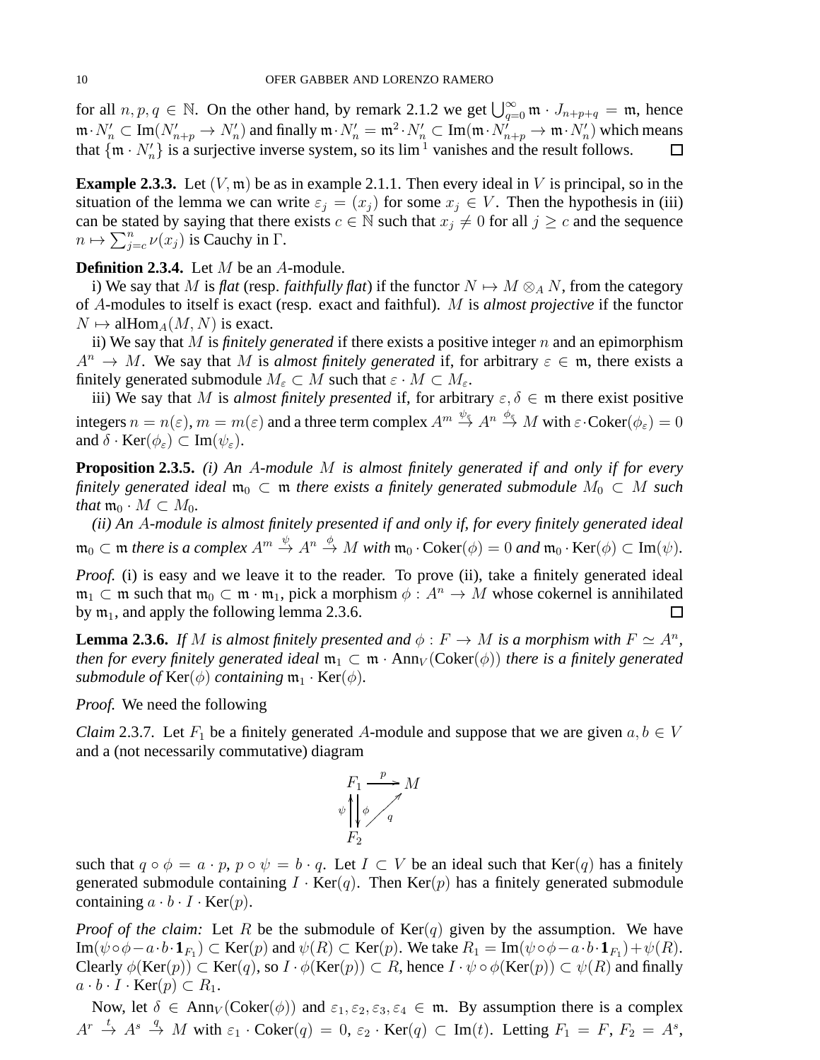for all $n, p, q \in \mathbb{N}$. On the other hand, by remark 2.1.2 we get $\bigcup_{q=0}^{\infty} \mathfrak{m} \cdot J_{n+p+q} = \mathfrak{m}$, hence $\mathfrak{m} \cdot N'_n \subset \mathrm{Im}(N'_{n+p} \to N'_n)$ and finally $\mathfrak{m} \cdot N'_n = \mathfrak{m}^2 \cdot N'_n \subset \mathrm{Im}(\mathfrak{m} \cdot N'_{n+p} \to \mathfrak{m} \cdot N'_n)$ which means that $\{\mathfrak{m} \cdot N'_n\}$ is a surjective inverse system, so its $\lim^1$ vanishes and the result follows. $\square$

**Example 2.3.3.** Let $(V, \mathfrak{m})$ be as in example 2.1.1. Then every ideal in $V$ is principal, so in the situation of the lemma we can write $\varepsilon_j = (x_j)$ for some $x_j \in V$. Then the hypothesis in (iii) can be stated by saying that there exists $c \in \mathbb{N}$ such that $x_j \neq 0$ for all $j \geq c$ and the sequence $n \mapsto \sum_{j=c}^{n} \nu(x_j)$ is Cauchy in $\Gamma$.

**Definition 2.3.4.** Let $M$ be an $A$-module.

i) We say that $M$ is *flat* (resp. *faithfully flat*) if the functor $N \mapsto M \otimes_A N$, from the category of $A$-modules to itself is exact (resp. exact and faithful). $M$ is *almost projective* if the functor $N \mapsto \mathrm{alHom}_A(M, N)$ is exact.

ii) We say that $M$ is *finitely generated* if there exists a positive integer $n$ and an epimorphism $A^n \to M$. We say that $M$ is *almost finitely generated* if, for arbitrary $\varepsilon \in \mathfrak{m}$, there exists a finitely generated submodule $M_\varepsilon \subset M$ such that $\varepsilon \cdot M \subset M_\varepsilon$.

iii) We say that $M$ is *almost finitely presented* if, for arbitrary $\varepsilon, \delta \in \mathfrak{m}$ there exist positive integers $n = n(\varepsilon)$, $m = m(\varepsilon)$ and a three term complex $A^m \stackrel{\psi_\varepsilon}{\to} A^n \stackrel{\phi_\varepsilon}{\to} M$ with $\varepsilon \cdot \mathrm{Coker}(\phi_\varepsilon) = 0$ and $\delta \cdot \mathrm{Ker}(\phi_\varepsilon) \subset \mathrm{Im}(\psi_\varepsilon)$.

**Proposition 2.3.5.** *(i) An $A$-module $M$ is almost finitely generated if and only if for every finitely generated ideal $\mathfrak{m}_0 \subset \mathfrak{m}$ there exists a finitely generated submodule $M_0 \subset M$ such that $\mathfrak{m}_0 \cdot M \subset M_0$.*

*(ii) An $A$-module is almost finitely presented if and only if, for every finitely generated ideal $\mathfrak{m}_0 \subset \mathfrak{m}$ there is a complex $A^m \stackrel{\psi}{\to} A^n \stackrel{\phi}{\to} M$ with $\mathfrak{m}_0 \cdot \mathrm{Coker}(\phi) = 0$ and $\mathfrak{m}_0 \cdot \mathrm{Ker}(\phi) \subset \mathrm{Im}(\psi)$.*

*Proof.* (i) is easy and we leave it to the reader. To prove (ii), take a finitely generated ideal $\mathfrak{m}_1 \subset \mathfrak{m}$ such that $\mathfrak{m}_0 \subset \mathfrak{m} \cdot \mathfrak{m}_1$, pick a morphism $\phi : A^n \to M$ whose cokernel is annihilated by $\mathfrak{m}_1$, and apply the following lemma 2.3.6. $\square$

**Lemma 2.3.6.** *If $M$ is almost finitely presented and $\phi : F \to M$ is a morphism with $F \simeq A^n$, then for every finitely generated ideal $\mathfrak{m}_1 \subset \mathfrak{m} \cdot \mathrm{Ann}_V(\mathrm{Coker}(\phi))$ there is a finitely generated submodule of $\mathrm{Ker}(\phi)$ containing $\mathfrak{m}_1 \cdot \mathrm{Ker}(\phi)$.*

*Proof.* We need the following

*Claim* 2.3.7. Let $F_1$ be a finitely generated $A$-module and suppose that we are given $a, b \in V$ and a (not necessarily commutative) diagram

$$\begin{array}{ccc} F_1 & \xrightarrow{p} & M \\ \psi \Big\uparrow \Big\downarrow \phi & \nearrow_{q} & \\ F_2 & & \end{array}$$

such that $q \circ \phi = a \cdot p$, $p \circ \psi = b \cdot q$. Let $I \subset V$ be an ideal such that $\mathrm{Ker}(q)$ has a finitely generated submodule containing $I \cdot \mathrm{Ker}(q)$. Then $\mathrm{Ker}(p)$ has a finitely generated submodule containing $a \cdot b \cdot I \cdot \mathrm{Ker}(p)$.

*Proof of the claim:* Let $R$ be the submodule of $\mathrm{Ker}(q)$ given by the assumption. We have $\mathrm{Im}(\psi \circ \phi - a \cdot b \cdot \mathbf{1}_{F_1}) \subset \mathrm{Ker}(p)$ and $\psi(R) \subset \mathrm{Ker}(p)$. We take $R_1 = \mathrm{Im}(\psi \circ \phi - a \cdot b \cdot \mathbf{1}_{F_1}) + \psi(R)$. Clearly $\phi(\mathrm{Ker}(p)) \subset \mathrm{Ker}(q)$, so $I \cdot \phi(\mathrm{Ker}(p)) \subset R$, hence $I \cdot \psi \circ \phi(\mathrm{Ker}(p)) \subset \psi(R)$ and finally $a \cdot b \cdot I \cdot \mathrm{Ker}(p) \subset R_1$.

Now, let $\delta \in \mathrm{Ann}_V(\mathrm{Coker}(\phi))$ and $\varepsilon_1, \varepsilon_2, \varepsilon_3, \varepsilon_4 \in \mathfrak{m}$. By assumption there is a complex $A^r \stackrel{t}{\to} A^s \stackrel{q}{\to} M$ with $\varepsilon_1 \cdot \mathrm{Coker}(q) = 0$, $\varepsilon_2 \cdot \mathrm{Ker}(q) \subset \mathrm{Im}(t)$. Letting $F_1 = F$, $F_2 = A^s$,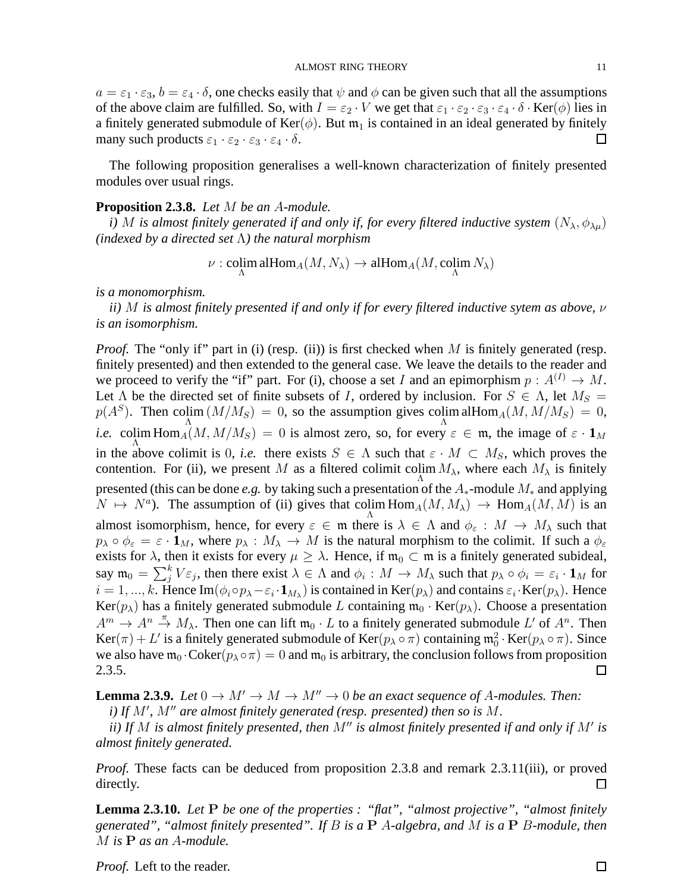$a = \varepsilon_1 \cdot \varepsilon_3$, $b = \varepsilon_4 \cdot \delta$, one checks easily that $\psi$ and $\phi$ can be given such that all the assumptions of the above claim are fulfilled. So, with $I = \varepsilon_2 \cdot V$ we get that $\varepsilon_1 \cdot \varepsilon_2 \cdot \varepsilon_3 \cdot \varepsilon_4 \cdot \delta \cdot \mathrm{Ker}(\phi)$ lies in a finitely generated submodule of $\mathrm{Ker}(\phi)$. But $\mathfrak{m}_1$ is contained in an ideal generated by finitely many such products $\varepsilon_1 \cdot \varepsilon_2 \cdot \varepsilon_3 \cdot \varepsilon_4 \cdot \delta$. □

The following proposition generalises a well-known characterization of finitely presented modules over usual rings.

**Proposition 2.3.8.** *Let $M$ be an $A$-module.*

*i) $M$ is almost finitely generated if and only if, for every filtered inductive system $(N_\lambda, \phi_{\lambda\mu})$ (indexed by a directed set $\Lambda$) the natural morphism*

$$\nu : \operatorname*{colim}_{\Lambda} \mathrm{alHom}_A(M, N_\lambda) \to \mathrm{alHom}_A(M, \operatorname*{colim}_{\Lambda} N_\lambda)$$

*is a monomorphism.*

*ii) $M$ is almost finitely presented if and only if for every filtered inductive sytem as above, $\nu$ is an isomorphism.*

*Proof.* The "only if" part in (i) (resp. (ii)) is first checked when $M$ is finitely generated (resp. finitely presented) and then extended to the general case. We leave the details to the reader and we proceed to verify the "if" part. For (i), choose a set $I$ and an epimorphism $p : A^{(I)} \to M$. Let $\Lambda$ be the directed set of finite subsets of $I$, ordered by inclusion. For $S \in \Lambda$, let $M_S = p(A^S)$. Then $\operatorname*{colim}_{\Lambda} (M/M_S) = 0$, so the assumption gives $\operatorname*{colim}_{\Lambda} \mathrm{alHom}_A(M, M/M_S) = 0$, *i.e.* $\operatorname*{colim}_{\Lambda} \mathrm{Hom}_A(M, M/M_S) = 0$ is almost zero, so, for every $\varepsilon \in \mathfrak{m}$, the image of $\varepsilon \cdot \mathbf{1}_M$ in the above colimit is $0$, *i.e.* there exists $S \in \Lambda$ such that $\varepsilon \cdot M \subset M_S$, which proves the contention. For (ii), we present $M$ as a filtered colimit $\operatorname*{colim}_{\Lambda} M_\lambda$, where each $M_\lambda$ is finitely presented (this can be done *e.g.* by taking such a presentation of the $A_*$-module $M_*$ and applying $N \mapsto N^a$). The assumption of (ii) gives that $\operatorname*{colim}_{\Lambda} \mathrm{Hom}_A(M, M_\lambda) \to \mathrm{Hom}_A(M, M)$ is an almost isomorphism, hence, for every $\varepsilon \in \mathfrak{m}$ there is $\lambda \in \Lambda$ and $\phi_\varepsilon : M \to M_\lambda$ such that $p_\lambda \circ \phi_\varepsilon = \varepsilon \cdot \mathbf{1}_M$, where $p_\lambda : M_\lambda \to M$ is the natural morphism to the colimit. If such a $\phi_\varepsilon$ exists for $\lambda$, then it exists for every $\mu \geq \lambda$. Hence, if $\mathfrak{m}_0 \subset \mathfrak{m}$ is a finitely generated subideal, say $\mathfrak{m}_0 = \sum_j^k V\varepsilon_j$, then there exist $\lambda \in \Lambda$ and $\phi_i : M \to M_\lambda$ such that $p_\lambda \circ \phi_i = \varepsilon_i \cdot \mathbf{1}_M$ for $i = 1, ..., k$. Hence $\mathrm{Im}(\phi_i \circ p_\lambda - \varepsilon_i \cdot \mathbf{1}_{M_\lambda})$ is contained in $\mathrm{Ker}(p_\lambda)$ and contains $\varepsilon_i \cdot \mathrm{Ker}(p_\lambda)$. Hence $\mathrm{Ker}(p_\lambda)$ has a finitely generated submodule $L$ containing $\mathfrak{m}_0 \cdot \mathrm{Ker}(p_\lambda)$. Choose a presentation $A^m \to A^n \xrightarrow{\pi} M_\lambda$. Then one can lift $\mathfrak{m}_0 \cdot L$ to a finitely generated submodule $L'$ of $A^n$. Then $\mathrm{Ker}(\pi) + L'$ is a finitely generated submodule of $\mathrm{Ker}(p_\lambda \circ \pi)$ containing $\mathfrak{m}_0^2 \cdot \mathrm{Ker}(p_\lambda \circ \pi)$. Since we also have $\mathfrak{m}_0 \cdot \mathrm{Coker}(p_\lambda \circ \pi) = 0$ and $\mathfrak{m}_0$ is arbitrary, the conclusion follows from proposition 2.3.5. □

**Lemma 2.3.9.** *Let $0 \to M' \to M \to M'' \to 0$ be an exact sequence of $A$-modules. Then:*

*i) If $M'$, $M''$ are almost finitely generated (resp. presented) then so is $M$.*

*ii) If $M$ is almost finitely presented, then $M''$ is almost finitely presented if and only if $M'$ is almost finitely generated.*

*Proof.* These facts can be deduced from proposition 2.3.8 and remark 2.3.11(iii), or proved directly. □

**Lemma 2.3.10.** *Let $\mathbf{P}$ be one of the properties : "flat", "almost projective", "almost finitely generated", "almost finitely presented". If $B$ is a $\mathbf{P}$ $A$-algebra, and $M$ is a $\mathbf{P}$ $B$-module, then $M$ is $\mathbf{P}$ as an $A$-module.*

*Proof.* Left to the reader. □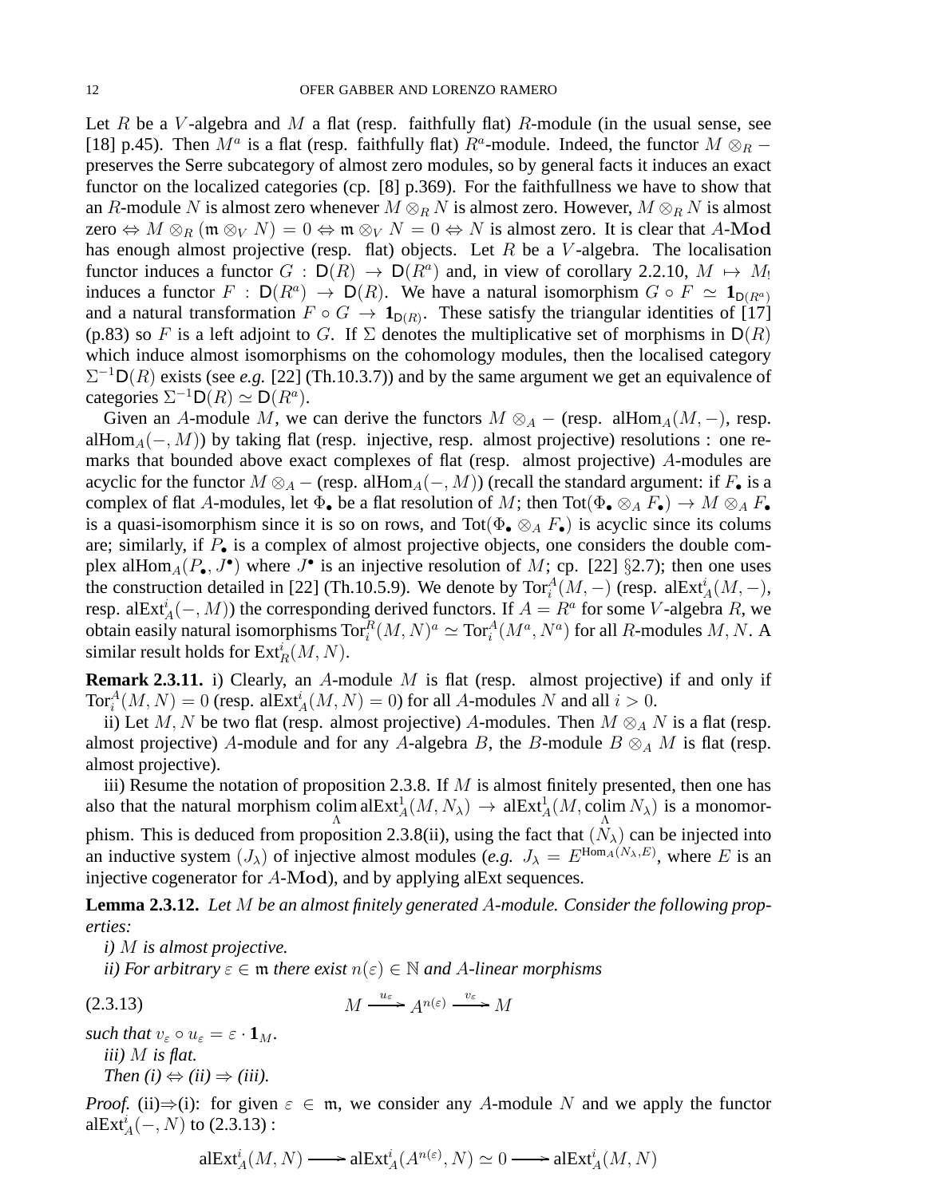Let $R$ be a $V$-algebra and $M$ a flat (resp. faithfully flat) $R$-module (in the usual sense, see [18] p.45). Then $M^a$ is a flat (resp. faithfully flat) $R^a$-module. Indeed, the functor $M \otimes_R -$ preserves the Serre subcategory of almost zero modules, so by general facts it induces an exact functor on the localized categories (cp. [8] p.369). For the faithfullness we have to show that an $R$-module $N$ is almost zero whenever $M \otimes_R N$ is almost zero. However, $M \otimes_R N$ is almost zero $\Leftrightarrow M \otimes_R (\mathfrak{m} \otimes_V N) = 0 \Leftrightarrow \mathfrak{m} \otimes_V N = 0 \Leftrightarrow N$ is almost zero. It is clear that $A$-$\mathbf{Mod}$ has enough almost projective (resp. flat) objects. Let $R$ be a $V$-algebra. The localisation functor induces a functor $G : \mathsf{D}(R) \to \mathsf{D}(R^a)$ and, in view of corollary 2.2.10, $M \mapsto M_!$ induces a functor $F : \mathsf{D}(R^a) \to \mathsf{D}(R)$. We have a natural isomorphism $G \circ F \simeq \mathbf{1}_{\mathsf{D}(R^a)}$ and a natural transformation $F \circ G \to \mathbf{1}_{\mathsf{D}(R)}$. These satisfy the triangular identities of [17] (p.83) so $F$ is a left adjoint to $G$. If $\Sigma$ denotes the multiplicative set of morphisms in $\mathsf{D}(R)$ which induce almost isomorphisms on the cohomology modules, then the localised category $\Sigma^{-1}\mathsf{D}(R)$ exists (see *e.g.* [22] (Th.10.3.7)) and by the same argument we get an equivalence of categories $\Sigma^{-1}\mathsf{D}(R) \simeq \mathsf{D}(R^a)$.

Given an $A$-module $M$, we can derive the functors $M \otimes_A -$ (resp. $\mathrm{alHom}_A(M, -)$, resp. $\mathrm{alHom}_A(-, M)$) by taking flat (resp. injective, resp. almost projective) resolutions : one remarks that bounded above exact complexes of flat (resp. almost projective) $A$-modules are acyclic for the functor $M \otimes_A -$ (resp. $\mathrm{alHom}_A(-, M)$) (recall the standard argument: if $F_\bullet$ is a complex of flat $A$-modules, let $\Phi_\bullet$ be a flat resolution of $M$; then $\mathrm{Tot}(\Phi_\bullet \otimes_A F_\bullet) \to M \otimes_A F_\bullet$ is a quasi-isomorphism since it is so on rows, and $\mathrm{Tot}(\Phi_\bullet \otimes_A F_\bullet)$ is acyclic since its colums are; similarly, if $P_\bullet$ is a complex of almost projective objects, one considers the double complex $\mathrm{alHom}_A(P_\bullet, J^\bullet)$ where $J^\bullet$ is an injective resolution of $M$; cp. [22] §2.7); then one uses the construction detailed in [22] (Th.10.5.9). We denote by $\mathrm{Tor}_i^A(M, -)$ (resp. $\mathrm{alExt}_A^i(M, -)$, resp. $\mathrm{alExt}_A^i(-, M)$) the corresponding derived functors. If $A = R^a$ for some $V$-algebra $R$, we obtain easily natural isomorphisms $\mathrm{Tor}_i^R(M, N)^a \simeq \mathrm{Tor}_i^A(M^a, N^a)$ for all $R$-modules $M, N$. A similar result holds for $\mathrm{Ext}_R^i(M, N)$.

**Remark 2.3.11.** i) Clearly, an $A$-module $M$ is flat (resp. almost projective) if and only if $\mathrm{Tor}_i^A(M, N) = 0$ (resp. $\mathrm{alExt}_A^i(M, N) = 0$) for all $A$-modules $N$ and all $i > 0$.

ii) Let $M, N$ be two flat (resp. almost projective) $A$-modules. Then $M \otimes_A N$ is a flat (resp. almost projective) $A$-module and for any $A$-algebra $B$, the $B$-module $B \otimes_A M$ is flat (resp. almost projective).

iii) Resume the notation of proposition 2.3.8. If $M$ is almost finitely presented, then one has also that the natural morphism $\operatorname*{colim}_\Lambda \mathrm{alExt}_A^1(M, N_\lambda) \to \mathrm{alExt}_A^1(M, \operatorname*{colim}_\Lambda N_\lambda)$ is a monomorphism. This is deduced from proposition 2.3.8(ii), using the fact that $(N_\lambda)$ can be injected into an inductive system $(J_\lambda)$ of injective almost modules (*e.g.* $J_\lambda = E^{\mathrm{Hom}_A(N_\lambda, E)}$, where $E$ is an injective cogenerator for $A$-$\mathbf{Mod}$), and by applying alExt sequences.

**Lemma 2.3.12.** *Let $M$ be an almost finitely generated $A$-module. Consider the following properties:*

*i) $M$ is almost projective.*

*ii) For arbitrary $\varepsilon \in \mathfrak{m}$ there exist $n(\varepsilon) \in \mathbb{N}$ and $A$-linear morphisms*

$$M \xrightarrow{u_\varepsilon} A^{n(\varepsilon)} \xrightarrow{v_\varepsilon} M \tag{2.3.13}$$

*such that $v_\varepsilon \circ u_\varepsilon = \varepsilon \cdot \mathbf{1}_M$.*

*iii) $M$ is flat.*

*Then (i) $\Leftrightarrow$ (ii) $\Rightarrow$ (iii).*

*Proof.* (ii)$\Rightarrow$(i): for given $\varepsilon \in \mathfrak{m}$, we consider any $A$-module $N$ and we apply the functor $\mathrm{alExt}_A^i(-, N)$ to (2.3.13) :

$$\mathrm{alExt}_A^i(M, N) \longrightarrow \mathrm{alExt}_A^i(A^{n(\varepsilon)}, N) \simeq 0 \longrightarrow \mathrm{alExt}_A^i(M, N)$$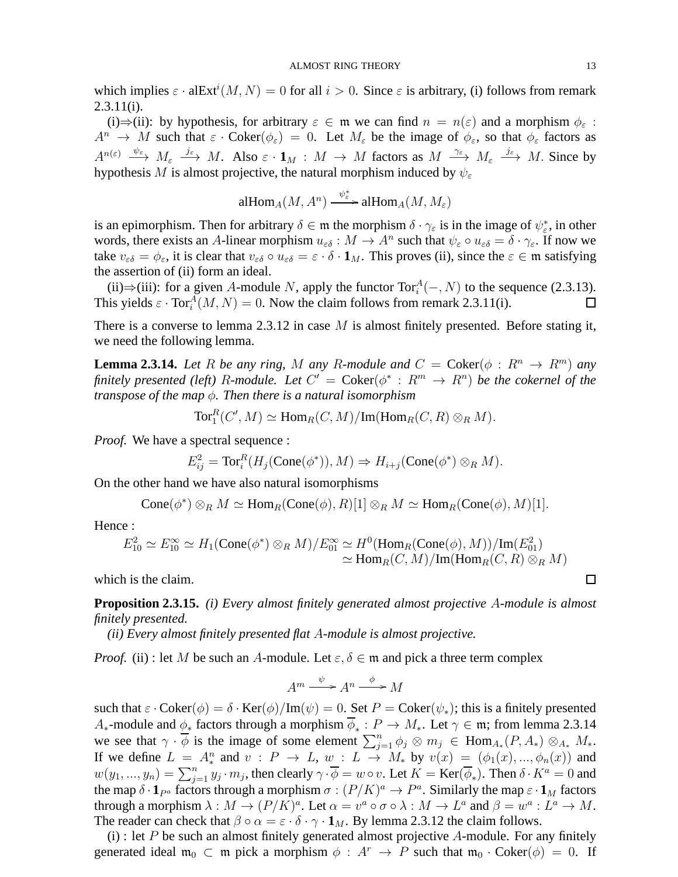which implies $\varepsilon \cdot \text{alExt}^i(M, N) = 0$ for all $i > 0$. Since $\varepsilon$ is arbitrary, (i) follows from remark 2.3.11(i).

(i)⇒(ii): by hypothesis, for arbitrary $\varepsilon \in \mathfrak{m}$ we can find $n = n(\varepsilon)$ and a morphism $\phi_\varepsilon : A^n \to M$ such that $\varepsilon \cdot \text{Coker}(\phi_\varepsilon) = 0$. Let $M_\varepsilon$ be the image of $\phi_\varepsilon$, so that $\phi_\varepsilon$ factors as $A^{n(\varepsilon)} \xrightarrow{\psi_\varepsilon} M_\varepsilon \xrightarrow{j_\varepsilon} M$. Also $\varepsilon \cdot \mathbf{1}_M : M \to M$ factors as $M \xrightarrow{\gamma_\varepsilon} M_\varepsilon \xrightarrow{j_\varepsilon} M$. Since by hypothesis $M$ is almost projective, the natural morphism induced by $\psi_\varepsilon$

$$\text{alHom}_A(M, A^n) \xrightarrow{\psi_\varepsilon^*} \text{alHom}_A(M, M_\varepsilon)$$

is an epimorphism. Then for arbitrary $\delta \in \mathfrak{m}$ the morphism $\delta \cdot \gamma_\varepsilon$ is in the image of $\psi_\varepsilon^*$, in other words, there exists an $A$-linear morphism $u_{\varepsilon\delta} : M \to A^n$ such that $\psi_\varepsilon \circ u_{\varepsilon\delta} = \delta \cdot \gamma_\varepsilon$. If now we take $v_{\varepsilon\delta} = \phi_\varepsilon$, it is clear that $v_{\varepsilon\delta} \circ u_{\varepsilon\delta} = \varepsilon \cdot \delta \cdot \mathbf{1}_M$. This proves (ii), since the $\varepsilon \in \mathfrak{m}$ satisfying the assertion of (ii) form an ideal.

(ii)⇒(iii): for a given $A$-module $N$, apply the functor $\text{Tor}_i^A(-, N)$ to the sequence (2.3.13). This yields $\varepsilon \cdot \text{Tor}_i^A(M, N) = 0$. Now the claim follows from remark 2.3.11(i). □

There is a converse to lemma 2.3.12 in case $M$ is almost finitely presented. Before stating it, we need the following lemma.

**Lemma 2.3.14.** *Let $R$ be any ring, $M$ any $R$-module and $C = \text{Coker}(\phi : R^n \to R^m)$ any finitely presented (left) $R$-module. Let $C' = \text{Coker}(\phi^* : R^m \to R^n)$ be the cokernel of the transpose of the map $\phi$. Then there is a natural isomorphism*

$$\text{Tor}_1^R(C', M) \simeq \text{Hom}_R(C, M)/\text{Im}(\text{Hom}_R(C, R) \otimes_R M).$$

*Proof.* We have a spectral sequence :

$$E_{ij}^2 = \text{Tor}_i^R(H_j(\text{Cone}(\phi^*)), M) \Rightarrow H_{i+j}(\text{Cone}(\phi^*) \otimes_R M).$$

On the other hand we have also natural isomorphisms

$$\text{Cone}(\phi^*) \otimes_R M \simeq \text{Hom}_R(\text{Cone}(\phi), R)[1] \otimes_R M \simeq \text{Hom}_R(\text{Cone}(\phi), M)[1].$$

Hence :

$$\begin{aligned} E_{10}^2 \simeq E_{10}^\infty \simeq H_1(\text{Cone}(\phi^*) \otimes_R M)/E_{01}^\infty &\simeq H^0(\text{Hom}_R(\text{Cone}(\phi), M))/\text{Im}(E_{01}^2) \\ &\simeq \text{Hom}_R(C, M)/\text{Im}(\text{Hom}_R(C, R) \otimes_R M) \end{aligned}$$

which is the claim. □

**Proposition 2.3.15.** *(i) Every almost finitely generated almost projective $A$-module is almost finitely presented.*

*(ii) Every almost finitely presented flat $A$-module is almost projective.*

*Proof.* (ii) : let $M$ be such an $A$-module. Let $\varepsilon, \delta \in \mathfrak{m}$ and pick a three term complex

$$A^m \xrightarrow{\psi} A^n \xrightarrow{\phi} M$$

such that $\varepsilon \cdot \text{Coker}(\phi) = \delta \cdot \text{Ker}(\phi)/\text{Im}(\psi) = 0$. Set $P = \text{Coker}(\psi_*)$; this is a finitely presented $A_*$-module and $\phi_*$ factors through a morphism $\overline{\phi}_* : P \to M_*$. Let $\gamma \in \mathfrak{m}$; from lemma 2.3.14 we see that $\gamma \cdot \overline{\phi}$ is the image of some element $\sum_{j=1}^n \phi_j \otimes m_j \in \text{Hom}_{A_*}(P, A_*) \otimes_{A_*} M_*$. If we define $L = A_*^n$ and $v : P \to L$, $w : L \to M_*$ by $v(x) = (\phi_1(x), ..., \phi_n(x))$ and $w(y_1, ..., y_n) = \sum_{j=1}^n y_j \cdot m_j$, then clearly $\gamma \cdot \overline{\phi} = w \circ v$. Let $K = \text{Ker}(\overline{\phi}_*)$. Then $\delta \cdot K^a = 0$ and the map $\delta \cdot \mathbf{1}_{P^a}$ factors through a morphism $\sigma : (P/K)^a \to P^a$. Similarly the map $\varepsilon \cdot \mathbf{1}_M$ factors through a morphism $\lambda : M \to (P/K)^a$. Let $\alpha = v^a \circ \sigma \circ \lambda : M \to L^a$ and $\beta = w^a : L^a \to M$. The reader can check that $\beta \circ \alpha = \varepsilon \cdot \delta \cdot \gamma \cdot \mathbf{1}_M$. By lemma 2.3.12 the claim follows.

(i) : let $P$ be such an almost finitely generated almost projective $A$-module. For any finitely generated ideal $\mathfrak{m}_0 \subset \mathfrak{m}$ pick a morphism $\phi : A^r \to P$ such that $\mathfrak{m}_0 \cdot \text{Coker}(\phi) = 0$. If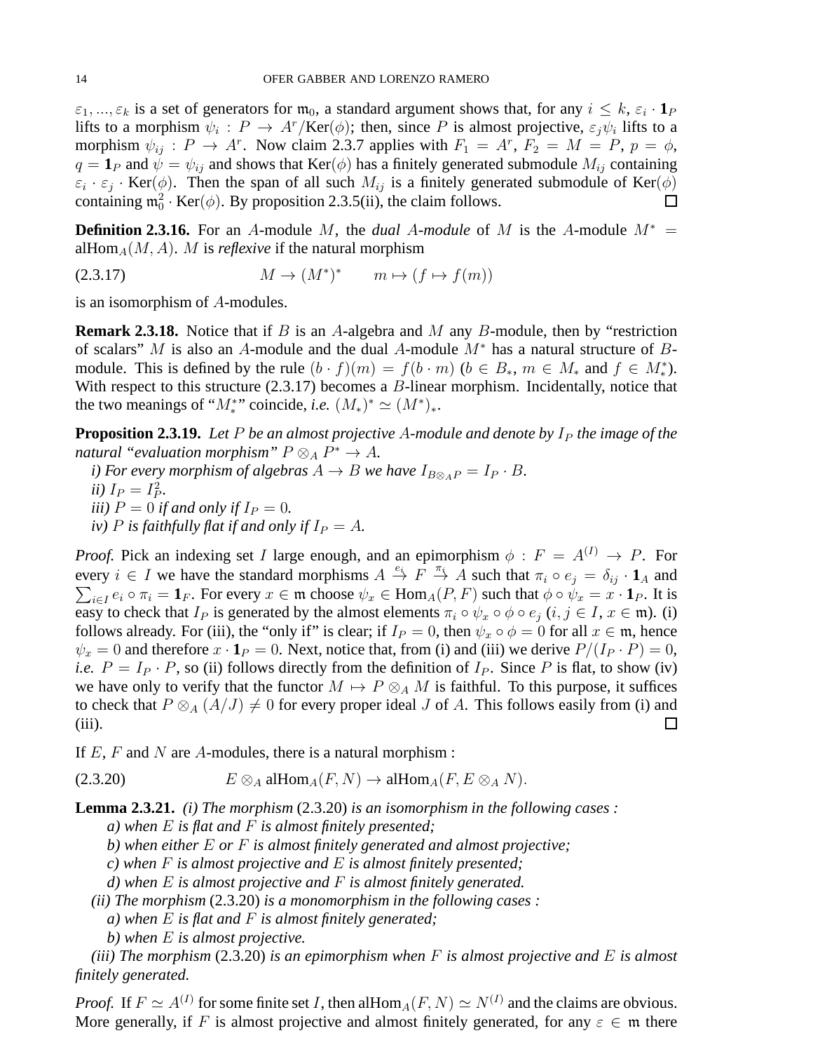$\varepsilon_1, ..., \varepsilon_k$ is a set of generators for $\mathfrak{m}_0$, a standard argument shows that, for any $i \leq k$, $\varepsilon_i \cdot \mathbf{1}_P$ lifts to a morphism $\psi_i : P \to A^r/\mathrm{Ker}(\phi)$; then, since $P$ is almost projective, $\varepsilon_j \psi_i$ lifts to a morphism $\psi_{ij} : P \to A^r$. Now claim 2.3.7 applies with $F_1 = A^r$, $F_2 = M = P$, $p = \phi$, $q = \mathbf{1}_P$ and $\psi = \psi_{ij}$ and shows that $\mathrm{Ker}(\phi)$ has a finitely generated submodule $M_{ij}$ containing $\varepsilon_i \cdot \varepsilon_j \cdot \mathrm{Ker}(\phi)$. Then the span of all such $M_{ij}$ is a finitely generated submodule of $\mathrm{Ker}(\phi)$ containing $\mathfrak{m}_0^2 \cdot \mathrm{Ker}(\phi)$. By proposition 2.3.5(ii), the claim follows. □

**Definition 2.3.16.** For an $A$-module $M$, the *dual $A$-module* of $M$ is the $A$-module $M^* = \mathrm{alHom}_A(M, A)$. $M$ is *reflexive* if the natural morphism

$$M \to (M^*)^* \qquad m \mapsto (f \mapsto f(m)) \tag{2.3.17}$$

is an isomorphism of $A$-modules.

**Remark 2.3.18.** Notice that if $B$ is an $A$-algebra and $M$ any $B$-module, then by "restriction of scalars" $M$ is also an $A$-module and the dual $A$-module $M^*$ has a natural structure of $B$-module. This is defined by the rule $(b \cdot f)(m) = f(b \cdot m)$ ($b \in B_*$, $m \in M_*$ and $f \in M^*_*$). With respect to this structure (2.3.17) becomes a $B$-linear morphism. Incidentally, notice that the two meanings of "$M^*_*$" coincide, *i.e.* $(M_*)^* \simeq (M^*)_*$.

**Proposition 2.3.19.** *Let $P$ be an almost projective $A$-module and denote by $I_P$ the image of the natural "evaluation morphism" $P \otimes_A P^* \to A$.*

*i) For every morphism of algebras $A \to B$ we have $I_{B \otimes_A P} = I_P \cdot B$.*
*ii) $I_P = I_P^2$.*
*iii) $P = 0$ if and only if $I_P = 0$.*
*iv) $P$ is faithfully flat if and only if $I_P = A$.*

*Proof.* Pick an indexing set $I$ large enough, and an epimorphism $\phi : F = A^{(I)} \to P$. For every $i \in I$ we have the standard morphisms $A \xrightarrow{e_i} F \xrightarrow{\pi_i} A$ such that $\pi_i \circ e_j = \delta_{ij} \cdot \mathbf{1}_A$ and $\sum_{i \in I} e_i \circ \pi_i = \mathbf{1}_F$. For every $x \in \mathfrak{m}$ choose $\psi_x \in \mathrm{Hom}_A(P, F)$ such that $\phi \circ \psi_x = x \cdot \mathbf{1}_P$. It is easy to check that $I_P$ is generated by the almost elements $\pi_i \circ \psi_x \circ \phi \circ e_j$ ($i, j \in I$, $x \in \mathfrak{m}$). (i) follows already. For (iii), the "only if" is clear; if $I_P = 0$, then $\psi_x \circ \phi = 0$ for all $x \in \mathfrak{m}$, hence $\psi_x = 0$ and therefore $x \cdot \mathbf{1}_P = 0$. Next, notice that, from (i) and (iii) we derive $P/(I_P \cdot P) = 0$, *i.e.* $P = I_P \cdot P$, so (ii) follows directly from the definition of $I_P$. Since $P$ is flat, to show (iv) we have only to verify that the functor $M \mapsto P \otimes_A M$ is faithful. To this purpose, it suffices to check that $P \otimes_A (A/J) \neq 0$ for every proper ideal $J$ of $A$. This follows easily from (i) and (iii). □

If $E$, $F$ and $N$ are $A$-modules, there is a natural morphism :

$$E \otimes_A \mathrm{alHom}_A(F, N) \to \mathrm{alHom}_A(F, E \otimes_A N). \tag{2.3.20}$$

**Lemma 2.3.21.** *(i) The morphism* (2.3.20) *is an isomorphism in the following cases :*

*a) when $E$ is flat and $F$ is almost finitely presented;*
*b) when either $E$ or $F$ is almost finitely generated and almost projective;*
*c) when $F$ is almost projective and $E$ is almost finitely presented;*
*d) when $E$ is almost projective and $F$ is almost finitely generated.*

*(ii) The morphism* (2.3.20) *is a monomorphism in the following cases :*

*a) when $E$ is flat and $F$ is almost finitely generated;*
*b) when $E$ is almost projective.*

*(iii) The morphism* (2.3.20) *is an epimorphism when $F$ is almost projective and $E$ is almost finitely generated.*

*Proof.* If $F \simeq A^{(I)}$ for some finite set $I$, then $\mathrm{alHom}_A(F, N) \simeq N^{(I)}$ and the claims are obvious. More generally, if $F$ is almost projective and almost finitely generated, for any $\varepsilon \in \mathfrak{m}$ there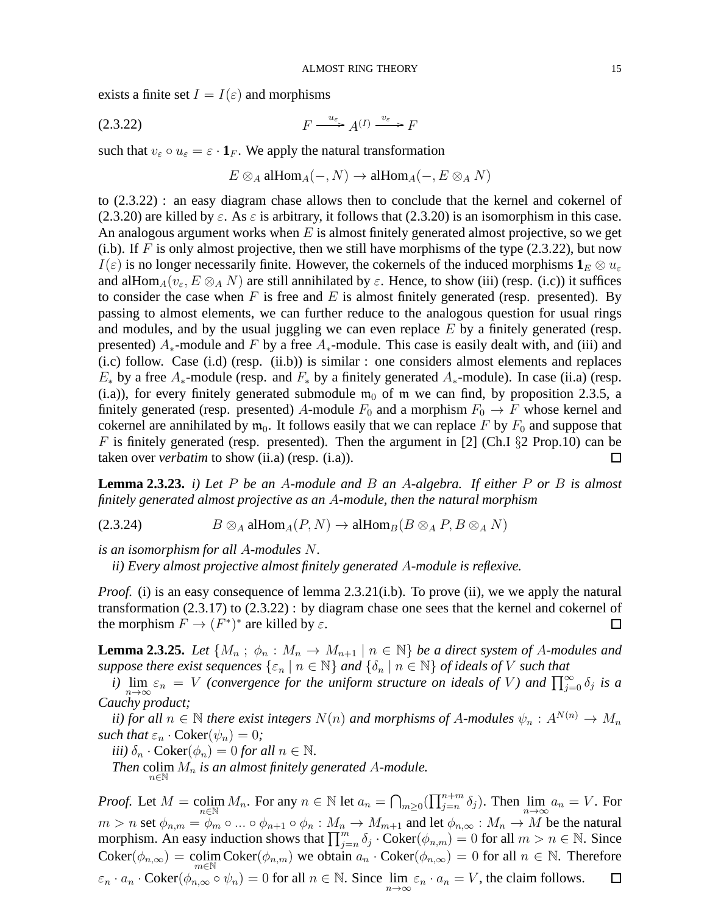exists a finite set $I = I(\varepsilon)$ and morphisms

$$F \xrightarrow{u_\varepsilon} A^{(I)} \xrightarrow{v_\varepsilon} F \tag{2.3.22}$$

such that $v_\varepsilon \circ u_\varepsilon = \varepsilon \cdot \mathbf{1}_F$. We apply the natural transformation

$$E \otimes_A \text{alHom}_A(-, N) \to \text{alHom}_A(-, E \otimes_A N)$$

to (2.3.22) : an easy diagram chase allows then to conclude that the kernel and cokernel of (2.3.20) are killed by $\varepsilon$. As $\varepsilon$ is arbitrary, it follows that (2.3.20) is an isomorphism in this case. An analogous argument works when $E$ is almost finitely generated almost projective, so we get (i.b). If $F$ is only almost projective, then we still have morphisms of the type (2.3.22), but now $I(\varepsilon)$ is no longer necessarily finite. However, the cokernels of the induced morphisms $\mathbf{1}_E \otimes u_\varepsilon$ and $\text{alHom}_A(v_\varepsilon, E \otimes_A N)$ are still annihilated by $\varepsilon$. Hence, to show (iii) (resp. (i.c)) it suffices to consider the case when $F$ is free and $E$ is almost finitely generated (resp. presented). By passing to almost elements, we can further reduce to the analogous question for usual rings and modules, and by the usual juggling we can even replace $E$ by a finitely generated (resp. presented) $A_*$-module and $F$ by a free $A_*$-module. This case is easily dealt with, and (iii) and (i.c) follow. Case (i.d) (resp. (ii.b)) is similar : one considers almost elements and replaces $E_*$ by a free $A_*$-module (resp. and $F_*$ by a finitely generated $A_*$-module). In case (ii.a) (resp. (i.a)), for every finitely generated submodule $\mathfrak{m}_0$ of $\mathfrak{m}$ we can find, by proposition 2.3.5, a finitely generated (resp. presented) $A$-module $F_0$ and a morphism $F_0 \to F$ whose kernel and cokernel are annihilated by $\mathfrak{m}_0$. It follows easily that we can replace $F$ by $F_0$ and suppose that $F$ is finitely generated (resp. presented). Then the argument in [2] (Ch.I §2 Prop.10) can be taken over *verbatim* to show (ii.a) (resp. (i.a)). ☐

**Lemma 2.3.23.** *i) Let $P$ be an $A$-module and $B$ an $A$-algebra. If either $P$ or $B$ is almost finitely generated almost projective as an $A$-module, then the natural morphism*

$$B \otimes_A \text{alHom}_A(P, N) \to \text{alHom}_B(B \otimes_A P, B \otimes_A N) \tag{2.3.24}$$

*is an isomorphism for all $A$-modules $N$.*

*ii) Every almost projective almost finitely generated $A$-module is reflexive.*

*Proof.* (i) is an easy consequence of lemma 2.3.21(i.b). To prove (ii), we we apply the natural transformation (2.3.17) to (2.3.22) : by diagram chase one sees that the kernel and cokernel of the morphism $F \to (F^*)^*$ are killed by $\varepsilon$. ☐

**Lemma 2.3.25.** *Let $\{M_n \, ; \, \phi_n : M_n \to M_{n+1} \mid n \in \mathbb{N}\}$ be a direct system of $A$-modules and suppose there exist sequences $\{\varepsilon_n \mid n \in \mathbb{N}\}$ and $\{\delta_n \mid n \in \mathbb{N}\}$ of ideals of $V$ such that*

*i) $\lim\limits_{n\to\infty} \varepsilon_n = V$ (convergence for the uniform structure on ideals of $V$) and $\prod_{j=0}^{\infty} \delta_j$ is a Cauchy product;*

*ii) for all $n \in \mathbb{N}$ there exist integers $N(n)$ and morphisms of $A$-modules $\psi_n : A^{N(n)} \to M_n$ such that $\varepsilon_n \cdot \text{Coker}(\psi_n) = 0$;*

*iii) $\delta_n \cdot \text{Coker}(\phi_n) = 0$ for all $n \in \mathbb{N}$.*

*Then $\operatorname*{colim}\limits_{n\in\mathbb{N}} M_n$ is an almost finitely generated $A$-module.*

*Proof.* Let $M = \operatorname*{colim}\limits_{n\in\mathbb{N}} M_n$. For any $n \in \mathbb{N}$ let $a_n = \bigcap_{m\geq 0}(\prod_{j=n}^{n+m} \delta_j)$. Then $\lim\limits_{n\to\infty} a_n = V$. For $m > n$ set $\phi_{n,m} = \phi_m \circ ... \circ \phi_{n+1} \circ \phi_n : M_n \to M_{m+1}$ and let $\phi_{n,\infty} : M_n \to M$ be the natural morphism. An easy induction shows that $\prod_{j=n}^{m} \delta_j \cdot \text{Coker}(\phi_{n,m}) = 0$ for all $m > n \in \mathbb{N}$. Since $\text{Coker}(\phi_{n,\infty}) = \operatorname*{colim}\limits_{m\in\mathbb{N}} \text{Coker}(\phi_{n,m})$ we obtain $a_n \cdot \text{Coker}(\phi_{n,\infty}) = 0$ for all $n \in \mathbb{N}$. Therefore $\varepsilon_n \cdot a_n \cdot \text{Coker}(\phi_{n,\infty} \circ \psi_n) = 0$ for all $n \in \mathbb{N}$. Since $\lim\limits_{n\to\infty} \varepsilon_n \cdot a_n = V$, the claim follows. ☐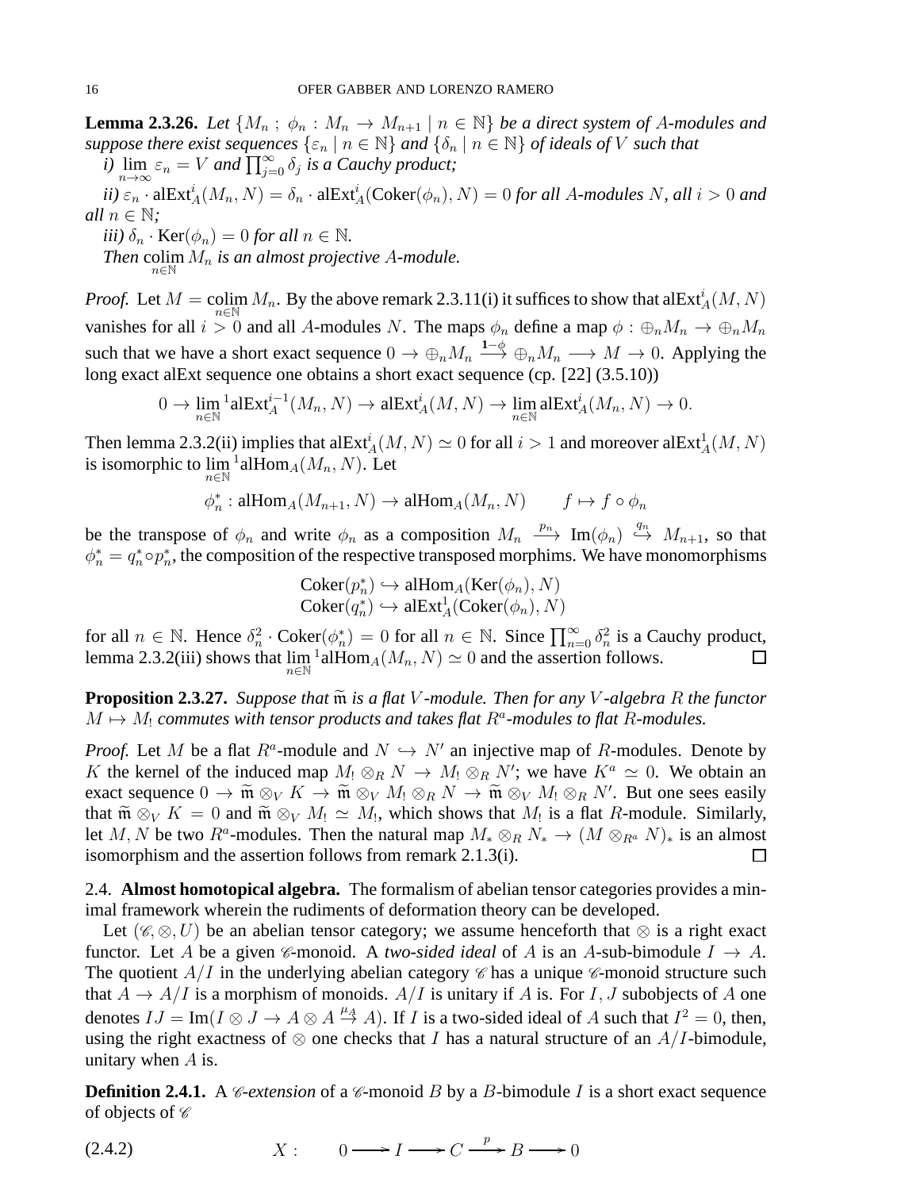**Lemma 2.3.26.** *Let $\{M_n \; ; \; \phi_n : M_n \to M_{n+1} \mid n \in \mathbb{N}\}$ be a direct system of $A$-modules and suppose there exist sequences $\{\varepsilon_n \mid n \in \mathbb{N}\}$ and $\{\delta_n \mid n \in \mathbb{N}\}$ of ideals of $V$ such that*

*i) $\lim\limits_{n\to\infty} \varepsilon_n = V$ and $\prod_{j=0}^{\infty} \delta_j$ is a Cauchy product;*

*ii) $\varepsilon_n \cdot \mathrm{alExt}^i_A(M_n, N) = \delta_n \cdot \mathrm{alExt}^i_A(\mathrm{Coker}(\phi_n), N) = 0$ for all $A$-modules $N$, all $i > 0$ and all $n \in \mathbb{N}$;*

*iii) $\delta_n \cdot \mathrm{Ker}(\phi_n) = 0$ for all $n \in \mathbb{N}$.*

*Then $\mathrm{colim}_{n\in\mathbb{N}} M_n$ is an almost projective $A$-module.*

*Proof.* Let $M = \mathrm{colim}_{n\in\mathbb{N}} M_n$. By the above remark 2.3.11(i) it suffices to show that $\mathrm{alExt}^i_A(M, N)$ vanishes for all $i > 0$ and all $A$-modules $N$. The maps $\phi_n$ define a map $\phi : \oplus_n M_n \to \oplus_n M_n$ such that we have a short exact sequence $0 \to \oplus_n M_n \xrightarrow{\mathbf{1}-\phi} \oplus_n M_n \longrightarrow M \to 0$. Applying the long exact alExt sequence one obtains a short exact sequence (cp. [22] (3.5.10))

$$0 \to \lim_{n\in\mathbb{N}}{}^1 \mathrm{alExt}^{i-1}_A(M_n, N) \to \mathrm{alExt}^i_A(M, N) \to \lim_{n\in\mathbb{N}} \mathrm{alExt}^i_A(M_n, N) \to 0.$$

Then lemma 2.3.2(ii) implies that $\mathrm{alExt}^i_A(M, N) \simeq 0$ for all $i > 1$ and moreover $\mathrm{alExt}^1_A(M, N)$ is isomorphic to $\lim_{n\in\mathbb{N}}{}^1 \mathrm{alHom}_A(M_n, N)$. Let

$$\phi^*_n : \mathrm{alHom}_A(M_{n+1}, N) \to \mathrm{alHom}_A(M_n, N) \qquad f \mapsto f \circ \phi_n$$

be the transpose of $\phi_n$ and write $\phi_n$ as a composition $M_n \xrightarrow{p_n} \mathrm{Im}(\phi_n) \overset{q_n}{\hookrightarrow} M_{n+1}$, so that $\phi^*_n = q^*_n \circ p^*_n$, the composition of the respective transposed morphims. We have monomorphisms

$$\mathrm{Coker}(p^*_n) \hookrightarrow \mathrm{alHom}_A(\mathrm{Ker}(\phi_n), N)$$
$$\mathrm{Coker}(q^*_n) \hookrightarrow \mathrm{alExt}^1_A(\mathrm{Coker}(\phi_n), N)$$

for all $n \in \mathbb{N}$. Hence $\delta^2_n \cdot \mathrm{Coker}(\phi^*_n) = 0$ for all $n \in \mathbb{N}$. Since $\prod_{n=0}^{\infty} \delta^2_n$ is a Cauchy product, lemma 2.3.2(iii) shows that $\lim_{n\in\mathbb{N}}{}^1 \mathrm{alHom}_A(M_n, N) \simeq 0$ and the assertion follows. □

**Proposition 2.3.27.** *Suppose that $\widetilde{\mathfrak{m}}$ is a flat $V$-module. Then for any $V$-algebra $R$ the functor $M \mapsto M_!$ commutes with tensor products and takes flat $R^a$-modules to flat $R$-modules.*

*Proof.* Let $M$ be a flat $R^a$-module and $N \hookrightarrow N'$ an injective map of $R$-modules. Denote by $K$ the kernel of the induced map $M_! \otimes_R N \to M_! \otimes_R N'$; we have $K^a \simeq 0$. We obtain an exact sequence $0 \to \widetilde{\mathfrak{m}} \otimes_V K \to \widetilde{\mathfrak{m}} \otimes_V M_! \otimes_R N \to \widetilde{\mathfrak{m}} \otimes_V M_! \otimes_R N'$. But one sees easily that $\widetilde{\mathfrak{m}} \otimes_V K = 0$ and $\widetilde{\mathfrak{m}} \otimes_V M_! \simeq M_!$, which shows that $M_!$ is a flat $R$-module. Similarly, let $M, N$ be two $R^a$-modules. Then the natural map $M_* \otimes_R N_* \to (M \otimes_{R^a} N)_*$ is an almost isomorphism and the assertion follows from remark 2.1.3(i). □

## 2.4. Almost homotopical algebra.

The formalism of abelian tensor categories provides a minimal framework wherein the rudiments of deformation theory can be developed.

Let $(\mathscr{C}, \otimes, U)$ be an abelian tensor category; we assume henceforth that $\otimes$ is a right exact functor. Let $A$ be a given $\mathscr{C}$-monoid. A *two-sided ideal* of $A$ is an $A$-sub-bimodule $I \to A$. The quotient $A/I$ in the underlying abelian category $\mathscr{C}$ has a unique $\mathscr{C}$-monoid structure such that $A \to A/I$ is a morphism of monoids. $A/I$ is unitary if $A$ is. For $I, J$ subobjects of $A$ one denotes $IJ = \mathrm{Im}(I \otimes J \to A \otimes A \xrightarrow{\mu_A} A)$. If $I$ is a two-sided ideal of $A$ such that $I^2 = 0$, then, using the right exactness of $\otimes$ one checks that $I$ has a natural structure of an $A/I$-bimodule, unitary when $A$ is.

**Definition 2.4.1.** A *$\mathscr{C}$-extension* of a $\mathscr{C}$-monoid $B$ by a $B$-bimodule $I$ is a short exact sequence of objects of $\mathscr{C}$

$$(2.4.2) \qquad X : \qquad 0 \longrightarrow I \longrightarrow C \xrightarrow{\;p\;} B \longrightarrow 0$$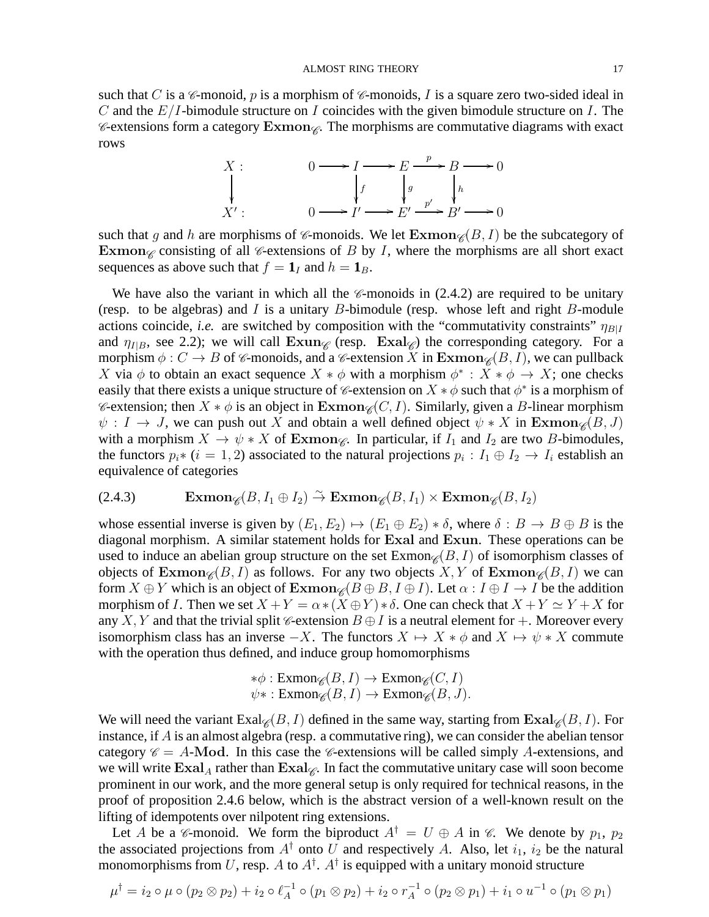such that $C$ is a $\mathscr{C}$-monoid, $p$ is a morphism of $\mathscr{C}$-monoids, $I$ is a square zero two-sided ideal in $C$ and the $E/I$-bimodule structure on $I$ coincides with the given bimodule structure on $I$. The $\mathscr{C}$-extensions form a category $\mathbf{Exmon}_{\mathscr{C}}$. The morphisms are commutative diagrams with exact rows

$$\begin{array}{ccccccccccc}
X: & & 0 & \longrightarrow & I & \longrightarrow & E & \xrightarrow{p} & B & \longrightarrow & 0 \\
\downarrow & & & & \downarrow{\scriptstyle f} & & \downarrow{\scriptstyle g} & & \downarrow{\scriptstyle h} & & \\
X': & & 0 & \longrightarrow & I' & \longrightarrow & E' & \xrightarrow{p'} & B' & \longrightarrow & 0
\end{array}$$

such that $g$ and $h$ are morphisms of $\mathscr{C}$-monoids. We let $\mathbf{Exmon}_{\mathscr{C}}(B,I)$ be the subcategory of $\mathbf{Exmon}_{\mathscr{C}}$ consisting of all $\mathscr{C}$-extensions of $B$ by $I$, where the morphisms are all short exact sequences as above such that $f = \mathbf{1}_I$ and $h = \mathbf{1}_B$.

We have also the variant in which all the $\mathscr{C}$-monoids in (2.4.2) are required to be unitary (resp. to be algebras) and $I$ is a unitary $B$-bimodule (resp. whose left and right $B$-module actions coincide, *i.e.* are switched by composition with the "commutativity constraints" $\eta_{B|I}$ and $\eta_{I|B}$, see 2.2); we will call $\mathbf{Exun}_{\mathscr{C}}$ (resp. $\mathbf{Exal}_{\mathscr{C}}$) the corresponding category. For a morphism $\phi : C \to B$ of $\mathscr{C}$-monoids, and a $\mathscr{C}$-extension $X$ in $\mathbf{Exmon}_{\mathscr{C}}(B,I)$, we can pullback $X$ via $\phi$ to obtain an exact sequence $X * \phi$ with a morphism $\phi^* : X * \phi \to X$; one checks easily that there exists a unique structure of $\mathscr{C}$-extension on $X * \phi$ such that $\phi^*$ is a morphism of $\mathscr{C}$-extension; then $X * \phi$ is an object in $\mathbf{Exmon}_{\mathscr{C}}(C,I)$. Similarly, given a $B$-linear morphism $\psi : I \to J$, we can push out $X$ and obtain a well defined object $\psi * X$ in $\mathbf{Exmon}_{\mathscr{C}}(B,J)$ with a morphism $X \to \psi * X$ of $\mathbf{Exmon}_{\mathscr{C}}$. In particular, if $I_1$ and $I_2$ are two $B$-bimodules, the functors $p_i *$ $(i = 1,2)$ associated to the natural projections $p_i : I_1 \oplus I_2 \to I_i$ establish an equivalence of categories

$$\mathbf{Exmon}_{\mathscr{C}}(B, I_1 \oplus I_2) \stackrel{\sim}{\to} \mathbf{Exmon}_{\mathscr{C}}(B, I_1) \times \mathbf{Exmon}_{\mathscr{C}}(B, I_2) \tag{2.4.3}$$

whose essential inverse is given by $(E_1, E_2) \mapsto (E_1 \oplus E_2) * \delta$, where $\delta : B \to B \oplus B$ is the diagonal morphism. A similar statement holds for $\mathbf{Exal}$ and $\mathbf{Exun}$. These operations can be used to induce an abelian group structure on the set $\mathrm{Exmon}_{\mathscr{C}}(B,I)$ of isomorphism classes of objects of $\mathbf{Exmon}_{\mathscr{C}}(B,I)$ as follows. For any two objects $X, Y$ of $\mathbf{Exmon}_{\mathscr{C}}(B,I)$ we can form $X \oplus Y$ which is an object of $\mathbf{Exmon}_{\mathscr{C}}(B \oplus B, I \oplus I)$. Let $\alpha : I \oplus I \to I$ be the addition morphism of $I$. Then we set $X + Y = \alpha * (X \oplus Y) * \delta$. One can check that $X + Y \simeq Y + X$ for any $X, Y$ and that the trivial split $\mathscr{C}$-extension $B \oplus I$ is a neutral element for $+$. Moreover every isomorphism class has an inverse $-X$. The functors $X \mapsto X * \phi$ and $X \mapsto \psi * X$ commute with the operation thus defined, and induce group homomorphisms

$$\begin{aligned}
*\phi &: \mathrm{Exmon}_{\mathscr{C}}(B,I) \to \mathrm{Exmon}_{\mathscr{C}}(C,I) \\
\psi* &: \mathrm{Exmon}_{\mathscr{C}}(B,I) \to \mathrm{Exmon}_{\mathscr{C}}(B,J).
\end{aligned}$$

We will need the variant $\mathrm{Exal}_{\mathscr{C}}(B,I)$ defined in the same way, starting from $\mathbf{Exal}_{\mathscr{C}}(B,I)$. For instance, if $A$ is an almost algebra (resp. a commutative ring), we can consider the abelian tensor category $\mathscr{C} = A$-$\mathbf{Mod}$. In this case the $\mathscr{C}$-extensions will be called simply $A$-extensions, and we will write $\mathbf{Exal}_A$ rather than $\mathbf{Exal}_{\mathscr{C}}$. In fact the commutative unitary case will soon become prominent in our work, and the more general setup is only required for technical reasons, in the proof of proposition 2.4.6 below, which is the abstract version of a well-known result on the lifting of idempotents over nilpotent ring extensions.

Let $A$ be a $\mathscr{C}$-monoid. We form the biproduct $A^\dagger = U \oplus A$ in $\mathscr{C}$. We denote by $p_1$, $p_2$ the associated projections from $A^\dagger$ onto $U$ and respectively $A$. Also, let $i_1$, $i_2$ be the natural monomorphisms from $U$, resp. $A$ to $A^\dagger$. $A^\dagger$ is equipped with a unitary monoid structure

$$\mu^\dagger = i_2 \circ \mu \circ (p_2 \otimes p_2) + i_2 \circ \ell_A^{-1} \circ (p_1 \otimes p_2) + i_2 \circ r_A^{-1} \circ (p_2 \otimes p_1) + i_1 \circ u^{-1} \circ (p_1 \otimes p_1)$$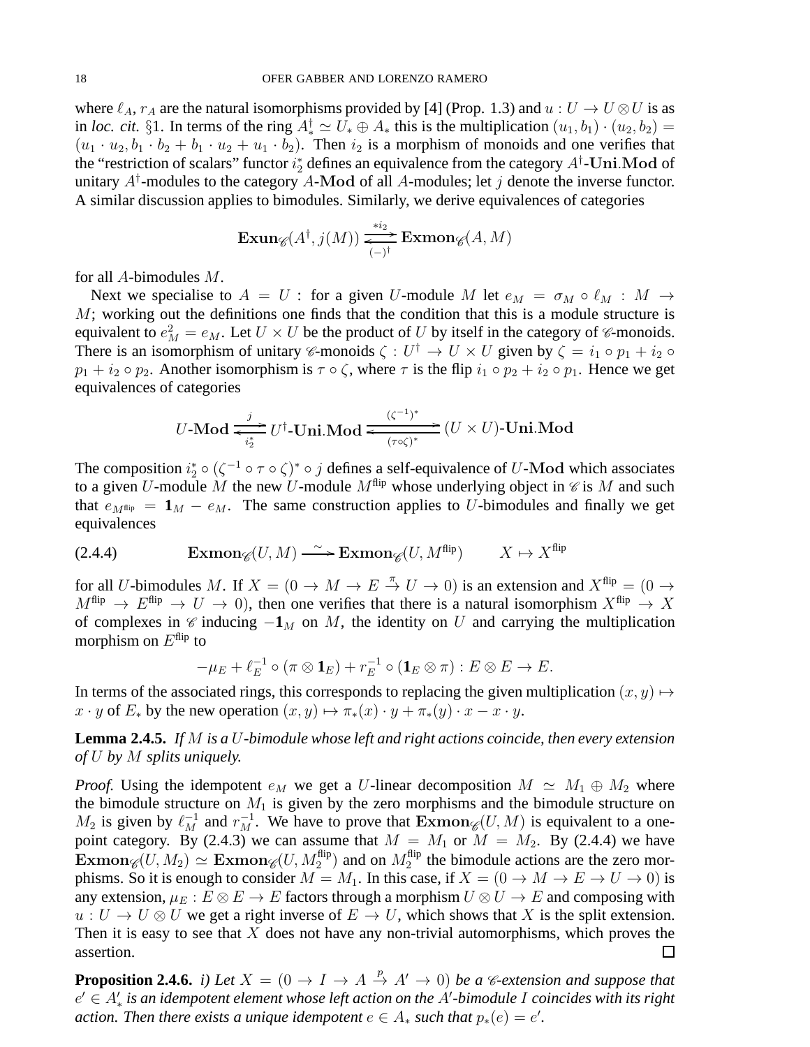where $\ell_A$, $r_A$ are the natural isomorphisms provided by [4] (Prop. 1.3) and $u : U \to U \otimes U$ is as in *loc. cit.* §1. In terms of the ring $A^\dagger_* \simeq U_* \oplus A_*$ this is the multiplication $(u_1, b_1) \cdot (u_2, b_2) = (u_1 \cdot u_2, b_1 \cdot b_2 + b_1 \cdot u_2 + u_1 \cdot b_2)$. Then $i_2$ is a morphism of monoids and one verifies that the "restriction of scalars" functor $i_2^*$ defines an equivalence from the category $A^\dagger$-$\mathbf{Uni}.\mathbf{Mod}$ of unitary $A^\dagger$-modules to the category $A$-$\mathbf{Mod}$ of all $A$-modules; let $j$ denote the inverse functor. A similar discussion applies to bimodules. Similarly, we derive equivalences of categories

$$\mathbf{Exun}_{\mathscr{C}}(A^\dagger, j(M)) \underset{(-)^\dagger}{\overset{*i_2}{\rightleftarrows}} \mathbf{Exmon}_{\mathscr{C}}(A, M)$$

for all $A$-bimodules $M$.

Next we specialise to $A = U$ : for a given $U$-module $M$ let $e_M = \sigma_M \circ \ell_M : M \to M$; working out the definitions one finds that the condition that this is a module structure is equivalent to $e_M^2 = e_M$. Let $U \times U$ be the product of $U$ by itself in the category of $\mathscr{C}$-monoids. There is an isomorphism of unitary $\mathscr{C}$-monoids $\zeta : U^\dagger \to U \times U$ given by $\zeta = i_1 \circ p_1 + i_2 \circ p_1 + i_2 \circ p_2$. Another isomorphism is $\tau \circ \zeta$, where $\tau$ is the flip $i_1 \circ p_2 + i_2 \circ p_1$. Hence we get equivalences of categories

$$U\text{-}\mathbf{Mod} \underset{i_2^*}{\overset{j}{\rightleftarrows}} U^\dagger\text{-}\mathbf{Uni}.\mathbf{Mod} \underset{(\tau\circ\zeta)^*}{\overset{(\zeta^{-1})^*}{\rightleftarrows}} (U \times U)\text{-}\mathbf{Uni}.\mathbf{Mod}$$

The composition $i_2^* \circ (\zeta^{-1} \circ \tau \circ \zeta)^* \circ j$ defines a self-equivalence of $U$-$\mathbf{Mod}$ which associates to a given $U$-module $M$ the new $U$-module $M^{\mathrm{flip}}$ whose underlying object in $\mathscr{C}$ is $M$ and such that $e_{M^{\mathrm{flip}}} = \mathbf{1}_M - e_M$. The same construction applies to $U$-bimodules and finally we get equivalences

$$\mathbf{Exmon}_{\mathscr{C}}(U, M) \xrightarrow{\sim} \mathbf{Exmon}_{\mathscr{C}}(U, M^{\mathrm{flip}}) \qquad X \mapsto X^{\mathrm{flip}} \tag{2.4.4}$$

for all $U$-bimodules $M$. If $X = (0 \to M \to E \xrightarrow{\pi} U \to 0)$ is an extension and $X^{\mathrm{flip}} = (0 \to M^{\mathrm{flip}} \to E^{\mathrm{flip}} \to U \to 0)$, then one verifies that there is a natural isomorphism $X^{\mathrm{flip}} \to X$ of complexes in $\mathscr{C}$ inducing $-\mathbf{1}_M$ on $M$, the identity on $U$ and carrying the multiplication morphism on $E^{\mathrm{flip}}$ to

$$-\mu_E + \ell_E^{-1} \circ (\pi \otimes \mathbf{1}_E) + r_E^{-1} \circ (\mathbf{1}_E \otimes \pi) : E \otimes E \to E.$$

In terms of the associated rings, this corresponds to replacing the given multiplication $(x, y) \mapsto x \cdot y$ of $E_*$ by the new operation $(x, y) \mapsto \pi_*(x) \cdot y + \pi_*(y) \cdot x - x \cdot y$.

**Lemma 2.4.5.** *If $M$ is a $U$-bimodule whose left and right actions coincide, then every extension of $U$ by $M$ splits uniquely.*

*Proof.* Using the idempotent $e_M$ we get a $U$-linear decomposition $M \simeq M_1 \oplus M_2$ where the bimodule structure on $M_1$ is given by the zero morphisms and the bimodule structure on $M_2$ is given by $\ell_M^{-1}$ and $r_M^{-1}$. We have to prove that $\mathbf{Exmon}_{\mathscr{C}}(U, M)$ is equivalent to a one-point category. By (2.4.3) we can assume that $M = M_1$ or $M = M_2$. By (2.4.4) we have $\mathbf{Exmon}_{\mathscr{C}}(U, M_2) \simeq \mathbf{Exmon}_{\mathscr{C}}(U, M_2^{\mathrm{flip}})$ and on $M_2^{\mathrm{flip}}$ the bimodule actions are the zero morphisms. So it is enough to consider $M = M_1$. In this case, if $X = (0 \to M \to E \to U \to 0)$ is any extension, $\mu_E : E \otimes E \to E$ factors through a morphism $U \otimes U \to E$ and composing with $u : U \to U \otimes U$ we get a right inverse of $E \to U$, which shows that $X$ is the split extension. Then it is easy to see that $X$ does not have any non-trivial automorphisms, which proves the assertion. □

**Proposition 2.4.6.** *i) Let $X = (0 \to I \to A \xrightarrow{p} A' \to 0)$ be a $\mathscr{C}$-extension and suppose that $e' \in A'_*$ is an idempotent element whose left action on the $A'$-bimodule $I$ coincides with its right action. Then there exists a unique idempotent $e \in A_*$ such that $p_*(e) = e'$.*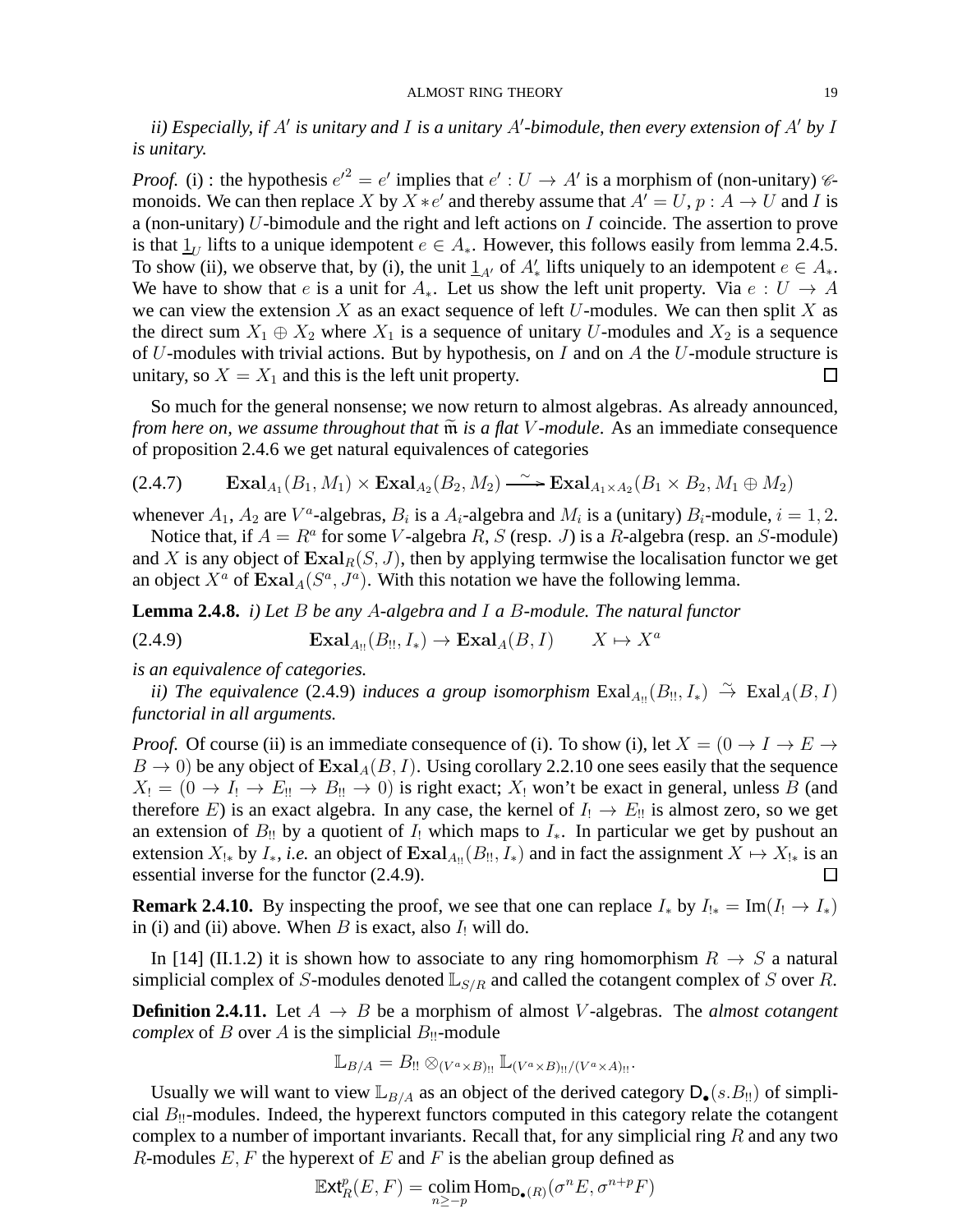*ii) Especially, if $A'$ is unitary and $I$ is a unitary $A'$-bimodule, then every extension of $A'$ by $I$ is unitary.*

*Proof.* (i) : the hypothesis $e'^2 = e'$ implies that $e' : U \to A'$ is a morphism of (non-unitary) $\mathscr{C}$-monoids. We can then replace $X$ by $X * e'$ and thereby assume that $A' = U$, $p : A \to U$ and $I$ is a (non-unitary) $U$-bimodule and the right and left actions on $I$ coincide. The assertion to prove is that $\underline{1}_U$ lifts to a unique idempotent $e \in A_*$. However, this follows easily from lemma 2.4.5. To show (ii), we observe that, by (i), the unit $\underline{1}_{A'}$ of $A'_*$ lifts uniquely to an idempotent $e \in A_*$. We have to show that $e$ is a unit for $A_*$. Let us show the left unit property. Via $e : U \to A$ we can view the extension $X$ as an exact sequence of left $U$-modules. We can then split $X$ as the direct sum $X_1 \oplus X_2$ where $X_1$ is a sequence of unitary $U$-modules and $X_2$ is a sequence of $U$-modules with trivial actions. But by hypothesis, on $I$ and on $A$ the $U$-module structure is unitary, so $X = X_1$ and this is the left unit property. $\square$

So much for the general nonsense; we now return to almost algebras. As already announced, *from here on, we assume throughout that $\widetilde{\mathfrak{m}}$ is a flat $V$-module*. As an immediate consequence of proposition 2.4.6 we get natural equivalences of categories

$$\mathbf{Exal}_{A_1}(B_1, M_1) \times \mathbf{Exal}_{A_2}(B_2, M_2) \xrightarrow{\sim} \mathbf{Exal}_{A_1 \times A_2}(B_1 \times B_2, M_1 \oplus M_2) \tag{2.4.7}$$

whenever $A_1$, $A_2$ are $V^a$-algebras, $B_i$ is a $A_i$-algebra and $M_i$ is a (unitary) $B_i$-module, $i = 1, 2$.

Notice that, if $A = R^a$ for some $V$-algebra $R$, $S$ (resp. $J$) is a $R$-algebra (resp. an $S$-module) and $X$ is any object of $\mathbf{Exal}_R(S, J)$, then by applying termwise the localisation functor we get an object $X^a$ of $\mathbf{Exal}_A(S^a, J^a)$. With this notation we have the following lemma.

**Lemma 2.4.8.** *i) Let $B$ be any $A$-algebra and $I$ a $B$-module. The natural functor*

$$\mathbf{Exal}_{A_{!!}}(B_{!!}, I_*) \to \mathbf{Exal}_A(B, I) \qquad X \mapsto X^a \tag{2.4.9}$$

*is an equivalence of categories.*

*ii) The equivalence* (2.4.9) *induces a group isomorphism* $\mathrm{Exal}_{A_{!!}}(B_{!!}, I_*) \stackrel{\sim}{\to} \mathrm{Exal}_A(B, I)$ *functorial in all arguments.*

*Proof.* Of course (ii) is an immediate consequence of (i). To show (i), let $X = (0 \to I \to E \to B \to 0)$ be any object of $\mathbf{Exal}_A(B, I)$. Using corollary 2.2.10 one sees easily that the sequence $X_! = (0 \to I_! \to E_{!!} \to B_{!!} \to 0)$ is right exact; $X_!$ won't be exact in general, unless $B$ (and therefore $E$) is an exact algebra. In any case, the kernel of $I_! \to E_{!!}$ is almost zero, so we get an extension of $B_{!!}$ by a quotient of $I_!$ which maps to $I_*$. In particular we get by pushout an extension $X_{!*}$ by $I_*$, *i.e.* an object of $\mathbf{Exal}_{A_{!!}}(B_{!!}, I_*)$ and in fact the assignment $X \mapsto X_{!*}$ is an essential inverse for the functor (2.4.9). $\square$

**Remark 2.4.10.** By inspecting the proof, we see that one can replace $I_*$ by $I_{!*} = \mathrm{Im}(I_! \to I_*)$ in (i) and (ii) above. When $B$ is exact, also $I_!$ will do.

In [14] (II.1.2) it is shown how to associate to any ring homomorphism $R \to S$ a natural simplicial complex of $S$-modules denoted $\mathbb{L}_{S/R}$ and called the cotangent complex of $S$ over $R$.

**Definition 2.4.11.** Let $A \to B$ be a morphism of almost $V$-algebras. The *almost cotangent complex* of $B$ over $A$ is the simplicial $B_{!!}$-module

$$\mathbb{L}_{B/A} = B_{!!} \otimes_{(V^a \times B)_{!!}} \mathbb{L}_{(V^a \times B)_{!!}/(V^a \times A)_{!!}}.$$

Usually we will want to view $\mathbb{L}_{B/A}$ as an object of the derived category $\mathsf{D}_\bullet(s.B_{!!})$ of simplicial $B_{!!}$-modules. Indeed, the hyperext functors computed in this category relate the cotangent complex to a number of important invariants. Recall that, for any simplicial ring $R$ and any two $R$-modules $E, F$ the hyperext of $E$ and $F$ is the abelian group defined as

$$\mathbb{E}\mathsf{xt}^p_R(E, F) = \operatorname*{colim}_{n \geq -p} \mathrm{Hom}_{\mathsf{D}_\bullet(R)}(\sigma^n E, \sigma^{n+p} F)$$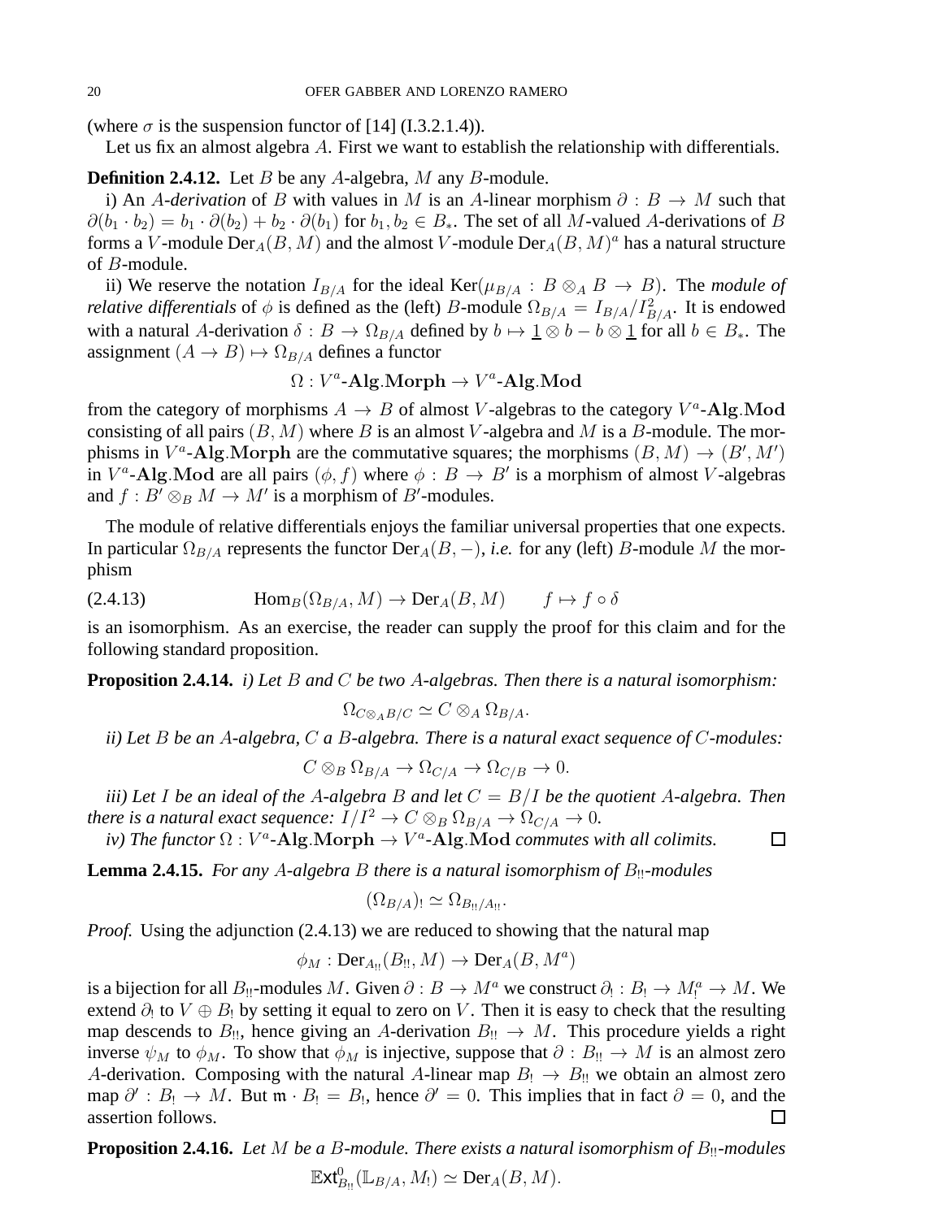(where $\sigma$ is the suspension functor of [14] (I.3.2.1.4)).

Let us fix an almost algebra $A$. First we want to establish the relationship with differentials.

**Definition 2.4.12.** Let $B$ be any $A$-algebra, $M$ any $B$-module.

i) An $A$-*derivation* of $B$ with values in $M$ is an $A$-linear morphism $\partial : B \to M$ such that $\partial(b_1 \cdot b_2) = b_1 \cdot \partial(b_2) + b_2 \cdot \partial(b_1)$ for $b_1, b_2 \in B_*$. The set of all $M$-valued $A$-derivations of $B$ forms a $V$-module $\mathrm{Der}_A(B, M)$ and the almost $V$-module $\mathrm{Der}_A(B, M)^a$ has a natural structure of $B$-module.

ii) We reserve the notation $I_{B/A}$ for the ideal $\mathrm{Ker}(\mu_{B/A} : B \otimes_A B \to B)$. The *module of relative differentials* of $\phi$ is defined as the (left) $B$-module $\Omega_{B/A} = I_{B/A}/I^2_{B/A}$. It is endowed with a natural $A$-derivation $\delta : B \to \Omega_{B/A}$ defined by $b \mapsto \underline{1} \otimes b - b \otimes \underline{1}$ for all $b \in B_*$. The assignment $(A \to B) \mapsto \Omega_{B/A}$ defines a functor

$$\Omega : V^a\text{-}\mathbf{Alg}.\mathbf{Morph} \to V^a\text{-}\mathbf{Alg}.\mathbf{Mod}$$

from the category of morphisms $A \to B$ of almost $V$-algebras to the category $V^a\text{-}\mathbf{Alg}.\mathbf{Mod}$ consisting of all pairs $(B, M)$ where $B$ is an almost $V$-algebra and $M$ is a $B$-module. The morphisms in $V^a\text{-}\mathbf{Alg}.\mathbf{Morph}$ are the commutative squares; the morphisms $(B, M) \to (B', M')$ in $V^a\text{-}\mathbf{Alg}.\mathbf{Mod}$ are all pairs $(\phi, f)$ where $\phi : B \to B'$ is a morphism of almost $V$-algebras and $f : B' \otimes_B M \to M'$ is a morphism of $B'$-modules.

The module of relative differentials enjoys the familiar universal properties that one expects. In particular $\Omega_{B/A}$ represents the functor $\mathrm{Der}_A(B, -)$, *i.e.* for any (left) $B$-module $M$ the morphism

$$\mathrm{Hom}_B(\Omega_{B/A}, M) \to \mathrm{Der}_A(B, M) \qquad f \mapsto f \circ \delta \tag{2.4.13}$$

is an isomorphism. As an exercise, the reader can supply the proof for this claim and for the following standard proposition.

**Proposition 2.4.14.** *i) Let $B$ and $C$ be two $A$-algebras. Then there is a natural isomorphism:*

$$\Omega_{C \otimes_A B/C} \simeq C \otimes_A \Omega_{B/A}.$$

*ii) Let $B$ be an $A$-algebra, $C$ a $B$-algebra. There is a natural exact sequence of $C$-modules:*

$$C \otimes_B \Omega_{B/A} \to \Omega_{C/A} \to \Omega_{C/B} \to 0.$$

*iii) Let $I$ be an ideal of the $A$-algebra $B$ and let $C = B/I$ be the quotient $A$-algebra. Then there is a natural exact sequence: $I/I^2 \to C \otimes_B \Omega_{B/A} \to \Omega_{C/A} \to 0$.*

*iv) The functor $\Omega : V^a\text{-}\mathbf{Alg}.\mathbf{Morph} \to V^a\text{-}\mathbf{Alg}.\mathbf{Mod}$ commutes with all colimits.* □

**Lemma 2.4.15.** *For any $A$-algebra $B$ there is a natural isomorphism of $B_{!!}$-modules*

$$(\Omega_{B/A})_! \simeq \Omega_{B_{!!}/A_{!!}}.$$

*Proof.* Using the adjunction (2.4.13) we are reduced to showing that the natural map

$$\phi_M : \mathrm{Der}_{A_{!!}}(B_{!!}, M) \to \mathrm{Der}_A(B, M^a)$$

is a bijection for all $B_{!!}$-modules $M$. Given $\partial : B \to M^a$ we construct $\partial_! : B_! \to M^a_! \to M$. We extend $\partial_!$ to $V \oplus B_!$ by setting it equal to zero on $V$. Then it is easy to check that the resulting map descends to $B_{!!}$, hence giving an $A$-derivation $B_{!!} \to M$. This procedure yields a right inverse $\psi_M$ to $\phi_M$. To show that $\phi_M$ is injective, suppose that $\partial : B_{!!} \to M$ is an almost zero $A$-derivation. Composing with the natural $A$-linear map $B_! \to B_{!!}$ we obtain an almost zero map $\partial' : B_! \to M$. But $\mathfrak{m} \cdot B_! = B_!$, hence $\partial' = 0$. This implies that in fact $\partial = 0$, and the assertion follows. □

**Proposition 2.4.16.** *Let $M$ be a $B$-module. There exists a natural isomorphism of $B_{!!}$-modules*

$$\mathbb{E}\mathrm{xt}^0_{B_{!!}}(\mathbb{L}_{B/A}, M_!) \simeq \mathrm{Der}_A(B, M).$$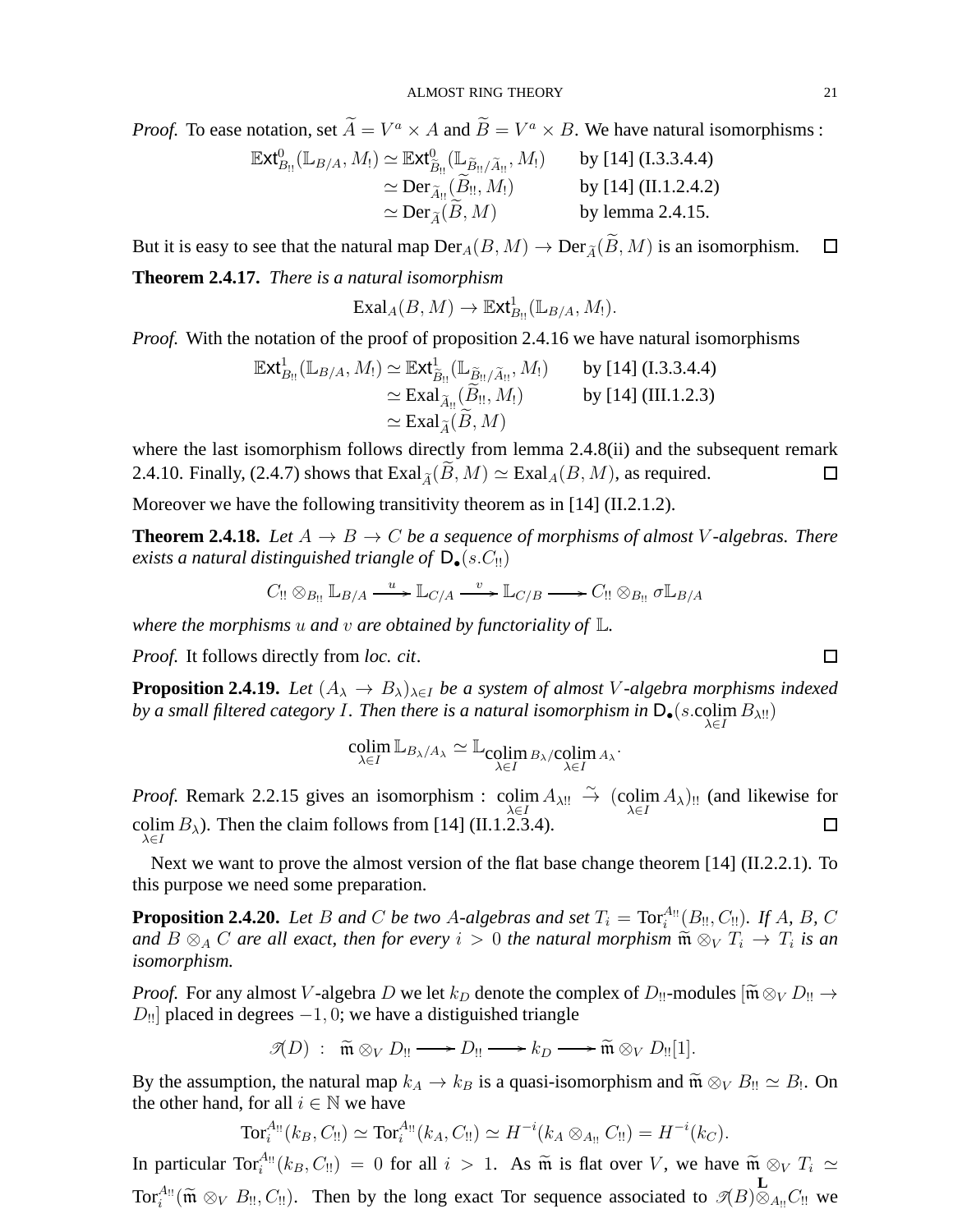*Proof.* To ease notation, set $\widetilde{A} = V^a \times A$ and $\widetilde{B} = V^a \times B$. We have natural isomorphisms :

$$\begin{aligned}
\mathbb{E}\mathsf{xt}^0_{B_{!!}}(\mathbb{L}_{B/A}, M_!) &\simeq \mathbb{E}\mathsf{xt}^0_{\widetilde{B}_{!!}}(\mathbb{L}_{\widetilde{B}_{!!}/\widetilde{A}_{!!}}, M_!) && \text{by [14] (I.3.3.4.4)} \\
&\simeq \mathrm{Der}_{\widetilde{A}_{!!}}(\widetilde{B}_{!!}, M_!) && \text{by [14] (II.1.2.4.2)} \\
&\simeq \mathrm{Der}_{\widetilde{A}}(\widetilde{B}, M) && \text{by lemma 2.4.15.}
\end{aligned}$$

But it is easy to see that the natural map $\mathrm{Der}_A(B, M) \to \mathrm{Der}_{\widetilde{A}}(\widetilde{B}, M)$ is an isomorphism. $\square$

**Theorem 2.4.17.** *There is a natural isomorphism*

$$\mathrm{Exal}_A(B, M) \to \mathbb{E}\mathsf{xt}^1_{B_{!!}}(\mathbb{L}_{B/A}, M_!).$$

*Proof.* With the notation of the proof of proposition 2.4.16 we have natural isomorphisms

$$\begin{aligned}
\mathbb{E}\mathsf{xt}^1_{B_{!!}}(\mathbb{L}_{B/A}, M_!) &\simeq \mathbb{E}\mathsf{xt}^1_{\widetilde{B}_{!!}}(\mathbb{L}_{\widetilde{B}_{!!}/\widetilde{A}_{!!}}, M_!) && \text{by [14] (I.3.3.4.4)} \\
&\simeq \mathrm{Exal}_{\widetilde{A}_{!!}}(\widetilde{B}_{!!}, M_!) && \text{by [14] (III.1.2.3)} \\
&\simeq \mathrm{Exal}_{\widetilde{A}}(\widetilde{B}, M)
\end{aligned}$$

where the last isomorphism follows directly from lemma 2.4.8(ii) and the subsequent remark 2.4.10. Finally, (2.4.7) shows that $\mathrm{Exal}_{\widetilde{A}}(\widetilde{B}, M) \simeq \mathrm{Exal}_A(B, M)$, as required. $\square$

Moreover we have the following transitivity theorem as in [14] (II.2.1.2).

**Theorem 2.4.18.** *Let $A \to B \to C$ be a sequence of morphisms of almost $V$-algebras. There exists a natural distinguished triangle of $\mathsf{D}_\bullet(s.C_{!!})$*

$$C_{!!} \otimes_{B_{!!}} \mathbb{L}_{B/A} \xrightarrow{\ u\ } \mathbb{L}_{C/A} \xrightarrow{\ v\ } \mathbb{L}_{C/B} \longrightarrow C_{!!} \otimes_{B_{!!}} \sigma\mathbb{L}_{B/A}$$

*where the morphisms $u$ and $v$ are obtained by functoriality of $\mathbb{L}$.*

*Proof.* It follows directly from *loc. cit*. $\square$

**Proposition 2.4.19.** *Let $(A_\lambda \to B_\lambda)_{\lambda \in I}$ be a system of almost $V$-algebra morphisms indexed by a small filtered category $I$. Then there is a natural isomorphism in $\mathsf{D}_\bullet(s.\mathrm{colim}_{\lambda \in I} B_{\lambda !!})$*

$$\mathrm{colim}_{\lambda \in I} \mathbb{L}_{B_\lambda/A_\lambda} \simeq \mathbb{L}_{\mathrm{colim}_{\lambda \in I} B_\lambda / \mathrm{colim}_{\lambda \in I} A_\lambda}.$$

*Proof.* Remark 2.2.15 gives an isomorphism : $\mathrm{colim}_{\lambda \in I} A_{\lambda !!} \stackrel{\sim}{\to} (\mathrm{colim}_{\lambda \in I} A_\lambda)_{!!}$ (and likewise for $\mathrm{colim}_{\lambda \in I} B_\lambda$). Then the claim follows from [14] (II.1.2.3.4). $\square$

Next we want to prove the almost version of the flat base change theorem [14] (II.2.2.1). To this purpose we need some preparation.

**Proposition 2.4.20.** *Let $B$ and $C$ be two $A$-algebras and set $T_i = \mathrm{Tor}_i^{A_{!!}}(B_{!!}, C_{!!})$. If $A$, $B$, $C$ and $B \otimes_A C$ are all exact, then for every $i > 0$ the natural morphism $\widetilde{\mathfrak{m}} \otimes_V T_i \to T_i$ is an isomorphism.*

*Proof.* For any almost $V$-algebra $D$ we let $k_D$ denote the complex of $D_{!!}$-modules $[\widetilde{\mathfrak{m}} \otimes_V D_{!!} \to D_{!!}]$ placed in degrees $-1, 0$; we have a distiguished triangle

$$\mathscr{T}(D) \ :\ \ \widetilde{\mathfrak{m}} \otimes_V D_{!!} \longrightarrow D_{!!} \longrightarrow k_D \longrightarrow \widetilde{\mathfrak{m}} \otimes_V D_{!!}[1].$$

By the assumption, the natural map $k_A \to k_B$ is a quasi-isomorphism and $\widetilde{\mathfrak{m}} \otimes_V B_{!!} \simeq B_!$. On the other hand, for all $i \in \mathbb{N}$ we have

$$\mathrm{Tor}_i^{A_{!!}}(k_B, C_{!!}) \simeq \mathrm{Tor}_i^{A_{!!}}(k_A, C_{!!}) \simeq H^{-i}(k_A \otimes_{A_{!!}} C_{!!}) = H^{-i}(k_C).$$

In particular $\mathrm{Tor}_i^{A_{!!}}(k_B, C_{!!}) = 0$ for all $i > 1$. As $\widetilde{\mathfrak{m}}$ is flat over $V$, we have $\widetilde{\mathfrak{m}} \otimes_V T_i \simeq \mathrm{Tor}_i^{A_{!!}}(\widetilde{\mathfrak{m}} \otimes_V B_{!!}, C_{!!})$. Then by the long exact Tor sequence associated to $\mathscr{T}(B) \overset{\mathbf{L}}{\otimes}_{A_{!!}} C_{!!}$ we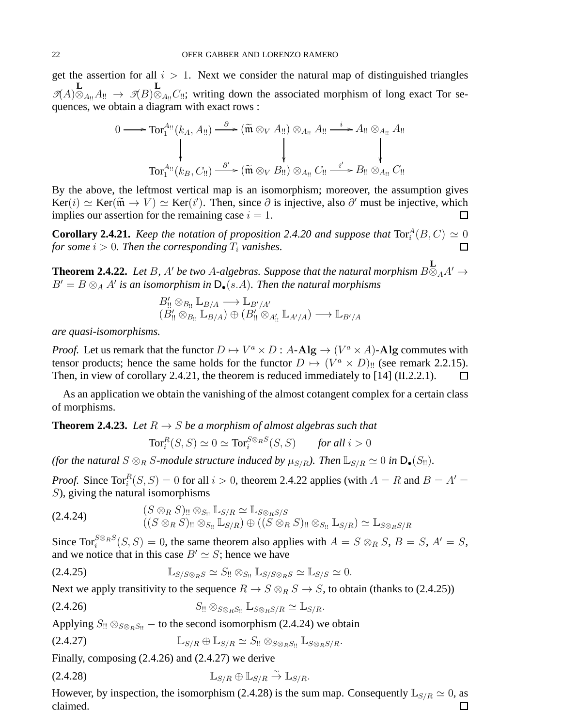get the assertion for all $i > 1$. Next we consider the natural map of distinguished triangles $\mathscr{T}(A)\overset{\mathbf{L}}{\otimes}_{A_{!!}}A_{!!} \to \mathscr{T}(B)\overset{\mathbf{L}}{\otimes}_{A_{!!}}C_{!!}$; writing down the associated morphism of long exact Tor sequences, we obtain a diagram with exact rows :

$$\begin{array}{ccccccc} 0 \longrightarrow & \mathrm{Tor}_1^{A_{!!}}(k_A, A_{!!}) & \xrightarrow{\partial} & (\widetilde{\mathfrak{m}} \otimes_V A_{!!}) \otimes_{A_{!!}} A_{!!} & \xrightarrow{i} & A_{!!} \otimes_{A_{!!}} A_{!!} \\ & \downarrow & & \downarrow & & \downarrow \\ & \mathrm{Tor}_1^{A_{!!}}(k_B, C_{!!}) & \xrightarrow{\partial'} & (\widetilde{\mathfrak{m}} \otimes_V B_{!!}) \otimes_{A_{!!}} C_{!!} & \xrightarrow{i'} & B_{!!} \otimes_{A_{!!}} C_{!!} \end{array}$$

By the above, the leftmost vertical map is an isomorphism; moreover, the assumption gives $\mathrm{Ker}(i) \simeq \mathrm{Ker}(\widetilde{\mathfrak{m}} \to V) \simeq \mathrm{Ker}(i')$. Then, since $\partial$ is injective, also $\partial'$ must be injective, which implies our assertion for the remaining case $i = 1$. □

**Corollary 2.4.21.** *Keep the notation of proposition 2.4.20 and suppose that* $\mathrm{Tor}_i^A(B, C) \simeq 0$ *for some* $i > 0$*. Then the corresponding* $T_i$ *vanishes.* □

**Theorem 2.4.22.** *Let* $B$, $A'$ *be two* $A$*-algebras. Suppose that the natural morphism* $B\overset{\mathbf{L}}{\otimes}_A A' \to B' = B \otimes_A A'$ *is an isomorphism in* $\mathsf{D}_\bullet(s.A)$*. Then the natural morphisms*

$$\begin{array}{l} B'_{!!} \otimes_{B_{!!}} \mathbb{L}_{B/A} \longrightarrow \mathbb{L}_{B'/A'} \\ (B'_{!!} \otimes_{B_{!!}} \mathbb{L}_{B/A}) \oplus (B'_{!!} \otimes_{A'_{!!}} \mathbb{L}_{A'/A}) \longrightarrow \mathbb{L}_{B'/A} \end{array}$$

*are quasi-isomorphisms.*

*Proof.* Let us remark that the functor $D \mapsto V^a \times D : A\text{-}\mathbf{Alg} \to (V^a \times A)\text{-}\mathbf{Alg}$ commutes with tensor products; hence the same holds for the functor $D \mapsto (V^a \times D)_{!!}$ (see remark 2.2.15). Then, in view of corollary 2.4.21, the theorem is reduced immediately to [14] (II.2.2.1). □

As an application we obtain the vanishing of the almost cotangent complex for a certain class of morphisms.

**Theorem 2.4.23.** *Let* $R \to S$ *be a morphism of almost algebras such that*

$$\mathrm{Tor}_i^R(S, S) \simeq 0 \simeq \mathrm{Tor}_i^{S \otimes_R S}(S, S) \qquad \textit{for all } i > 0$$

*(for the natural* $S \otimes_R S$*-module structure induced by* $\mu_{S/R}$*). Then* $\mathbb{L}_{S/R} \simeq 0$ *in* $\mathsf{D}_\bullet(S_{!!})$*.*

*Proof.* Since $\mathrm{Tor}_i^R(S, S) = 0$ for all $i > 0$, theorem 2.4.22 applies (with $A = R$ and $B = A' = S$), giving the natural isomorphisms

$$\begin{array}{l} (S \otimes_R S)_{!!} \otimes_{S_{!!}} \mathbb{L}_{S/R} \simeq \mathbb{L}_{S \otimes_R S/S} \\ ((S \otimes_R S)_{!!} \otimes_{S_{!!}} \mathbb{L}_{S/R}) \oplus ((S \otimes_R S)_{!!} \otimes_{S_{!!}} \mathbb{L}_{S/R}) \simeq \mathbb{L}_{S \otimes_R S/R} \end{array} \tag{2.4.24}$$

Since $\mathrm{Tor}_i^{S \otimes_R S}(S, S) = 0$, the same theorem also applies with $A = S \otimes_R S$, $B = S$, $A' = S$, and we notice that in this case $B' \simeq S$; hence we have

$$\mathbb{L}_{S/S \otimes_R S} \simeq S_{!!} \otimes_{S_{!!}} \mathbb{L}_{S/S \otimes_R S} \simeq \mathbb{L}_{S/S} \simeq 0. \tag{2.4.25}$$

Next we apply transitivity to the sequence $R \to S \otimes_R S \to S$, to obtain (thanks to (2.4.25))

$$S_{!!} \otimes_{S \otimes_R S_{!!}} \mathbb{L}_{S \otimes_R S/R} \simeq \mathbb{L}_{S/R}. \tag{2.4.26}$$

Applying $S_{!!} \otimes_{S \otimes_R S_{!!}} -$ to the second isomorphism (2.4.24) we obtain

$$\mathbb{L}_{S/R} \oplus \mathbb{L}_{S/R} \simeq S_{!!} \otimes_{S \otimes_R S_{!!}} \mathbb{L}_{S \otimes_R S/R}. \tag{2.4.27}$$

Finally, composing (2.4.26) and (2.4.27) we derive

$$\mathbb{L}_{S/R} \oplus \mathbb{L}_{S/R} \xrightarrow{\sim} \mathbb{L}_{S/R}. \tag{2.4.28}$$

However, by inspection, the isomorphism (2.4.28) is the sum map. Consequently $\mathbb{L}_{S/R} \simeq 0$, as claimed. □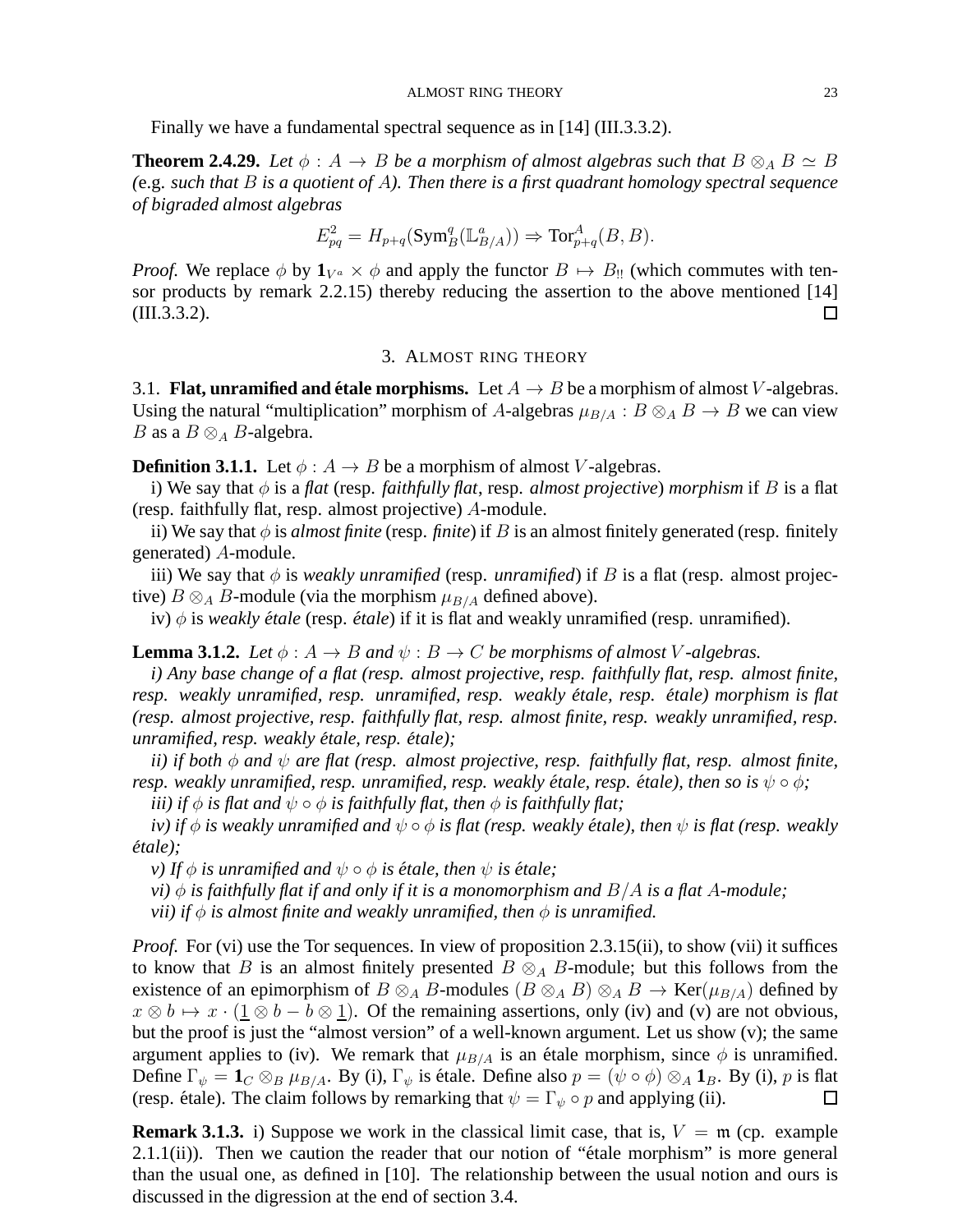Finally we have a fundamental spectral sequence as in [14] (III.3.3.2).

**Theorem 2.4.29.** *Let $\phi : A \to B$ be a morphism of almost algebras such that $B \otimes_A B \simeq B$ (*e.g. *such that $B$ is a quotient of $A$). Then there is a first quadrant homology spectral sequence of bigraded almost algebras*

$$E^2_{pq} = H_{p+q}(\mathrm{Sym}^q_B(\mathbb{L}^a_{B/A})) \Rightarrow \mathrm{Tor}^A_{p+q}(B, B).$$

*Proof.* We replace $\phi$ by $\mathbf{1}_{V^a} \times \phi$ and apply the functor $B \mapsto B_{!!}$ (which commutes with tensor products by remark 2.2.15) thereby reducing the assertion to the above mentioned [14] (III.3.3.2). □

## 3. Almost ring theory

3.1. **Flat, unramified and étale morphisms.** Let $A \to B$ be a morphism of almost $V$-algebras. Using the natural "multiplication" morphism of $A$-algebras $\mu_{B/A} : B \otimes_A B \to B$ we can view $B$ as a $B \otimes_A B$-algebra.

**Definition 3.1.1.** Let $\phi : A \to B$ be a morphism of almost $V$-algebras.

i) We say that $\phi$ is a *flat* (resp. *faithfully flat*, resp. *almost projective*) *morphism* if $B$ is a flat (resp. faithfully flat, resp. almost projective) $A$-module.

ii) We say that $\phi$ is *almost finite* (resp. *finite*) if $B$ is an almost finitely generated (resp. finitely generated) $A$-module.

iii) We say that $\phi$ is *weakly unramified* (resp. *unramified*) if $B$ is a flat (resp. almost projective) $B \otimes_A B$-module (via the morphism $\mu_{B/A}$ defined above).

iv) $\phi$ is *weakly étale* (resp. *étale*) if it is flat and weakly unramified (resp. unramified).

**Lemma 3.1.2.** *Let $\phi : A \to B$ and $\psi : B \to C$ be morphisms of almost $V$-algebras.*

*i) Any base change of a flat (resp. almost projective, resp. faithfully flat, resp. almost finite, resp. weakly unramified, resp. unramified, resp. weakly étale, resp. étale) morphism is flat (resp. almost projective, resp. faithfully flat, resp. almost finite, resp. weakly unramified, resp. unramified, resp. weakly étale, resp. étale);*

*ii) if both $\phi$ and $\psi$ are flat (resp. almost projective, resp. faithfully flat, resp. almost finite, resp. weakly unramified, resp. unramified, resp. weakly étale, resp. étale), then so is $\psi \circ \phi$;*

*iii) if $\phi$ is flat and $\psi \circ \phi$ is faithfully flat, then $\phi$ is faithfully flat;*

*iv) if $\phi$ is weakly unramified and $\psi \circ \phi$ is flat (resp. weakly étale), then $\psi$ is flat (resp. weakly étale);*

*v) If $\phi$ is unramified and $\psi \circ \phi$ is étale, then $\psi$ is étale;*

*vi) $\phi$ is faithfully flat if and only if it is a monomorphism and $B/A$ is a flat $A$-module;*

*vii) if $\phi$ is almost finite and weakly unramified, then $\phi$ is unramified.*

*Proof.* For (vi) use the Tor sequences. In view of proposition 2.3.15(ii), to show (vii) it suffices to know that $B$ is an almost finitely presented $B \otimes_A B$-module; but this follows from the existence of an epimorphism of $B \otimes_A B$-modules $(B \otimes_A B) \otimes_A B \to \mathrm{Ker}(\mu_{B/A})$ defined by $x \otimes b \mapsto x \cdot (\underline{1} \otimes b - b \otimes \underline{1})$. Of the remaining assertions, only (iv) and (v) are not obvious, but the proof is just the "almost version" of a well-known argument. Let us show (v); the same argument applies to (iv). We remark that $\mu_{B/A}$ is an étale morphism, since $\phi$ is unramified. Define $\Gamma_\psi = \mathbf{1}_C \otimes_B \mu_{B/A}$. By (i), $\Gamma_\psi$ is étale. Define also $p = (\psi \circ \phi) \otimes_A \mathbf{1}_B$. By (i), $p$ is flat (resp. étale). The claim follows by remarking that $\psi = \Gamma_\psi \circ p$ and applying (ii). □

**Remark 3.1.3.** i) Suppose we work in the classical limit case, that is, $V = \mathfrak{m}$ (cp. example 2.1.1(ii)). Then we caution the reader that our notion of "étale morphism" is more general than the usual one, as defined in [10]. The relationship between the usual notion and ours is discussed in the digression at the end of section 3.4.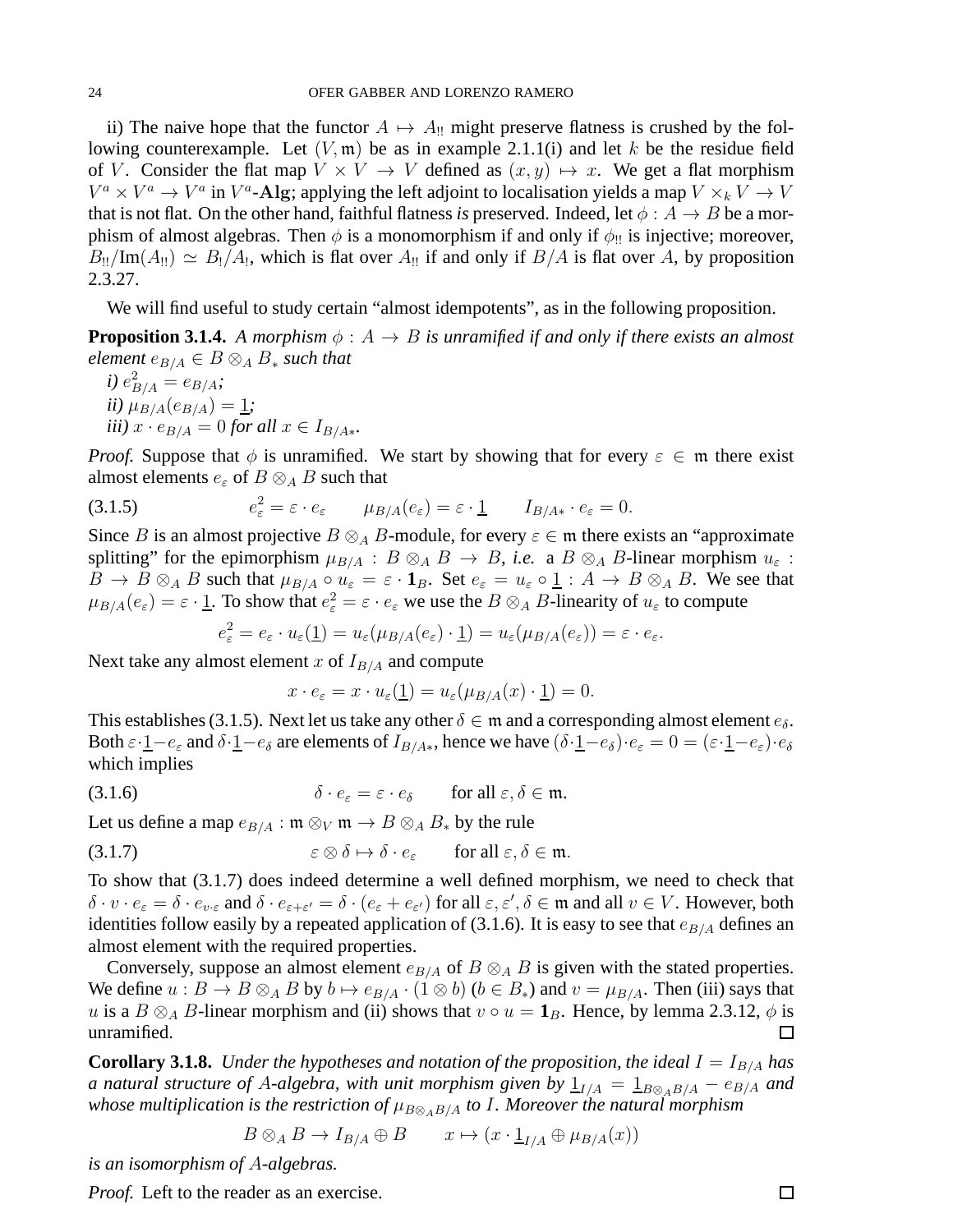ii) The naive hope that the functor $A \mapsto A_{!!}$ might preserve flatness is crushed by the following counterexample. Let $(V, \mathfrak{m})$ be as in example 2.1.1(i) and let $k$ be the residue field of $V$. Consider the flat map $V \times V \to V$ defined as $(x, y) \mapsto x$. We get a flat morphism $V^a \times V^a \to V^a$ in $V^a$-**Alg**; applying the left adjoint to localisation yields a map $V \times_k V \to V$ that is not flat. On the other hand, faithful flatness *is* preserved. Indeed, let $\phi : A \to B$ be a morphism of almost algebras. Then $\phi$ is a monomorphism if and only if $\phi_{!!}$ is injective; moreover, $B_{!!}/\mathrm{Im}(A_{!!}) \simeq B_!/A_!$, which is flat over $A_{!!}$ if and only if $B/A$ is flat over $A$, by proposition 2.3.27.

We will find useful to study certain "almost idempotents", as in the following proposition.

**Proposition 3.1.4.** *A morphism $\phi : A \to B$ is unramified if and only if there exists an almost element $e_{B/A} \in B \otimes_A B_*$ such that*
*i) $e_{B/A}^2 = e_{B/A}$;*
*ii) $\mu_{B/A}(e_{B/A}) = \underline{1}$;*
*iii) $x \cdot e_{B/A} = 0$ for all $x \in I_{B/A*}$.*

*Proof.* Suppose that $\phi$ is unramified. We start by showing that for every $\varepsilon \in \mathfrak{m}$ there exist almost elements $e_\varepsilon$ of $B \otimes_A B$ such that

$$e_\varepsilon^2 = \varepsilon \cdot e_\varepsilon \qquad \mu_{B/A}(e_\varepsilon) = \varepsilon \cdot \underline{1} \qquad I_{B/A*} \cdot e_\varepsilon = 0. \tag{3.1.5}$$

Since $B$ is an almost projective $B \otimes_A B$-module, for every $\varepsilon \in \mathfrak{m}$ there exists an "approximate splitting" for the epimorphism $\mu_{B/A} : B \otimes_A B \to B$, *i.e.* a $B \otimes_A B$-linear morphism $u_\varepsilon : B \to B \otimes_A B$ such that $\mu_{B/A} \circ u_\varepsilon = \varepsilon \cdot \mathbf{1}_B$. Set $e_\varepsilon = u_\varepsilon \circ \underline{1} : A \to B \otimes_A B$. We see that $\mu_{B/A}(e_\varepsilon) = \varepsilon \cdot \underline{1}$. To show that $e_\varepsilon^2 = \varepsilon \cdot e_\varepsilon$ we use the $B \otimes_A B$-linearity of $u_\varepsilon$ to compute

$$e_\varepsilon^2 = e_\varepsilon \cdot u_\varepsilon(\underline{1}) = u_\varepsilon(\mu_{B/A}(e_\varepsilon) \cdot \underline{1}) = u_\varepsilon(\mu_{B/A}(e_\varepsilon)) = \varepsilon \cdot e_\varepsilon.$$

Next take any almost element $x$ of $I_{B/A}$ and compute

$$x \cdot e_\varepsilon = x \cdot u_\varepsilon(\underline{1}) = u_\varepsilon(\mu_{B/A}(x) \cdot \underline{1}) = 0.$$

This establishes (3.1.5). Next let us take any other $\delta \in \mathfrak{m}$ and a corresponding almost element $e_\delta$. Both $\varepsilon \cdot \underline{1} - e_\varepsilon$ and $\delta \cdot \underline{1} - e_\delta$ are elements of $I_{B/A*}$, hence we have $(\delta \cdot \underline{1} - e_\delta) \cdot e_\varepsilon = 0 = (\varepsilon \cdot \underline{1} - e_\varepsilon) \cdot e_\delta$ which implies

$$\delta \cdot e_\varepsilon = \varepsilon \cdot e_\delta \qquad \text{for all } \varepsilon, \delta \in \mathfrak{m}. \tag{3.1.6}$$

Let us define a map $e_{B/A} : \mathfrak{m} \otimes_V \mathfrak{m} \to B \otimes_A B_*$ by the rule

$$\varepsilon \otimes \delta \mapsto \delta \cdot e_\varepsilon \qquad \text{for all } \varepsilon, \delta \in \mathfrak{m}. \tag{3.1.7}$$

To show that (3.1.7) does indeed determine a well defined morphism, we need to check that $\delta \cdot v \cdot e_\varepsilon = \delta \cdot e_{v \cdot \varepsilon}$ and $\delta \cdot e_{\varepsilon + \varepsilon'} = \delta \cdot (e_\varepsilon + e_{\varepsilon'})$ for all $\varepsilon, \varepsilon', \delta \in \mathfrak{m}$ and all $v \in V$. However, both identities follow easily by a repeated application of (3.1.6). It is easy to see that $e_{B/A}$ defines an almost element with the required properties.

Conversely, suppose an almost element $e_{B/A}$ of $B \otimes_A B$ is given with the stated properties. We define $u : B \to B \otimes_A B$ by $b \mapsto e_{B/A} \cdot (1 \otimes b)$ ($b \in B_*$) and $v = \mu_{B/A}$. Then (iii) says that $u$ is a $B \otimes_A B$-linear morphism and (ii) shows that $v \circ u = \mathbf{1}_B$. Hence, by lemma 2.3.12, $\phi$ is unramified. $\square$

**Corollary 3.1.8.** *Under the hypotheses and notation of the proposition, the ideal $I = I_{B/A}$ has a natural structure of $A$-algebra, with unit morphism given by $\underline{1}_{I/A} = \underline{1}_{B \otimes_A B/A} - e_{B/A}$ and whose multiplication is the restriction of $\mu_{B \otimes_A B/A}$ to $I$. Moreover the natural morphism*

$$B \otimes_A B \to I_{B/A} \oplus B \qquad x \mapsto (x \cdot \underline{1}_{I/A} \oplus \mu_{B/A}(x))$$

*is an isomorphism of $A$-algebras.*

*Proof.* Left to the reader as an exercise. $\square$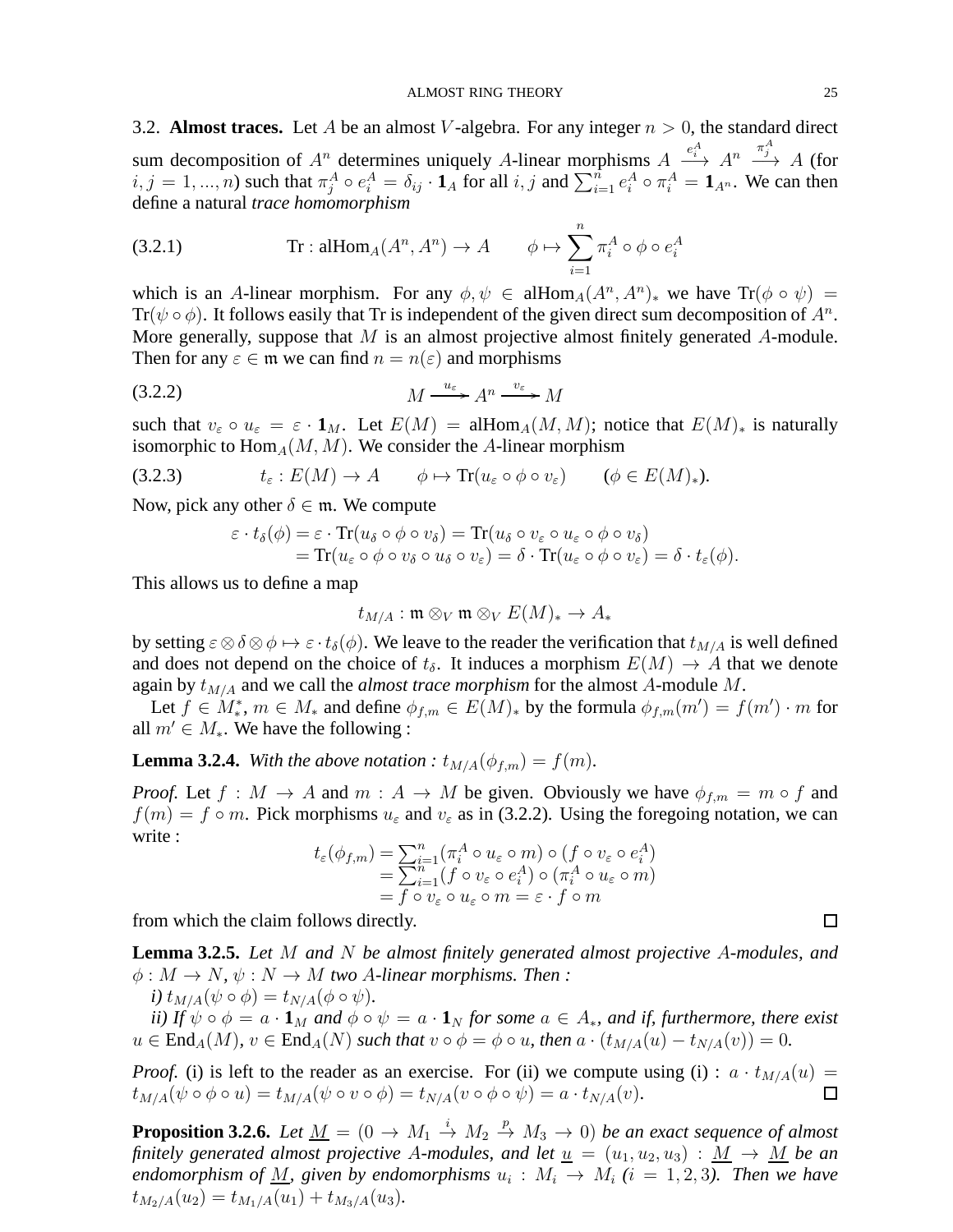3.2. **Almost traces.** Let $A$ be an almost $V$-algebra. For any integer $n > 0$, the standard direct sum decomposition of $A^n$ determines uniquely $A$-linear morphisms $A \xrightarrow{e_i^A} A^n \xrightarrow{\pi_j^A} A$ (for $i, j = 1, ..., n$) such that $\pi_j^A \circ e_i^A = \delta_{ij} \cdot \mathbf{1}_A$ for all $i, j$ and $\sum_{i=1}^n e_i^A \circ \pi_i^A = \mathbf{1}_{A^n}$. We can then define a natural *trace homomorphism*

$$\text{(3.2.1)} \qquad \mathrm{Tr} : \mathrm{alHom}_A(A^n, A^n) \to A \qquad \phi \mapsto \sum_{i=1}^n \pi_i^A \circ \phi \circ e_i^A$$

which is an $A$-linear morphism. For any $\phi, \psi \in \mathrm{alHom}_A(A^n, A^n)_*$ we have $\mathrm{Tr}(\phi \circ \psi) = \mathrm{Tr}(\psi \circ \phi)$. It follows easily that Tr is independent of the given direct sum decomposition of $A^n$. More generally, suppose that $M$ is an almost projective almost finitely generated $A$-module. Then for any $\varepsilon \in \mathfrak{m}$ we can find $n = n(\varepsilon)$ and morphisms

$$\text{(3.2.2)} \qquad M \xrightarrow{u_\varepsilon} A^n \xrightarrow{v_\varepsilon} M$$

such that $v_\varepsilon \circ u_\varepsilon = \varepsilon \cdot \mathbf{1}_M$. Let $E(M) = \mathrm{alHom}_A(M, M)$; notice that $E(M)_*$ is naturally isomorphic to $\mathrm{Hom}_A(M, M)$. We consider the $A$-linear morphism

$$\text{(3.2.3)} \qquad t_\varepsilon : E(M) \to A \qquad \phi \mapsto \mathrm{Tr}(u_\varepsilon \circ \phi \circ v_\varepsilon) \qquad (\phi \in E(M)_*).$$

Now, pick any other $\delta \in \mathfrak{m}$. We compute

$$\begin{aligned} \varepsilon \cdot t_\delta(\phi) &= \varepsilon \cdot \mathrm{Tr}(u_\delta \circ \phi \circ v_\delta) = \mathrm{Tr}(u_\delta \circ v_\varepsilon \circ u_\varepsilon \circ \phi \circ v_\delta) \\ &= \mathrm{Tr}(u_\varepsilon \circ \phi \circ v_\delta \circ u_\delta \circ v_\varepsilon) = \delta \cdot \mathrm{Tr}(u_\varepsilon \circ \phi \circ v_\varepsilon) = \delta \cdot t_\varepsilon(\phi). \end{aligned}$$

This allows us to define a map

$$t_{M/A} : \mathfrak{m} \otimes_V \mathfrak{m} \otimes_V E(M)_* \to A_*$$

by setting $\varepsilon \otimes \delta \otimes \phi \mapsto \varepsilon \cdot t_\delta(\phi)$. We leave to the reader the verification that $t_{M/A}$ is well defined and does not depend on the choice of $t_\delta$. It induces a morphism $E(M) \to A$ that we denote again by $t_{M/A}$ and we call the *almost trace morphism* for the almost $A$-module $M$.

Let $f \in M_*^*$, $m \in M_*$ and define $\phi_{f,m} \in E(M)_*$ by the formula $\phi_{f,m}(m') = f(m') \cdot m$ for all $m' \in M_*$. We have the following :

**Lemma 3.2.4.** *With the above notation :* $t_{M/A}(\phi_{f,m}) = f(m)$.

*Proof.* Let $f : M \to A$ and $m : A \to M$ be given. Obviously we have $\phi_{f,m} = m \circ f$ and $f(m) = f \circ m$. Pick morphisms $u_\varepsilon$ and $v_\varepsilon$ as in (3.2.2). Using the foregoing notation, we can write :

$$\begin{aligned} t_\varepsilon(\phi_{f,m}) &= \textstyle\sum_{i=1}^n (\pi_i^A \circ u_\varepsilon \circ m) \circ (f \circ v_\varepsilon \circ e_i^A) \\ &= \textstyle\sum_{i=1}^n (f \circ v_\varepsilon \circ e_i^A) \circ (\pi_i^A \circ u_\varepsilon \circ m) \\ &= f \circ v_\varepsilon \circ u_\varepsilon \circ m = \varepsilon \cdot f \circ m \end{aligned}$$

from which the claim follows directly. □

**Lemma 3.2.5.** *Let $M$ and $N$ be almost finitely generated almost projective $A$-modules, and $\phi : M \to N$, $\psi : N \to M$ two $A$-linear morphisms. Then :*

*i)* $t_{M/A}(\psi \circ \phi) = t_{N/A}(\phi \circ \psi)$.

*ii) If $\psi \circ \phi = a \cdot \mathbf{1}_M$ and $\phi \circ \psi = a \cdot \mathbf{1}_N$ for some $a \in A_*$, and if, furthermore, there exist $u \in \mathrm{End}_A(M)$, $v \in \mathrm{End}_A(N)$ such that $v \circ \phi = \phi \circ u$, then $a \cdot (t_{M/A}(u) - t_{N/A}(v)) = 0$.*

*Proof.* (i) is left to the reader as an exercise. For (ii) we compute using (i) : $a \cdot t_{M/A}(u) = t_{M/A}(\psi \circ \phi \circ u) = t_{M/A}(\psi \circ v \circ \phi) = t_{N/A}(v \circ \phi \circ \psi) = a \cdot t_{N/A}(v)$. □

**Proposition 3.2.6.** *Let $\underline{M} = (0 \to M_1 \xrightarrow{i} M_2 \xrightarrow{p} M_3 \to 0)$ be an exact sequence of almost finitely generated almost projective $A$-modules, and let $\underline{u} = (u_1, u_2, u_3) : \underline{M} \to \underline{M}$ be an endomorphism of $\underline{M}$, given by endomorphisms $u_i : M_i \to M_i$ ($i = 1, 2, 3$). Then we have $t_{M_2/A}(u_2) = t_{M_1/A}(u_1) + t_{M_3/A}(u_3)$.*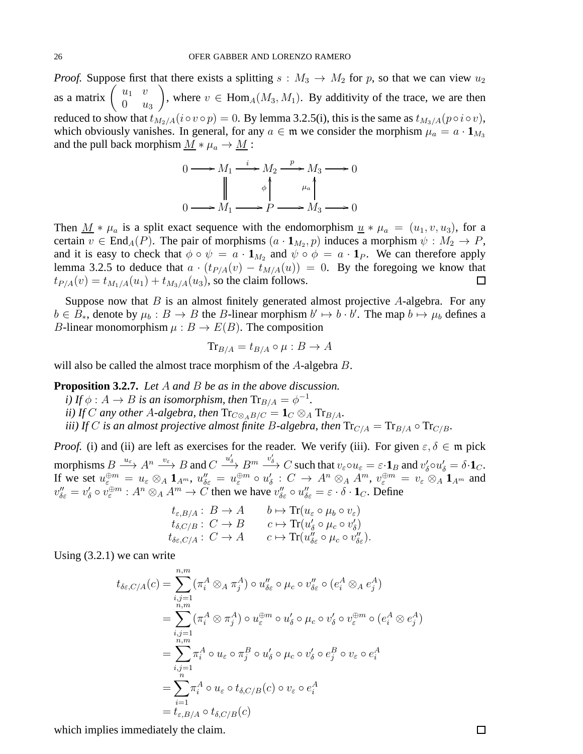*Proof.* Suppose first that there exists a splitting $s : M_3 \to M_2$ for $p$, so that we can view $u_2$ as a matrix $\begin{pmatrix} u_1 & v \\ 0 & u_3 \end{pmatrix}$, where $v \in \mathrm{Hom}_A(M_3, M_1)$. By additivity of the trace, we are then reduced to show that $t_{M_2/A}(i \circ v \circ p) = 0$. By lemma 3.2.5(i), this is the same as $t_{M_3/A}(p \circ i \circ v)$, which obviously vanishes. In general, for any $a \in \mathfrak{m}$ we consider the morphism $\mu_a = a \cdot \mathbf{1}_{M_3}$ and the pull back morphism $\underline{M} * \mu_a \to \underline{M}$ :

$$\begin{array}{ccccccccc}
0 & \longrightarrow & M_1 & \xrightarrow{\ i\ } & M_2 & \xrightarrow{\ p\ } & M_3 & \longrightarrow & 0 \\
 & & \| & & \uparrow{\scriptstyle \phi} & & \uparrow{\scriptstyle \mu_a} & & \\
0 & \longrightarrow & M_1 & \longrightarrow & P & \longrightarrow & M_3 & \longrightarrow & 0
\end{array}$$

Then $\underline{M} * \mu_a$ is a split exact sequence with the endomorphism $\underline{u} * \mu_a = (u_1, v, u_3)$, for a certain $v \in \mathrm{End}_A(P)$. The pair of morphisms $(a \cdot \mathbf{1}_{M_2}, p)$ induces a morphism $\psi : M_2 \to P$, and it is easy to check that $\phi \circ \psi = a \cdot \mathbf{1}_{M_2}$ and $\psi \circ \phi = a \cdot \mathbf{1}_P$. We can therefore apply lemma 3.2.5 to deduce that $a \cdot (t_{P/A}(v) - t_{M/A}(u)) = 0$. By the foregoing we know that $t_{P/A}(v) = t_{M_1/A}(u_1) + t_{M_3/A}(u_3)$, so the claim follows. □

Suppose now that $B$ is an almost finitely generated almost projective $A$-algebra. For any $b \in B_*$, denote by $\mu_b : B \to B$ the $B$-linear morphism $b' \mapsto b \cdot b'$. The map $b \mapsto \mu_b$ defines a $B$-linear monomorphism $\mu : B \to E(B)$. The composition

$$\mathrm{Tr}_{B/A} = t_{B/A} \circ \mu : B \to A$$

will also be called the almost trace morphism of the $A$-algebra $B$.

**Proposition 3.2.7.** *Let $A$ and $B$ be as in the above discussion.*
*i) If $\phi : A \to B$ is an isomorphism, then $\mathrm{Tr}_{B/A} = \phi^{-1}$.*
*ii) If $C$ any other $A$-algebra, then $\mathrm{Tr}_{C \otimes_A B/C} = \mathbf{1}_C \otimes_A \mathrm{Tr}_{B/A}$.*
*iii) If $C$ is an almost projective almost finite $B$-algebra, then $\mathrm{Tr}_{C/A} = \mathrm{Tr}_{B/A} \circ \mathrm{Tr}_{C/B}$.*

*Proof.* (i) and (ii) are left as exercises for the reader. We verify (iii). For given $\varepsilon, \delta \in \mathfrak{m}$ pick morphisms $B \xrightarrow{u_\varepsilon} A^n \xrightarrow{v_\varepsilon} B$ and $C \xrightarrow{u'_\delta} B^m \xrightarrow{v'_\delta} C$ such that $v_\varepsilon \circ u_\varepsilon = \varepsilon \cdot \mathbf{1}_B$ and $v'_\delta \circ u'_\delta = \delta \cdot \mathbf{1}_C$. If we set $u_\varepsilon^{\oplus m} = u_\varepsilon \otimes_A \mathbf{1}_{A^m}$, $u''_{\delta\varepsilon} = u_\varepsilon^{\oplus m} \circ u'_\delta : C \to A^n \otimes_A A^m$, $v_\varepsilon^{\oplus m} = v_\varepsilon \otimes_A \mathbf{1}_{A^m}$ and $v''_{\delta\varepsilon} = v'_\delta \circ v_\varepsilon^{\oplus m} : A^n \otimes_A A^m \to C$ then we have $v''_{\delta\varepsilon} \circ u''_{\delta\varepsilon} = \varepsilon \cdot \delta \cdot \mathbf{1}_C$. Define

$$\begin{array}{lll}
t_{\varepsilon,B/A} : & B \to A & b \mapsto \mathrm{Tr}(u_\varepsilon \circ \mu_b \circ v_\varepsilon) \\
t_{\delta,C/B} : & C \to B & c \mapsto \mathrm{Tr}(u'_\delta \circ \mu_c \circ v'_\delta) \\
t_{\delta\varepsilon,C/A} : & C \to A & c \mapsto \mathrm{Tr}(u''_{\delta\varepsilon} \circ \mu_c \circ v''_{\delta\varepsilon}).
\end{array}$$

Using (3.2.1) we can write

$$\begin{aligned}
t_{\delta\varepsilon,C/A}(c) &= \sum_{i,j=1}^{n,m} (\pi_i^A \otimes_A \pi_j^A) \circ u''_{\delta\varepsilon} \circ \mu_c \circ v''_{\delta\varepsilon} \circ (e_i^A \otimes_A e_j^A) \\
&= \sum_{i,j=1}^{n,m} (\pi_i^A \otimes \pi_j^A) \circ u_\varepsilon^{\oplus m} \circ u'_\delta \circ \mu_c \circ v'_\delta \circ v_\varepsilon^{\oplus m} \circ (e_i^A \otimes e_j^A) \\
&= \sum_{i,j=1}^{n,m} \pi_i^A \circ u_\varepsilon \circ \pi_j^B \circ u'_\delta \circ \mu_c \circ v'_\delta \circ e_j^B \circ v_\varepsilon \circ e_i^A \\
&= \sum_{i=1}^{n} \pi_i^A \circ u_\varepsilon \circ t_{\delta,C/B}(c) \circ v_\varepsilon \circ e_i^A \\
&= t_{\varepsilon,B/A} \circ t_{\delta,C/B}(c)
\end{aligned}$$

which implies immediately the claim. □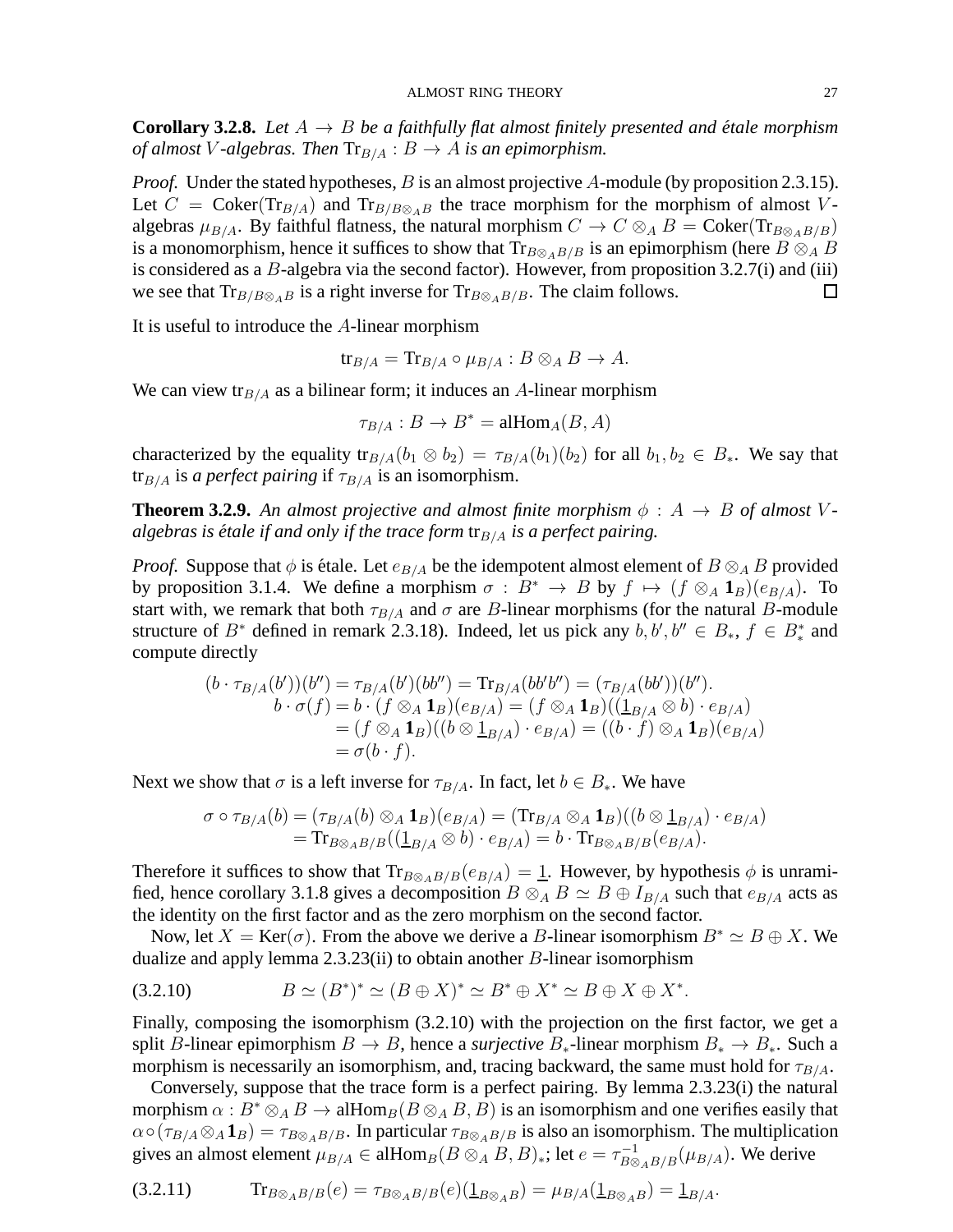**Corollary 3.2.8.** *Let $A \to B$ be a faithfully flat almost finitely presented and étale morphism of almost $V$-algebras. Then $\mathrm{Tr}_{B/A} : B \to A$ is an epimorphism.*

*Proof.* Under the stated hypotheses, $B$ is an almost projective $A$-module (by proposition 2.3.15). Let $C = \mathrm{Coker}(\mathrm{Tr}_{B/A})$ and $\mathrm{Tr}_{B/B\otimes_A B}$ the trace morphism for the morphism of almost $V$-algebras $\mu_{B/A}$. By faithful flatness, the natural morphism $C \to C \otimes_A B = \mathrm{Coker}(\mathrm{Tr}_{B\otimes_A B/B})$ is a monomorphism, hence it suffices to show that $\mathrm{Tr}_{B\otimes_A B/B}$ is an epimorphism (here $B \otimes_A B$ is considered as a $B$-algebra via the second factor). However, from proposition 3.2.7(i) and (iii) we see that $\mathrm{Tr}_{B/B\otimes_A B}$ is a right inverse for $\mathrm{Tr}_{B\otimes_A B/B}$. The claim follows. $\square$

It is useful to introduce the $A$-linear morphism

$$\mathrm{tr}_{B/A} = \mathrm{Tr}_{B/A} \circ \mu_{B/A} : B \otimes_A B \to A.$$

We can view $\mathrm{tr}_{B/A}$ as a bilinear form; it induces an $A$-linear morphism

$$\tau_{B/A} : B \to B^* = \mathrm{alHom}_A(B, A)$$

characterized by the equality $\mathrm{tr}_{B/A}(b_1 \otimes b_2) = \tau_{B/A}(b_1)(b_2)$ for all $b_1, b_2 \in B_*$. We say that $\mathrm{tr}_{B/A}$ is *a perfect pairing* if $\tau_{B/A}$ is an isomorphism.

**Theorem 3.2.9.** *An almost projective and almost finite morphism $\phi : A \to B$ of almost $V$-algebras is étale if and only if the trace form $\mathrm{tr}_{B/A}$ is a perfect pairing.*

*Proof.* Suppose that $\phi$ is étale. Let $e_{B/A}$ be the idempotent almost element of $B \otimes_A B$ provided by proposition 3.1.4. We define a morphism $\sigma : B^* \to B$ by $f \mapsto (f \otimes_A \mathbf{1}_B)(e_{B/A})$. To start with, we remark that both $\tau_{B/A}$ and $\sigma$ are $B$-linear morphisms (for the natural $B$-module structure of $B^*$ defined in remark 2.3.18). Indeed, let us pick any $b, b', b'' \in B_*$, $f \in B^*_*$ and compute directly

$$\begin{aligned}
(b \cdot \tau_{B/A}(b'))(b'') &= \tau_{B/A}(b')(bb'') = \mathrm{Tr}_{B/A}(bb'b'') = (\tau_{B/A}(bb'))(b''). \\
b \cdot \sigma(f) &= b \cdot (f \otimes_A \mathbf{1}_B)(e_{B/A}) = (f \otimes_A \mathbf{1}_B)((\underline{1}_{B/A} \otimes b) \cdot e_{B/A}) \\
&= (f \otimes_A \mathbf{1}_B)((b \otimes \underline{1}_{B/A}) \cdot e_{B/A}) = ((b \cdot f) \otimes_A \mathbf{1}_B)(e_{B/A}) \\
&= \sigma(b \cdot f).
\end{aligned}$$

Next we show that $\sigma$ is a left inverse for $\tau_{B/A}$. In fact, let $b \in B_*$. We have

$$\begin{aligned}
\sigma \circ \tau_{B/A}(b) &= (\tau_{B/A}(b) \otimes_A \mathbf{1}_B)(e_{B/A}) = (\mathrm{Tr}_{B/A} \otimes_A \mathbf{1}_B)((b \otimes \underline{1}_{B/A}) \cdot e_{B/A}) \\
&= \mathrm{Tr}_{B\otimes_A B/B}((\underline{1}_{B/A} \otimes b) \cdot e_{B/A}) = b \cdot \mathrm{Tr}_{B\otimes_A B/B}(e_{B/A}).
\end{aligned}$$

Therefore it suffices to show that $\mathrm{Tr}_{B\otimes_A B/B}(e_{B/A}) = \underline{1}$. However, by hypothesis $\phi$ is unramified, hence corollary 3.1.8 gives a decomposition $B \otimes_A B \simeq B \oplus I_{B/A}$ such that $e_{B/A}$ acts as the identity on the first factor and as the zero morphism on the second factor.

Now, let $X = \mathrm{Ker}(\sigma)$. From the above we derive a $B$-linear isomorphism $B^* \simeq B \oplus X$. We dualize and apply lemma 2.3.23(ii) to obtain another $B$-linear isomorphism

$$B \simeq (B^*)^* \simeq (B \oplus X)^* \simeq B^* \oplus X^* \simeq B \oplus X \oplus X^*. \tag{3.2.10}$$

Finally, composing the isomorphism (3.2.10) with the projection on the first factor, we get a split $B$-linear epimorphism $B \to B$, hence a *surjective* $B_*$-linear morphism $B_* \to B_*$. Such a morphism is necessarily an isomorphism, and, tracing backward, the same must hold for $\tau_{B/A}$.

Conversely, suppose that the trace form is a perfect pairing. By lemma 2.3.23(i) the natural morphism $\alpha : B^* \otimes_A B \to \mathrm{alHom}_B(B \otimes_A B, B)$ is an isomorphism and one verifies easily that $\alpha \circ (\tau_{B/A} \otimes_A \mathbf{1}_B) = \tau_{B\otimes_A B/B}$. In particular $\tau_{B\otimes_A B/B}$ is also an isomorphism. The multiplication gives an almost element $\mu_{B/A} \in \mathrm{alHom}_B(B \otimes_A B, B)_*$; let $e = \tau^{-1}_{B\otimes_A B/B}(\mu_{B/A})$. We derive

$$\mathrm{Tr}_{B\otimes_A B/B}(e) = \tau_{B\otimes_A B/B}(e)(\underline{1}_{B\otimes_A B}) = \mu_{B/A}(\underline{1}_{B\otimes_A B}) = \underline{1}_{B/A}. \tag{3.2.11}$$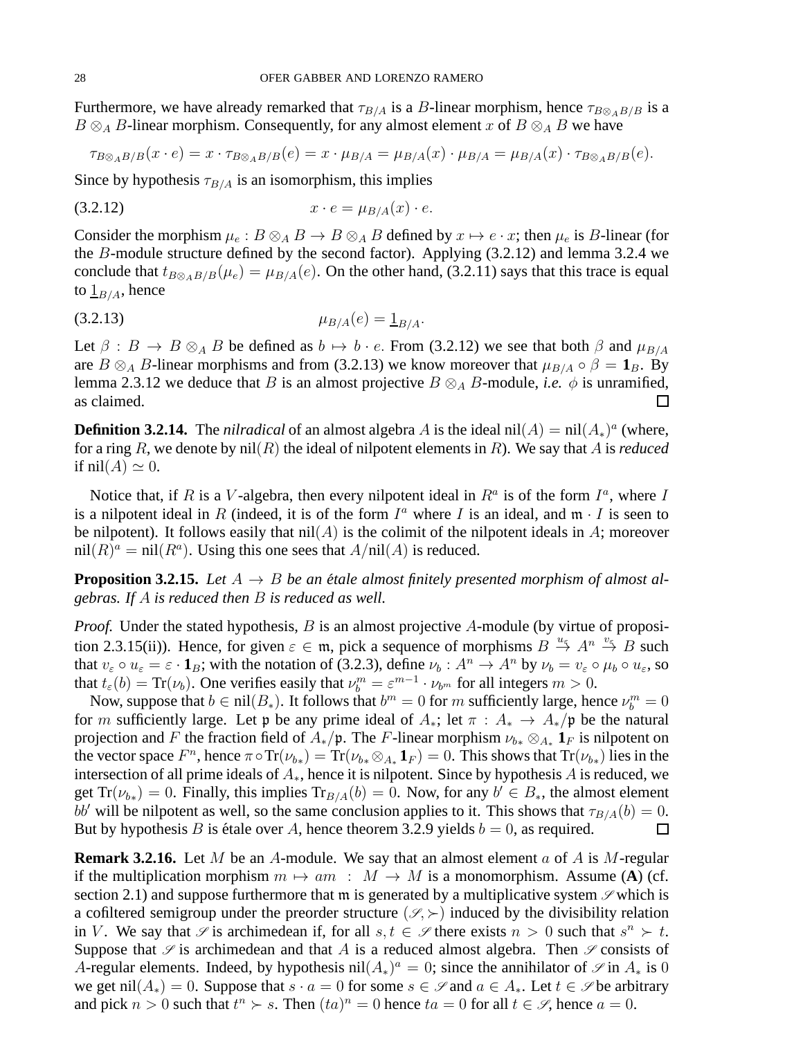Furthermore, we have already remarked that $\tau_{B/A}$ is a $B$-linear morphism, hence $\tau_{B\otimes_A B/B}$ is a $B \otimes_A B$-linear morphism. Consequently, for any almost element $x$ of $B \otimes_A B$ we have

$$\tau_{B\otimes_A B/B}(x \cdot e) = x \cdot \tau_{B\otimes_A B/B}(e) = x \cdot \mu_{B/A} = \mu_{B/A}(x) \cdot \mu_{B/A} = \mu_{B/A}(x) \cdot \tau_{B\otimes_A B/B}(e).$$

Since by hypothesis $\tau_{B/A}$ is an isomorphism, this implies

$$x \cdot e = \mu_{B/A}(x) \cdot e. \tag{3.2.12}$$

Consider the morphism $\mu_e : B \otimes_A B \to B \otimes_A B$ defined by $x \mapsto e \cdot x$; then $\mu_e$ is $B$-linear (for the $B$-module structure defined by the second factor). Applying (3.2.12) and lemma 3.2.4 we conclude that $t_{B\otimes_A B/B}(\mu_e) = \mu_{B/A}(e)$. On the other hand, (3.2.11) says that this trace is equal to $\underline{1}_{B/A}$, hence

$$\mu_{B/A}(e) = \underline{1}_{B/A}. \tag{3.2.13}$$

Let $\beta : B \to B \otimes_A B$ be defined as $b \mapsto b \cdot e$. From (3.2.12) we see that both $\beta$ and $\mu_{B/A}$ are $B \otimes_A B$-linear morphisms and from (3.2.13) we know moreover that $\mu_{B/A} \circ \beta = \mathbf{1}_B$. By lemma 2.3.12 we deduce that $B$ is an almost projective $B \otimes_A B$-module, *i.e.* $\phi$ is unramified, as claimed. ∎

**Definition 3.2.14.** The *nilradical* of an almost algebra $A$ is the ideal $\mathrm{nil}(A) = \mathrm{nil}(A_*)^a$ (where, for a ring $R$, we denote by $\mathrm{nil}(R)$ the ideal of nilpotent elements in $R$). We say that $A$ is *reduced* if $\mathrm{nil}(A) \simeq 0$.

Notice that, if $R$ is a $V$-algebra, then every nilpotent ideal in $R^a$ is of the form $I^a$, where $I$ is a nilpotent ideal in $R$ (indeed, it is of the form $I^a$ where $I$ is an ideal, and $\mathfrak{m} \cdot I$ is seen to be nilpotent). It follows easily that $\mathrm{nil}(A)$ is the colimit of the nilpotent ideals in $A$; moreover $\mathrm{nil}(R)^a = \mathrm{nil}(R^a)$. Using this one sees that $A/\mathrm{nil}(A)$ is reduced.

**Proposition 3.2.15.** *Let $A \to B$ be an étale almost finitely presented morphism of almost algebras. If $A$ is reduced then $B$ is reduced as well.*

*Proof.* Under the stated hypothesis, $B$ is an almost projective $A$-module (by virtue of proposition 2.3.15(ii)). Hence, for given $\varepsilon \in \mathfrak{m}$, pick a sequence of morphisms $B \stackrel{u_\varepsilon}{\to} A^n \stackrel{v_\varepsilon}{\to} B$ such that $v_\varepsilon \circ u_\varepsilon = \varepsilon \cdot \mathbf{1}_B$; with the notation of (3.2.3), define $\nu_b : A^n \to A^n$ by $\nu_b = v_\varepsilon \circ \mu_b \circ u_\varepsilon$, so that $t_\varepsilon(b) = \mathrm{Tr}(\nu_b)$. One verifies easily that $\nu_b^m = \varepsilon^{m-1} \cdot \nu_{b^m}$ for all integers $m > 0$.

Now, suppose that $b \in \mathrm{nil}(B_*)$. It follows that $b^m = 0$ for $m$ sufficiently large, hence $\nu_b^m = 0$ for $m$ sufficiently large. Let $\mathfrak{p}$ be any prime ideal of $A_*$; let $\pi : A_* \to A_*/\mathfrak{p}$ be the natural projection and $F$ the fraction field of $A_*/\mathfrak{p}$. The $F$-linear morphism $\nu_{b*} \otimes_{A_*} \mathbf{1}_F$ is nilpotent on the vector space $F^n$, hence $\pi \circ \mathrm{Tr}(\nu_{b*}) = \mathrm{Tr}(\nu_{b*} \otimes_{A_*} \mathbf{1}_F) = 0$. This shows that $\mathrm{Tr}(\nu_{b*})$ lies in the intersection of all prime ideals of $A_*$, hence it is nilpotent. Since by hypothesis $A$ is reduced, we get $\mathrm{Tr}(\nu_{b*}) = 0$. Finally, this implies $\mathrm{Tr}_{B/A}(b) = 0$. Now, for any $b' \in B_*$, the almost element $bb'$ will be nilpotent as well, so the same conclusion applies to it. This shows that $\tau_{B/A}(b) = 0$. But by hypothesis $B$ is étale over $A$, hence theorem 3.2.9 yields $b = 0$, as required. ∎

**Remark 3.2.16.** Let $M$ be an $A$-module. We say that an almost element $a$ of $A$ is $M$-regular if the multiplication morphism $m \mapsto am : M \to M$ is a monomorphism. Assume **(A)** (cf. section 2.1) and suppose furthermore that $\mathfrak{m}$ is generated by a multiplicative system $\mathscr{S}$ which is a cofiltered semigroup under the preorder structure $(\mathscr{S}, \succ)$ induced by the divisibility relation in $V$. We say that $\mathscr{S}$ is archimedean if, for all $s, t \in \mathscr{S}$ there exists $n > 0$ such that $s^n \succ t$. Suppose that $\mathscr{S}$ is archimedean and that $A$ is a reduced almost algebra. Then $\mathscr{S}$ consists of $A$-regular elements. Indeed, by hypothesis $\mathrm{nil}(A_*)^a = 0$; since the annihilator of $\mathscr{S}$ in $A_*$ is $0$ we get $\mathrm{nil}(A_*) = 0$. Suppose that $s \cdot a = 0$ for some $s \in \mathscr{S}$ and $a \in A_*$. Let $t \in \mathscr{S}$ be arbitrary and pick $n > 0$ such that $t^n \succ s$. Then $(ta)^n = 0$ hence $ta = 0$ for all $t \in \mathscr{S}$, hence $a = 0$.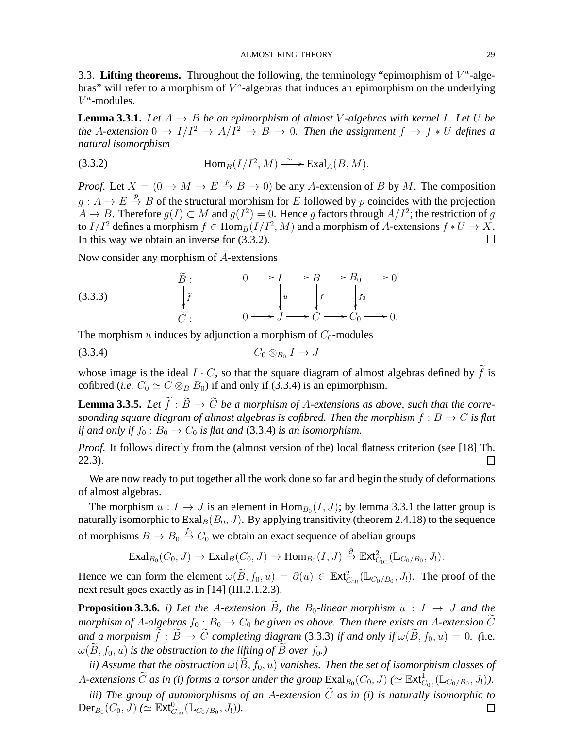3.3. **Lifting theorems.** Throughout the following, the terminology "epimorphism of $V^a$-algebras" will refer to a morphism of $V^a$-algebras that induces an epimorphism on the underlying $V^a$-modules.

**Lemma 3.3.1.** *Let $A \to B$ be an epimorphism of almost $V$-algebras with kernel $I$. Let $U$ be the $A$-extension $0 \to I/I^2 \to A/I^2 \to B \to 0$. Then the assignment $f \mapsto f * U$ defines a natural isomorphism*

$$\mathrm{Hom}_B(I/I^2, M) \xrightarrow{\sim} \mathrm{Exal}_A(B, M). \tag{3.3.2}$$

*Proof.* Let $X = (0 \to M \to E \xrightarrow{p} B \to 0)$ be any $A$-extension of $B$ by $M$. The composition $g : A \to E \xrightarrow{p} B$ of the structural morphism for $E$ followed by $p$ coincides with the projection $A \to B$. Therefore $g(I) \subset M$ and $g(I^2) = 0$. Hence $g$ factors through $A/I^2$; the restriction of $g$ to $I/I^2$ defines a morphism $f \in \mathrm{Hom}_B(I/I^2, M)$ and a morphism of $A$-extensions $f * U \to X$. In this way we obtain an inverse for (3.3.2). □

Now consider any morphism of $A$-extensions

$$\begin{array}{ccccccccccc} \widetilde{B}: & & 0 & \to & I & \to & B & \to & B_0 & \to & 0 \\ \downarrow{\scriptstyle \widetilde{f}} & & & & \downarrow{\scriptstyle u} & & \downarrow{\scriptstyle f} & & \downarrow{\scriptstyle f_0} & & \\ \widetilde{C}: & & 0 & \to & J & \to & C & \to & C_0 & \to & 0. \end{array} \tag{3.3.3}$$

The morphism $u$ induces by adjunction a morphism of $C_0$-modules

$$C_0 \otimes_{B_0} I \to J \tag{3.3.4}$$

whose image is the ideal $I \cdot C$, so that the square diagram of almost algebras defined by $\widetilde{f}$ is cofibred (*i.e.* $C_0 \simeq C \otimes_B B_0$) if and only if (3.3.4) is an epimorphism.

**Lemma 3.3.5.** *Let $\widetilde{f} : \widetilde{B} \to \widetilde{C}$ be a morphism of $A$-extensions as above, such that the corresponding square diagram of almost algebras is cofibred. Then the morphism $f : B \to C$ is flat if and only if $f_0 : B_0 \to C_0$ is flat and* (3.3.4) *is an isomorphism.*

*Proof.* It follows directly from the (almost version of the) local flatness criterion (see [18] Th. 22.3). □

We are now ready to put together all the work done so far and begin the study of deformations of almost algebras.

The morphism $u : I \to J$ is an element in $\mathrm{Hom}_{B_0}(I, J)$; by lemma 3.3.1 the latter group is naturally isomorphic to $\mathrm{Exal}_B(B_0, J)$. By applying transitivity (theorem 2.4.18) to the sequence of morphisms $B \to B_0 \xrightarrow{f_0} C_0$ we obtain an exact sequence of abelian groups

$$\mathrm{Exal}_{B_0}(C_0, J) \to \mathrm{Exal}_B(C_0, J) \to \mathrm{Hom}_{B_0}(I, J) \xrightarrow{\partial} \mathbb{E}\mathsf{xt}^2_{C_{0!!}}(\mathbb{L}_{C_0/B_0}, J_!).$$

Hence we can form the element $\omega(\widetilde{B}, f_0, u) = \partial(u) \in \mathbb{E}\mathsf{xt}^2_{C_{0!!}}(\mathbb{L}_{C_0/B_0}, J_!)$. The proof of the next result goes exactly as in [14] (III.2.1.2.3).

**Proposition 3.3.6.** *i) Let the $A$-extension $\widetilde{B}$, the $B_0$-linear morphism $u : I \to J$ and the morphism of $A$-algebras $f_0 : B_0 \to C_0$ be given as above. Then there exists an $A$-extension $\widetilde{C}$ and a morphism $\widetilde{f} : \widetilde{B} \to \widetilde{C}$ completing diagram* (3.3.3) *if and only if $\omega(\widetilde{B}, f_0, u) = 0$. (*i.e. *$\omega(\widetilde{B}, f_0, u)$ is the obstruction to the lifting of $\widetilde{B}$ over $f_0$.)*

*ii) Assume that the obstruction $\omega(\widetilde{B}, f_0, u)$ vanishes. Then the set of isomorphism classes of $A$-extensions $\widetilde{C}$ as in (i) forms a torsor under the group $\mathrm{Exal}_{B_0}(C_0, J)$ ($\simeq \mathbb{E}\mathsf{xt}^1_{C_{0!!}}(\mathbb{L}_{C_0/B_0}, J_!)$).*

*iii) The group of automorphisms of an $A$-extension $\widetilde{C}$ as in (i) is naturally isomorphic to $\mathrm{Der}_{B_0}(C_0, J)$ ($\simeq \mathbb{E}\mathsf{xt}^0_{C_{0!!}}(\mathbb{L}_{C_0/B_0}, J_!)$).* □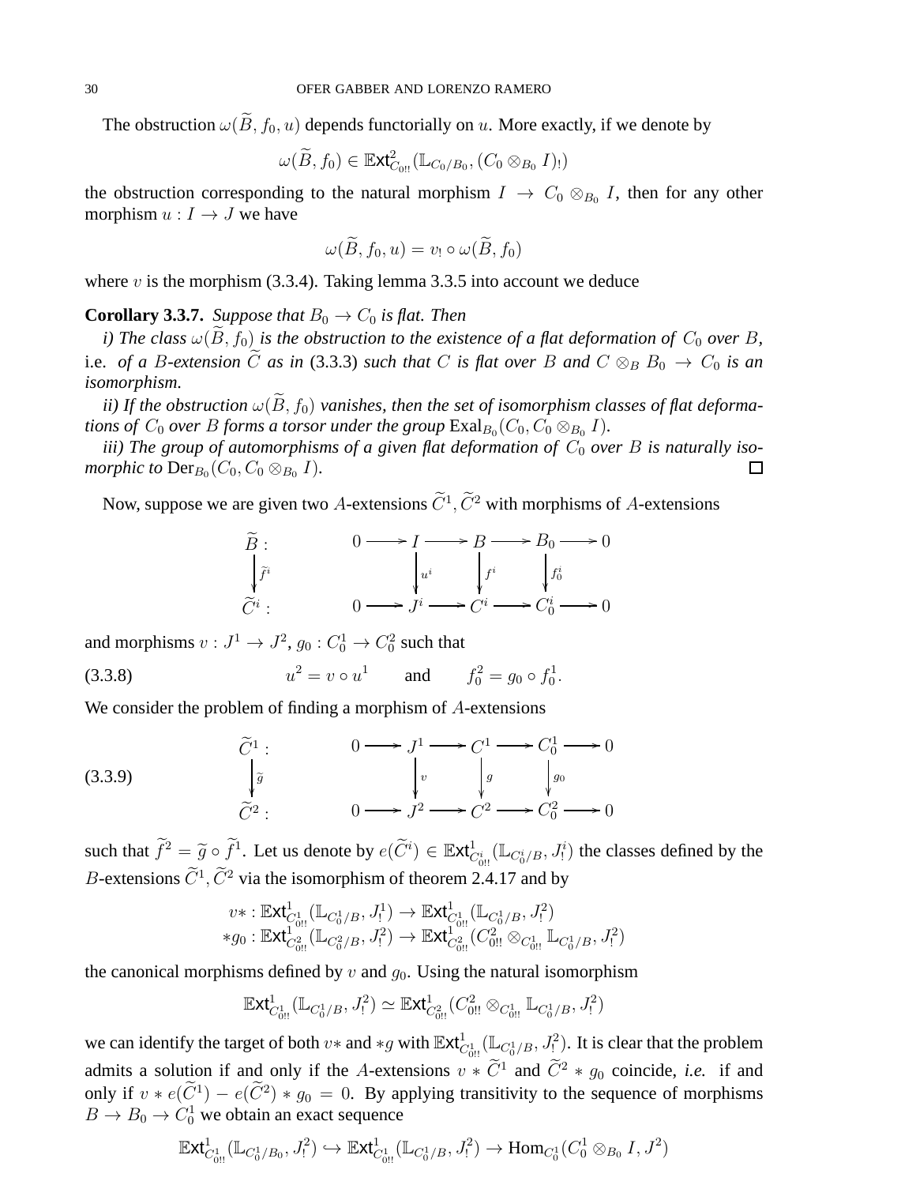The obstruction $\omega(\widetilde{B}, f_0, u)$ depends functorially on $u$. More exactly, if we denote by

$$\omega(\widetilde{B}, f_0) \in \mathbb{E}\mathsf{xt}^2_{C_{0!!}}(\mathbb{L}_{C_0/B_0}, (C_0 \otimes_{B_0} I)_!)$$

the obstruction corresponding to the natural morphism $I \to C_0 \otimes_{B_0} I$, then for any other morphism $u : I \to J$ we have

$$\omega(\widetilde{B}, f_0, u) = v_! \circ \omega(\widetilde{B}, f_0)$$

where $v$ is the morphism (3.3.4). Taking lemma 3.3.5 into account we deduce

**Corollary 3.3.7.** *Suppose that $B_0 \to C_0$ is flat. Then*

*i) The class $\omega(\widetilde{B}, f_0)$ is the obstruction to the existence of a flat deformation of $C_0$ over $B$,* i.e. *of a $B$-extension $\widetilde{C}$ as in* (3.3.3) *such that $C$ is flat over $B$ and $C \otimes_B B_0 \to C_0$ is an isomorphism.*

*ii) If the obstruction $\omega(\widetilde{B}, f_0)$ vanishes, then the set of isomorphism classes of flat deformations of $C_0$ over $B$ forms a torsor under the group $\mathrm{Exal}_{B_0}(C_0, C_0 \otimes_{B_0} I)$.*

*iii) The group of automorphisms of a given flat deformation of $C_0$ over $B$ is naturally isomorphic to $\mathrm{Der}_{B_0}(C_0, C_0 \otimes_{B_0} I)$.* $\square$

Now, suppose we are given two $A$-extensions $\widetilde{C}^1, \widetilde{C}^2$ with morphisms of $A$-extensions

$$\begin{array}{lccccccccc}
\widetilde{B} : & 0 & \longrightarrow & I & \longrightarrow & B & \longrightarrow & B_0 & \longrightarrow & 0 \\
\downarrow \widetilde{f}^i & & & \downarrow u^i & & \downarrow f^i & & \downarrow f_0^i & & \\
\widetilde{C}^i : & 0 & \longrightarrow & J^i & \longrightarrow & C^i & \longrightarrow & C_0^i & \longrightarrow & 0
\end{array}$$

and morphisms $v : J^1 \to J^2$, $g_0 : C_0^1 \to C_0^2$ such that

$$u^2 = v \circ u^1 \qquad \text{and} \qquad f_0^2 = g_0 \circ f_0^1. \tag{3.3.8}$$

We consider the problem of finding a morphism of $A$-extensions

$$\begin{array}{lccccccccc}
\widetilde{C}^1 : & 0 & \longrightarrow & J^1 & \longrightarrow & C^1 & \longrightarrow & C_0^1 & \longrightarrow & 0 \\
\downarrow \widetilde{g} & & & \downarrow v & & \downarrow g & & \downarrow g_0 & & \\
\widetilde{C}^2 : & 0 & \longrightarrow & J^2 & \longrightarrow & C^2 & \longrightarrow & C_0^2 & \longrightarrow & 0
\end{array} \tag{3.3.9}$$

such that $\widetilde{f}^2 = \widetilde{g} \circ \widetilde{f}^1$. Let us denote by $e(\widetilde{C}^i) \in \mathbb{E}\mathsf{xt}^1_{C^i_{0!!}}(\mathbb{L}_{C_0^i/B}, J^i_!)$ the classes defined by the $B$-extensions $\widetilde{C}^1, \widetilde{C}^2$ via the isomorphism of theorem 2.4.17 and by

$$\begin{array}{c}
v* : \mathbb{E}\mathsf{xt}^1_{C^1_{0!!}}(\mathbb{L}_{C_0^1/B}, J^1_!) \to \mathbb{E}\mathsf{xt}^1_{C^1_{0!!}}(\mathbb{L}_{C_0^1/B}, J^2_!) \\
*g_0 : \mathbb{E}\mathsf{xt}^1_{C^2_{0!!}}(\mathbb{L}_{C_0^2/B}, J^2_!) \to \mathbb{E}\mathsf{xt}^1_{C^2_{0!!}}(C^2_{0!!} \otimes_{C^1_{0!!}} \mathbb{L}_{C_0^1/B}, J^2_!)
\end{array}$$

the canonical morphisms defined by $v$ and $g_0$. Using the natural isomorphism

$$\mathbb{E}\mathsf{xt}^1_{C^1_{0!!}}(\mathbb{L}_{C_0^1/B}, J^2_!) \simeq \mathbb{E}\mathsf{xt}^1_{C^2_{0!!}}(C^2_{0!!} \otimes_{C^1_{0!!}} \mathbb{L}_{C_0^1/B}, J^2_!)$$

we can identify the target of both $v*$ and $*g$ with $\mathbb{E}\mathsf{xt}^1_{C^1_{0!!}}(\mathbb{L}_{C_0^1/B}, J^2_!)$. It is clear that the problem admits a solution if and only if the $A$-extensions $v * \widetilde{C}^1$ and $\widetilde{C}^2 * g_0$ coincide, *i.e.* if and only if $v * e(\widetilde{C}^1) - e(\widetilde{C}^2) * g_0 = 0$. By applying transitivity to the sequence of morphisms $B \to B_0 \to C_0^1$ we obtain an exact sequence

$$\mathbb{E}\mathsf{xt}^1_{C^1_{0!!}}(\mathbb{L}_{C_0^1/B_0}, J^2_!) \hookrightarrow \mathbb{E}\mathsf{xt}^1_{C^1_{0!!}}(\mathbb{L}_{C_0^1/B}, J^2_!) \to \mathrm{Hom}_{C_0^1}(C_0^1 \otimes_{B_0} I, J^2)$$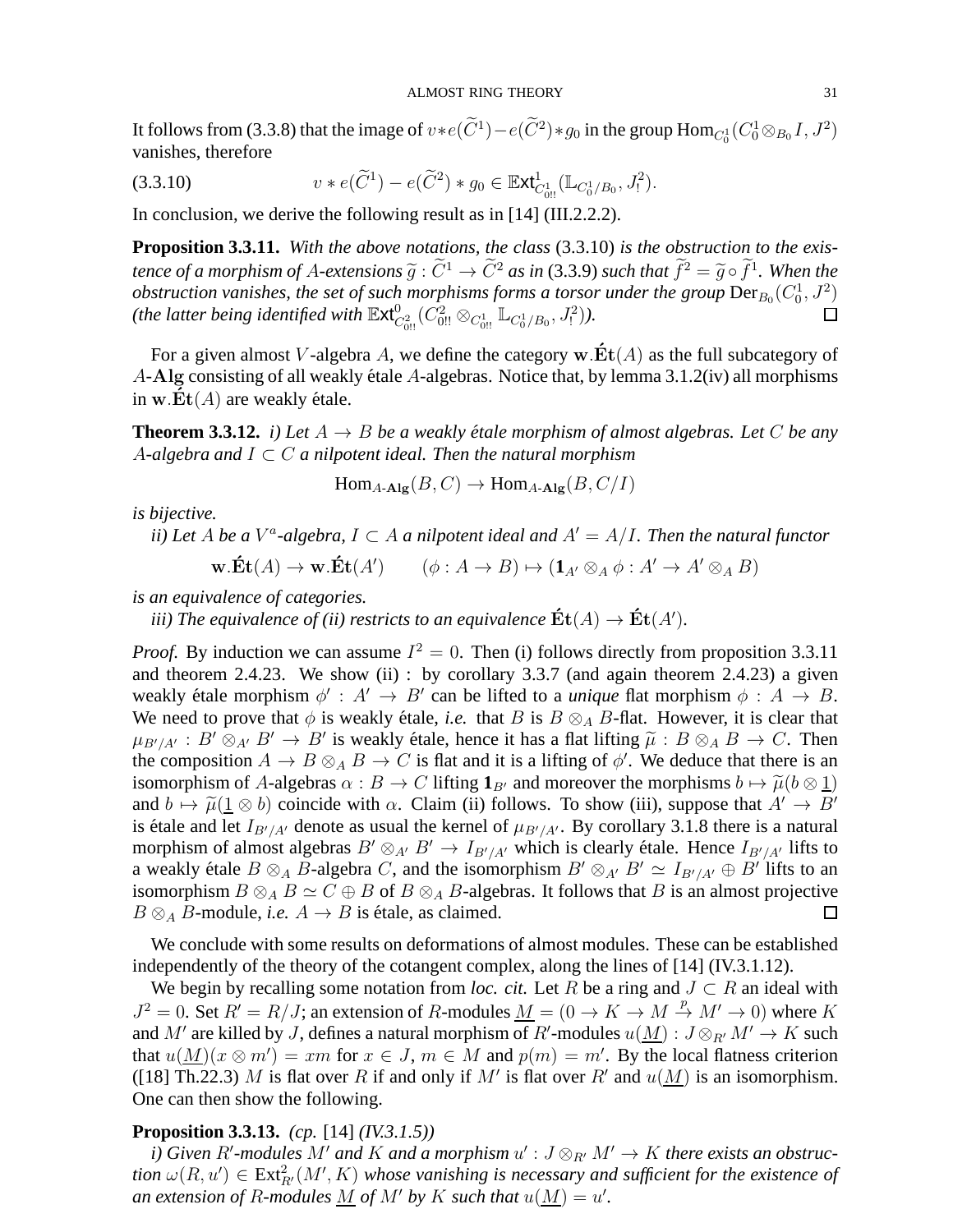It follows from (3.3.8) that the image of $v*e(\widetilde{C}^1)-e(\widetilde{C}^2)*g_0$ in the group $\mathrm{Hom}_{C_0^1}(C_0^1\otimes_{B_0}I,J^2)$ vanishes, therefore

$$v*e(\widetilde{C}^1)-e(\widetilde{C}^2)*g_0\in\mathbb{E}\mathsf{xt}^1_{C^1_{0!!}}(\mathbb{L}_{C_0^1/B_0},J^2_!). \tag{3.3.10}$$

In conclusion, we derive the following result as in [14] (III.2.2.2).

**Proposition 3.3.11.** *With the above notations, the class* (3.3.10) *is the obstruction to the existence of a morphism of $A$-extensions $\widetilde{g}:\widetilde{C}^1\to\widetilde{C}^2$ as in* (3.9) *such that $\widetilde{f}^2=\widetilde{g}\circ\widetilde{f}^1$. When the obstruction vanishes, the set of such morphisms forms a torsor under the group $\mathrm{Der}_{B_0}(C_0^1,J^2)$ (the latter being identified with $\mathbb{E}\mathsf{xt}^0_{C^2_{0!!}}(C^2_{0!!}\otimes_{C^1_{0!!}}\mathbb{L}_{C_0^1/B_0},J^2_!)$).* □

For a given almost $V$-algebra $A$, we define the category $\mathbf{w}.\mathbf{\acute{E}t}(A)$ as the full subcategory of $A$-$\mathbf{Alg}$ consisting of all weakly étale $A$-algebras. Notice that, by lemma 3.1.2(iv) all morphisms in $\mathbf{w}.\mathbf{\acute{E}t}(A)$ are weakly étale.

**Theorem 3.3.12.** *i) Let $A\to B$ be a weakly étale morphism of almost algebras. Let $C$ be any $A$-algebra and $I\subset C$ a nilpotent ideal. Then the natural morphism*

$$\mathrm{Hom}_{A\text{-}\mathbf{Alg}}(B,C)\to\mathrm{Hom}_{A\text{-}\mathbf{Alg}}(B,C/I)$$

*is bijective.*

*ii) Let $A$ be a $V^a$-algebra, $I\subset A$ a nilpotent ideal and $A'=A/I$. Then the natural functor*

$$\mathbf{w}.\mathbf{\acute{E}t}(A)\to\mathbf{w}.\mathbf{\acute{E}t}(A')\qquad(\phi:A\to B)\mapsto(\mathbf{1}_{A'}\otimes_A\phi:A'\to A'\otimes_A B)$$

*is an equivalence of categories.*

*iii) The equivalence of (ii) restricts to an equivalence $\mathbf{\acute{E}t}(A)\to\mathbf{\acute{E}t}(A')$.*

*Proof.* By induction we can assume $I^2=0$. Then (i) follows directly from proposition 3.3.11 and theorem 2.4.23. We show (ii) : by corollary 3.3.7 (and again theorem 2.4.23) a given weakly étale morphism $\phi':A'\to B'$ can be lifted to a *unique* flat morphism $\phi:A\to B$. We need to prove that $\phi$ is weakly étale, *i.e.* that $B$ is $B\otimes_A B$-flat. However, it is clear that $\mu_{B'/A'}:B'\otimes_{A'}B'\to B'$ is weakly étale, hence it has a flat lifting $\widetilde{\mu}:B\otimes_A B\to C$. Then the composition $A\to B\otimes_A B\to C$ is flat and it is a lifting of $\phi'$. We deduce that there is an isomorphism of $A$-algebras $\alpha:B\to C$ lifting $\mathbf{1}_{B'}$ and moreover the morphisms $b\mapsto\widetilde{\mu}(b\otimes\underline{1})$ and $b\mapsto\widetilde{\mu}(\underline{1}\otimes b)$ coincide with $\alpha$. Claim (ii) follows. To show (iii), suppose that $A'\to B'$ is étale and let $I_{B'/A'}$ denote as usual the kernel of $\mu_{B'/A'}$. By corollary 3.1.8 there is a natural morphism of almost algebras $B'\otimes_{A'}B'\to I_{B'/A'}$ which is clearly étale. Hence $I_{B'/A'}$ lifts to a weakly étale $B\otimes_A B$-algebra $C$, and the isomorphism $B'\otimes_{A'}B'\simeq I_{B'/A'}\oplus B'$ lifts to an isomorphism $B\otimes_A B\simeq C\oplus B$ of $B\otimes_A B$-algebras. It follows that $B$ is an almost projective $B\otimes_A B$-module, *i.e.* $A\to B$ is étale, as claimed. □

We conclude with some results on deformations of almost modules. These can be established independently of the theory of the cotangent complex, along the lines of [14] (IV.3.1.12).

We begin by recalling some notation from *loc. cit.* Let $R$ be a ring and $J\subset R$ an ideal with $J^2=0$. Set $R'=R/J$; an extension of $R$-modules $\underline{M}=(0\to K\to M\xrightarrow{p}M'\to 0)$ where $K$ and $M'$ are killed by $J$, defines a natural morphism of $R'$-modules $u(\underline{M}):J\otimes_{R'}M'\to K$ such that $u(\underline{M})(x\otimes m')=xm$ for $x\in J$, $m\in M$ and $p(m)=m'$. By the local flatness criterion ([18] Th.22.3) $M$ is flat over $R$ if and only if $M'$ is flat over $R'$ and $u(\underline{M})$ is an isomorphism. One can then show the following.

**Proposition 3.3.13.** *(cp.* [14] *(IV.3.1.5))*

*i) Given $R'$-modules $M'$ and $K$ and a morphism $u':J\otimes_{R'}M'\to K$ there exists an obstruction $\omega(R,u')\in\mathrm{Ext}^2_{R'}(M',K)$ whose vanishing is necessary and sufficient for the existence of an extension of $R$-modules $\underline{M}$ of $M'$ by $K$ such that $u(\underline{M})=u'$.*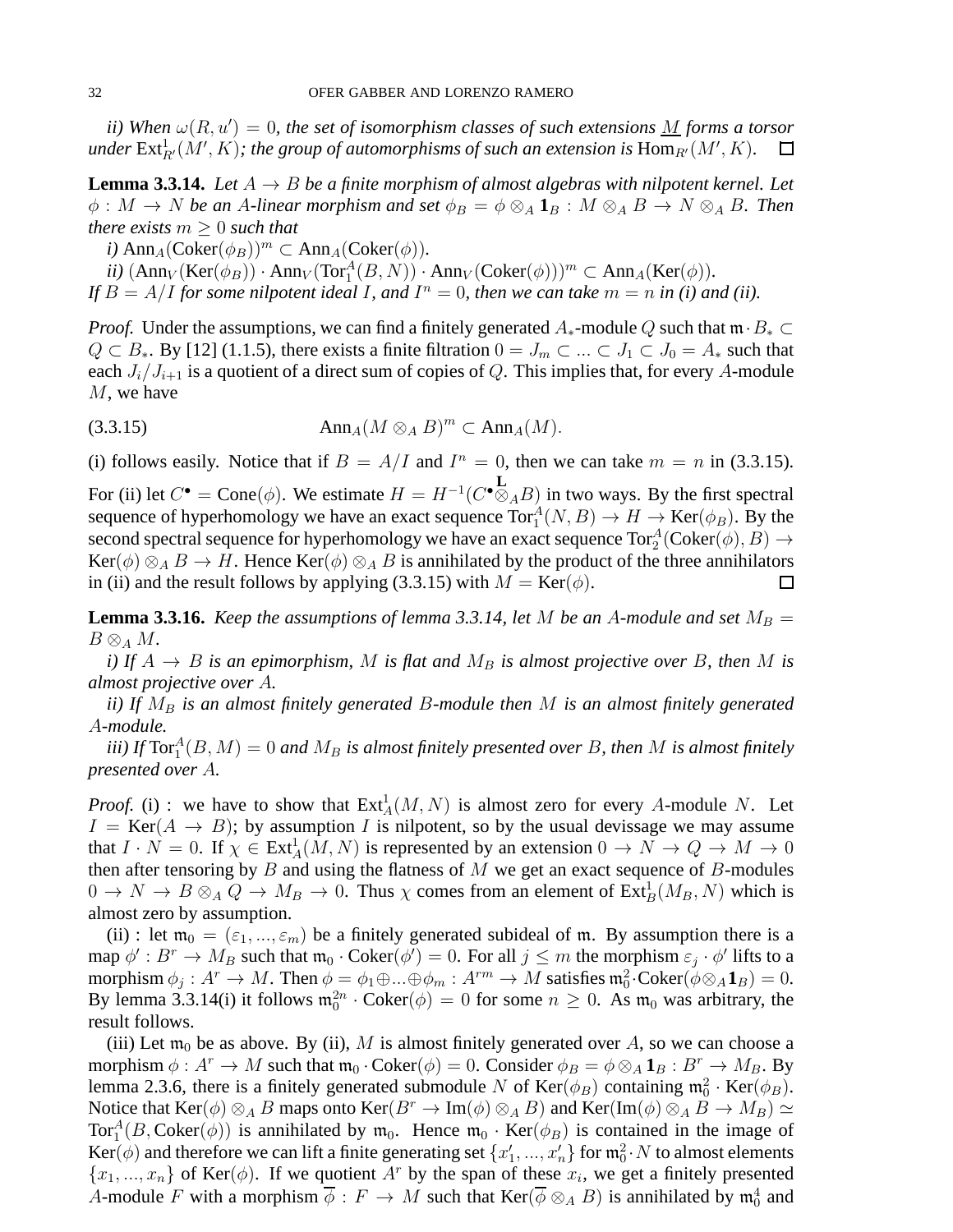*ii) When $\omega(R, u') = 0$, the set of isomorphism classes of such extensions $\underline{M}$ forms a torsor under $\mathrm{Ext}^1_{R'}(M', K)$; the group of automorphisms of such an extension is $\mathrm{Hom}_{R'}(M', K)$.* $\square$

**Lemma 3.3.14.** *Let $A \to B$ be a finite morphism of almost algebras with nilpotent kernel. Let $\phi : M \to N$ be an $A$-linear morphism and set $\phi_B = \phi \otimes_A \mathbf{1}_B : M \otimes_A B \to N \otimes_A B$. Then there exists $m \geq 0$ such that*

*i) $\mathrm{Ann}_A(\mathrm{Coker}(\phi_B))^m \subset \mathrm{Ann}_A(\mathrm{Coker}(\phi))$.*

*ii) $(\mathrm{Ann}_V(\mathrm{Ker}(\phi_B)) \cdot \mathrm{Ann}_V(\mathrm{Tor}^A_1(B, N)) \cdot \mathrm{Ann}_V(\mathrm{Coker}(\phi)))^m \subset \mathrm{Ann}_A(\mathrm{Ker}(\phi))$.*

*If $B = A/I$ for some nilpotent ideal $I$, and $I^n = 0$, then we can take $m = n$ in (i) and (ii).*

*Proof.* Under the assumptions, we can find a finitely generated $A_*$-module $Q$ such that $\mathfrak{m} \cdot B_* \subset Q \subset B_*$. By [12] (1.1.5), there exists a finite filtration $0 = J_m \subset ... \subset J_1 \subset J_0 = A_*$ such that each $J_i/J_{i+1}$ is a quotient of a direct sum of copies of $Q$. This implies that, for every $A$-module $M$, we have

$$\mathrm{Ann}_A(M \otimes_A B)^m \subset \mathrm{Ann}_A(M). \tag{3.3.15}$$

(i) follows easily. Notice that if $B = A/I$ and $I^n = 0$, then we can take $m = n$ in (3.3.15). For (ii) let $C^\bullet = \mathrm{Cone}(\phi)$. We estimate $H = H^{-1}(C^\bullet \overset{\mathbf{L}}{\otimes}_A B)$ in two ways. By the first spectral sequence of hyperhomology we have an exact sequence $\mathrm{Tor}^A_1(N, B) \to H \to \mathrm{Ker}(\phi_B)$. By the second spectral sequence for hyperhomology we have an exact sequence $\mathrm{Tor}^A_2(\mathrm{Coker}(\phi), B) \to \mathrm{Ker}(\phi) \otimes_A B \to H$. Hence $\mathrm{Ker}(\phi) \otimes_A B$ is annihilated by the product of the three annihilators in (ii) and the result follows by applying (3.3.15) with $M = \mathrm{Ker}(\phi)$. $\square$

**Lemma 3.3.16.** *Keep the assumptions of lemma 3.3.14, let $M$ be an $A$-module and set $M_B = B \otimes_A M$.*

*i) If $A \to B$ is an epimorphism, $M$ is flat and $M_B$ is almost projective over $B$, then $M$ is almost projective over $A$.*

*ii) If $M_B$ is an almost finitely generated $B$-module then $M$ is an almost finitely generated $A$-module.*

*iii) If $\mathrm{Tor}^A_1(B, M) = 0$ and $M_B$ is almost finitely presented over $B$, then $M$ is almost finitely presented over $A$.*

*Proof.* (i) : we have to show that $\mathrm{Ext}^1_A(M, N)$ is almost zero for every $A$-module $N$. Let $I = \mathrm{Ker}(A \to B)$; by assumption $I$ is nilpotent, so by the usual devissage we may assume that $I \cdot N = 0$. If $\chi \in \mathrm{Ext}^1_A(M, N)$ is represented by an extension $0 \to N \to Q \to M \to 0$ then after tensoring by $B$ and using the flatness of $M$ we get an exact sequence of $B$-modules $0 \to N \to B \otimes_A Q \to M_B \to 0$. Thus $\chi$ comes from an element of $\mathrm{Ext}^1_B(M_B, N)$ which is almost zero by assumption.

(ii) : let $\mathfrak{m}_0 = (\varepsilon_1, ..., \varepsilon_m)$ be a finitely generated subideal of $\mathfrak{m}$. By assumption there is a map $\phi' : B^r \to M_B$ such that $\mathfrak{m}_0 \cdot \mathrm{Coker}(\phi') = 0$. For all $j \leq m$ the morphism $\varepsilon_j \cdot \phi'$ lifts to a morphism $\phi_j : A^r \to M$. Then $\phi = \phi_1 \oplus ... \oplus \phi_m : A^{rm} \to M$ satisfies $\mathfrak{m}_0^2 \cdot \mathrm{Coker}(\phi \otimes_A \mathbf{1}_B) = 0$. By lemma 3.3.14(i) it follows $\mathfrak{m}_0^{2n} \cdot \mathrm{Coker}(\phi) = 0$ for some $n \geq 0$. As $\mathfrak{m}_0$ was arbitrary, the result follows.

(iii) Let $\mathfrak{m}_0$ be as above. By (ii), $M$ is almost finitely generated over $A$, so we can choose a morphism $\phi : A^r \to M$ such that $\mathfrak{m}_0 \cdot \mathrm{Coker}(\phi) = 0$. Consider $\phi_B = \phi \otimes_A \mathbf{1}_B : B^r \to M_B$. By lemma 2.3.6, there is a finitely generated submodule $N$ of $\mathrm{Ker}(\phi_B)$ containing $\mathfrak{m}_0^2 \cdot \mathrm{Ker}(\phi_B)$. Notice that $\mathrm{Ker}(\phi) \otimes_A B$ maps onto $\mathrm{Ker}(B^r \to \mathrm{Im}(\phi) \otimes_A B)$ and $\mathrm{Ker}(\mathrm{Im}(\phi) \otimes_A B \to M_B) \simeq \mathrm{Tor}^A_1(B, \mathrm{Coker}(\phi))$ is annihilated by $\mathfrak{m}_0$. Hence $\mathfrak{m}_0 \cdot \mathrm{Ker}(\phi_B)$ is contained in the image of $\mathrm{Ker}(\phi)$ and therefore we can lift a finite generating set $\{x'_1, ..., x'_n\}$ for $\mathfrak{m}_0^2 \cdot N$ to almost elements $\{x_1, ..., x_n\}$ of $\mathrm{Ker}(\phi)$. If we quotient $A^r$ by the span of these $x_i$, we get a finitely presented $A$-module $F$ with a morphism $\overline{\phi} : F \to M$ such that $\mathrm{Ker}(\overline{\phi} \otimes_A B)$ is annihilated by $\mathfrak{m}_0^4$ and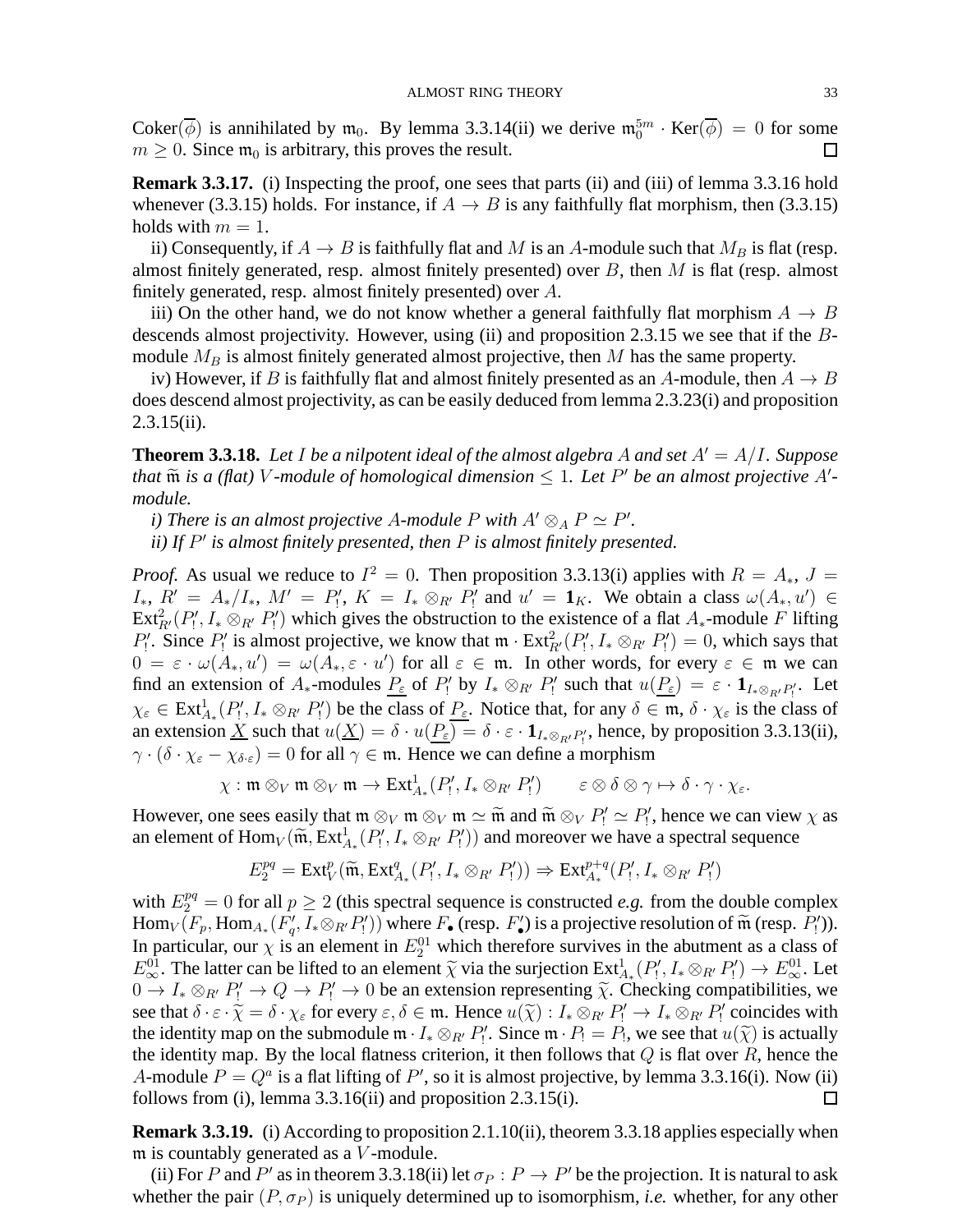$\mathrm{Coker}(\overline{\phi})$ is annihilated by $\mathfrak{m}_0$. By lemma 3.3.14(ii) we derive $\mathfrak{m}_0^{5m} \cdot \mathrm{Ker}(\overline{\phi}) = 0$ for some $m \geq 0$. Since $\mathfrak{m}_0$ is arbitrary, this proves the result. □

**Remark 3.3.17.** (i) Inspecting the proof, one sees that parts (ii) and (iii) of lemma 3.3.16 hold whenever (3.3.15) holds. For instance, if $A \to B$ is any faithfully flat morphism, then (3.3.15) holds with $m = 1$.

ii) Consequently, if $A \to B$ is faithfully flat and $M$ is an $A$-module such that $M_B$ is flat (resp. almost finitely generated, resp. almost finitely presented) over $B$, then $M$ is flat (resp. almost finitely generated, resp. almost finitely presented) over $A$.

iii) On the other hand, we do not know whether a general faithfully flat morphism $A \to B$ descends almost projectivity. However, using (ii) and proposition 2.3.15 we see that if the $B$-module $M_B$ is almost finitely generated almost projective, then $M$ has the same property.

iv) However, if $B$ is faithfully flat and almost finitely presented as an $A$-module, then $A \to B$ does descend almost projectivity, as can be easily deduced from lemma 2.3.23(i) and proposition 2.3.15(ii).

**Theorem 3.3.18.** *Let $I$ be a nilpotent ideal of the almost algebra $A$ and set $A' = A/I$. Suppose that $\widetilde{\mathfrak{m}}$ is a (flat) $V$-module of homological dimension $\leq 1$. Let $P'$ be an almost projective $A'$-module.*

*i) There is an almost projective $A$-module $P$ with $A' \otimes_A P \simeq P'$.*

*ii) If $P'$ is almost finitely presented, then $P$ is almost finitely presented.*

*Proof.* As usual we reduce to $I^2 = 0$. Then proposition 3.3.13(i) applies with $R = A_*$, $J = I_*$, $R' = A_*/I_*$, $M' = P'_!$, $K = I_* \otimes_{R'} P'_!$ and $u' = \mathbf{1}_K$. We obtain a class $\omega(A_*, u') \in \mathrm{Ext}^2_{R'}(P'_!, I_* \otimes_{R'} P'_!)$ which gives the obstruction to the existence of a flat $A_*$-module $F$ lifting $P'_!$. Since $P'_!$ is almost projective, we know that $\mathfrak{m} \cdot \mathrm{Ext}^2_{R'}(P'_!, I_* \otimes_{R'} P'_!) = 0$, which says that $0 = \varepsilon \cdot \omega(A_*, u') = \omega(A_*, \varepsilon \cdot u')$ for all $\varepsilon \in \mathfrak{m}$. In other words, for every $\varepsilon \in \mathfrak{m}$ we can find an extension of $A_*$-modules $\underline{P_\varepsilon}$ of $P'_!$ by $I_* \otimes_{R'} P'_!$ such that $u(\underline{P_\varepsilon}) = \varepsilon \cdot \mathbf{1}_{I_* \otimes_{R'} P'_!}$. Let $\chi_\varepsilon \in \mathrm{Ext}^1_{A_*}(P'_!, I_* \otimes_{R'} P'_!)$ be the class of $\underline{P_\varepsilon}$. Notice that, for any $\delta \in \mathfrak{m}$, $\delta \cdot \chi_\varepsilon$ is the class of an extension $\underline{X}$ such that $u(\underline{X}) = \delta \cdot u(\underline{P_\varepsilon}) = \delta \cdot \varepsilon \cdot \mathbf{1}_{I_* \otimes_{R'} P'_!}$, hence, by proposition 3.3.13(ii), $\gamma \cdot (\delta \cdot \chi_\varepsilon - \chi_{\delta \cdot \varepsilon}) = 0$ for all $\gamma \in \mathfrak{m}$. Hence we can define a morphism

$$\chi : \mathfrak{m} \otimes_V \mathfrak{m} \otimes_V \mathfrak{m} \to \mathrm{Ext}^1_{A_*}(P'_!, I_* \otimes_{R'} P'_!) \qquad \varepsilon \otimes \delta \otimes \gamma \mapsto \delta \cdot \gamma \cdot \chi_\varepsilon.$$

However, one sees easily that $\mathfrak{m} \otimes_V \mathfrak{m} \otimes_V \mathfrak{m} \simeq \widetilde{\mathfrak{m}}$ and $\widetilde{\mathfrak{m}} \otimes_V P'_! \simeq P'_!$, hence we can view $\chi$ as an element of $\mathrm{Hom}_V(\widetilde{\mathfrak{m}}, \mathrm{Ext}^1_{A_*}(P'_!, I_* \otimes_{R'} P'_!))$ and moreover we have a spectral sequence

$$E_2^{pq} = \mathrm{Ext}^p_V(\widetilde{\mathfrak{m}}, \mathrm{Ext}^q_{A_*}(P'_!, I_* \otimes_{R'} P'_!)) \Rightarrow \mathrm{Ext}^{p+q}_{A_*}(P'_!, I_* \otimes_{R'} P'_!)$$

with $E_2^{pq} = 0$ for all $p \geq 2$ (this spectral sequence is constructed *e.g.* from the double complex $\mathrm{Hom}_V(F_p, \mathrm{Hom}_{A_*}(F'_q, I_* \otimes_{R'} P'_!))$ where $F_\bullet$ (resp. $F'_\bullet$) is a projective resolution of $\widetilde{\mathfrak{m}}$ (resp. $P'_!$)). In particular, our $\chi$ is an element in $E_2^{01}$ which therefore survives in the abutment as a class of $E_\infty^{01}$. The latter can be lifted to an element $\widetilde{\chi}$ via the surjection $\mathrm{Ext}^1_{A_*}(P'_!, I_* \otimes_{R'} P'_!) \to E_\infty^{01}$. Let $0 \to I_* \otimes_{R'} P'_! \to Q \to P'_! \to 0$ be an extension representing $\widetilde{\chi}$. Checking compatibilities, we see that $\delta \cdot \varepsilon \cdot \widetilde{\chi} = \delta \cdot \chi_\varepsilon$ for every $\varepsilon, \delta \in \mathfrak{m}$. Hence $u(\widetilde{\chi}) : I_* \otimes_{R'} P'_! \to I_* \otimes_{R'} P'_!$ coincides with the identity map on the submodule $\mathfrak{m} \cdot I_* \otimes_{R'} P'_!$. Since $\mathfrak{m} \cdot P_! = P_!$, we see that $u(\widetilde{\chi})$ is actually the identity map. By the local flatness criterion, it then follows that $Q$ is flat over $R$, hence the $A$-module $P = Q^a$ is a flat lifting of $P'$, so it is almost projective, by lemma 3.3.16(i). Now (ii) follows from (i), lemma 3.3.16(ii) and proposition 2.3.15(i). □

**Remark 3.3.19.** (i) According to proposition 2.1.10(ii), theorem 3.3.18 applies especially when $\mathfrak{m}$ is countably generated as a $V$-module.

(ii) For $P$ and $P'$ as in theorem 3.3.18(ii) let $\sigma_P : P \to P'$ be the projection. It is natural to ask whether the pair $(P, \sigma_P)$ is uniquely determined up to isomorphism, *i.e.* whether, for any other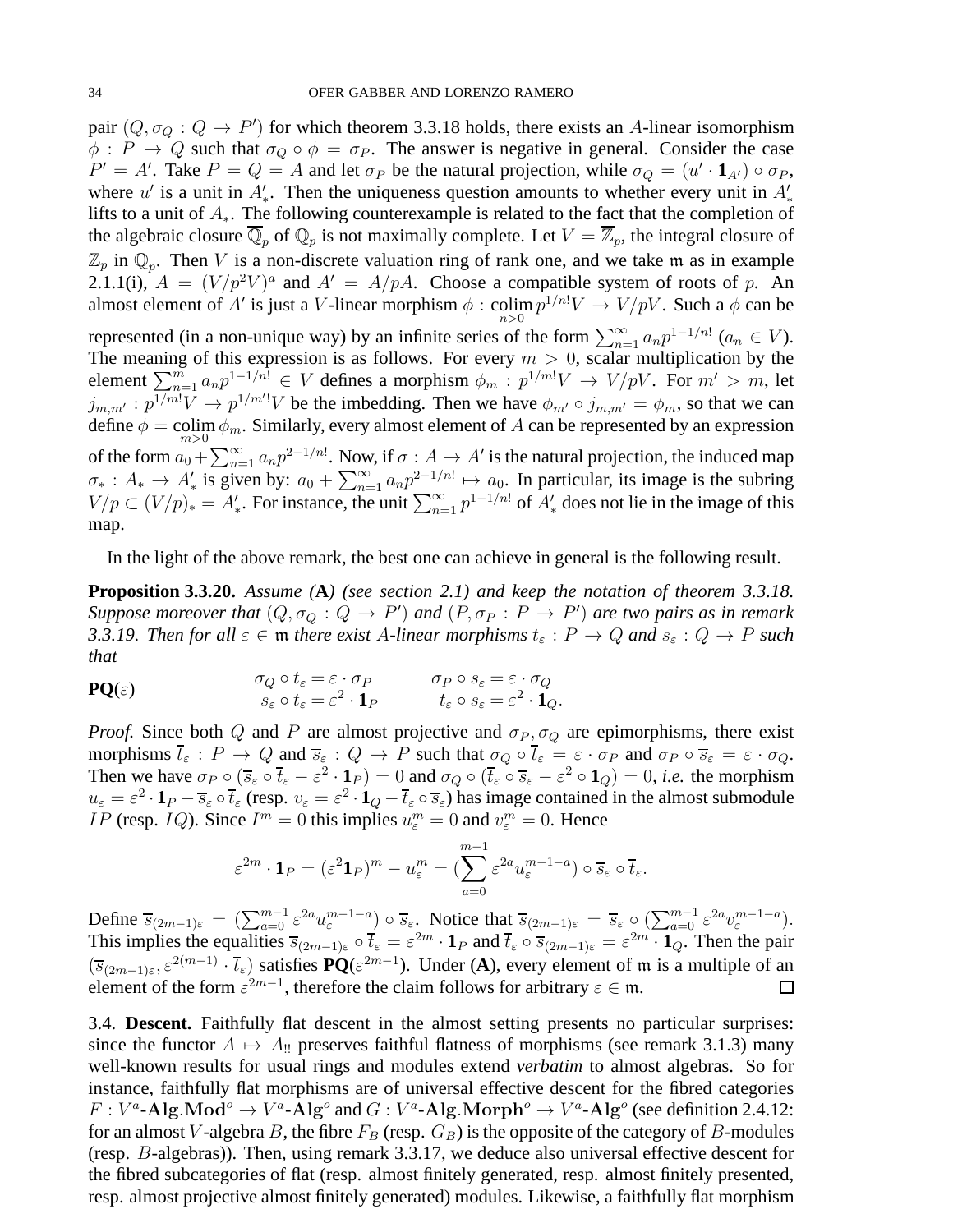pair $(Q, \sigma_Q : Q \to P')$ for which theorem 3.3.18 holds, there exists an $A$-linear isomorphism $\phi : P \to Q$ such that $\sigma_Q \circ \phi = \sigma_P$. The answer is negative in general. Consider the case $P' = A'$. Take $P = Q = A$ and let $\sigma_P$ be the natural projection, while $\sigma_Q = (u' \cdot \mathbf{1}_{A'}) \circ \sigma_P$, where $u'$ is a unit in $A'_*$. Then the uniqueness question amounts to whether every unit in $A'_*$ lifts to a unit of $A_*$. The following counterexample is related to the fact that the completion of the algebraic closure $\overline{\mathbb{Q}}_p$ of $\mathbb{Q}_p$ is not maximally complete. Let $V = \overline{\mathbb{Z}}_p$, the integral closure of $\mathbb{Z}_p$ in $\overline{\mathbb{Q}}_p$. Then $V$ is a non-discrete valuation ring of rank one, and we take $\mathfrak{m}$ as in example 2.1.1(i), $A = (V/p^2V)^a$ and $A' = A/pA$. Choose a compatible system of roots of $p$. An almost element of $A'$ is just a $V$-linear morphism $\phi : \mathrm{colim}_{n>0} p^{1/n!}V \to V/pV$. Such a $\phi$ can be represented (in a non-unique way) by an infinite series of the form $\sum_{n=1}^{\infty} a_n p^{1-1/n!}$ ($a_n \in V$). The meaning of this expression is as follows. For every $m > 0$, scalar multiplication by the element $\sum_{n=1}^{m} a_n p^{1-1/n!} \in V$ defines a morphism $\phi_m : p^{1/m!}V \to V/pV$. For $m' > m$, let $j_{m,m'} : p^{1/m!}V \to p^{1/m'!}V$ be the imbedding. Then we have $\phi_{m'} \circ j_{m,m'} = \phi_m$, so that we can define $\phi = \mathrm{colim}_{m>0} \phi_m$. Similarly, every almost element of $A$ can be represented by an expression of the form $a_0 + \sum_{n=1}^{\infty} a_n p^{2-1/n!}$. Now, if $\sigma : A \to A'$ is the natural projection, the induced map $\sigma_* : A_* \to A'_*$ is given by: $a_0 + \sum_{n=1}^{\infty} a_n p^{2-1/n!} \mapsto a_0$. In particular, its image is the subring $V/p \subset (V/p)_* = A'_*$. For instance, the unit $\sum_{n=1}^{\infty} p^{1-1/n!}$ of $A'_*$ does not lie in the image of this map.

In the light of the above remark, the best one can achieve in general is the following result.

**Proposition 3.3.20.** *Assume* (**A**) *(see section 2.1) and keep the notation of theorem 3.3.18. Suppose moreover that $(Q, \sigma_Q : Q \to P')$ and $(P, \sigma_P : P \to P')$ are two pairs as in remark 3.3.19. Then for all $\varepsilon \in \mathfrak{m}$ there exist $A$-linear morphisms $t_\varepsilon : P \to Q$ and $s_\varepsilon : Q \to P$ such that*

$$\mathbf{PQ}(\varepsilon) \qquad \begin{array}{ll} \sigma_Q \circ t_\varepsilon = \varepsilon \cdot \sigma_P & \quad \sigma_P \circ s_\varepsilon = \varepsilon \cdot \sigma_Q \\ s_\varepsilon \circ t_\varepsilon = \varepsilon^2 \cdot \mathbf{1}_P & \quad t_\varepsilon \circ s_\varepsilon = \varepsilon^2 \cdot \mathbf{1}_Q. \end{array}$$

*Proof.* Since both $Q$ and $P$ are almost projective and $\sigma_P, \sigma_Q$ are epimorphisms, there exist morphisms $\overline{t}_\varepsilon : P \to Q$ and $\overline{s}_\varepsilon : Q \to P$ such that $\sigma_Q \circ \overline{t}_\varepsilon = \varepsilon \cdot \sigma_P$ and $\sigma_P \circ \overline{s}_\varepsilon = \varepsilon \cdot \sigma_Q$. Then we have $\sigma_P \circ (\overline{s}_\varepsilon \circ \overline{t}_\varepsilon - \varepsilon^2 \cdot \mathbf{1}_P) = 0$ and $\sigma_Q \circ (\overline{t}_\varepsilon \circ \overline{s}_\varepsilon - \varepsilon^2 \circ \mathbf{1}_Q) = 0$, *i.e.* the morphism $u_\varepsilon = \varepsilon^2 \cdot \mathbf{1}_P - \overline{s}_\varepsilon \circ \overline{t}_\varepsilon$ (resp. $v_\varepsilon = \varepsilon^2 \cdot \mathbf{1}_Q - \overline{t}_\varepsilon \circ \overline{s}_\varepsilon$) has image contained in the almost submodule $IP$ (resp. $IQ$). Since $I^m = 0$ this implies $u_\varepsilon^m = 0$ and $v_\varepsilon^m = 0$. Hence

$$\varepsilon^{2m} \cdot \mathbf{1}_P = (\varepsilon^2 \mathbf{1}_P)^m - u_\varepsilon^m = (\sum_{a=0}^{m-1} \varepsilon^{2a} u_\varepsilon^{m-1-a}) \circ \overline{s}_\varepsilon \circ \overline{t}_\varepsilon.$$

Define $\overline{s}_{(2m-1)\varepsilon} = (\sum_{a=0}^{m-1} \varepsilon^{2a} u_\varepsilon^{m-1-a}) \circ \overline{s}_\varepsilon$. Notice that $\overline{s}_{(2m-1)\varepsilon} = \overline{s}_\varepsilon \circ (\sum_{a=0}^{m-1} \varepsilon^{2a} v_\varepsilon^{m-1-a})$. This implies the equalities $\overline{s}_{(2m-1)\varepsilon} \circ \overline{t}_\varepsilon = \varepsilon^{2m} \cdot \mathbf{1}_P$ and $\overline{t}_\varepsilon \circ \overline{s}_{(2m-1)\varepsilon} = \varepsilon^{2m} \cdot \mathbf{1}_Q$. Then the pair $(\overline{s}_{(2m-1)\varepsilon}, \varepsilon^{2(m-1)} \cdot \overline{t}_\varepsilon)$ satisfies $\mathbf{PQ}(\varepsilon^{2m-1})$. Under (**A**), every element of $\mathfrak{m}$ is a multiple of an element of the form $\varepsilon^{2m-1}$, therefore the claim follows for arbitrary $\varepsilon \in \mathfrak{m}$. $\square$

3.4. **Descent.** Faithfully flat descent in the almost setting presents no particular surprises: since the functor $A \mapsto A_{!!}$ preserves faithful flatness of morphisms (see remark 3.1.3) many well-known results for usual rings and modules extend *verbatim* to almost algebras. So for instance, faithfully flat morphisms are of universal effective descent for the fibred categories $F : V^a\text{-}\mathbf{Alg}.\mathbf{Mod}^o \to V^a\text{-}\mathbf{Alg}^o$ and $G : V^a\text{-}\mathbf{Alg}.\mathbf{Morph}^o \to V^a\text{-}\mathbf{Alg}^o$ (see definition 2.4.12: for an almost $V$-algebra $B$, the fibre $F_B$ (resp. $G_B$) is the opposite of the category of $B$-modules (resp. $B$-algebras)). Then, using remark 3.3.17, we deduce also universal effective descent for the fibred subcategories of flat (resp. almost finitely generated, resp. almost finitely presented, resp. almost projective almost finitely generated) modules. Likewise, a faithfully flat morphism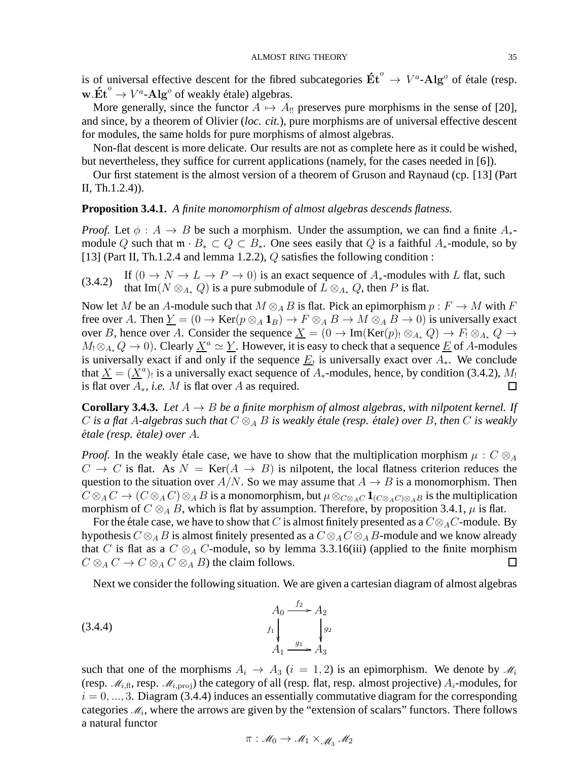is of universal effective descent for the fibred subcategories $\mathbf{\acute{E}t}^o \to V^a\text{-}\mathbf{Alg}^o$ of étale (resp. $\mathbf{w}.\mathbf{\acute{E}t}^o \to V^a\text{-}\mathbf{Alg}^o$ of weakly étale) algebras.

More generally, since the functor $A \mapsto A_{!!}$ preserves pure morphisms in the sense of [20], and since, by a theorem of Olivier (*loc. cit.*), pure morphisms are of universal effective descent for modules, the same holds for pure morphisms of almost algebras.

Non-flat descent is more delicate. Our results are not as complete here as it could be wished, but nevertheless, they suffice for current applications (namely, for the cases needed in [6]).

Our first statement is the almost version of a theorem of Gruson and Raynaud (cp. [13] (Part II, Th.1.2.4)).

**Proposition 3.4.1.** *A finite monomorphism of almost algebras descends flatness.*

*Proof.* Let $\phi : A \to B$ be such a morphism. Under the assumption, we can find a finite $A_*$-module $Q$ such that $\mathfrak{m} \cdot B_* \subset Q \subset B_*$. One sees easily that $Q$ is a faithful $A_*$-module, so by [13] (Part II, Th.1.2.4 and lemma 1.2.2), $Q$ satisfies the following condition :

(3.4.2) If $(0 \to N \to L \to P \to 0)$ is an exact sequence of $A_*$-modules with $L$ flat, such that $\mathrm{Im}(N \otimes_{A_*} Q)$ is a pure submodule of $L \otimes_{A_*} Q$, then $P$ is flat.

Now let $M$ be an $A$-module such that $M \otimes_A B$ is flat. Pick an epimorphism $p : F \to M$ with $F$ free over $A$. Then $\underline{Y} = (0 \to \mathrm{Ker}(p \otimes_A \mathbf{1}_B) \to F \otimes_A B \to M \otimes_A B \to 0)$ is universally exact over $B$, hence over $A$. Consider the sequence $\underline{X} = (0 \to \mathrm{Im}(\mathrm{Ker}(p)_! \otimes_{A_*} Q) \to F_! \otimes_{A_*} Q \to M_! \otimes_{A_*} Q \to 0)$. Clearly $\underline{X}^a \simeq \underline{Y}$. However, it is easy to check that a sequence $\underline{E}$ of $A$-modules is universally exact if and only if the sequence $\underline{E}_!$ is universally exact over $A_*$. We conclude that $\underline{X} = (\underline{X}^a)_!$ is a universally exact sequence of $A_*$-modules, hence, by condition (3.4.2), $M_!$ is flat over $A_*$, *i.e.* $M$ is flat over $A$ as required. $\square$

**Corollary 3.4.3.** *Let $A \to B$ be a finite morphism of almost algebras, with nilpotent kernel. If $C$ is a flat $A$-algebras such that $C \otimes_A B$ is weakly étale (resp. étale) over $B$, then $C$ is weakly étale (resp. étale) over $A$.*

*Proof.* In the weakly étale case, we have to show that the multiplication morphism $\mu : C \otimes_A C \to C$ is flat. As $N = \mathrm{Ker}(A \to B)$ is nilpotent, the local flatness criterion reduces the question to the situation over $A/N$. So we may assume that $A \to B$ is a monomorphism. Then $C \otimes_A C \to (C \otimes_A C) \otimes_A B$ is a monomorphism, but $\mu \otimes_{C \otimes_A C} \mathbf{1}_{(C \otimes_A C) \otimes_A B}$ is the multiplication morphism of $C \otimes_A B$, which is flat by assumption. Therefore, by proposition 3.4.1, $\mu$ is flat.

For the étale case, we have to show that $C$ is almost finitely presented as a $C \otimes_A C$-module. By hypothesis $C \otimes_A B$ is almost finitely presented as a $C \otimes_A C \otimes_A B$-module and we know already that $C$ is flat as a $C \otimes_A C$-module, so by lemma 3.3.16(iii) (applied to the finite morphism $C \otimes_A C \to C \otimes_A C \otimes_A B$) the claim follows. $\square$

Next we consider the following situation. We are given a cartesian diagram of almost algebras

$$
\begin{array}{ccc}
A_0 & \xrightarrow{f_2} & A_2 \\
{\scriptstyle f_1}\downarrow & & \downarrow{\scriptstyle g_2} \\
A_1 & \xrightarrow{g_1} & A_3
\end{array}
\tag{3.4.4}
$$

such that one of the morphisms $A_i \to A_3$ ($i = 1, 2$) is an epimorphism. We denote by $\mathscr{M}_i$ (resp. $\mathscr{M}_{i,\mathrm{fl}}$, resp. $\mathscr{M}_{i,\mathrm{proj}}$) the category of all (resp. flat, resp. almost projective) $A_i$-modules, for $i = 0, ..., 3$. Diagram (3.4.4) induces an essentially commutative diagram for the corresponding categories $\mathscr{M}_i$, where the arrows are given by the "extension of scalars" functors. There follows a natural functor

$$\pi : \mathscr{M}_0 \to \mathscr{M}_1 \times_{\mathscr{M}_3} \mathscr{M}_2$$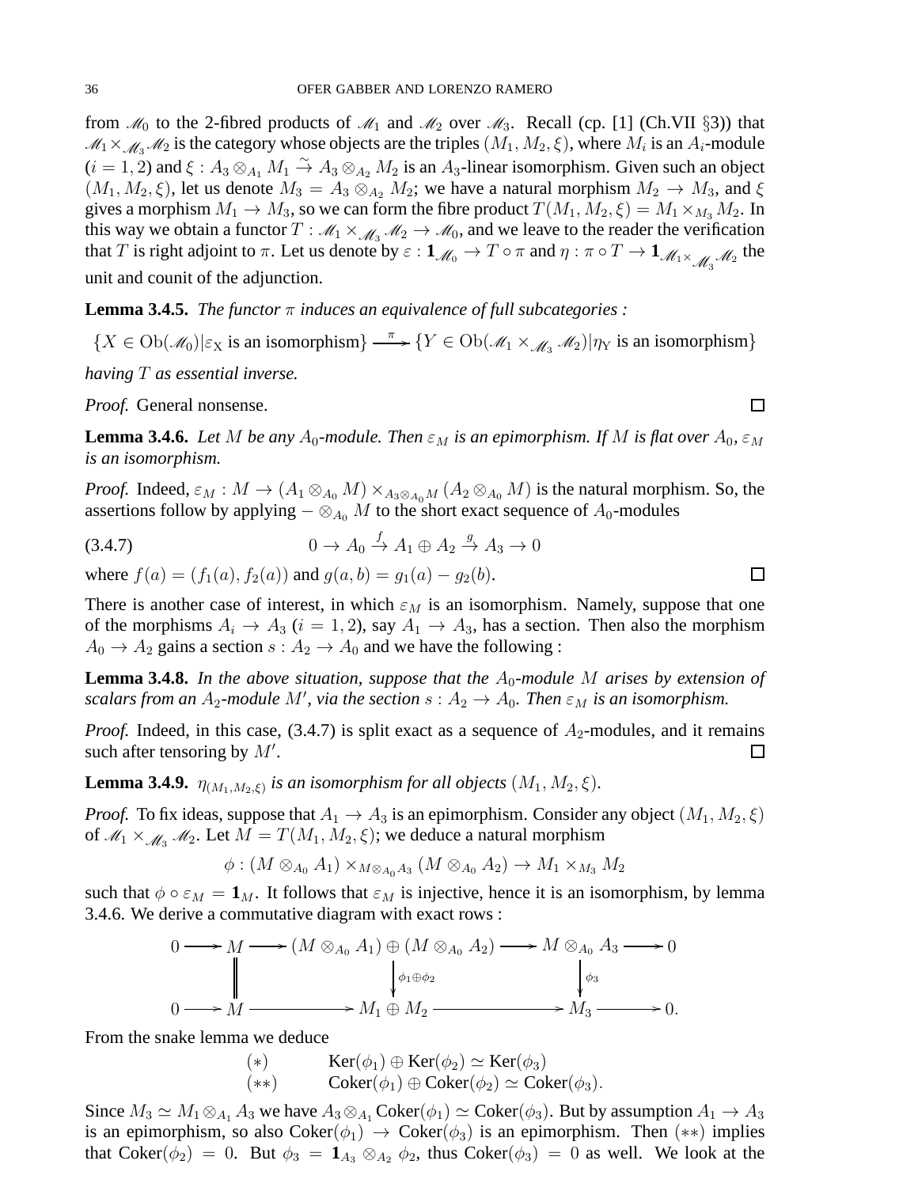from $\mathscr{M}_0$ to the 2-fibred products of $\mathscr{M}_1$ and $\mathscr{M}_2$ over $\mathscr{M}_3$. Recall (cp. [1] (Ch.VII §3)) that $\mathscr{M}_1 \times_{\mathscr{M}_3} \mathscr{M}_2$ is the category whose objects are the triples $(M_1, M_2, \xi)$, where $M_i$ is an $A_i$-module ($i = 1, 2$) and $\xi : A_3 \otimes_{A_1} M_1 \xrightarrow{\sim} A_3 \otimes_{A_2} M_2$ is an $A_3$-linear isomorphism. Given such an object $(M_1, M_2, \xi)$, let us denote $M_3 = A_3 \otimes_{A_2} M_2$; we have a natural morphism $M_2 \to M_3$, and $\xi$ gives a morphism $M_1 \to M_3$, so we can form the fibre product $T(M_1, M_2, \xi) = M_1 \times_{M_3} M_2$. In this way we obtain a functor $T : \mathscr{M}_1 \times_{\mathscr{M}_3} \mathscr{M}_2 \to \mathscr{M}_0$, and we leave to the reader the verification that $T$ is right adjoint to $\pi$. Let us denote by $\varepsilon : \mathbf{1}_{\mathscr{M}_0} \to T \circ \pi$ and $\eta : \pi \circ T \to \mathbf{1}_{\mathscr{M}_1 \times_{\mathscr{M}_3} \mathscr{M}_2}$ the unit and counit of the adjunction.

**Lemma 3.4.5.** *The functor $\pi$ induces an equivalence of full subcategories :*

$$\{X \in \mathrm{Ob}(\mathscr{M}_0) | \varepsilon_X \text{ is an isomorphism}\} \xrightarrow{\pi} \{Y \in \mathrm{Ob}(\mathscr{M}_1 \times_{\mathscr{M}_3} \mathscr{M}_2) | \eta_Y \text{ is an isomorphism}\}$$

*having $T$ as essential inverse.*

*Proof.* General nonsense. □

**Lemma 3.4.6.** *Let $M$ be any $A_0$-module. Then $\varepsilon_M$ is an epimorphism. If $M$ is flat over $A_0$, $\varepsilon_M$ is an isomorphism.*

*Proof.* Indeed, $\varepsilon_M : M \to (A_1 \otimes_{A_0} M) \times_{A_3 \otimes_{A_0} M} (A_2 \otimes_{A_0} M)$ is the natural morphism. So, the assertions follow by applying $- \otimes_{A_0} M$ to the short exact sequence of $A_0$-modules

$$0 \to A_0 \xrightarrow{f} A_1 \oplus A_2 \xrightarrow{g} A_3 \to 0 \qquad (3.4.7)$$

where $f(a) = (f_1(a), f_2(a))$ and $g(a, b) = g_1(a) - g_2(b)$. □

There is another case of interest, in which $\varepsilon_M$ is an isomorphism. Namely, suppose that one of the morphisms $A_i \to A_3$ ($i = 1, 2$), say $A_1 \to A_3$, has a section. Then also the morphism $A_0 \to A_2$ gains a section $s : A_2 \to A_0$ and we have the following :

**Lemma 3.4.8.** *In the above situation, suppose that the $A_0$-module $M$ arises by extension of scalars from an $A_2$-module $M'$, via the section $s : A_2 \to A_0$. Then $\varepsilon_M$ is an isomorphism.*

*Proof.* Indeed, in this case, (3.4.7) is split exact as a sequence of $A_2$-modules, and it remains such after tensoring by $M'$. □

**Lemma 3.4.9.** *$\eta_{(M_1, M_2, \xi)}$ is an isomorphism for all objects $(M_1, M_2, \xi)$.*

*Proof.* To fix ideas, suppose that $A_1 \to A_3$ is an epimorphism. Consider any object $(M_1, M_2, \xi)$ of $\mathscr{M}_1 \times_{\mathscr{M}_3} \mathscr{M}_2$. Let $M = T(M_1, M_2, \xi)$; we deduce a natural morphism

$$\phi : (M \otimes_{A_0} A_1) \times_{M \otimes_{A_0} A_3} (M \otimes_{A_0} A_2) \to M_1 \times_{M_3} M_2$$

such that $\phi \circ \varepsilon_M = \mathbf{1}_M$. It follows that $\varepsilon_M$ is injective, hence it is an isomorphism, by lemma 3.4.6. We derive a commutative diagram with exact rows :

$$\begin{array}{ccccccccc}
0 & \to & M & \to & (M \otimes_{A_0} A_1) \oplus (M \otimes_{A_0} A_2) & \to & M \otimes_{A_0} A_3 & \to & 0 \\
 & & \| & & \downarrow{\scriptstyle \phi_1 \oplus \phi_2} & & \downarrow{\scriptstyle \phi_3} & & \\
0 & \to & M & \to & M_1 \oplus M_2 & \to & M_3 & \to & 0.
\end{array}$$

From the snake lemma we deduce

$$\begin{array}{ll}
(*) & \mathrm{Ker}(\phi_1) \oplus \mathrm{Ker}(\phi_2) \simeq \mathrm{Ker}(\phi_3) \\
(**) & \mathrm{Coker}(\phi_1) \oplus \mathrm{Coker}(\phi_2) \simeq \mathrm{Coker}(\phi_3).
\end{array}$$

Since $M_3 \simeq M_1 \otimes_{A_1} A_3$ we have $A_3 \otimes_{A_1} \mathrm{Coker}(\phi_1) \simeq \mathrm{Coker}(\phi_3)$. But by assumption $A_1 \to A_3$ is an epimorphism, so also $\mathrm{Coker}(\phi_1) \to \mathrm{Coker}(\phi_3)$ is an epimorphism. Then $(**)$ implies that $\mathrm{Coker}(\phi_2) = 0$. But $\phi_3 = \mathbf{1}_{A_3} \otimes_{A_2} \phi_2$, thus $\mathrm{Coker}(\phi_3) = 0$ as well. We look at the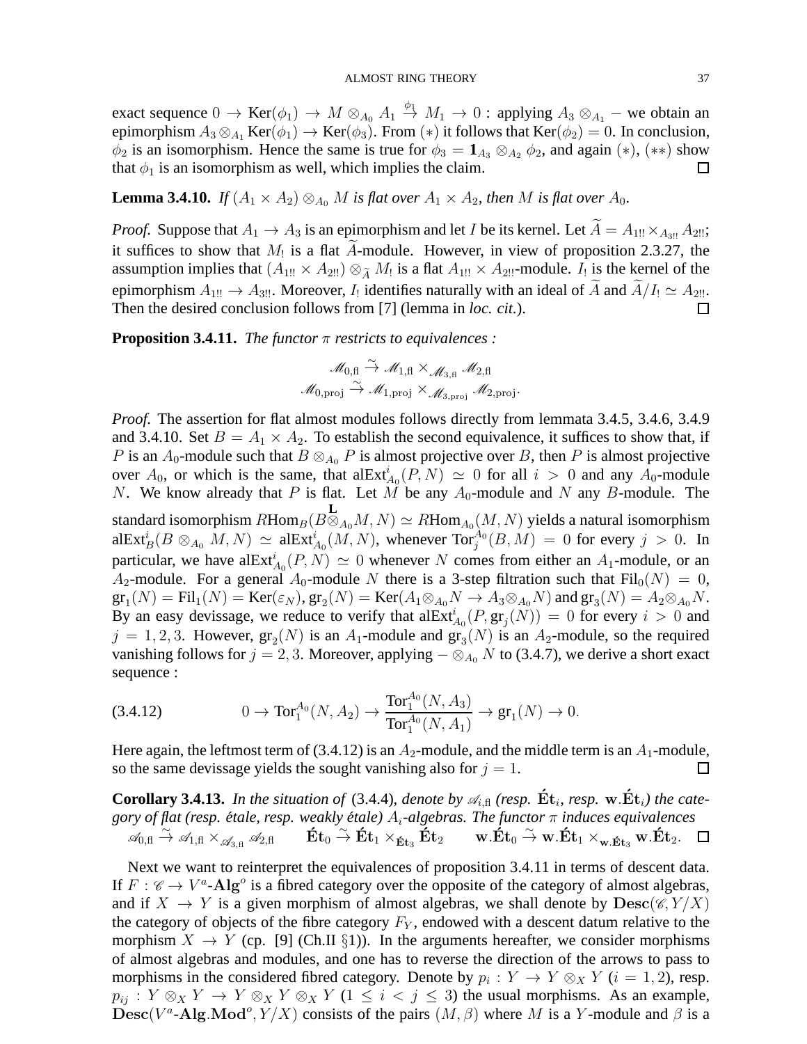exact sequence $0 \to \mathrm{Ker}(\phi_1) \to M \otimes_{A_0} A_1 \stackrel{\phi_1}{\to} M_1 \to 0$ : applying $A_3 \otimes_{A_1} -$ we obtain an epimorphism $A_3 \otimes_{A_1} \mathrm{Ker}(\phi_1) \to \mathrm{Ker}(\phi_3)$. From $(*)$ it follows that $\mathrm{Ker}(\phi_2) = 0$. In conclusion, $\phi_2$ is an isomorphism. Hence the same is true for $\phi_3 = \mathbf{1}_{A_3} \otimes_{A_2} \phi_2$, and again $(*)$, $(**)$ show that $\phi_1$ is an isomorphism as well, which implies the claim. □

**Lemma 3.4.10.** *If $(A_1 \times A_2) \otimes_{A_0} M$ is flat over $A_1 \times A_2$, then $M$ is flat over $A_0$.*

*Proof.* Suppose that $A_1 \to A_3$ is an epimorphism and let $I$ be its kernel. Let $\widetilde{A} = A_{1!!} \times_{A_{3!!}} A_{2!!}$; it suffices to show that $M_!$ is a flat $\widetilde{A}$-module. However, in view of proposition 2.3.27, the assumption implies that $(A_{1!!} \times A_{2!!}) \otimes_{\widetilde{A}} M_!$ is a flat $A_{1!!} \times A_{2!!}$-module. $I_!$ is the kernel of the epimorphism $A_{1!!} \to A_{3!!}$. Moreover, $I_!$ identifies naturally with an ideal of $\widetilde{A}$ and $\widetilde{A}/I_! \simeq A_{2!!}$. Then the desired conclusion follows from [7] (lemma in *loc. cit.*). □

**Proposition 3.4.11.** *The functor $\pi$ restricts to equivalences :*

$$\mathscr{M}_{0,\mathrm{fl}} \stackrel{\sim}{\to} \mathscr{M}_{1,\mathrm{fl}} \times_{\mathscr{M}_{3,\mathrm{fl}}} \mathscr{M}_{2,\mathrm{fl}}$$
$$\mathscr{M}_{0,\mathrm{proj}} \stackrel{\sim}{\to} \mathscr{M}_{1,\mathrm{proj}} \times_{\mathscr{M}_{3,\mathrm{proj}}} \mathscr{M}_{2,\mathrm{proj}}.$$

*Proof.* The assertion for flat almost modules follows directly from lemmata 3.4.5, 3.4.6, 3.4.9 and 3.4.10. Set $B = A_1 \times A_2$. To establish the second equivalence, it suffices to show that, if $P$ is an $A_0$-module such that $B \otimes_{A_0} P$ is almost projective over $B$, then $P$ is almost projective over $A_0$, or which is the same, that $\mathrm{alExt}^i_{A_0}(P, N) \simeq 0$ for all $i > 0$ and any $A_0$-module $N$. We know already that $P$ is flat. Let $M$ be any $A_0$-module and $N$ any $B$-module. The standard isomorphism $R\mathrm{Hom}_B(B \stackrel{\mathbf{L}}{\otimes}_{A_0} M, N) \simeq R\mathrm{Hom}_{A_0}(M, N)$ yields a natural isomorphism $\mathrm{alExt}^i_B(B \otimes_{A_0} M, N) \simeq \mathrm{alExt}^i_{A_0}(M, N)$, whenever $\mathrm{Tor}^{A_0}_j(B, M) = 0$ for every $j > 0$. In particular, we have $\mathrm{alExt}^i_{A_0}(P, N) \simeq 0$ whenever $N$ comes from either an $A_1$-module, or an $A_2$-module. For a general $A_0$-module $N$ there is a 3-step filtration such that $\mathrm{Fil}_0(N) = 0$, $\mathrm{gr}_1(N) = \mathrm{Fil}_1(N) = \mathrm{Ker}(\varepsilon_N)$, $\mathrm{gr}_2(N) = \mathrm{Ker}(A_1 \otimes_{A_0} N \to A_3 \otimes_{A_0} N)$ and $\mathrm{gr}_3(N) = A_2 \otimes_{A_0} N$. By an easy devissage, we reduce to verify that $\mathrm{alExt}^i_{A_0}(P, \mathrm{gr}_j(N)) = 0$ for every $i > 0$ and $j = 1, 2, 3$. However, $\mathrm{gr}_2(N)$ is an $A_1$-module and $\mathrm{gr}_3(N)$ is an $A_2$-module, so the required vanishing follows for $j = 2, 3$. Moreover, applying $- \otimes_{A_0} N$ to (3.4.7), we derive a short exact sequence :

$$0 \to \mathrm{Tor}^{A_0}_1(N, A_2) \to \frac{\mathrm{Tor}^{A_0}_1(N, A_3)}{\mathrm{Tor}^{A_0}_1(N, A_1)} \to \mathrm{gr}_1(N) \to 0. \tag{3.4.12}$$

Here again, the leftmost term of (3.4.12) is an $A_2$-module, and the middle term is an $A_1$-module, so the same devissage yields the sought vanishing also for $j = 1$. □

**Corollary 3.4.13.** *In the situation of* (3.4.4)*, denote by $\mathscr{A}_{i,\mathrm{fl}}$ (resp. $\mathbf{\acute{E}t}_i$, resp. $\mathbf{w}.\mathbf{\acute{E}t}_i$) the category of flat (resp. étale, resp. weakly étale) $A_i$-algebras. The functor $\pi$ induces equivalences* $\mathscr{A}_{0,\mathrm{fl}} \stackrel{\sim}{\to} \mathscr{A}_{1,\mathrm{fl}} \times_{\mathscr{A}_{3,\mathrm{fl}}} \mathscr{A}_{2,\mathrm{fl}}$ $\quad \mathbf{\acute{E}t}_0 \stackrel{\sim}{\to} \mathbf{\acute{E}t}_1 \times_{\mathbf{\acute{E}t}_3} \mathbf{\acute{E}t}_2 \quad$ $\mathbf{w}.\mathbf{\acute{E}t}_0 \stackrel{\sim}{\to} \mathbf{w}.\mathbf{\acute{E}t}_1 \times_{\mathbf{w}.\mathbf{\acute{E}t}_3} \mathbf{w}.\mathbf{\acute{E}t}_2$. □

Next we want to reinterpret the equivalences of proposition 3.4.11 in terms of descent data. If $F : \mathscr{C} \to V^a\text{-}\mathbf{Alg}^o$ is a fibred category over the opposite of the category of almost algebras, and if $X \to Y$ is a given morphism of almost algebras, we shall denote by $\mathbf{Desc}(\mathscr{C}, Y/X)$ the category of objects of the fibre category $F_Y$, endowed with a descent datum relative to the morphism $X \to Y$ (cp. [9] (Ch.II §1)). In the arguments hereafter, we consider morphisms of almost algebras and modules, and one has to reverse the direction of the arrows to pass to morphisms in the considered fibred category. Denote by $p_i : Y \to Y \otimes_X Y$ $(i = 1, 2)$, resp. $p_{ij} : Y \otimes_X Y \to Y \otimes_X Y \otimes_X Y$ $(1 \leq i < j \leq 3)$ the usual morphisms. As an example, $\mathbf{Desc}(V^a\text{-}\mathbf{Alg}.\mathbf{Mod}^o, Y/X)$ consists of the pairs $(M, \beta)$ where $M$ is a $Y$-module and $\beta$ is a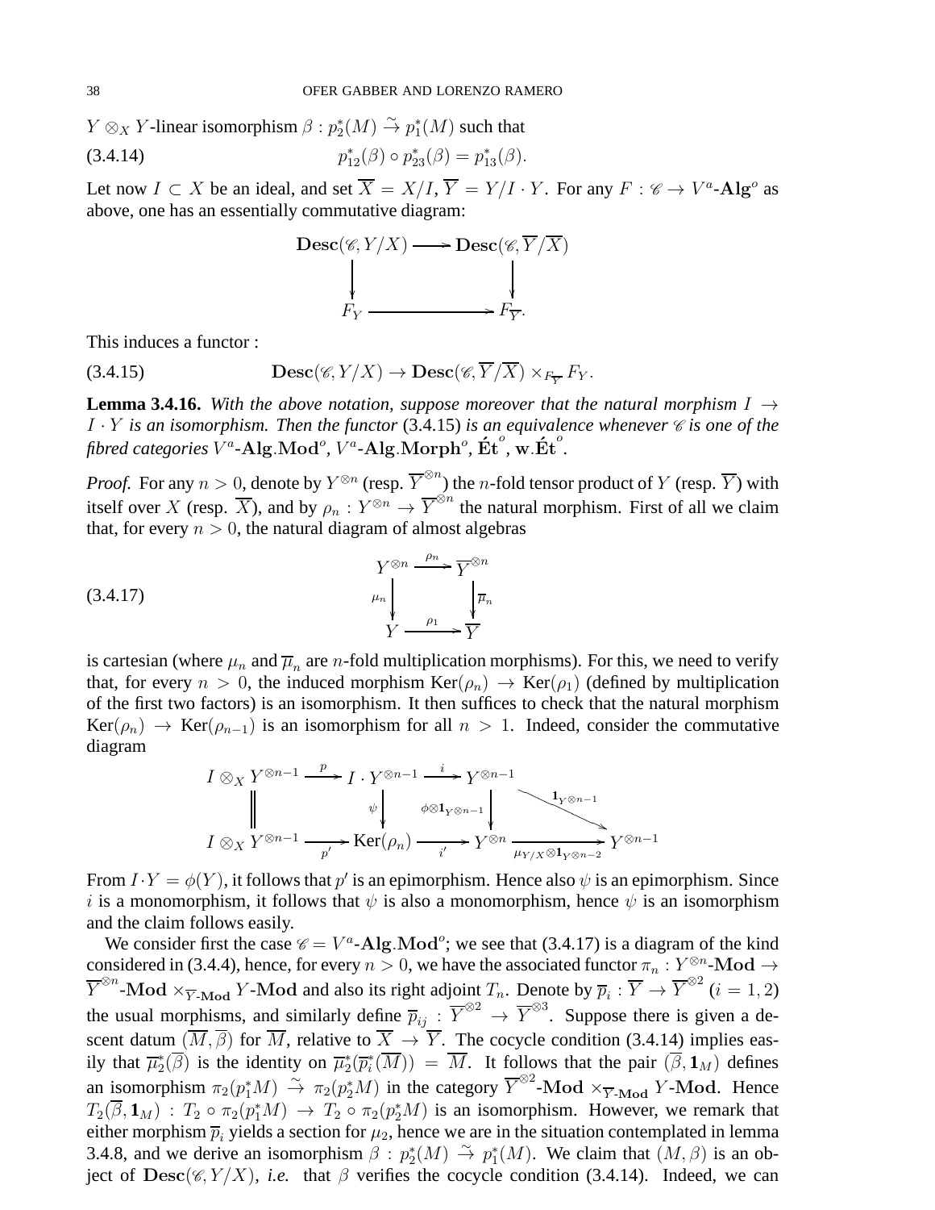$Y \otimes_X Y$-linear isomorphism $\beta : p_2^*(M) \xrightarrow{\sim} p_1^*(M)$ such that

$$p_{12}^*(\beta) \circ p_{23}^*(\beta) = p_{13}^*(\beta). \tag{3.4.14}$$

Let now $I \subset X$ be an ideal, and set $\overline{X} = X/I$, $\overline{Y} = Y/I \cdot Y$. For any $F : \mathscr{C} \to V^a\text{-}\mathbf{Alg}^o$ as above, one has an essentially commutative diagram:

$$\begin{array}{ccc}
\mathbf{Desc}(\mathscr{C}, Y/X) & \longrightarrow & \mathbf{Desc}(\mathscr{C}, \overline{Y}/\overline{X}) \\
\downarrow & & \downarrow \\
F_Y & \longrightarrow & F_{\overline{Y}}.
\end{array}$$

This induces a functor :

$$\mathbf{Desc}(\mathscr{C}, Y/X) \to \mathbf{Desc}(\mathscr{C}, \overline{Y}/\overline{X}) \times_{F_{\overline{Y}}} F_Y. \tag{3.4.15}$$

**Lemma 3.4.16.** *With the above notation, suppose moreover that the natural morphism $I \to I \cdot Y$ is an isomorphism. Then the functor* (3.4.15) *is an equivalence whenever $\mathscr{C}$ is one of the fibred categories $V^a\text{-}\mathbf{Alg}.\mathbf{Mod}^o$, $V^a\text{-}\mathbf{Alg}.\mathbf{Morph}^o$, $\mathbf{\acute{E}t}^o$, $\mathbf{w}.\mathbf{\acute{E}t}^o$.*

*Proof.* For any $n > 0$, denote by $Y^{\otimes n}$ (resp. $\overline{Y}^{\otimes n}$) the $n$-fold tensor product of $Y$ (resp. $\overline{Y}$) with itself over $X$ (resp. $\overline{X}$), and by $\rho_n : Y^{\otimes n} \to \overline{Y}^{\otimes n}$ the natural morphism. First of all we claim that, for every $n > 0$, the natural diagram of almost algebras

$$\begin{array}{ccc}
Y^{\otimes n} & \xrightarrow{\rho_n} & \overline{Y}^{\otimes n} \\
{\scriptstyle \mu_n}\downarrow & & \downarrow{\scriptstyle \overline{\mu}_n} \\
Y & \xrightarrow{\rho_1} & \overline{Y}
\end{array} \tag{3.4.17}$$

is cartesian (where $\mu_n$ and $\overline{\mu}_n$ are $n$-fold multiplication morphisms). For this, we need to verify that, for every $n > 0$, the induced morphism $\mathrm{Ker}(\rho_n) \to \mathrm{Ker}(\rho_1)$ (defined by multiplication of the first two factors) is an isomorphism. It then suffices to check that the natural morphism $\mathrm{Ker}(\rho_n) \to \mathrm{Ker}(\rho_{n-1})$ is an isomorphism for all $n > 1$. Indeed, consider the commutative diagram

$$\begin{array}{ccccccc}
I \otimes_X Y^{\otimes n-1} & \xrightarrow{p} & I \cdot Y^{\otimes n-1} & \xrightarrow{i} & Y^{\otimes n-1} & & \\
\| & & {\scriptstyle \psi}\downarrow & & \downarrow{\scriptstyle \phi \otimes \mathbf{1}_{Y^{\otimes n-1}}} & \searrow^{\mathbf{1}_{Y^{\otimes n-1}}} & \\
I \otimes_X Y^{\otimes n-1} & \xrightarrow{p'} & \mathrm{Ker}(\rho_n) & \xrightarrow{i'} & Y^{\otimes n} & \xrightarrow{\mu_{Y/X} \otimes \mathbf{1}_{Y^{\otimes n-2}}} & Y^{\otimes n-1}
\end{array}$$

From $I \cdot Y = \phi(Y)$, it follows that $p'$ is an epimorphism. Hence also $\psi$ is an epimorphism. Since $i$ is a monomorphism, it follows that $\psi$ is also a monomorphism, hence $\psi$ is an isomorphism and the claim follows easily.

We consider first the case $\mathscr{C} = V^a\text{-}\mathbf{Alg}.\mathbf{Mod}^o$; we see that (3.4.17) is a diagram of the kind considered in (3.4.4), hence, for every $n > 0$, we have the associated functor $\pi_n : Y^{\otimes n}\text{-}\mathbf{Mod} \to \overline{Y}^{\otimes n}\text{-}\mathbf{Mod} \times_{\overline{Y}\text{-}\mathbf{Mod}} Y\text{-}\mathbf{Mod}$ and also its right adjoint $T_n$. Denote by $\overline{p}_i : \overline{Y} \to \overline{Y}^{\otimes 2}$ ($i = 1, 2$) the usual morphisms, and similarly define $\overline{p}_{ij} : \overline{Y}^{\otimes 2} \to \overline{Y}^{\otimes 3}$. Suppose there is given a descent datum $(\overline{M}, \overline{\beta})$ for $\overline{M}$, relative to $\overline{X} \to \overline{Y}$. The cocycle condition (3.4.14) implies easily that $\overline{\mu}_2^*(\overline{\beta})$ is the identity on $\overline{\mu}_2^*(\overline{p}_i^*(\overline{M})) = \overline{M}$. It follows that the pair $(\overline{\beta}, \mathbf{1}_M)$ defines an isomorphism $\pi_2(p_1^*M) \xrightarrow{\sim} \pi_2(p_2^*M)$ in the category $\overline{Y}^{\otimes 2}\text{-}\mathbf{Mod} \times_{\overline{Y}\text{-}\mathbf{Mod}} Y\text{-}\mathbf{Mod}$. Hence $T_2(\overline{\beta}, \mathbf{1}_M) : T_2 \circ \pi_2(p_1^*M) \to T_2 \circ \pi_2(p_2^*M)$ is an isomorphism. However, we remark that either morphism $\overline{p}_i$ yields a section for $\mu_2$, hence we are in the situation contemplated in lemma 3.4.8, and we derive an isomorphism $\beta : p_2^*(M) \xrightarrow{\sim} p_1^*(M)$. We claim that $(M, \beta)$ is an object of $\mathbf{Desc}(\mathscr{C}, Y/X)$, *i.e.* that $\beta$ verifies the cocycle condition (3.4.14). Indeed, we can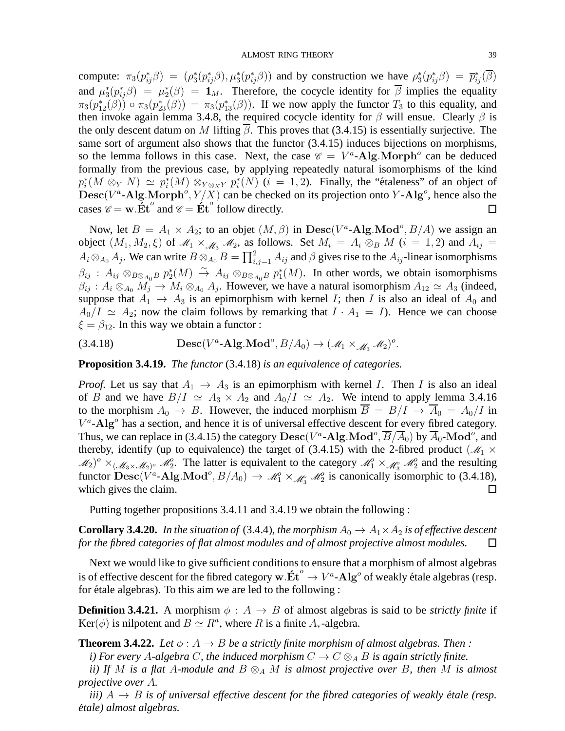compute: $\pi_3(p_{ij}^*\beta) = (\rho_3^*(p_{ij}^*\beta), \mu_3^*(p_{ij}^*\beta))$ and by construction we have $\rho_3^*(p_{ij}^*\beta) = \overline{p}_{ij}^*(\overline{\beta})$ and $\mu_3^*(p_{ij}^*\beta) = \mu_2^*(\beta) = \mathbf{1}_M$. Therefore, the cocycle identity for $\overline{\beta}$ implies the equality $\pi_3(p_{12}^*(\beta)) \circ \pi_3(p_{23}^*(\beta)) = \pi_3(p_{13}^*(\beta))$. If we now apply the functor $T_3$ to this equality, and then invoke again lemma 3.4.8, the required cocycle identity for $\beta$ will ensue. Clearly $\beta$ is the only descent datum on $M$ lifting $\overline{\beta}$. This proves that (3.4.15) is essentially surjective. The same sort of argument also shows that the functor (3.4.15) induces bijections on morphisms, so the lemma follows in this case. Next, the case $\mathscr{C} = V^a\text{-}\mathbf{Alg}.\mathbf{Morph}^o$ can be deduced formally from the previous case, by applying repeatedly natural isomorphisms of the kind $p_i^*(M \otimes_Y N) \simeq p_i^*(M) \otimes_{Y \otimes_X Y} p_i^*(N)$ ($i = 1, 2$). Finally, the "étaleness" of an object of $\mathbf{Desc}(V^a\text{-}\mathbf{Alg}.\mathbf{Morph}^o, Y/X)$ can be checked on its projection onto $Y\text{-}\mathbf{Alg}^o$, hence also the cases $\mathscr{C} = \mathbf{w}.\mathbf{\acute{E}t}^o$ and $\mathscr{C} = \mathbf{\acute{E}t}^o$ follow directly. $\square$

Now, let $B = A_1 \times A_2$; to an objet $(M, \beta)$ in $\mathbf{Desc}(V^a\text{-}\mathbf{Alg}.\mathbf{Mod}^o, B/A)$ we assign an object $(M_1, M_2, \xi)$ of $\mathscr{M}_1 \times_{\mathscr{M}_3} \mathscr{M}_2$, as follows. Set $M_i = A_i \otimes_B M$ ($i = 1, 2$) and $A_{ij} = A_i \otimes_{A_0} A_j$. We can write $B \otimes_{A_0} B = \prod_{i,j=1}^2 A_{ij}$ and $\beta$ gives rise to the $A_{ij}$-linear isomorphisms $\beta_{ij} : A_{ij} \otimes_{B \otimes_{A_0} B} p_2^*(M) \stackrel{\sim}{\to} A_{ij} \otimes_{B \otimes_{A_0} B} p_1^*(M)$. In other words, we obtain isomorphisms $\beta_{ij} : A_i \otimes_{A_0} M_j \to M_i \otimes_{A_0} A_j$. However, we have a natural isomorphism $A_{12} \simeq A_3$ (indeed, suppose that $A_1 \to A_3$ is an epimorphism with kernel $I$; then $I$ is also an ideal of $A_0$ and $A_0/I \simeq A_2$; now the claim follows by remarking that $I \cdot A_1 = I$). Hence we can choose $\xi = \beta_{12}$. In this way we obtain a functor :

$$\mathbf{Desc}(V^a\text{-}\mathbf{Alg}.\mathbf{Mod}^o, B/A_0) \to (\mathscr{M}_1 \times_{\mathscr{M}_3} \mathscr{M}_2)^o. \tag{3.4.18}$$

**Proposition 3.4.19.** *The functor* (3.4.18) *is an equivalence of categories.*

*Proof.* Let us say that $A_1 \to A_3$ is an epimorphism with kernel $I$. Then $I$ is also an ideal of $B$ and we have $B/I \simeq A_3 \times A_2$ and $A_0/I \simeq A_2$. We intend to apply lemma 3.4.16 to the morphism $A_0 \to B$. However, the induced morphism $\overline{B} = B/I \to \overline{A}_0 = A_0/I$ in $V^a\text{-}\mathbf{Alg}^o$ has a section, and hence it is of universal effective descent for every fibred category. Thus, we can replace in (3.4.15) the category $\mathbf{Desc}(V^a\text{-}\mathbf{Alg}.\mathbf{Mod}^o, \overline{B}/\overline{A}_0)$ by $\overline{A}_0\text{-}\mathbf{Mod}^o$, and thereby, identify (up to equivalence) the target of (3.4.15) with the 2-fibred product $(\mathscr{M}_1 \times \mathscr{M}_2)^o \times_{(\mathscr{M}_3 \times \mathscr{M}_2)^o} \mathscr{M}_2^o$. The latter is equivalent to the category $\mathscr{M}_1^o \times_{\mathscr{M}_3^o} \mathscr{M}_2^o$ and the resulting functor $\mathbf{Desc}(V^a\text{-}\mathbf{Alg}.\mathbf{Mod}^o, B/A_0) \to \mathscr{M}_1^o \times_{\mathscr{M}_3^o} \mathscr{M}_2^o$ is canonically isomorphic to (3.4.18), which gives the claim. $\square$

Putting together propositions 3.4.11 and 3.4.19 we obtain the following :

**Corollary 3.4.20.** *In the situation of* (3.4.4)*, the morphism $A_0 \to A_1 \times A_2$ is of effective descent for the fibred categories of flat almost modules and of almost projective almost modules.* $\square$

Next we would like to give sufficient conditions to ensure that a morphism of almost algebras is of effective descent for the fibred category $\mathbf{w}.\mathbf{\acute{E}t}^o \to V^a\text{-}\mathbf{Alg}^o$ of weakly étale algebras (resp. for étale algebras). To this aim we are led to the following :

**Definition 3.4.21.** A morphism $\phi : A \to B$ of almost algebras is said to be *strictly finite* if $\mathrm{Ker}(\phi)$ is nilpotent and $B \simeq R^a$, where $R$ is a finite $A_*$-algebra.

**Theorem 3.4.22.** *Let $\phi : A \to B$ be a strictly finite morphism of almost algebras. Then :*

*i) For every $A$-algebra $C$, the induced morphism $C \to C \otimes_A B$ is again strictly finite.*

*ii) If $M$ is a flat $A$-module and $B \otimes_A M$ is almost projective over $B$, then $M$ is almost projective over $A$.*

*iii) $A \to B$ is of universal effective descent for the fibred categories of weakly étale (resp. étale) almost algebras.*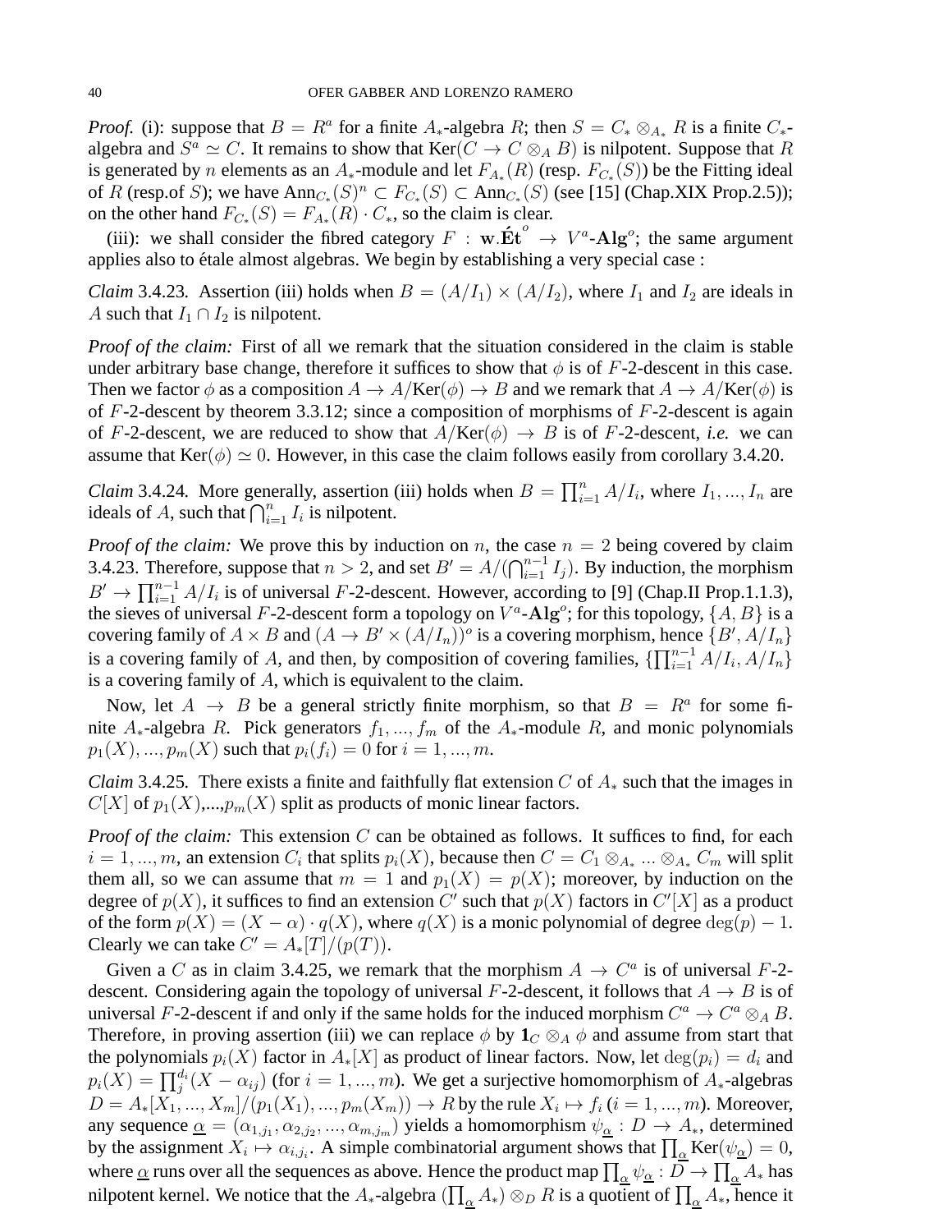*Proof.* (i): suppose that $B = R^a$ for a finite $A_*$-algebra $R$; then $S = C_* \otimes_{A_*} R$ is a finite $C_*$-algebra and $S^a \simeq C$. It remains to show that $\mathrm{Ker}(C \to C \otimes_A B)$ is nilpotent. Suppose that $R$ is generated by $n$ elements as an $A_*$-module and let $F_{A_*}(R)$ (resp. $F_{C_*}(S)$) be the Fitting ideal of $R$ (resp.of $S$); we have $\mathrm{Ann}_{C_*}(S)^n \subset F_{C_*}(S) \subset \mathrm{Ann}_{C_*}(S)$ (see [15] (Chap.XIX Prop.2.5)); on the other hand $F_{C_*}(S) = F_{A_*}(R) \cdot C_*$, so the claim is clear.

(iii): we shall consider the fibred category $F : \mathbf{w}.\acute{\mathbf{E}}\mathbf{t}^o \to V^a\text{-}\mathbf{Alg}^o$; the same argument applies also to étale almost algebras. We begin by establishing a very special case :

*Claim* 3.4.23. Assertion (iii) holds when $B = (A/I_1) \times (A/I_2)$, where $I_1$ and $I_2$ are ideals in $A$ such that $I_1 \cap I_2$ is nilpotent.

*Proof of the claim:* First of all we remark that the situation considered in the claim is stable under arbitrary base change, therefore it suffices to show that $\phi$ is of $F$-2-descent in this case. Then we factor $\phi$ as a composition $A \to A/\mathrm{Ker}(\phi) \to B$ and we remark that $A \to A/\mathrm{Ker}(\phi)$ is of $F$-2-descent by theorem 3.3.12; since a composition of morphisms of $F$-2-descent is again of $F$-2-descent, we are reduced to show that $A/\mathrm{Ker}(\phi) \to B$ is of $F$-2-descent, *i.e.* we can assume that $\mathrm{Ker}(\phi) \simeq 0$. However, in this case the claim follows easily from corollary 3.4.20.

*Claim* 3.4.24. More generally, assertion (iii) holds when $B = \prod_{i=1}^n A/I_i$, where $I_1, ..., I_n$ are ideals of $A$, such that $\bigcap_{i=1}^n I_i$ is nilpotent.

*Proof of the claim:* We prove this by induction on $n$, the case $n = 2$ being covered by claim 3.4.23. Therefore, suppose that $n > 2$, and set $B' = A/(\bigcap_{i=1}^{n-1} I_j)$. By induction, the morphism $B' \to \prod_{i=1}^{n-1} A/I_i$ is of universal $F$-2-descent. However, according to [9] (Chap.II Prop.1.1.3), the sieves of universal $F$-2-descent form a topology on $V^a\text{-}\mathbf{Alg}^o$; for this topology, $\{A, B\}$ is a covering family of $A \times B$ and $(A \to B' \times (A/I_n))^o$ is a covering morphism, hence $\{B', A/I_n\}$ is a covering family of $A$, and then, by composition of covering families, $\{\prod_{i=1}^{n-1} A/I_i, A/I_n\}$ is a covering family of $A$, which is equivalent to the claim.

Now, let $A \to B$ be a general strictly finite morphism, so that $B = R^a$ for some finite $A_*$-algebra $R$. Pick generators $f_1, ..., f_m$ of the $A_*$-module $R$, and monic polynomials $p_1(X), ..., p_m(X)$ such that $p_i(f_i) = 0$ for $i = 1, ..., m$.

*Claim* 3.4.25. There exists a finite and faithfully flat extension $C$ of $A_*$ such that the images in $C[X]$ of $p_1(X)$,...,$p_m(X)$ split as products of monic linear factors.

*Proof of the claim:* This extension $C$ can be obtained as follows. It suffices to find, for each $i = 1, ..., m$, an extension $C_i$ that splits $p_i(X)$, because then $C = C_1 \otimes_{A_*} ... \otimes_{A_*} C_m$ will split them all, so we can assume that $m = 1$ and $p_1(X) = p(X)$; moreover, by induction on the degree of $p(X)$, it suffices to find an extension $C'$ such that $p(X)$ factors in $C'[X]$ as a product of the form $p(X) = (X - \alpha) \cdot q(X)$, where $q(X)$ is a monic polynomial of degree $\deg(p) - 1$. Clearly we can take $C' = A_*[T]/(p(T))$.

Given a $C$ as in claim 3.4.25, we remark that the morphism $A \to C^a$ is of universal $F$-2-descent. Considering again the topology of universal $F$-2-descent, it follows that $A \to B$ is of universal $F$-2-descent if and only if the same holds for the induced morphism $C^a \to C^a \otimes_A B$. Therefore, in proving assertion (iii) we can replace $\phi$ by $\mathbf{1}_C \otimes_A \phi$ and assume from start that the polynomials $p_i(X)$ factor in $A_*[X]$ as product of linear factors. Now, let $\deg(p_i) = d_i$ and $p_i(X) = \prod_j^{d_i}(X - \alpha_{ij})$ (for $i = 1, ..., m$). We get a surjective homomorphism of $A_*$-algebras $D = A_*[X_1, ..., X_m]/(p_1(X_1), ..., p_m(X_m)) \to R$ by the rule $X_i \mapsto f_i$ ($i = 1, ..., m$). Moreover, any sequence $\underline{\alpha} = (\alpha_{1,j_1}, \alpha_{2,j_2}, ..., \alpha_{m,j_m})$ yields a homomorphism $\psi_{\underline{\alpha}} : D \to A_*$, determined by the assignment $X_i \mapsto \alpha_{i,j_i}$. A simple combinatorial argument shows that $\prod_{\underline{\alpha}} \mathrm{Ker}(\psi_{\underline{\alpha}}) = 0$, where $\underline{\alpha}$ runs over all the sequences as above. Hence the product map $\prod_{\underline{\alpha}} \psi_{\underline{\alpha}} : D \to \prod_{\underline{\alpha}} A_*$ has nilpotent kernel. We notice that the $A_*$-algebra $(\prod_{\underline{\alpha}} A_*) \otimes_D R$ is a quotient of $\prod_{\underline{\alpha}} A_*$, hence it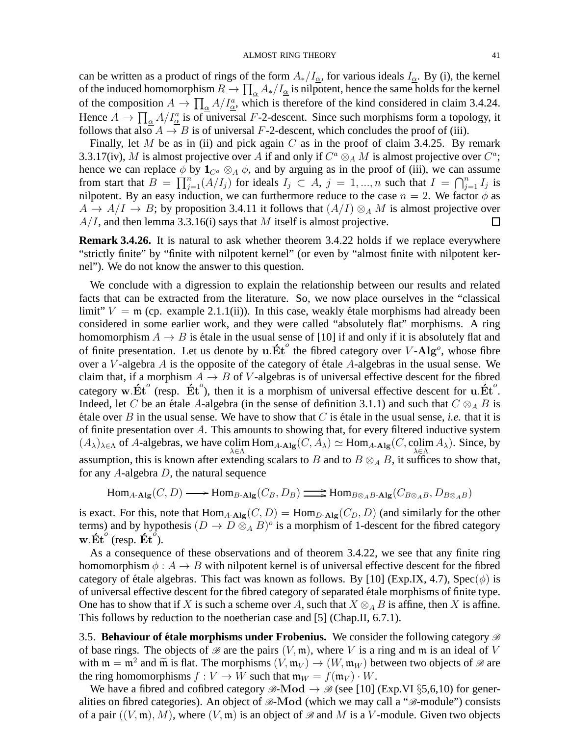can be written as a product of rings of the form $A_*/I_{\underline{\alpha}}$, for various ideals $I_{\underline{\alpha}}$. By (i), the kernel of the induced homomorphism $R \to \prod_{\underline{\alpha}} A_*/I_{\underline{\alpha}}$ is nilpotent, hence the same holds for the kernel of the composition $A \to \prod_{\underline{\alpha}} A/I^a_{\underline{\alpha}}$, which is therefore of the kind considered in claim 3.4.24. Hence $A \to \prod_{\underline{\alpha}} A/I^a_{\underline{\alpha}}$ is of universal $F$-2-descent. Since such morphisms form a topology, it follows that also $A \to B$ is of universal $F$-2-descent, which concludes the proof of (iii).

Finally, let $M$ be as in (ii) and pick again $C$ as in the proof of claim 3.4.25. By remark 3.3.17(iv), $M$ is almost projective over $A$ if and only if $C^a \otimes_A M$ is almost projective over $C^a$; hence we can replace $\phi$ by $\mathbf{1}_{C^a} \otimes_A \phi$, and by arguing as in the proof of (iii), we can assume from start that $B = \prod_{j=1}^n (A/I_j)$ for ideals $I_j \subset A$, $j = 1, ..., n$ such that $I = \bigcap_{j=1}^n I_j$ is nilpotent. By an easy induction, we can furthermore reduce to the case $n = 2$. We factor $\phi$ as $A \to A/I \to B$; by proposition 3.4.11 it follows that $(A/I) \otimes_A M$ is almost projective over $A/I$, and then lemma 3.3.16(i) says that $M$ itself is almost projective. $\square$

**Remark 3.4.26.** It is natural to ask whether theorem 3.4.22 holds if we replace everywhere "strictly finite" by "finite with nilpotent kernel" (or even by "almost finite with nilpotent kernel"). We do not know the answer to this question.

We conclude with a digression to explain the relationship between our results and related facts that can be extracted from the literature. So, we now place ourselves in the "classical limit" $V = \mathfrak{m}$ (cp. example 2.1.1(ii)). In this case, weakly étale morphisms had already been considered in some earlier work, and they were called "absolutely flat" morphisms. A ring homomorphism $A \to B$ is étale in the usual sense of [10] if and only if it is absolutely flat and of finite presentation. Let us denote by $\mathbf{u}.\mathbf{\acute{E}t}^o$ the fibred category over $V\text{-}\mathbf{Alg}^o$, whose fibre over a $V$-algebra $A$ is the opposite of the category of étale $A$-algebras in the usual sense. We claim that, if a morphism $A \to B$ of $V$-algebras is of universal effective descent for the fibred category $\mathbf{w}.\mathbf{\acute{E}t}^o$ (resp. $\mathbf{\acute{E}t}^o$), then it is a morphism of universal effective descent for $\mathbf{u}.\mathbf{\acute{E}t}^o$. Indeed, let $C$ be an étale $A$-algebra (in the sense of definition 3.1.1) and such that $C \otimes_A B$ is étale over $B$ in the usual sense. We have to show that $C$ is étale in the usual sense, *i.e.* that it is of finite presentation over $A$. This amounts to showing that, for every filtered inductive system $(A_\lambda)_{\lambda \in \Lambda}$ of $A$-algebras, we have $\operatorname*{colim}_{\lambda \in \Lambda} \mathrm{Hom}_{A\text{-}\mathbf{Alg}}(C, A_\lambda) \simeq \mathrm{Hom}_{A\text{-}\mathbf{Alg}}(C, \operatorname*{colim}_{\lambda \in \Lambda} A_\lambda)$. Since, by assumption, this is known after extending scalars to $B$ and to $B \otimes_A B$, it suffices to show that, for any $A$-algebra $D$, the natural sequence

$$\mathrm{Hom}_{A\text{-}\mathbf{Alg}}(C, D) \longrightarrow \mathrm{Hom}_{B\text{-}\mathbf{Alg}}(C_B, D_B) \rightrightarrows \mathrm{Hom}_{B\otimes_A B\text{-}\mathbf{Alg}}(C_{B\otimes_A B}, D_{B\otimes_A B})$$

is exact. For this, note that $\mathrm{Hom}_{A\text{-}\mathbf{Alg}}(C, D) = \mathrm{Hom}_{D\text{-}\mathbf{Alg}}(C_D, D)$ (and similarly for the other terms) and by hypothesis $(D \to D \otimes_A B)^o$ is a morphism of 1-descent for the fibred category $\mathbf{w}.\mathbf{\acute{E}t}^o$ (resp. $\mathbf{\acute{E}t}^o$).

As a consequence of these observations and of theorem 3.4.22, we see that any finite ring homomorphism $\phi : A \to B$ with nilpotent kernel is of universal effective descent for the fibred category of étale algebras. This fact was known as follows. By [10] (Exp.IX, 4.7), $\mathrm{Spec}(\phi)$ is of universal effective descent for the fibred category of separated étale morphisms of finite type. One has to show that if $X$ is such a scheme over $A$, such that $X \otimes_A B$ is affine, then $X$ is affine. This follows by reduction to the noetherian case and [5] (Chap.II, 6.7.1).

## 3.5. Behaviour of étale morphisms under Frobenius.

We consider the following category $\mathscr{B}$ of base rings. The objects of $\mathscr{B}$ are the pairs $(V, \mathfrak{m})$, where $V$ is a ring and $\mathfrak{m}$ is an ideal of $V$ with $\mathfrak{m} = \mathfrak{m}^2$ and $\widetilde{\mathfrak{m}}$ is flat. The morphisms $(V, \mathfrak{m}_V) \to (W, \mathfrak{m}_W)$ between two objects of $\mathscr{B}$ are the ring homomorphisms $f : V \to W$ such that $\mathfrak{m}_W = f(\mathfrak{m}_V) \cdot W$.

We have a fibred and cofibred category $\mathscr{B}\text{-}\mathbf{Mod} \to \mathscr{B}$ (see [10] (Exp.VI §5,6,10) for generalities on fibred categories). An object of $\mathscr{B}\text{-}\mathbf{Mod}$ (which we may call a "$\mathscr{B}$-module") consists of a pair $((V, \mathfrak{m}), M)$, where $(V, \mathfrak{m})$ is an object of $\mathscr{B}$ and $M$ is a $V$-module. Given two objects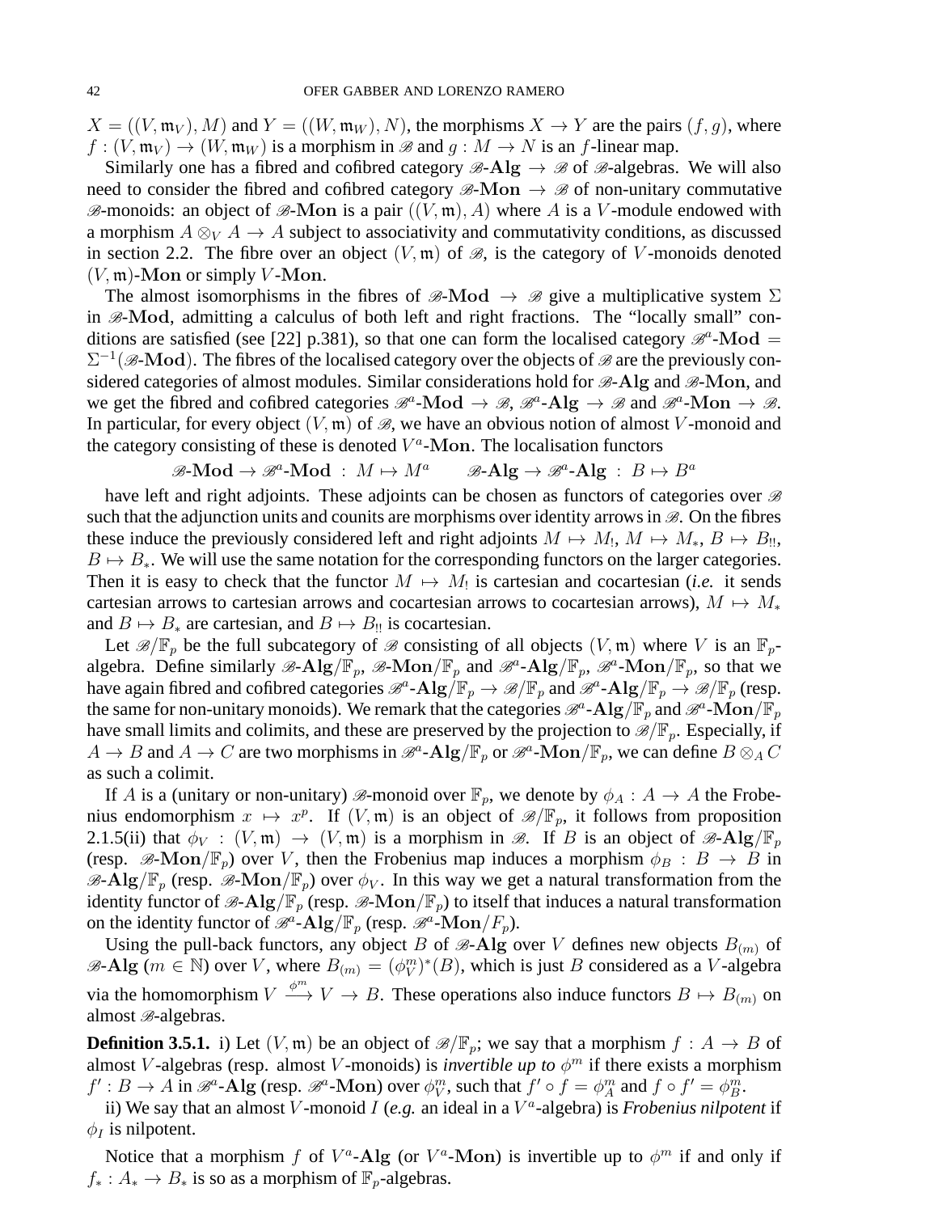$X = ((V, \mathfrak{m}_V), M)$ and $Y = ((W, \mathfrak{m}_W), N)$, the morphisms $X \to Y$ are the pairs $(f, g)$, where $f : (V, \mathfrak{m}_V) \to (W, \mathfrak{m}_W)$ is a morphism in $\mathscr{B}$ and $g : M \to N$ is an $f$-linear map.

Similarly one has a fibred and cofibred category $\mathscr{B}\text{-}\mathbf{Alg} \to \mathscr{B}$ of $\mathscr{B}$-algebras. We will also need to consider the fibred and cofibred category $\mathscr{B}\text{-}\mathbf{Mon} \to \mathscr{B}$ of non-unitary commutative $\mathscr{B}$-monoids: an object of $\mathscr{B}\text{-}\mathbf{Mon}$ is a pair $((V, \mathfrak{m}), A)$ where $A$ is a $V$-module endowed with a morphism $A \otimes_V A \to A$ subject to associativity and commutativity conditions, as discussed in section 2.2. The fibre over an object $(V, \mathfrak{m})$ of $\mathscr{B}$, is the category of $V$-monoids denoted $(V, \mathfrak{m})\text{-}\mathbf{Mon}$ or simply $V\text{-}\mathbf{Mon}$.

The almost isomorphisms in the fibres of $\mathscr{B}\text{-}\mathbf{Mod} \to \mathscr{B}$ give a multiplicative system $\Sigma$ in $\mathscr{B}\text{-}\mathbf{Mod}$, admitting a calculus of both left and right fractions. The "locally small" conditions are satisfied (see [22] p.381), so that one can form the localised category $\mathscr{B}^a\text{-}\mathbf{Mod} = \Sigma^{-1}(\mathscr{B}\text{-}\mathbf{Mod})$. The fibres of the localised category over the objects of $\mathscr{B}$ are the previously considered categories of almost modules. Similar considerations hold for $\mathscr{B}\text{-}\mathbf{Alg}$ and $\mathscr{B}\text{-}\mathbf{Mon}$, and we get the fibred and cofibred categories $\mathscr{B}^a\text{-}\mathbf{Mod} \to \mathscr{B}$, $\mathscr{B}^a\text{-}\mathbf{Alg} \to \mathscr{B}$ and $\mathscr{B}^a\text{-}\mathbf{Mon} \to \mathscr{B}$. In particular, for every object $(V, \mathfrak{m})$ of $\mathscr{B}$, we have an obvious notion of almost $V$-monoid and the category consisting of these is denoted $V^a\text{-}\mathbf{Mon}$. The localisation functors

$$\mathscr{B}\text{-}\mathbf{Mod} \to \mathscr{B}^a\text{-}\mathbf{Mod} \ : \ M \mapsto M^a \qquad \mathscr{B}\text{-}\mathbf{Alg} \to \mathscr{B}^a\text{-}\mathbf{Alg} \ : \ B \mapsto B^a$$

have left and right adjoints. These adjoints can be chosen as functors of categories over $\mathscr{B}$ such that the adjunction units and counits are morphisms over identity arrows in $\mathscr{B}$. On the fibres these induce the previously considered left and right adjoints $M \mapsto M_!$, $M \mapsto M_*$, $B \mapsto B_{!!}$, $B \mapsto B_*$. We will use the same notation for the corresponding functors on the larger categories. Then it is easy to check that the functor $M \mapsto M_!$ is cartesian and cocartesian (*i.e.* it sends cartesian arrows to cartesian arrows and cocartesian arrows to cocartesian arrows), $M \mapsto M_*$ and $B \mapsto B_*$ are cartesian, and $B \mapsto B_{!!}$ is cocartesian.

Let $\mathscr{B}/\mathbb{F}_p$ be the full subcategory of $\mathscr{B}$ consisting of all objects $(V, \mathfrak{m})$ where $V$ is an $\mathbb{F}_p$-algebra. Define similarly $\mathscr{B}\text{-}\mathbf{Alg}/\mathbb{F}_p$, $\mathscr{B}\text{-}\mathbf{Mon}/\mathbb{F}_p$ and $\mathscr{B}^a\text{-}\mathbf{Alg}/\mathbb{F}_p$, $\mathscr{B}^a\text{-}\mathbf{Mon}/\mathbb{F}_p$, so that we have again fibred and cofibred categories $\mathscr{B}^a\text{-}\mathbf{Alg}/\mathbb{F}_p \to \mathscr{B}/\mathbb{F}_p$ and $\mathscr{B}^a\text{-}\mathbf{Alg}/\mathbb{F}_p \to \mathscr{B}/\mathbb{F}_p$ (resp. the same for non-unitary monoids). We remark that the categories $\mathscr{B}^a\text{-}\mathbf{Alg}/\mathbb{F}_p$ and $\mathscr{B}^a\text{-}\mathbf{Mon}/\mathbb{F}_p$ have small limits and colimits, and these are preserved by the projection to $\mathscr{B}/\mathbb{F}_p$. Especially, if $A \to B$ and $A \to C$ are two morphisms in $\mathscr{B}^a\text{-}\mathbf{Alg}/\mathbb{F}_p$ or $\mathscr{B}^a\text{-}\mathbf{Mon}/\mathbb{F}_p$, we can define $B \otimes_A C$ as such a colimit.

If $A$ is a (unitary or non-unitary) $\mathscr{B}$-monoid over $\mathbb{F}_p$, we denote by $\phi_A : A \to A$ the Frobenius endomorphism $x \mapsto x^p$. If $(V, \mathfrak{m})$ is an object of $\mathscr{B}/\mathbb{F}_p$, it follows from proposition 2.1.5(ii) that $\phi_V : (V, \mathfrak{m}) \to (V, \mathfrak{m})$ is a morphism in $\mathscr{B}$. If $B$ is an object of $\mathscr{B}\text{-}\mathbf{Alg}/\mathbb{F}_p$ (resp. $\mathscr{B}\text{-}\mathbf{Mon}/\mathbb{F}_p$) over $V$, then the Frobenius map induces a morphism $\phi_B : B \to B$ in $\mathscr{B}\text{-}\mathbf{Alg}/\mathbb{F}_p$ (resp. $\mathscr{B}\text{-}\mathbf{Mon}/\mathbb{F}_p$) over $\phi_V$. In this way we get a natural transformation from the identity functor of $\mathscr{B}\text{-}\mathbf{Alg}/\mathbb{F}_p$ (resp. $\mathscr{B}\text{-}\mathbf{Mon}/\mathbb{F}_p$) to itself that induces a natural transformation on the identity functor of $\mathscr{B}^a\text{-}\mathbf{Alg}/\mathbb{F}_p$ (resp. $\mathscr{B}^a\text{-}\mathbf{Mon}/F_p$).

Using the pull-back functors, any object $B$ of $\mathscr{B}\text{-}\mathbf{Alg}$ over $V$ defines new objects $B_{(m)}$ of $\mathscr{B}\text{-}\mathbf{Alg}$ ($m \in \mathbb{N}$) over $V$, where $B_{(m)} = (\phi_V^m)^*(B)$, which is just $B$ considered as a $V$-algebra via the homomorphism $V \xrightarrow{\phi^m} V \to B$. These operations also induce functors $B \mapsto B_{(m)}$ on almost $\mathscr{B}$-algebras.

**Definition 3.5.1.** i) Let $(V, \mathfrak{m})$ be an object of $\mathscr{B}/\mathbb{F}_p$; we say that a morphism $f : A \to B$ of almost $V$-algebras (resp. almost $V$-monoids) is *invertible up to* $\phi^m$ if there exists a morphism $f' : B \to A$ in $\mathscr{B}^a\text{-}\mathbf{Alg}$ (resp. $\mathscr{B}^a\text{-}\mathbf{Mon}$) over $\phi_V^m$, such that $f' \circ f = \phi_A^m$ and $f \circ f' = \phi_B^m$.

ii) We say that an almost $V$-monoid $I$ (*e.g.* an ideal in a $V^a$-algebra) is *Frobenius nilpotent* if $\phi_I$ is nilpotent.

Notice that a morphism $f$ of $V^a\text{-}\mathbf{Alg}$ (or $V^a\text{-}\mathbf{Mon}$) is invertible up to $\phi^m$ if and only if $f_* : A_* \to B_*$ is so as a morphism of $\mathbb{F}_p$-algebras.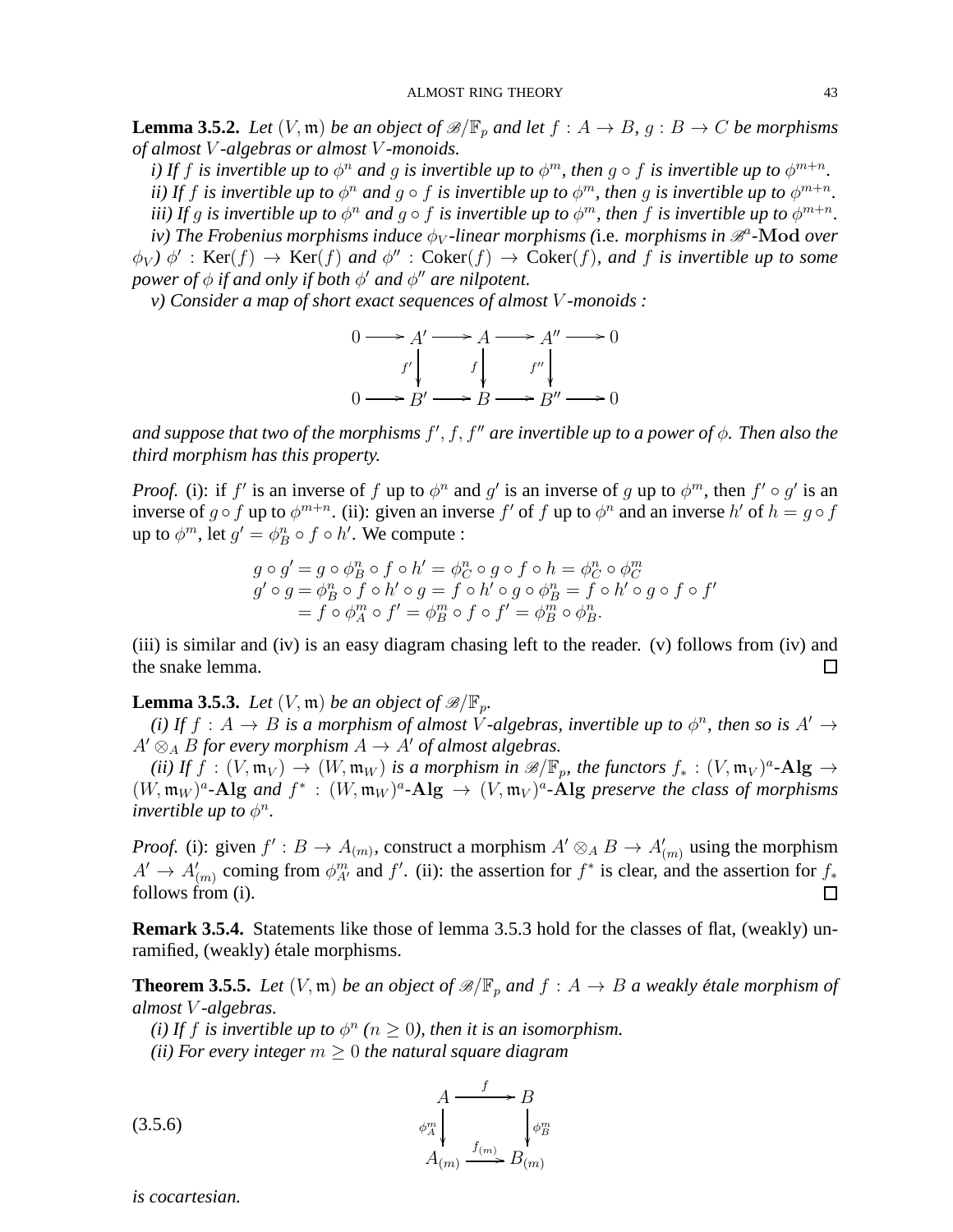**Lemma 3.5.2.** *Let $(V, \mathfrak{m})$ be an object of $\mathscr{B}/\mathbb{F}_p$ and let $f : A \to B$, $g : B \to C$ be morphisms of almost $V$-algebras or almost $V$-monoids.*

*i) If $f$ is invertible up to $\phi^n$ and $g$ is invertible up to $\phi^m$, then $g \circ f$ is invertible up to $\phi^{m+n}$.*

*ii) If $f$ is invertible up to $\phi^n$ and $g \circ f$ is invertible up to $\phi^m$, then $g$ is invertible up to $\phi^{m+n}$.*

*iii) If $g$ is invertible up to $\phi^n$ and $g \circ f$ is invertible up to $\phi^m$, then $f$ is invertible up to $\phi^{m+n}$.*

*iv) The Frobenius morphisms induce $\phi_V$-linear morphisms (*i.e. *morphisms in $\mathscr{B}^a$-$\mathbf{Mod}$ over $\phi_V$) $\phi' : \mathrm{Ker}(f) \to \mathrm{Ker}(f)$ and $\phi'' : \mathrm{Coker}(f) \to \mathrm{Coker}(f)$, and $f$ is invertible up to some power of $\phi$ if and only if both $\phi'$ and $\phi''$ are nilpotent.*

*v) Consider a map of short exact sequences of almost $V$-monoids :*

$$\begin{array}{ccccccccc} 0 & \longrightarrow & A' & \longrightarrow & A & \longrightarrow & A'' & \longrightarrow & 0 \\ & & \downarrow{\scriptstyle f'} & & \downarrow{\scriptstyle f} & & \downarrow{\scriptstyle f''} & & \\ 0 & \longrightarrow & B' & \longrightarrow & B & \longrightarrow & B'' & \longrightarrow & 0 \end{array}$$

*and suppose that two of the morphisms $f', f, f''$ are invertible up to a power of $\phi$. Then also the third morphism has this property.*

*Proof.* (i): if $f'$ is an inverse of $f$ up to $\phi^n$ and $g'$ is an inverse of $g$ up to $\phi^m$, then $f' \circ g'$ is an inverse of $g \circ f$ up to $\phi^{m+n}$. (ii): given an inverse $f'$ of $f$ up to $\phi^n$ and an inverse $h'$ of $h = g \circ f$ up to $\phi^m$, let $g' = \phi^n_B \circ f \circ h'$. We compute :

$$\begin{aligned} g \circ g' &= g \circ \phi^n_B \circ f \circ h' = \phi^n_C \circ g \circ f \circ h = \phi^n_C \circ \phi^m_C \\ g' \circ g &= \phi^n_B \circ f \circ h' \circ g = f \circ h' \circ g \circ \phi^n_B = f \circ h' \circ g \circ f \circ f' \\ &= f \circ \phi^m_A \circ f' = \phi^m_B \circ f \circ f' = \phi^m_B \circ \phi^n_B. \end{aligned}$$

(iii) is similar and (iv) is an easy diagram chasing left to the reader. (v) follows from (iv) and the snake lemma. □

**Lemma 3.5.3.** *Let $(V, \mathfrak{m})$ be an object of $\mathscr{B}/\mathbb{F}_p$.*

*(i) If $f : A \to B$ is a morphism of almost $V$-algebras, invertible up to $\phi^n$, then so is $A' \to A' \otimes_A B$ for every morphism $A \to A'$ of almost algebras.*

*(ii) If $f : (V, \mathfrak{m}_V) \to (W, \mathfrak{m}_W)$ is a morphism in $\mathscr{B}/\mathbb{F}_p$, the functors $f_* : (V, \mathfrak{m}_V)^a$-$\mathbf{Alg} \to (W, \mathfrak{m}_W)^a$-$\mathbf{Alg}$ and $f^* : (W, \mathfrak{m}_W)^a$-$\mathbf{Alg} \to (V, \mathfrak{m}_V)^a$-$\mathbf{Alg}$ preserve the class of morphisms invertible up to $\phi^n$.*

*Proof.* (i): given $f' : B \to A_{(m)}$, construct a morphism $A' \otimes_A B \to A'_{(m)}$ using the morphism $A' \to A'_{(m)}$ coming from $\phi^m_{A'}$ and $f'$. (ii): the assertion for $f^*$ is clear, and the assertion for $f_*$ follows from (i). □

**Remark 3.5.4.** Statements like those of lemma 3.5.3 hold for the classes of flat, (weakly) unramified, (weakly) étale morphisms.

**Theorem 3.5.5.** *Let $(V, \mathfrak{m})$ be an object of $\mathscr{B}/\mathbb{F}_p$ and $f : A \to B$ a weakly étale morphism of almost $V$-algebras.*

*(i) If $f$ is invertible up to $\phi^n$ ($n \geq 0$), then it is an isomorphism.*

*(ii) For every integer $m \geq 0$ the natural square diagram*

$$\begin{array}{ccc} A & \xrightarrow{\ f\ } & B \\ \downarrow{\scriptstyle \phi^m_A} & & \downarrow{\scriptstyle \phi^m_B} \\ A_{(m)} & \xrightarrow{\ f_{(m)}\ } & B_{(m)} \end{array} \tag{3.5.6}$$

*is cocartesian.*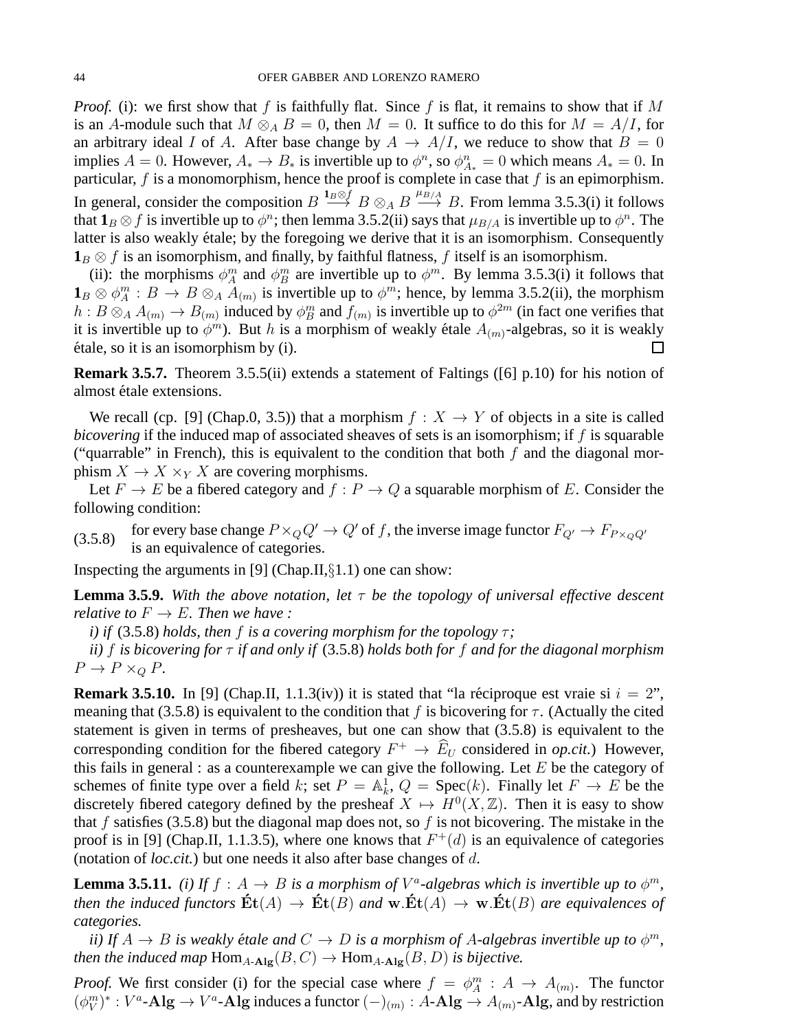*Proof.* (i): we first show that $f$ is faithfully flat. Since $f$ is flat, it remains to show that if $M$ is an $A$-module such that $M \otimes_A B = 0$, then $M = 0$. It suffice to do this for $M = A/I$, for an arbitrary ideal $I$ of $A$. After base change by $A \to A/I$, we reduce to show that $B = 0$ implies $A = 0$. However, $A_* \to B_*$ is invertible up to $\phi^n$, so $\phi^n_{A_*} = 0$ which means $A_* = 0$. In particular, $f$ is a monomorphism, hence the proof is complete in case that $f$ is an epimorphism. In general, consider the composition $B \xrightarrow{\mathbf{1}_B \otimes f} B \otimes_A B \xrightarrow{\mu_{B/A}} B$. From lemma 3.5.3(i) it follows that $\mathbf{1}_B \otimes f$ is invertible up to $\phi^n$; then lemma 3.5.2(ii) says that $\mu_{B/A}$ is invertible up to $\phi^n$. The latter is also weakly étale; by the foregoing we derive that it is an isomorphism. Consequently $\mathbf{1}_B \otimes f$ is an isomorphism, and finally, by faithful flatness, $f$ itself is an isomorphism.

(ii): the morphisms $\phi^m_A$ and $\phi^m_B$ are invertible up to $\phi^m$. By lemma 3.5.3(i) it follows that $\mathbf{1}_B \otimes \phi^m_A : B \to B \otimes_A A_{(m)}$ is invertible up to $\phi^m$; hence, by lemma 3.5.2(ii), the morphism $h : B \otimes_A A_{(m)} \to B_{(m)}$ induced by $\phi^m_B$ and $f_{(m)}$ is invertible up to $\phi^{2m}$ (in fact one verifies that it is invertible up to $\phi^m$). But $h$ is a morphism of weakly étale $A_{(m)}$-algebras, so it is weakly étale, so it is an isomorphism by (i). □

**Remark 3.5.7.** Theorem 3.5.5(ii) extends a statement of Faltings ([6] p.10) for his notion of almost étale extensions.

We recall (cp. [9] (Chap.0, 3.5)) that a morphism $f : X \to Y$ of objects in a site is called *bicovering* if the induced map of associated sheaves of sets is an isomorphism; if $f$ is squarable ("quarrable" in French), this is equivalent to the condition that both $f$ and the diagonal morphism $X \to X \times_Y X$ are covering morphisms.

Let $F \to E$ be a fibered category and $f : P \to Q$ a squarable morphism of $E$. Consider the following condition:

(3.5.8) for every base change $P \times_Q Q' \to Q'$ of $f$, the inverse image functor $F_{Q'} \to F_{P \times_Q Q'}$ is an equivalence of categories.

Inspecting the arguments in [9] (Chap.II,§1.1) one can show:

**Lemma 3.5.9.** *With the above notation, let $\tau$ be the topology of universal effective descent relative to $F \to E$. Then we have :*

*i) if* (3.5.8) *holds, then $f$ is a covering morphism for the topology $\tau$;*

*ii) $f$ is bicovering for $\tau$ if and only if* (3.5.8) *holds both for $f$ and for the diagonal morphism $P \to P \times_Q P$.*

**Remark 3.5.10.** In [9] (Chap.II, 1.1.3(iv)) it is stated that "la réciproque est vraie si $i = 2$", meaning that (3.5.8) is equivalent to the condition that $f$ is bicovering for $\tau$. (Actually the cited statement is given in terms of presheaves, but one can show that (3.5.8) is equivalent to the corresponding condition for the fibered category $F^+ \to \widehat{E}_U$ considered in *op.cit.*) However, this fails in general : as a counterexample we can give the following. Let $E$ be the category of schemes of finite type over a field $k$; set $P = \mathbb{A}^1_k$, $Q = \mathrm{Spec}(k)$. Finally let $F \to E$ be the discretely fibered category defined by the presheaf $X \mapsto H^0(X, \mathbb{Z})$. Then it is easy to show that $f$ satisfies (3.5.8) but the diagonal map does not, so $f$ is not bicovering. The mistake in the proof is in [9] (Chap.II, 1.1.3.5), where one knows that $F^+(d)$ is an equivalence of categories (notation of *loc.cit.*) but one needs it also after base changes of $d$.

**Lemma 3.5.11.** *(i) If $f : A \to B$ is a morphism of $V^a$-algebras which is invertible up to $\phi^m$, then the induced functors $\mathbf{\acute{E}t}(A) \to \mathbf{\acute{E}t}(B)$ and $\mathbf{w.\acute{E}t}(A) \to \mathbf{w.\acute{E}t}(B)$ are equivalences of categories.*

*ii) If $A \to B$ is weakly étale and $C \to D$ is a morphism of $A$-algebras invertible up to $\phi^m$, then the induced map $\mathrm{Hom}_{A\text{-}\mathbf{Alg}}(B, C) \to \mathrm{Hom}_{A\text{-}\mathbf{Alg}}(B, D)$ is bijective.*

*Proof.* We first consider (i) for the special case where $f = \phi^m_A : A \to A_{(m)}$. The functor $(\phi^m_V)^* : V^a\text{-}\mathbf{Alg} \to V^a\text{-}\mathbf{Alg}$ induces a functor $(-)_{(m)} : A\text{-}\mathbf{Alg} \to A_{(m)}\text{-}\mathbf{Alg}$, and by restriction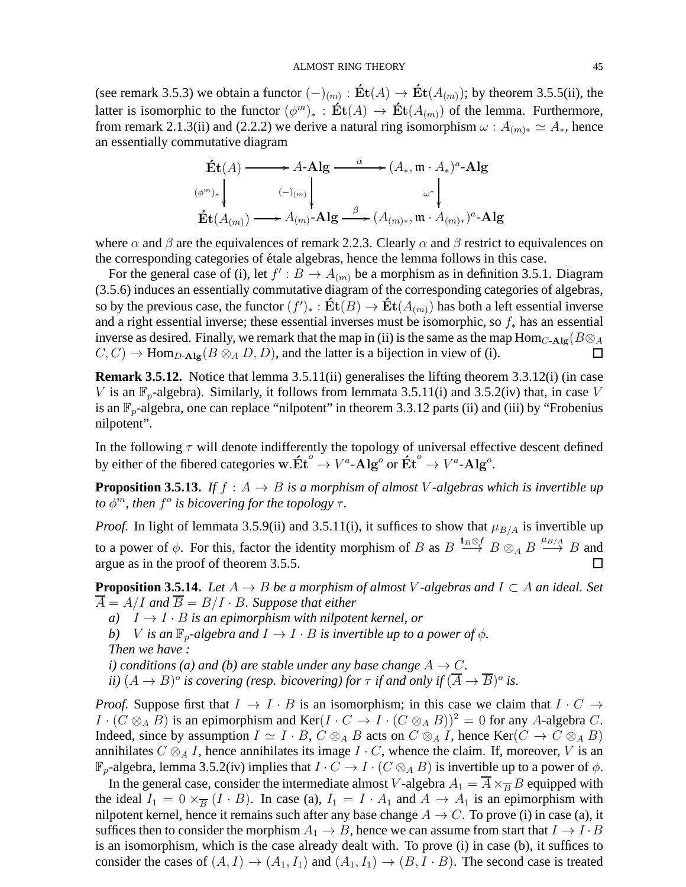(see remark 3.5.3) we obtain a functor $(-)_{(m)} : \mathbf{\acute{E}t}(A) \to \mathbf{\acute{E}t}(A_{(m)})$; by theorem 3.5.5(ii), the latter is isomorphic to the functor $(\phi^m)_* : \mathbf{\acute{E}t}(A) \to \mathbf{\acute{E}t}(A_{(m)})$ of the lemma. Furthermore, from remark 2.1.3(ii) and (2.2.2) we derive a natural ring isomorphism $\omega : A_{(m)*} \simeq A_*$, hence an essentially commutative diagram

$$\begin{array}{ccccc}
\mathbf{\acute{E}t}(A) & \longrightarrow & A\text{-}\mathbf{Alg} & \xrightarrow{\ \alpha\ } & (A_*, \mathfrak{m}\cdot A_*)^a\text{-}\mathbf{Alg} \\
{\scriptstyle (\phi^m)_*}\downarrow & & {\scriptstyle (-)_{(m)}}\downarrow & & \downarrow{\scriptstyle \omega^*} \\
\mathbf{\acute{E}t}(A_{(m)}) & \longrightarrow & A_{(m)}\text{-}\mathbf{Alg} & \xrightarrow{\ \beta\ } & (A_{(m)*}, \mathfrak{m}\cdot A_{(m)*})^a\text{-}\mathbf{Alg}
\end{array}$$

where $\alpha$ and $\beta$ are the equivalences of remark 2.2.3. Clearly $\alpha$ and $\beta$ restrict to equivalences on the corresponding categories of étale algebras, hence the lemma follows in this case.

For the general case of (i), let $f' : B \to A_{(m)}$ be a morphism as in definition 3.5.1. Diagram (3.5.6) induces an essentially commutative diagram of the corresponding categories of algebras, so by the previous case, the functor $(f')_* : \mathbf{\acute{E}t}(B) \to \mathbf{\acute{E}t}(A_{(m)})$ has both a left essential inverse and a right essential inverse; these essential inverses must be isomorphic, so $f_*$ has an essential inverse as desired. Finally, we remark that the map in (ii) is the same as the map $\mathrm{Hom}_{C\text{-}\mathbf{Alg}}(B\otimes_A C, C) \to \mathrm{Hom}_{D\text{-}\mathbf{Alg}}(B \otimes_A D, D)$, and the latter is a bijection in view of (i). □

**Remark 3.5.12.** Notice that lemma 3.5.11(ii) generalises the lifting theorem 3.3.12(i) (in case $V$ is an $\mathbb{F}_p$-algebra). Similarly, it follows from lemmata 3.5.11(i) and 3.5.2(iv) that, in case $V$ is an $\mathbb{F}_p$-algebra, one can replace "nilpotent" in theorem 3.3.12 parts (ii) and (iii) by "Frobenius nilpotent".

In the following $\tau$ will denote indifferently the topology of universal effective descent defined by either of the fibered categories $\mathbf{w}.\mathbf{\acute{E}t}^o \to V^a\text{-}\mathbf{Alg}^o$ or $\mathbf{\acute{E}t}^o \to V^a\text{-}\mathbf{Alg}^o$.

**Proposition 3.5.13.** *If $f : A \to B$ is a morphism of almost $V$-algebras which is invertible up to $\phi^m$, then $f^o$ is bicovering for the topology $\tau$.*

*Proof.* In light of lemmata 3.5.9(ii) and 3.5.11(i), it suffices to show that $\mu_{B/A}$ is invertible up to a power of $\phi$. For this, factor the identity morphism of $B$ as $B \xrightarrow{\mathbf{1}_B\otimes f} B \otimes_A B \xrightarrow{\mu_{B/A}} B$ and argue as in the proof of theorem 3.5.5. □

**Proposition 3.5.14.** *Let $A \to B$ be a morphism of almost $V$-algebras and $I \subset A$ an ideal. Set $\overline{A} = A/I$ and $\overline{B} = B/I \cdot B$. Suppose that either*

*a) $I \to I \cdot B$ is an epimorphism with nilpotent kernel, or*

*b) $V$ is an $\mathbb{F}_p$-algebra and $I \to I \cdot B$ is invertible up to a power of $\phi$.*

*Then we have :*

*i) conditions (a) and (b) are stable under any base change $A \to C$.*

*ii) $(A \to B)^o$ is covering (resp. bicovering) for $\tau$ if and only if $(\overline{A} \to \overline{B})^o$ is.*

*Proof.* Suppose first that $I \to I \cdot B$ is an isomorphism; in this case we claim that $I \cdot C \to I \cdot (C \otimes_A B)$ is an epimorphism and $\mathrm{Ker}(I \cdot C \to I \cdot (C \otimes_A B))^2 = 0$ for any $A$-algebra $C$. Indeed, since by assumption $I \simeq I \cdot B$, $C \otimes_A B$ acts on $C \otimes_A I$, hence $\mathrm{Ker}(C \to C \otimes_A B)$ annihilates $C \otimes_A I$, hence annihilates its image $I \cdot C$, whence the claim. If, moreover, $V$ is an $\mathbb{F}_p$-algebra, lemma 3.5.2(iv) implies that $I \cdot C \to I \cdot (C \otimes_A B)$ is invertible up to a power of $\phi$.

In the general case, consider the intermediate almost $V$-algebra $A_1 = \overline{A} \times_{\overline{B}} B$ equipped with the ideal $I_1 = 0 \times_{\overline{B}} (I \cdot B)$. In case (a), $I_1 = I \cdot A_1$ and $A \to A_1$ is an epimorphism with nilpotent kernel, hence it remains such after any base change $A \to C$. To prove (i) in case (a), it suffices then to consider the morphism $A_1 \to B$, hence we can assume from start that $I \to I \cdot B$ is an isomorphism, which is the case already dealt with. To prove (i) in case (b), it suffices to consider the cases of $(A, I) \to (A_1, I_1)$ and $(A_1, I_1) \to (B, I \cdot B)$. The second case is treated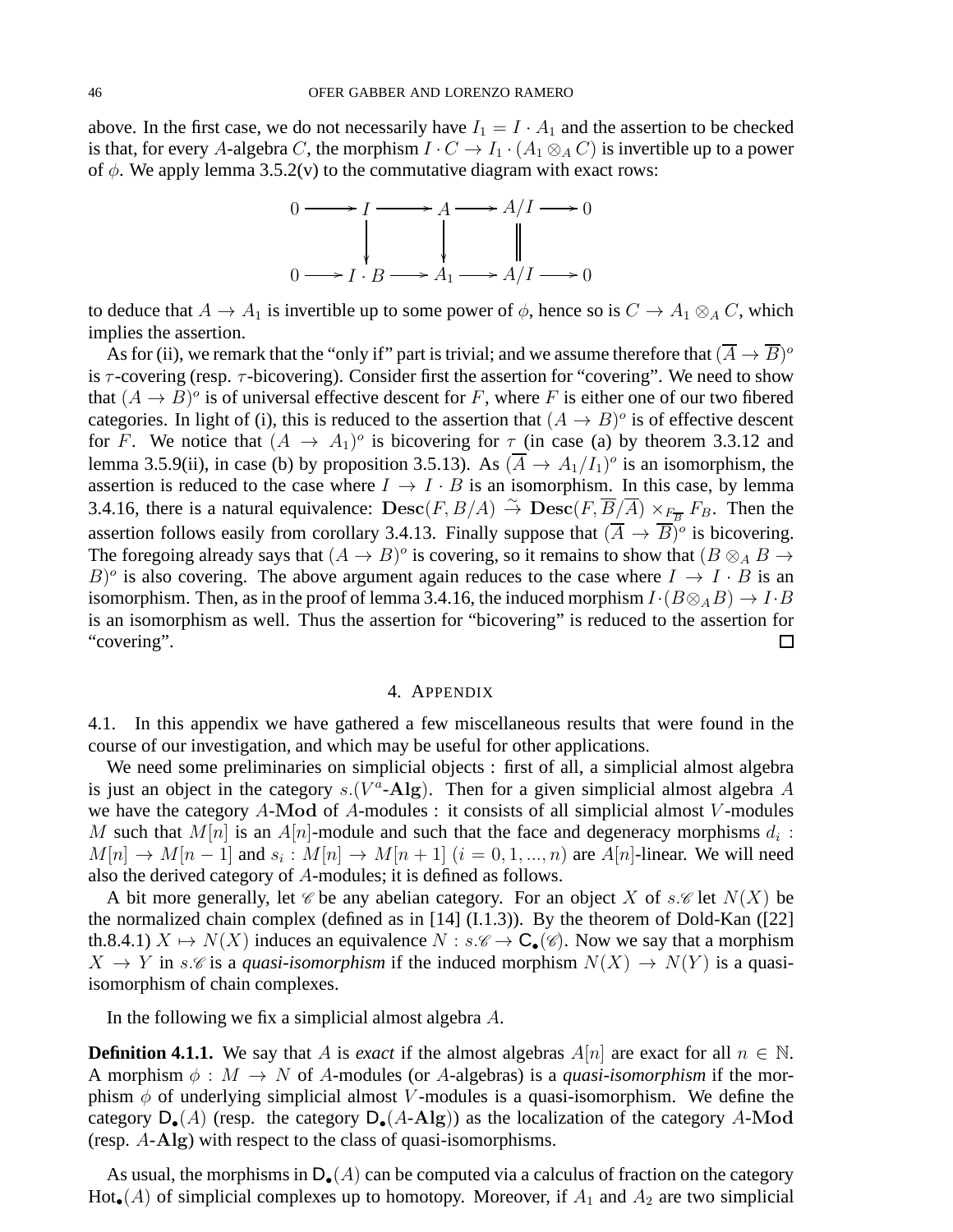above. In the first case, we do not necessarily have $I_1 = I \cdot A_1$ and the assertion to be checked is that, for every $A$-algebra $C$, the morphism $I \cdot C \to I_1 \cdot (A_1 \otimes_A C)$ is invertible up to a power of $\phi$. We apply lemma 3.5.2(v) to the commutative diagram with exact rows:

$$\begin{array}{ccccccccc} 0 & \longrightarrow & I & \longrightarrow & A & \longrightarrow & A/I & \longrightarrow & 0 \\ & & \downarrow & & \downarrow & & \| & & \\ 0 & \longrightarrow & I \cdot B & \longrightarrow & A_1 & \longrightarrow & A/I & \longrightarrow & 0 \end{array}$$

to deduce that $A \to A_1$ is invertible up to some power of $\phi$, hence so is $C \to A_1 \otimes_A C$, which implies the assertion.

As for (ii), we remark that the "only if" part is trivial; and we assume therefore that $(\overline{A} \to \overline{B})^o$ is $\tau$-covering (resp. $\tau$-bicovering). Consider first the assertion for "covering". We need to show that $(A \to B)^o$ is of universal effective descent for $F$, where $F$ is either one of our two fibered categories. In light of (i), this is reduced to the assertion that $(A \to B)^o$ is of effective descent for $F$. We notice that $(A \to A_1)^o$ is bicovering for $\tau$ (in case (a) by theorem 3.3.12 and lemma 3.5.9(ii), in case (b) by proposition 3.5.13). As $(\overline{A} \to A_1/I_1)^o$ is an isomorphism, the assertion is reduced to the case where $I \to I \cdot B$ is an isomorphism. In this case, by lemma 3.4.16, there is a natural equivalence: $\mathbf{Desc}(F, B/A) \stackrel{\sim}{\to} \mathbf{Desc}(F, \overline{B}/\overline{A}) \times_{F_{\overline{B}}} F_B$. Then the assertion follows easily from corollary 3.4.13. Finally suppose that $(\overline{A} \to \overline{B})^o$ is bicovering. The foregoing already says that $(A \to B)^o$ is covering, so it remains to show that $(B \otimes_A B \to B)^o$ is also covering. The above argument again reduces to the case where $I \to I \cdot B$ is an isomorphism. Then, as in the proof of lemma 3.4.16, the induced morphism $I \cdot (B \otimes_A B) \to I \cdot B$ is an isomorphism as well. Thus the assertion for "bicovering" is reduced to the assertion for "covering". □

## 4. Appendix

4.1. In this appendix we have gathered a few miscellaneous results that were found in the course of our investigation, and which may be useful for other applications.

We need some preliminaries on simplicial objects : first of all, a simplicial almost algebra is just an object in the category $s.(V^a\text{-}\mathbf{Alg})$. Then for a given simplicial almost algebra $A$ we have the category $A\text{-}\mathbf{Mod}$ of $A$-modules : it consists of all simplicial almost $V$-modules $M$ such that $M[n]$ is an $A[n]$-module and such that the face and degeneracy morphisms $d_i : M[n] \to M[n-1]$ and $s_i : M[n] \to M[n+1]$ $(i = 0, 1, ..., n)$ are $A[n]$-linear. We will need also the derived category of $A$-modules; it is defined as follows.

A bit more generally, let $\mathscr{C}$ be any abelian category. For an object $X$ of $s.\mathscr{C}$ let $N(X)$ be the normalized chain complex (defined as in [14] (I.1.3)). By the theorem of Dold-Kan ([22] th.8.4.1) $X \mapsto N(X)$ induces an equivalence $N : s.\mathscr{C} \to \mathsf{C}_\bullet(\mathscr{C})$. Now we say that a morphism $X \to Y$ in $s.\mathscr{C}$ is a *quasi-isomorphism* if the induced morphism $N(X) \to N(Y)$ is a quasi-isomorphism of chain complexes.

In the following we fix a simplicial almost algebra $A$.

**Definition 4.1.1.** We say that $A$ is *exact* if the almost algebras $A[n]$ are exact for all $n \in \mathbb{N}$. A morphism $\phi : M \to N$ of $A$-modules (or $A$-algebras) is a *quasi-isomorphism* if the morphism $\phi$ of underlying simplicial almost $V$-modules is a quasi-isomorphism. We define the category $\mathsf{D}_\bullet(A)$ (resp. the category $\mathsf{D}_\bullet(A\text{-}\mathbf{Alg})$) as the localization of the category $A\text{-}\mathbf{Mod}$ (resp. $A\text{-}\mathbf{Alg}$) with respect to the class of quasi-isomorphisms.

As usual, the morphisms in $\mathsf{D}_\bullet(A)$ can be computed via a calculus of fraction on the category $\mathrm{Hot}_\bullet(A)$ of simplicial complexes up to homotopy. Moreover, if $A_1$ and $A_2$ are two simplicial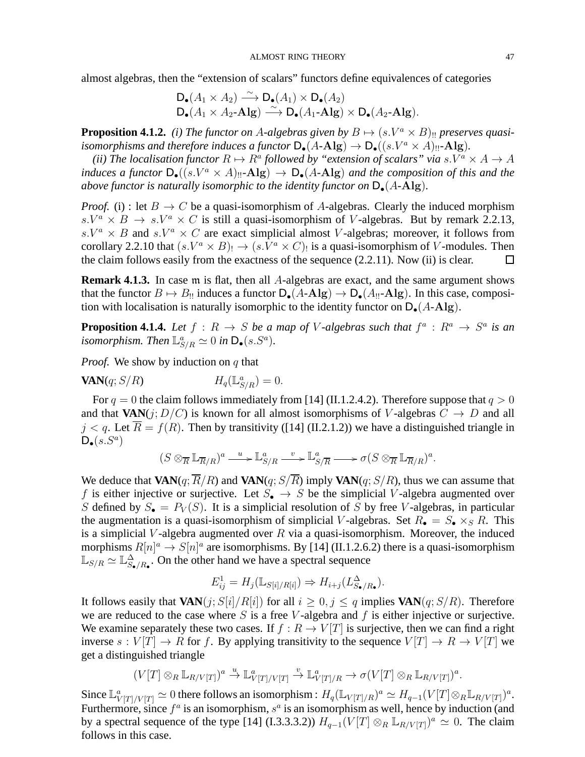almost algebras, then the "extension of scalars" functors define equivalences of categories

$$\mathsf{D}_\bullet(A_1 \times A_2) \xrightarrow{\sim} \mathsf{D}_\bullet(A_1) \times \mathsf{D}_\bullet(A_2)$$
$$\mathsf{D}_\bullet(A_1 \times A_2\text{-}\mathbf{Alg}) \xrightarrow{\sim} \mathsf{D}_\bullet(A_1\text{-}\mathbf{Alg}) \times \mathsf{D}_\bullet(A_2\text{-}\mathbf{Alg}).$$

**Proposition 4.1.2.** *(i) The functor on $A$-algebras given by $B \mapsto (s.V^a \times B)_{!!}$ preserves quasi-isomorphisms and therefore induces a functor $\mathsf{D}_\bullet(A\text{-}\mathbf{Alg}) \to \mathsf{D}_\bullet((s.V^a \times A)_{!!}\text{-}\mathbf{Alg})$.*

*(ii) The localisation functor $R \mapsto R^a$ followed by "extension of scalars" via $s.V^a \times A \to A$ induces a functor $\mathsf{D}_\bullet((s.V^a \times A)_{!!}\text{-}\mathbf{Alg}) \to \mathsf{D}_\bullet(A\text{-}\mathbf{Alg})$ and the composition of this and the above functor is naturally isomorphic to the identity functor on $\mathsf{D}_\bullet(A\text{-}\mathbf{Alg})$.*

*Proof.* (i) : let $B \to C$ be a quasi-isomorphism of $A$-algebras. Clearly the induced morphism $s.V^a \times B \to s.V^a \times C$ is still a quasi-isomorphism of $V$-algebras. But by remark 2.2.13, $s.V^a \times B$ and $s.V^a \times C$ are exact simplicial almost $V$-algebras; moreover, it follows from corollary 2.2.10 that $(s.V^a \times B)_! \to (s.V^a \times C)_!$ is a quasi-isomorphism of $V$-modules. Then the claim follows easily from the exactness of the sequence (2.2.11). Now (ii) is clear. ∎

**Remark 4.1.3.** In case $\mathfrak{m}$ is flat, then all $A$-algebras are exact, and the same argument shows that the functor $B \mapsto B_{!!}$ induces a functor $\mathsf{D}_\bullet(A\text{-}\mathbf{Alg}) \to \mathsf{D}_\bullet(A_{!!}\text{-}\mathbf{Alg})$. In this case, composition with localisation is naturally isomorphic to the identity functor on $\mathsf{D}_\bullet(A\text{-}\mathbf{Alg})$.

**Proposition 4.1.4.** *Let $f : R \to S$ be a map of $V$-algebras such that $f^a : R^a \to S^a$ is an isomorphism. Then $\mathbb{L}^a_{S/R} \simeq 0$ in $\mathsf{D}_\bullet(s.S^a)$.*

*Proof.* We show by induction on $q$ that

$$\textbf{VAN}(q; S/R) \qquad\qquad H_q(\mathbb{L}^a_{S/R}) = 0.$$

For $q = 0$ the claim follows immediately from [14] (II.1.2.4.2). Therefore suppose that $q > 0$ and that $\textbf{VAN}(j; D/C)$ is known for all almost isomorphisms of $V$-algebras $C \to D$ and all $j < q$. Let $\overline{R} = f(R)$. Then by transitivity ([14] (II.2.1.2)) we have a distinguished triangle in $\mathsf{D}_\bullet(s.S^a)$

$$(S \otimes_{\overline{R}} \mathbb{L}_{\overline{R}/R})^a \xrightarrow{u} \mathbb{L}^a_{S/R} \xrightarrow{v} \mathbb{L}^a_{S/\overline{R}} \longrightarrow \sigma(S \otimes_{\overline{R}} \mathbb{L}_{\overline{R}/R})^a.$$

We deduce that $\textbf{VAN}(q; \overline{R}/R)$ and $\textbf{VAN}(q; S/\overline{R})$ imply $\textbf{VAN}(q; S/R)$, thus we can assume that $f$ is either injective or surjective. Let $S_\bullet \to S$ be the simplicial $V$-algebra augmented over $S$ defined by $S_\bullet = P_V(S)$. It is a simplicial resolution of $S$ by free $V$-algebras, in particular the augmentation is a quasi-isomorphism of simplicial $V$-algebras. Set $R_\bullet = S_\bullet \times_S R$. This is a simplicial $V$-algebra augmented over $R$ via a quasi-isomorphism. Moreover, the induced morphisms $R[n]^a \to S[n]^a$ are isomorphisms. By [14] (II.1.2.6.2) there is a quasi-isomorphism $\mathbb{L}_{S/R} \simeq \mathbb{L}^\Delta_{S_\bullet/R_\bullet}$. On the other hand we have a spectral sequence

$$E^1_{ij} = H_j(\mathbb{L}_{S[i]/R[i]}) \Rightarrow H_{i+j}(L^\Delta_{S_\bullet/R_\bullet}).$$

It follows easily that $\textbf{VAN}(j; S[i]/R[i])$ for all $i \geq 0, j \leq q$ implies $\textbf{VAN}(q; S/R)$. Therefore we are reduced to the case where $S$ is a free $V$-algebra and $f$ is either injective or surjective. We examine separately these two cases. If $f : R \to V[T]$ is surjective, then we can find a right inverse $s : V[T] \to R$ for $f$. By applying transitivity to the sequence $V[T] \to R \to V[T]$ we get a distinguished triangle

$$(V[T] \otimes_R \mathbb{L}_{R/V[T]})^a \xrightarrow{u} \mathbb{L}^a_{V[T]/V[T]} \xrightarrow{v} \mathbb{L}^a_{V[T]/R} \to \sigma(V[T] \otimes_R \mathbb{L}_{R/V[T]})^a.$$

Since $\mathbb{L}^a_{V[T]/V[T]} \simeq 0$ there follows an isomorphism : $H_q(\mathbb{L}_{V[T]/R})^a \simeq H_{q-1}(V[T] \otimes_R \mathbb{L}_{R/V[T]})^a$. Furthermore, since $f^a$ is an isomorphism, $s^a$ is an isomorphism as well, hence by induction (and by a spectral sequence of the type [14] (I.3.3.3.2)) $H_{q-1}(V[T] \otimes_R \mathbb{L}_{R/V[T]})^a \simeq 0$. The claim follows in this case.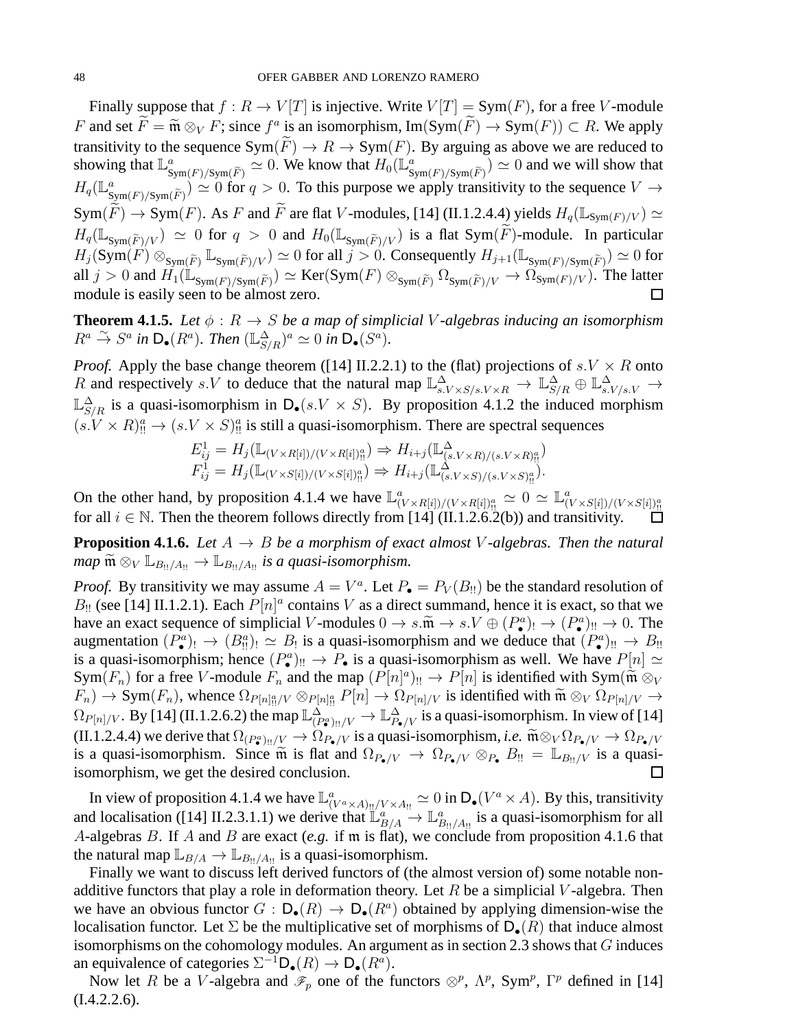Finally suppose that $f : R \to V[T]$ is injective. Write $V[T] = \mathrm{Sym}(F)$, for a free $V$-module $F$ and set $\widetilde{F} = \widetilde{\mathfrak{m}} \otimes_V F$; since $f^a$ is an isomorphism, $\mathrm{Im}(\mathrm{Sym}(\widetilde{F}) \to \mathrm{Sym}(F)) \subset R$. We apply transitivity to the sequence $\mathrm{Sym}(\widetilde{F}) \to R \to \mathrm{Sym}(F)$. By arguing as above we are reduced to showing that $\mathbb{L}^a_{\mathrm{Sym}(F)/\mathrm{Sym}(\widetilde{F})} \simeq 0$. We know that $H_0(\mathbb{L}^a_{\mathrm{Sym}(F)/\mathrm{Sym}(\widetilde{F})}) \simeq 0$ and we will show that $H_q(\mathbb{L}^a_{\mathrm{Sym}(F)/\mathrm{Sym}(\widetilde{F})}) \simeq 0$ for $q > 0$. To this purpose we apply transitivity to the sequence $V \to \mathrm{Sym}(\widetilde{F}) \to \mathrm{Sym}(F)$. As $F$ and $\widetilde{F}$ are flat $V$-modules, [14] (II.1.2.4.4) yields $H_q(\mathbb{L}_{\mathrm{Sym}(F)/V}) \simeq H_q(\mathbb{L}_{\mathrm{Sym}(\widetilde{F})/V}) \simeq 0$ for $q > 0$ and $H_0(\mathbb{L}_{\mathrm{Sym}(\widetilde{F})/V})$ is a flat $\mathrm{Sym}(\widetilde{F})$-module. In particular $H_j(\mathrm{Sym}(F) \otimes_{\mathrm{Sym}(\widetilde{F})} \mathbb{L}_{\mathrm{Sym}(\widetilde{F})/V}) \simeq 0$ for all $j > 0$. Consequently $H_{j+1}(\mathbb{L}_{\mathrm{Sym}(F)/\mathrm{Sym}(\widetilde{F})}) \simeq 0$ for all $j > 0$ and $H_1(\mathbb{L}_{\mathrm{Sym}(F)/\mathrm{Sym}(\widetilde{F})}) \simeq \mathrm{Ker}(\mathrm{Sym}(F) \otimes_{\mathrm{Sym}(\widetilde{F})} \Omega_{\mathrm{Sym}(\widetilde{F})/V} \to \Omega_{\mathrm{Sym}(F)/V})$. The latter module is easily seen to be almost zero. □

**Theorem 4.1.5.** *Let $\phi : R \to S$ be a map of simplicial $V$-algebras inducing an isomorphism $R^a \overset{\sim}{\to} S^a$ in $\mathsf{D}_\bullet(R^a)$. Then $(\mathbb{L}^\Delta_{S/R})^a \simeq 0$ in $\mathsf{D}_\bullet(S^a)$.*

*Proof.* Apply the base change theorem ([14] II.2.2.1) to the (flat) projections of $s.V \times R$ onto $R$ and respectively $s.V$ to deduce that the natural map $\mathbb{L}^\Delta_{s.V\times S/s.V\times R} \to \mathbb{L}^\Delta_{S/R} \oplus \mathbb{L}^\Delta_{s.V/s.V} \to \mathbb{L}^\Delta_{S/R}$ is a quasi-isomorphism in $\mathsf{D}_\bullet(s.V \times S)$. By proposition 4.1.2 the induced morphism $(s.V \times R)^a_{!!} \to (s.V \times S)^a_{!!}$ is still a quasi-isomorphism. There are spectral sequences

$$
\begin{aligned}
E^1_{ij} &= H_j(\mathbb{L}_{(V\times R[i])/(V\times R[i])^a_{!!}}) \Rightarrow H_{i+j}(\mathbb{L}^\Delta_{(s.V\times R)/(s.V\times R)^a_{!!}}) \\
F^1_{ij} &= H_j(\mathbb{L}_{(V\times S[i])/(V\times S[i])^a_{!!}}) \Rightarrow H_{i+j}(\mathbb{L}^\Delta_{(s.V\times S)/(s.V\times S)^a_{!!}}).
\end{aligned}
$$

On the other hand, by proposition 4.1.4 we have $\mathbb{L}^a_{(V\times R[i])/(V\times R[i])^a_{!!}} \simeq 0 \simeq \mathbb{L}^a_{(V\times S[i])/(V\times S[i])^a_{!!}}$ for all $i \in \mathbb{N}$. Then the theorem follows directly from [14] (II.1.2.6.2(b)) and transitivity. □

**Proposition 4.1.6.** *Let $A \to B$ be a morphism of exact almost $V$-algebras. Then the natural map $\widetilde{\mathfrak{m}} \otimes_V \mathbb{L}_{B_{!!}/A_{!!}} \to \mathbb{L}_{B_{!!}/A_{!!}}$ is a quasi-isomorphism.*

*Proof.* By transitivity we may assume $A = V^a$. Let $P_\bullet = P_V(B_{!!})$ be the standard resolution of $B_{!!}$ (see [14] II.1.2.1). Each $P[n]^a$ contains $V$ as a direct summand, hence it is exact, so that we have an exact sequence of simplicial $V$-modules $0 \to s.\widetilde{\mathfrak{m}} \to s.V \oplus (P^a_\bullet)_! \to (P^a_\bullet)_{!!} \to 0$. The augmentation $(P^a_\bullet)_! \to (B^a_{!!})_! \simeq B_!$ is a quasi-isomorphism and we deduce that $(P^a_\bullet)_{!!} \to B_{!!}$ is a quasi-isomorphism; hence $(P^a_\bullet)_{!!} \to P_\bullet$ is a quasi-isomorphism as well. We have $P[n] \simeq \mathrm{Sym}(F_n)$ for a free $V$-module $F_n$ and the map $(P[n]^a)_{!!} \to P[n]$ is identified with $\mathrm{Sym}(\widetilde{\mathfrak{m}} \otimes_V F_n) \to \mathrm{Sym}(F_n)$, whence $\Omega_{P[n]^a_{!!}/V} \otimes_{P[n]^a_{!!}} P[n] \to \Omega_{P[n]/V}$ is identified with $\widetilde{\mathfrak{m}} \otimes_V \Omega_{P[n]/V} \to \Omega_{P[n]/V}$. By [14] (II.1.2.6.2) the map $\mathbb{L}^\Delta_{(P^a_\bullet)_{!!}/V} \to \mathbb{L}^\Delta_{P_\bullet/V}$ is a quasi-isomorphism. In view of [14] (II.1.2.4.4) we derive that $\Omega_{(P^a_\bullet)_{!!}/V} \to \Omega_{P_\bullet/V}$ is a quasi-isomorphism, *i.e.* $\widetilde{\mathfrak{m}} \otimes_V \Omega_{P_\bullet/V} \to \Omega_{P_\bullet/V}$ is a quasi-isomorphism. Since $\widetilde{\mathfrak{m}}$ is flat and $\Omega_{P_\bullet/V} \to \Omega_{P_\bullet/V} \otimes_{P_\bullet} B_{!!} = \mathbb{L}_{B_{!!}/V}$ is a quasi-isomorphism, we get the desired conclusion. □

In view of proposition 4.1.4 we have $\mathbb{L}^a_{(V^a\times A)_{!!}/V\times A_{!!}} \simeq 0$ in $\mathsf{D}_\bullet(V^a \times A)$. By this, transitivity and localisation ([14] II.2.3.1.1) we derive that $\mathbb{L}^a_{B/A} \to \mathbb{L}^a_{B_{!!}/A_{!!}}$ is a quasi-isomorphism for all $A$-algebras $B$. If $A$ and $B$ are exact (*e.g.* if $\mathfrak{m}$ is flat), we conclude from proposition 4.1.6 that the natural map $\mathbb{L}_{B/A} \to \mathbb{L}_{B_{!!}/A_{!!}}$ is a quasi-isomorphism.

Finally we want to discuss left derived functors of (the almost version of) some notable non-additive functors that play a role in deformation theory. Let $R$ be a simplicial $V$-algebra. Then we have an obvious functor $G : \mathsf{D}_\bullet(R) \to \mathsf{D}_\bullet(R^a)$ obtained by applying dimension-wise the localisation functor. Let $\Sigma$ be the multiplicative set of morphisms of $\mathsf{D}_\bullet(R)$ that induce almost isomorphisms on the cohomology modules. An argument as in section 2.3 shows that $G$ induces an equivalence of categories $\Sigma^{-1}\mathsf{D}_\bullet(R) \to \mathsf{D}_\bullet(R^a)$.

Now let $R$ be a $V$-algebra and $\mathscr{F}_p$ one of the functors $\otimes^p$, $\Lambda^p$, $\mathrm{Sym}^p$, $\Gamma^p$ defined in [14] (I.4.2.2.6).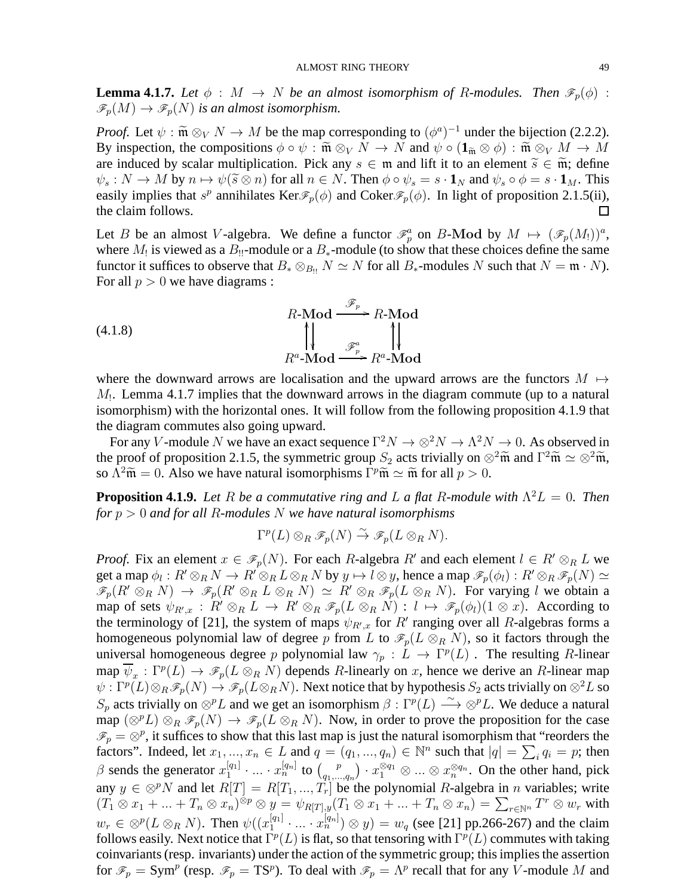**Lemma 4.1.7.** *Let $\phi : M \to N$ be an almost isomorphism of $R$-modules. Then $\mathscr{F}_p(\phi) : \mathscr{F}_p(M) \to \mathscr{F}_p(N)$ is an almost isomorphism.*

*Proof.* Let $\psi : \widetilde{\mathfrak{m}} \otimes_V N \to M$ be the map corresponding to $(\phi^a)^{-1}$ under the bijection (2.2.2). By inspection, the compositions $\phi \circ \psi : \widetilde{\mathfrak{m}} \otimes_V N \to N$ and $\psi \circ (\mathbf{1}_{\widetilde{\mathfrak{m}}} \otimes \phi) : \widetilde{\mathfrak{m}} \otimes_V M \to M$ are induced by scalar multiplication. Pick any $s \in \mathfrak{m}$ and lift it to an element $\widetilde{s} \in \widetilde{\mathfrak{m}}$; define $\psi_s : N \to M$ by $n \mapsto \psi(\widetilde{s} \otimes n)$ for all $n \in N$. Then $\phi \circ \psi_s = s \cdot \mathbf{1}_N$ and $\psi_s \circ \phi = s \cdot \mathbf{1}_M$. This easily implies that $s^p$ annihilates $\mathrm{Ker}\mathscr{F}_p(\phi)$ and $\mathrm{Coker}\mathscr{F}_p(\phi)$. In light of proposition 2.1.5(ii), the claim follows. $\square$

Let $B$ be an almost $V$-algebra. We define a functor $\mathscr{F}_p^a$ on $B$-$\mathbf{Mod}$ by $M \mapsto (\mathscr{F}_p(M_!))^a$, where $M_!$ is viewed as a $B_{!!}$-module or a $B_*$-module (to show that these choices define the same functor it suffices to observe that $B_* \otimes_{B_{!!}} N \simeq N$ for all $B_*$-modules $N$ such that $N = \mathfrak{m} \cdot N$). For all $p > 0$ we have diagrams :

$$\begin{array}{ccc} R\text{-}\mathbf{Mod} & \xrightarrow{\mathscr{F}_p} & R\text{-}\mathbf{Mod} \\ \uparrow\downarrow & & \uparrow\downarrow \\ R^a\text{-}\mathbf{Mod} & \xrightarrow{\mathscr{F}_p^a} & R^a\text{-}\mathbf{Mod} \end{array} \tag{4.1.8}$$

where the downward arrows are localisation and the upward arrows are the functors $M \mapsto M_!$. Lemma 4.1.7 implies that the downward arrows in the diagram commute (up to a natural isomorphism) with the horizontal ones. It will follow from the following proposition 4.1.9 that the diagram commutes also going upward.

For any $V$-module $N$ we have an exact sequence $\Gamma^2 N \to \otimes^2 N \to \Lambda^2 N \to 0$. As observed in the proof of proposition 2.1.5, the symmetric group $S_2$ acts trivially on $\otimes^2\widetilde{\mathfrak{m}}$ and $\Gamma^2\widetilde{\mathfrak{m}} \simeq \otimes^2\widetilde{\mathfrak{m}}$, so $\Lambda^2\widetilde{\mathfrak{m}} = 0$. Also we have natural isomorphisms $\Gamma^p\widetilde{\mathfrak{m}} \simeq \widetilde{\mathfrak{m}}$ for all $p > 0$.

**Proposition 4.1.9.** *Let $R$ be a commutative ring and $L$ a flat $R$-module with $\Lambda^2 L = 0$. Then for $p > 0$ and for all $R$-modules $N$ we have natural isomorphisms*

$$\Gamma^p(L) \otimes_R \mathscr{F}_p(N) \stackrel{\sim}{\to} \mathscr{F}_p(L \otimes_R N).$$

*Proof.* Fix an element $x \in \mathscr{F}_p(N)$. For each $R$-algebra $R'$ and each element $l \in R' \otimes_R L$ we get a map $\phi_l : R' \otimes_R N \to R' \otimes_R L \otimes_R N$ by $y \mapsto l \otimes y$, hence a map $\mathscr{F}_p(\phi_l) : R' \otimes_R \mathscr{F}_p(N) \simeq \mathscr{F}_p(R' \otimes_R N) \to \mathscr{F}_p(R' \otimes_R L \otimes_R N) \simeq R' \otimes_R \mathscr{F}_p(L \otimes_R N)$. For varying $l$ we obtain a map of sets $\psi_{R',x} : R' \otimes_R L \to R' \otimes_R \mathscr{F}_p(L \otimes_R N) : l \mapsto \mathscr{F}_p(\phi_l)(1 \otimes x)$. According to the terminology of [21], the system of maps $\psi_{R',x}$ for $R'$ ranging over all $R$-algebras forms a homogeneous polynomial law of degree $p$ from $L$ to $\mathscr{F}_p(L \otimes_R N)$, so it factors through the universal homogeneous degree $p$ polynomial law $\gamma_p : L \to \Gamma^p(L)$ . The resulting $R$-linear map $\overline{\psi}_x : \Gamma^p(L) \to \mathscr{F}_p(L \otimes_R N)$ depends $R$-linearly on $x$, hence we derive an $R$-linear map $\psi : \Gamma^p(L) \otimes_R \mathscr{F}_p(N) \to \mathscr{F}_p(L \otimes_R N)$. Next notice that by hypothesis $S_2$ acts trivially on $\otimes^2 L$ so $S_p$ acts trivially on $\otimes^p L$ and we get an isomorphism $\beta : \Gamma^p(L) \xrightarrow{\sim} \otimes^p L$. We deduce a natural map $(\otimes^p L) \otimes_R \mathscr{F}_p(N) \to \mathscr{F}_p(L \otimes_R N)$. Now, in order to prove the proposition for the case $\mathscr{F}_p = \otimes^p$, it suffices to show that this last map is just the natural isomorphism that "reorders the factors". Indeed, let $x_1, ..., x_n \in L$ and $q = (q_1, ..., q_n) \in \mathbb{N}^n$ such that $|q| = \sum_i q_i = p$; then $\beta$ sends the generator $x_1^{[q_1]} \cdot ... \cdot x_n^{[q_n]}$ to $\binom{p}{q_1,...,q_n} \cdot x_1^{\otimes q_1} \otimes ... \otimes x_n^{\otimes q_n}$. On the other hand, pick any $y \in \otimes^p N$ and let $R[T] = R[T_1, ..., T_r]$ be the polynomial $R$-algebra in $n$ variables; write $(T_1 \otimes x_1 + ... + T_n \otimes x_n)^{\otimes p} \otimes y = \psi_{R[T],y}(T_1 \otimes x_1 + ... + T_n \otimes x_n) = \sum_{r \in \mathbb{N}^n} T^r \otimes w_r$ with $w_r \in \otimes^p(L \otimes_R N)$. Then $\psi((x_1^{[q_1]} \cdot ... \cdot x_n^{[q_n]}) \otimes y) = w_q$ (see [21] pp.266-267) and the claim follows easily. Next notice that $\Gamma^p(L)$ is flat, so that tensoring with $\Gamma^p(L)$ commutes with taking coinvariants (resp. invariants) under the action of the symmetric group; this implies the assertion for $\mathscr{F}_p = \mathrm{Sym}^p$ (resp. $\mathscr{F}_p = \mathrm{TS}^p$). To deal with $\mathscr{F}_p = \Lambda^p$ recall that for any $V$-module $M$ and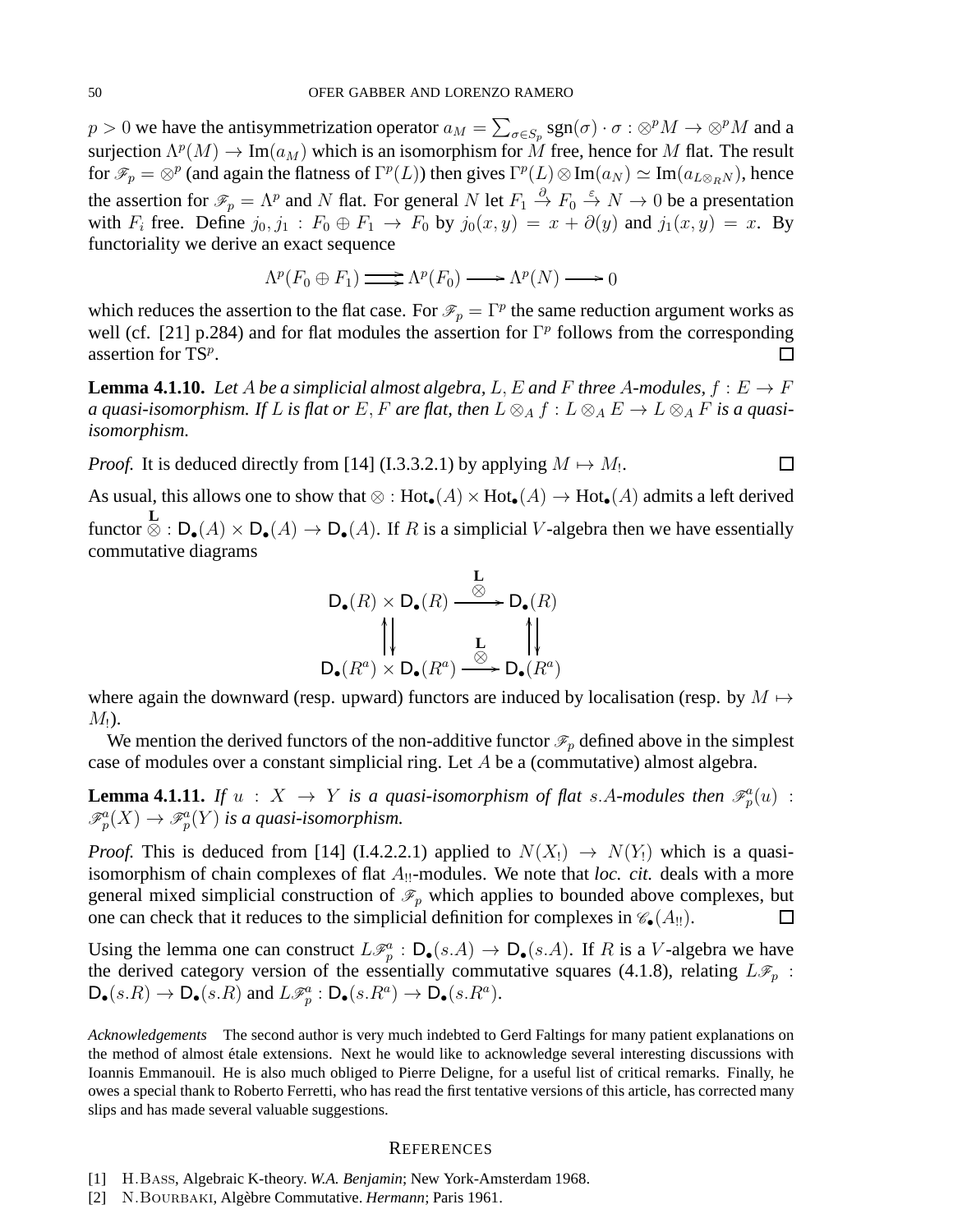$p > 0$ we have the antisymmetrization operator $a_M = \sum_{\sigma \in S_p} \mathrm{sgn}(\sigma) \cdot \sigma : \otimes^p M \to \otimes^p M$ and a surjection $\Lambda^p(M) \to \mathrm{Im}(a_M)$ which is an isomorphism for $M$ free, hence for $M$ flat. The result for $\mathscr{F}_p = \otimes^p$ (and again the flatness of $\Gamma^p(L)$) then gives $\Gamma^p(L) \otimes \mathrm{Im}(a_N) \simeq \mathrm{Im}(a_{L \otimes_R N})$, hence the assertion for $\mathscr{F}_p = \Lambda^p$ and $N$ flat. For general $N$ let $F_1 \xrightarrow{\partial} F_0 \xrightarrow{\varepsilon} N \to 0$ be a presentation with $F_i$ free. Define $j_0, j_1 : F_0 \oplus F_1 \to F_0$ by $j_0(x, y) = x + \partial(y)$ and $j_1(x, y) = x$. By functoriality we derive an exact sequence

$$\Lambda^p(F_0 \oplus F_1) \rightrightarrows \Lambda^p(F_0) \longrightarrow \Lambda^p(N) \longrightarrow 0$$

which reduces the assertion to the flat case. For $\mathscr{F}_p = \Gamma^p$ the same reduction argument works as well (cf. [21] p.284) and for flat modules the assertion for $\Gamma^p$ follows from the corresponding assertion for $\mathrm{TS}^p$. $\square$

**Lemma 4.1.10.** *Let $A$ be a simplicial almost algebra, $L, E$ and $F$ three $A$-modules, $f : E \to F$ a quasi-isomorphism. If $L$ is flat or $E, F$ are flat, then $L \otimes_A f : L \otimes_A E \to L \otimes_A F$ is a quasi-isomorphism.*

*Proof.* It is deduced directly from [14] (I.3.3.2.1) by applying $M \mapsto M_!$. $\square$

As usual, this allows one to show that $\otimes : \mathrm{Hot}_\bullet(A) \times \mathrm{Hot}_\bullet(A) \to \mathrm{Hot}_\bullet(A)$ admits a left derived functor $\overset{\mathbf{L}}{\otimes} : \mathsf{D}_\bullet(A) \times \mathsf{D}_\bullet(A) \to \mathsf{D}_\bullet(A)$. If $R$ is a simplicial $V$-algebra then we have essentially commutative diagrams

$$\begin{array}{ccc} \mathsf{D}_\bullet(R) \times \mathsf{D}_\bullet(R) & \xrightarrow{\overset{\mathbf{L}}{\otimes}} & \mathsf{D}_\bullet(R) \\ \uparrow\downarrow & & \uparrow\downarrow \\ \mathsf{D}_\bullet(R^a) \times \mathsf{D}_\bullet(R^a) & \xrightarrow{\overset{\mathbf{L}}{\otimes}} & \mathsf{D}_\bullet(R^a) \end{array}$$

where again the downward (resp. upward) functors are induced by localisation (resp. by $M \mapsto M_!$).

We mention the derived functors of the non-additive functor $\mathscr{F}_p$ defined above in the simplest case of modules over a constant simplicial ring. Let $A$ be a (commutative) almost algebra.

**Lemma 4.1.11.** *If $u : X \to Y$ is a quasi-isomorphism of flat $s.A$-modules then $\mathscr{F}_p^a(u) : \mathscr{F}_p^a(X) \to \mathscr{F}_p^a(Y)$ is a quasi-isomorphism.*

*Proof.* This is deduced from [14] (I.4.2.2.1) applied to $N(X_!) \to N(Y_!)$ which is a quasi-isomorphism of chain complexes of flat $A_{!!}$-modules. We note that *loc. cit.* deals with a more general mixed simplicial construction of $\mathscr{F}_p$ which applies to bounded above complexes, but one can check that it reduces to the simplicial definition for complexes in $\mathscr{C}_\bullet(A_{!!})$. $\square$

Using the lemma one can construct $L\mathscr{F}_p^a : \mathsf{D}_\bullet(s.A) \to \mathsf{D}_\bullet(s.A)$. If $R$ is a $V$-algebra we have the derived category version of the essentially commutative squares (4.1.8), relating $L\mathscr{F}_p : \mathsf{D}_\bullet(s.R) \to \mathsf{D}_\bullet(s.R)$ and $L\mathscr{F}_p^a : \mathsf{D}_\bullet(s.R^a) \to \mathsf{D}_\bullet(s.R^a)$.

*Acknowledgements* The second author is very much indebted to Gerd Faltings for many patient explanations on the method of almost étale extensions. Next he would like to acknowledge several interesting discussions with Ioannis Emmanouil. He is also much obliged to Pierre Deligne, for a useful list of critical remarks. Finally, he owes a special thank to Roberto Ferretti, who has read the first tentative versions of this article, has corrected many slips and has made several valuable suggestions.

## References

[1] H.Bass, Algebraic K-theory. *W.A. Benjamin*; New York-Amsterdam 1968.

[2] N.Bourbaki, Algèbre Commutative. *Hermann*; Paris 1961.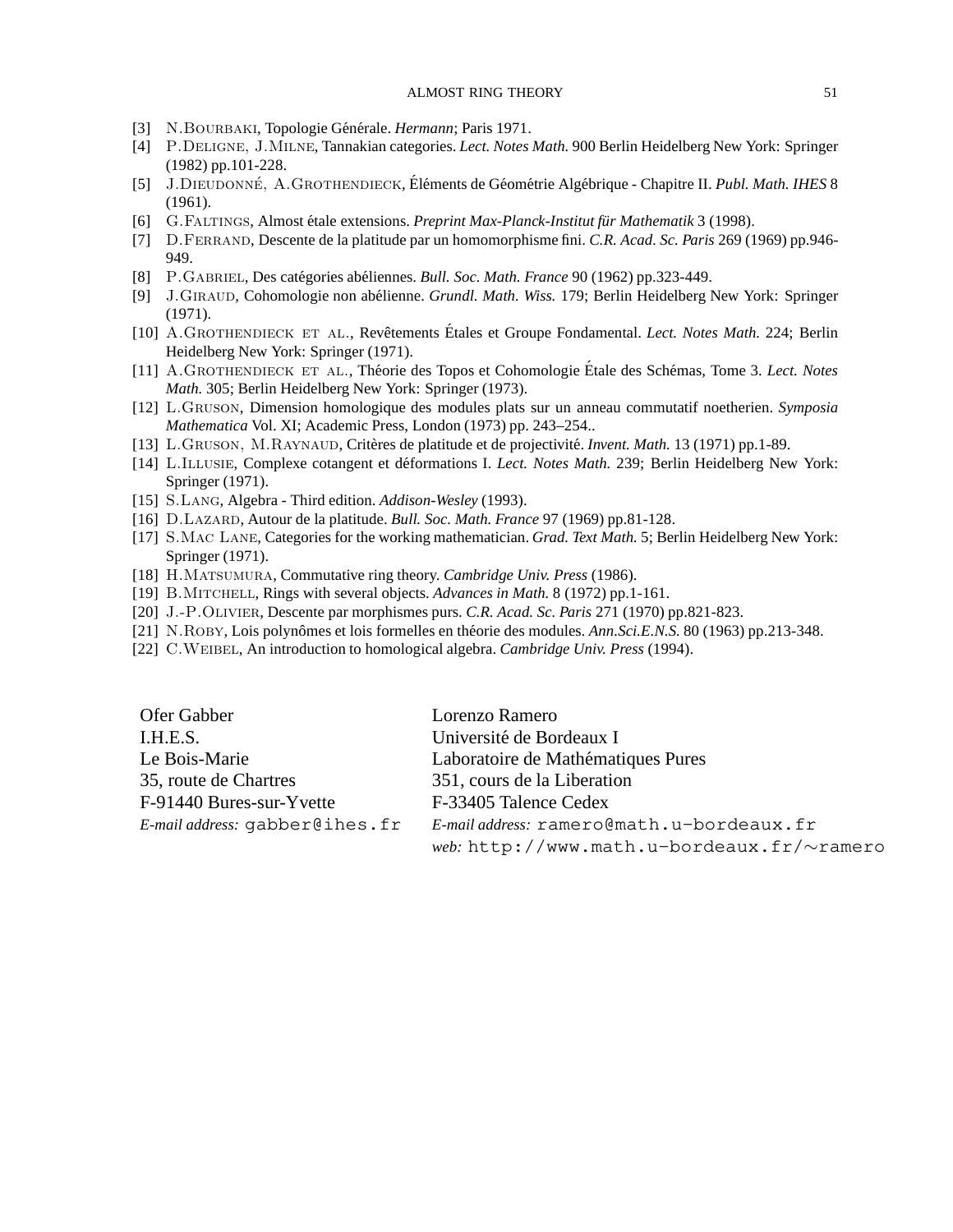[3] N.Bourbaki, Topologie Générale. *Hermann*; Paris 1971.

[4] P.Deligne, J.Milne, Tannakian categories. *Lect. Notes Math.* 900 Berlin Heidelberg New York: Springer (1982) pp.101-228.

[5] J.Dieudonné, A.Grothendieck, Éléments de Géométrie Algébrique - Chapitre II. *Publ. Math. IHES* 8 (1961).

[6] G.Faltings, Almost étale extensions. *Preprint Max-Planck-Institut für Mathematik* 3 (1998).

[7] D.Ferrand, Descente de la platitude par un homomorphisme fini. *C.R. Acad. Sc. Paris* 269 (1969) pp.946-949.

[8] P.Gabriel, Des catégories abéliennes. *Bull. Soc. Math. France* 90 (1962) pp.323-449.

[9] J.Giraud, Cohomologie non abélienne. *Grundl. Math. Wiss.* 179; Berlin Heidelberg New York: Springer (1971).

[10] A.Grothendieck et al., Revêtements Étales et Groupe Fondamental. *Lect. Notes Math.* 224; Berlin Heidelberg New York: Springer (1971).

[11] A.Grothendieck et al., Théorie des Topos et Cohomologie Étale des Schémas, Tome 3. *Lect. Notes Math.* 305; Berlin Heidelberg New York: Springer (1973).

[12] L.Gruson, Dimension homologique des modules plats sur un anneau commutatif noetherien. *Symposia Mathematica* Vol. XI; Academic Press, London (1973) pp. 243–254..

[13] L.Gruson, M.Raynaud, Critères de platitude et de projectivité. *Invent. Math.* 13 (1971) pp.1-89.

[14] L.Illusie, Complexe cotangent et déformations I. *Lect. Notes Math.* 239; Berlin Heidelberg New York: Springer (1971).

[15] S.Lang, Algebra - Third edition. *Addison-Wesley* (1993).

[16] D.Lazard, Autour de la platitude. *Bull. Soc. Math. France* 97 (1969) pp.81-128.

[17] S.Mac Lane, Categories for the working mathematician. *Grad. Text Math.* 5; Berlin Heidelberg New York: Springer (1971).

[18] H.Matsumura, Commutative ring theory. *Cambridge Univ. Press* (1986).

[19] B.Mitchell, Rings with several objects. *Advances in Math.* 8 (1972) pp.1-161.

[20] J.-P.Olivier, Descente par morphismes purs. *C.R. Acad. Sc. Paris* 271 (1970) pp.821-823.

[21] N.Roby, Lois polynômes et lois formelles en théorie des modules. *Ann.Sci.E.N.S.* 80 (1963) pp.213-348.

[22] C.Weibel, An introduction to homological algebra. *Cambridge Univ. Press* (1994).

Ofer Gabber
I.H.E.S.
Le Bois-Marie
35, route de Chartres
F-91440 Bures-sur-Yvette
*E-mail address:* gabber@ihes.fr

Lorenzo Ramero
Université de Bordeaux I
Laboratoire de Mathématiques Pures
351, cours de la Liberation
F-33405 Talence Cedex
*E-mail address:* ramero@math.u-bordeaux.fr
*web:* http://www.math.u-bordeaux.fr/∼ramero